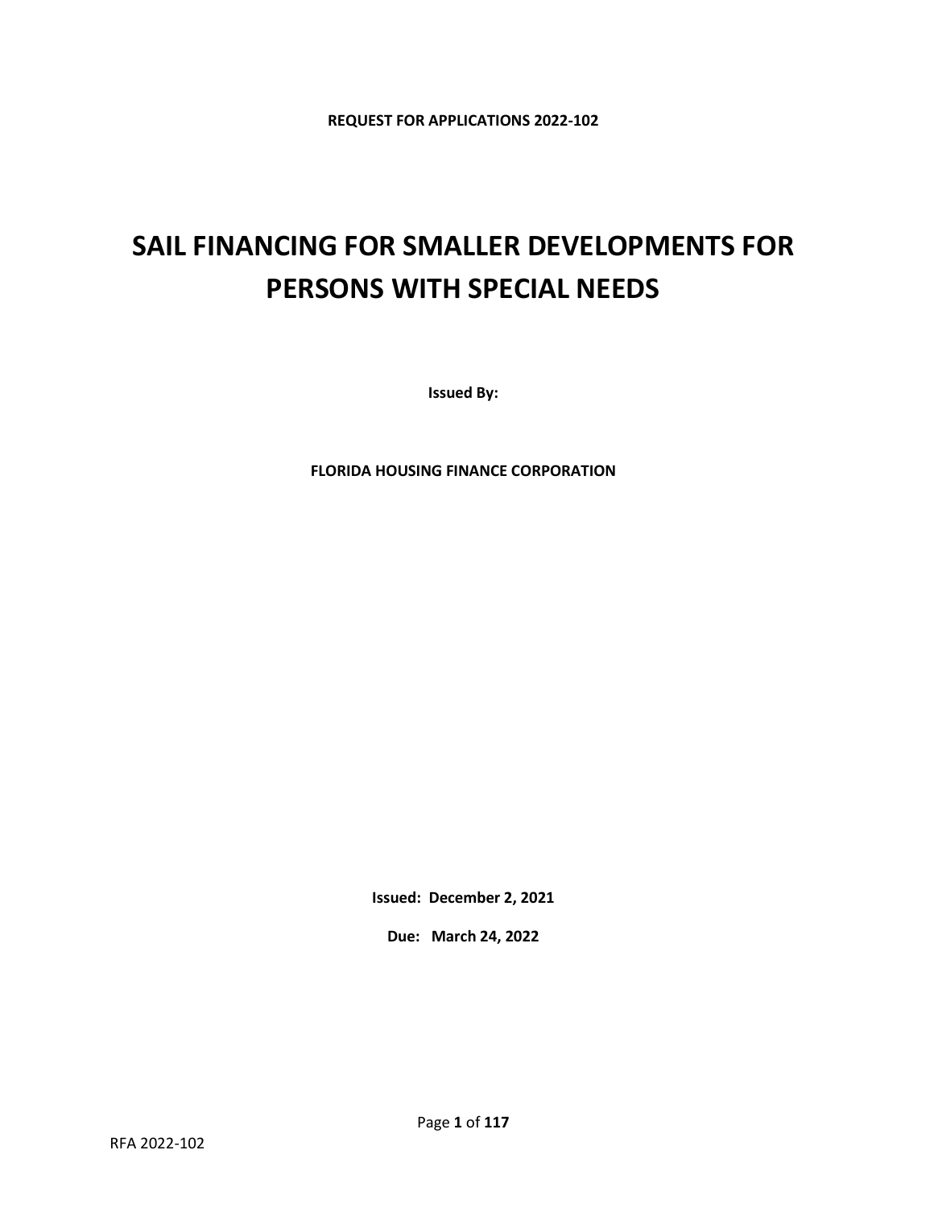**REQUEST FOR APPLICATIONS 2022-102**

# SAIL FINANCING FOR SMALLER DEVELOPMENTS FOR PERSONS WITH SPECIAL NEEDS

**Issued By:**

**FLORIDA HOUSING FINANCE CORPORATION**

**Issued: December 2, 2021**

**Due: March 24, 2022**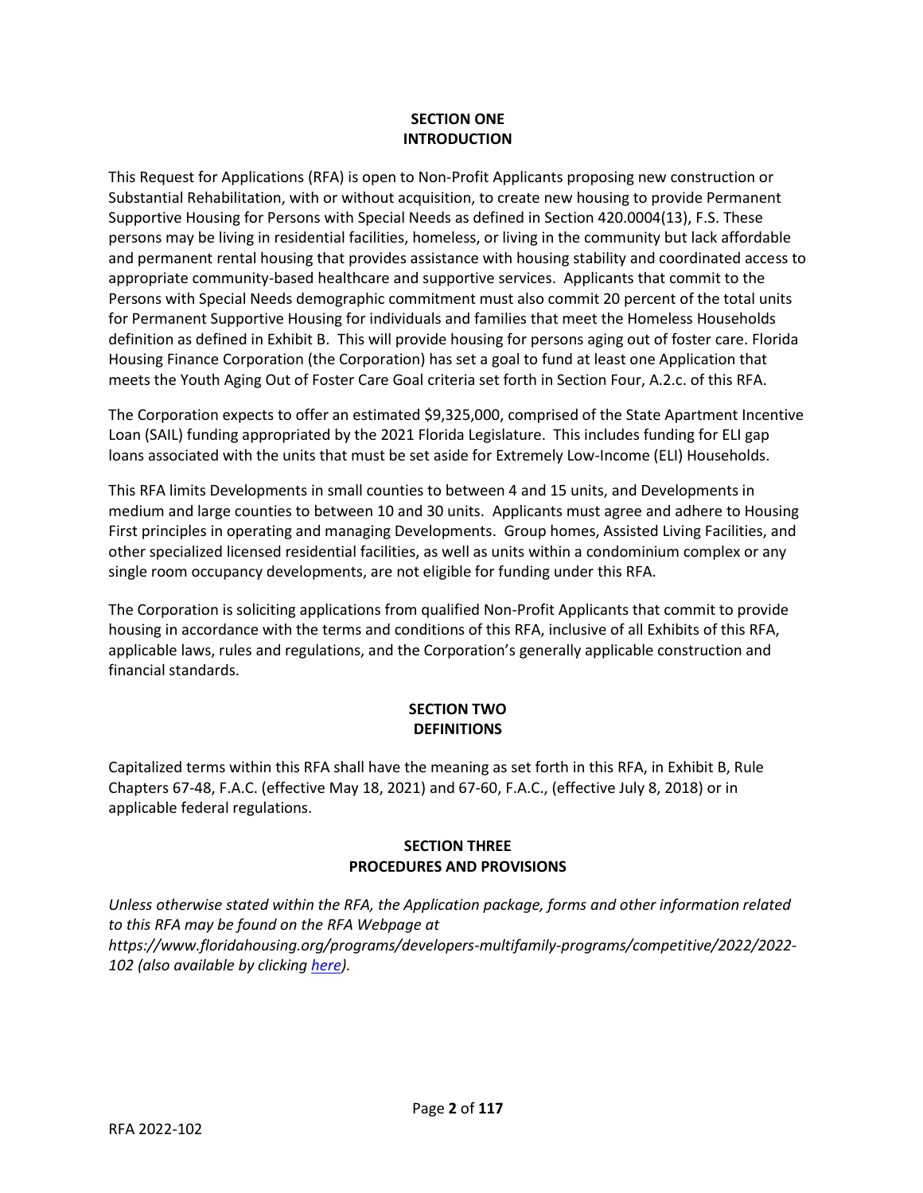## SECTION ONE
## INTRODUCTION

This Request for Applications (RFA) is open to Non-Profit Applicants proposing new construction or Substantial Rehabilitation, with or without acquisition, to create new housing to provide Permanent Supportive Housing for Persons with Special Needs as defined in Section 420.0004(13), F.S. These persons may be living in residential facilities, homeless, or living in the community but lack affordable and permanent rental housing that provides assistance with housing stability and coordinated access to appropriate community-based healthcare and supportive services. Applicants that commit to the Persons with Special Needs demographic commitment must also commit 20 percent of the total units for Permanent Supportive Housing for individuals and families that meet the Homeless Households definition as defined in Exhibit B. This will provide housing for persons aging out of foster care. Florida Housing Finance Corporation (the Corporation) has set a goal to fund at least one Application that meets the Youth Aging Out of Foster Care Goal criteria set forth in Section Four, A.2.c. of this RFA.

The Corporation expects to offer an estimated $9,325,000, comprised of the State Apartment Incentive Loan (SAIL) funding appropriated by the 2021 Florida Legislature. This includes funding for ELI gap loans associated with the units that must be set aside for Extremely Low-Income (ELI) Households.

This RFA limits Developments in small counties to between 4 and 15 units, and Developments in medium and large counties to between 10 and 30 units. Applicants must agree and adhere to Housing First principles in operating and managing Developments. Group homes, Assisted Living Facilities, and other specialized licensed residential facilities, as well as units within a condominium complex or any single room occupancy developments, are not eligible for funding under this RFA.

The Corporation is soliciting applications from qualified Non-Profit Applicants that commit to provide housing in accordance with the terms and conditions of this RFA, inclusive of all Exhibits of this RFA, applicable laws, rules and regulations, and the Corporation's generally applicable construction and financial standards.

## SECTION TWO
## DEFINITIONS

Capitalized terms within this RFA shall have the meaning as set forth in this RFA, in Exhibit B, Rule Chapters 67-48, F.A.C. (effective May 18, 2021) and 67-60, F.A.C., (effective July 8, 2018) or in applicable federal regulations.

## SECTION THREE
## PROCEDURES AND PROVISIONS

*Unless otherwise stated within the RFA, the Application package, forms and other information related to this RFA may be found on the RFA Webpage at https://www.floridahousing.org/programs/developers-multifamily-programs/competitive/2022/2022-102 (also available by clicking [here](https://www.floridahousing.org/programs/developers-multifamily-programs/competitive/2022/2022-102)).*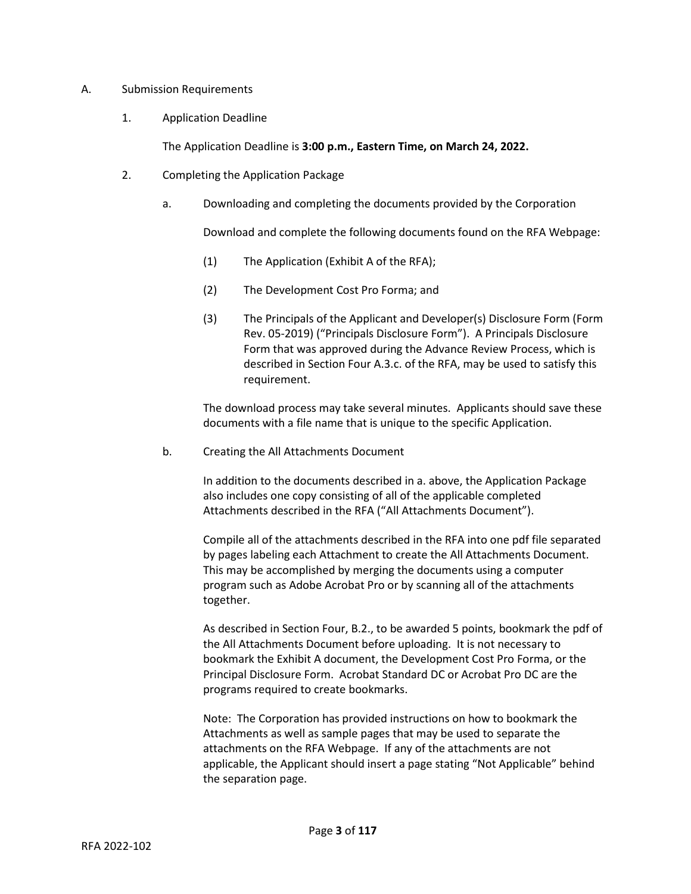A. Submission Requirements

1. Application Deadline

   The Application Deadline is **3:00 p.m., Eastern Time, on March 24, 2022.**

2. Completing the Application Package

   a. Downloading and completing the documents provided by the Corporation

      Download and complete the following documents found on the RFA Webpage:

      (1) The Application (Exhibit A of the RFA);

      (2) The Development Cost Pro Forma; and

      (3) The Principals of the Applicant and Developer(s) Disclosure Form (Form Rev. 05-2019) ("Principals Disclosure Form"). A Principals Disclosure Form that was approved during the Advance Review Process, which is described in Section Four A.3.c. of the RFA, may be used to satisfy this requirement.

      The download process may take several minutes. Applicants should save these documents with a file name that is unique to the specific Application.

   b. Creating the All Attachments Document

      In addition to the documents described in a. above, the Application Package also includes one copy consisting of all of the applicable completed Attachments described in the RFA ("All Attachments Document").

      Compile all of the attachments described in the RFA into one pdf file separated by pages labeling each Attachment to create the All Attachments Document. This may be accomplished by merging the documents using a computer program such as Adobe Acrobat Pro or by scanning all of the attachments together.

      As described in Section Four, B.2., to be awarded 5 points, bookmark the pdf of the All Attachments Document before uploading. It is not necessary to bookmark the Exhibit A document, the Development Cost Pro Forma, or the Principal Disclosure Form. Acrobat Standard DC or Acrobat Pro DC are the programs required to create bookmarks.

      Note: The Corporation has provided instructions on how to bookmark the Attachments as well as sample pages that may be used to separate the attachments on the RFA Webpage. If any of the attachments are not applicable, the Applicant should insert a page stating "Not Applicable" behind the separation page.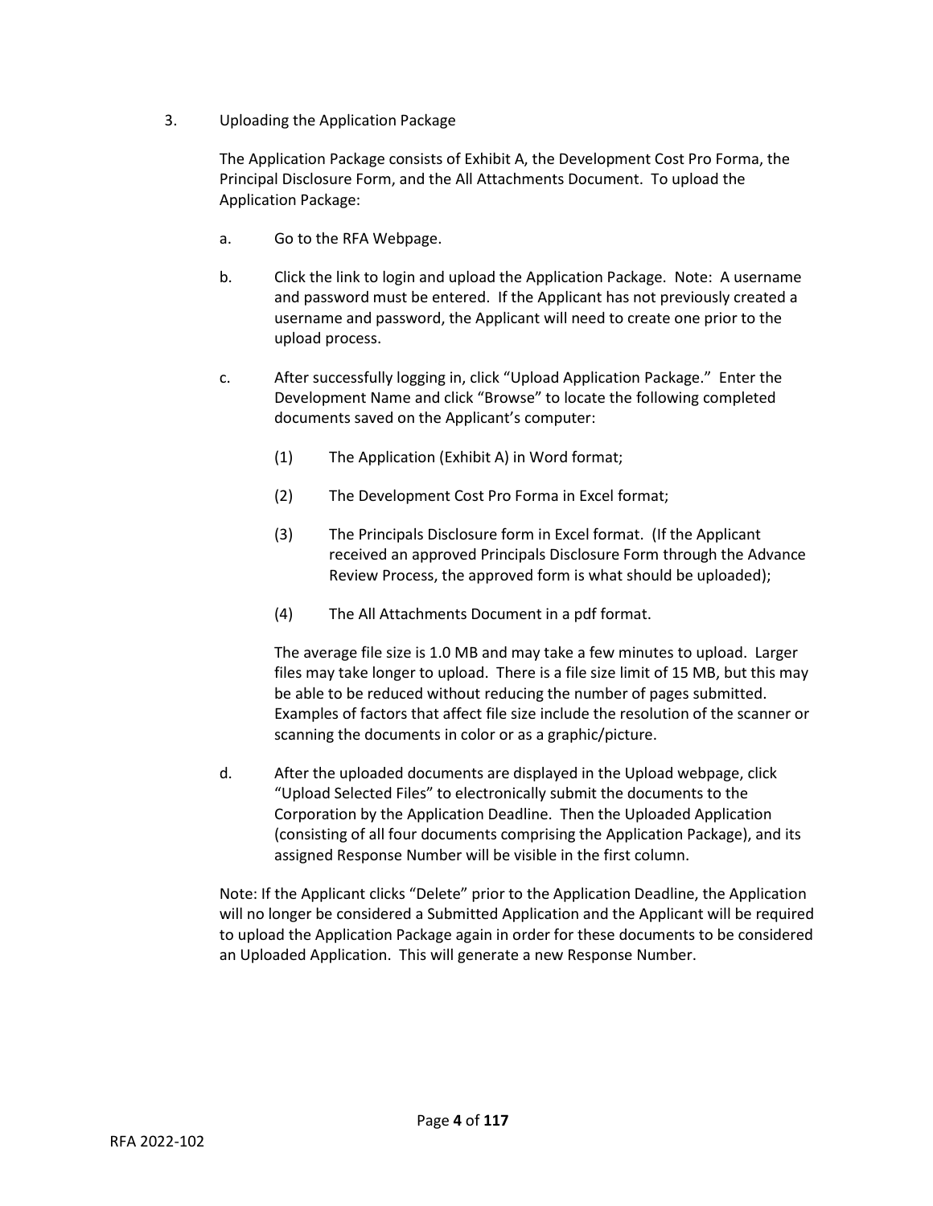3. Uploading the Application Package

The Application Package consists of Exhibit A, the Development Cost Pro Forma, the Principal Disclosure Form, and the All Attachments Document. To upload the Application Package:

a. Go to the RFA Webpage.

b. Click the link to login and upload the Application Package. Note: A username and password must be entered. If the Applicant has not previously created a username and password, the Applicant will need to create one prior to the upload process.

c. After successfully logging in, click "Upload Application Package." Enter the Development Name and click "Browse" to locate the following completed documents saved on the Applicant's computer:

(1) The Application (Exhibit A) in Word format;

(2) The Development Cost Pro Forma in Excel format;

(3) The Principals Disclosure form in Excel format. (If the Applicant received an approved Principals Disclosure Form through the Advance Review Process, the approved form is what should be uploaded);

(4) The All Attachments Document in a pdf format.

The average file size is 1.0 MB and may take a few minutes to upload. Larger files may take longer to upload. There is a file size limit of 15 MB, but this may be able to be reduced without reducing the number of pages submitted. Examples of factors that affect file size include the resolution of the scanner or scanning the documents in color or as a graphic/picture.

d. After the uploaded documents are displayed in the Upload webpage, click "Upload Selected Files" to electronically submit the documents to the Corporation by the Application Deadline. Then the Uploaded Application (consisting of all four documents comprising the Application Package), and its assigned Response Number will be visible in the first column.

Note: If the Applicant clicks "Delete" prior to the Application Deadline, the Application will no longer be considered a Submitted Application and the Applicant will be required to upload the Application Package again in order for these documents to be considered an Uploaded Application. This will generate a new Response Number.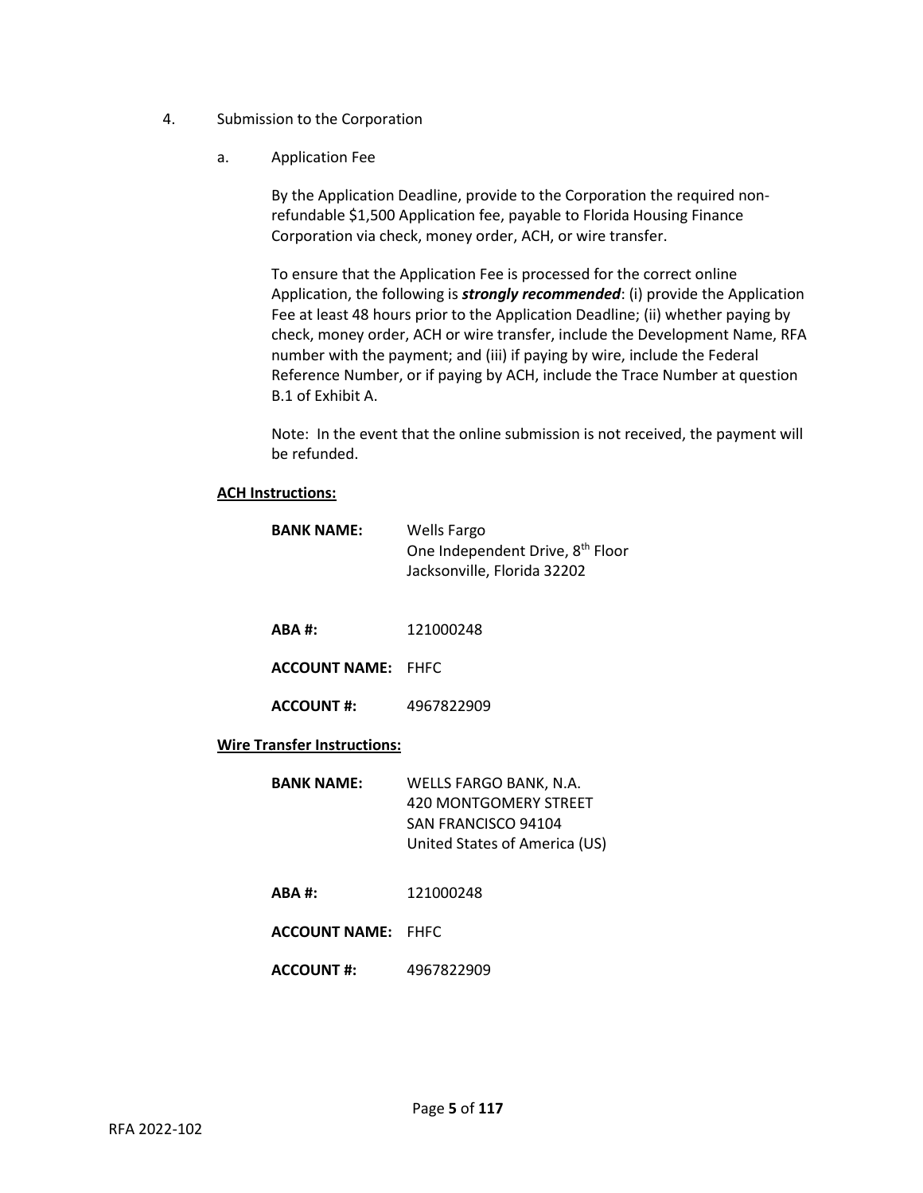4. Submission to the Corporation

   a. Application Fee

      By the Application Deadline, provide to the Corporation the required non-refundable $1,500 Application fee, payable to Florida Housing Finance Corporation via check, money order, ACH, or wire transfer.

      To ensure that the Application Fee is processed for the correct online Application, the following is ***strongly recommended***: (i) provide the Application Fee at least 48 hours prior to the Application Deadline; (ii) whether paying by check, money order, ACH or wire transfer, include the Development Name, RFA number with the payment; and (iii) if paying by wire, include the Federal Reference Number, or if paying by ACH, include the Trace Number at question B.1 of Exhibit A.

      Note: In the event that the online submission is not received, the payment will be refunded.

**ACH Instructions:**

**BANK NAME:** Wells Fargo
One Independent Drive, 8th Floor
Jacksonville, Florida 32202

**ABA #:** 121000248

**ACCOUNT NAME:** FHFC

**ACCOUNT #:** 4967822909

**Wire Transfer Instructions:**

**BANK NAME:** WELLS FARGO BANK, N.A.
420 MONTGOMERY STREET
SAN FRANCISCO 94104
United States of America (US)

**ABA #:** 121000248

**ACCOUNT NAME:** FHFC

**ACCOUNT #:** 4967822909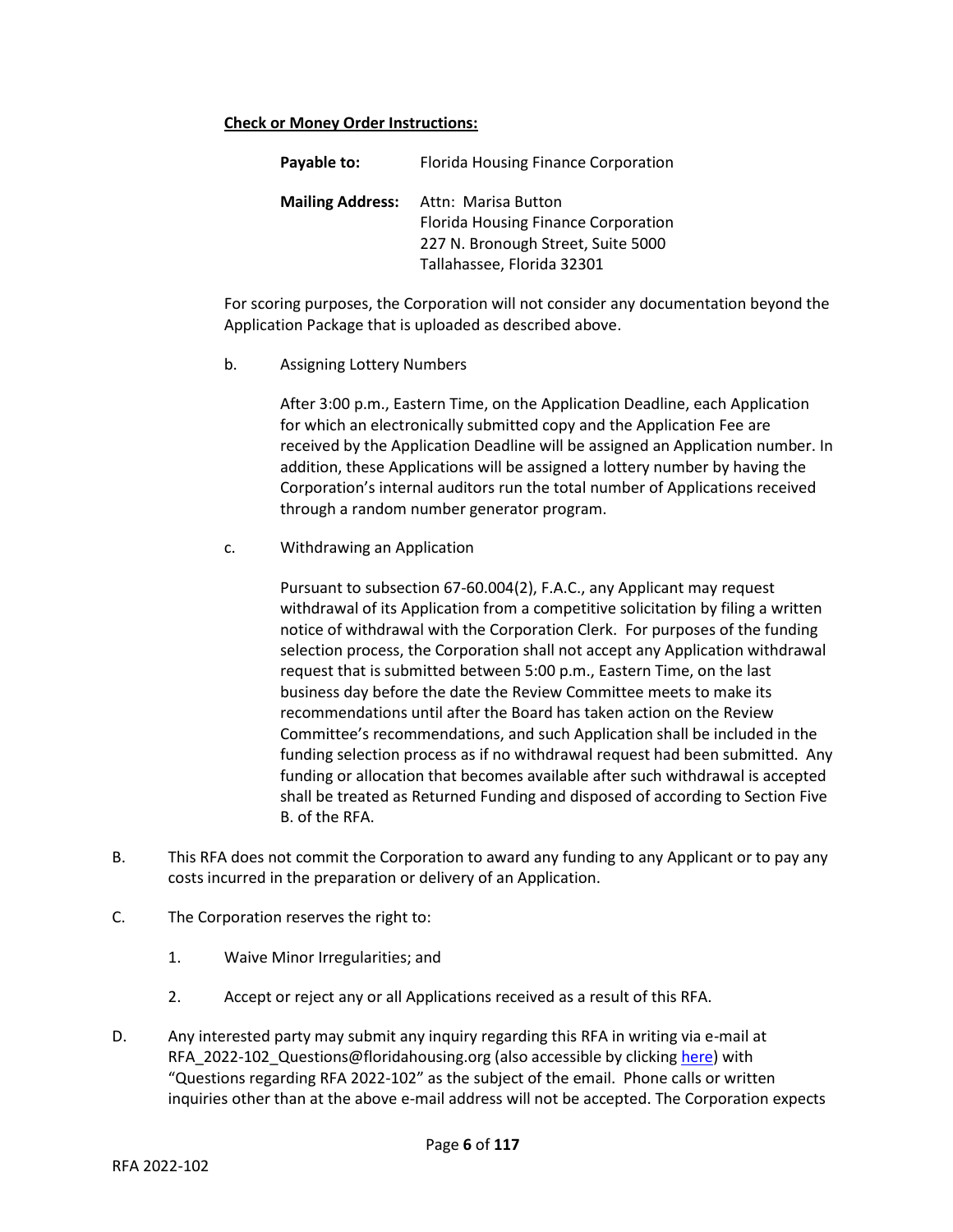**Check or Money Order Instructions:**

**Payable to:** Florida Housing Finance Corporation

**Mailing Address:** Attn: Marisa Button
Florida Housing Finance Corporation
227 N. Bronough Street, Suite 5000
Tallahassee, Florida 32301

For scoring purposes, the Corporation will not consider any documentation beyond the Application Package that is uploaded as described above.

b. Assigning Lottery Numbers

After 3:00 p.m., Eastern Time, on the Application Deadline, each Application for which an electronically submitted copy and the Application Fee are received by the Application Deadline will be assigned an Application number. In addition, these Applications will be assigned a lottery number by having the Corporation's internal auditors run the total number of Applications received through a random number generator program.

c. Withdrawing an Application

Pursuant to subsection 67-60.004(2), F.A.C., any Applicant may request withdrawal of its Application from a competitive solicitation by filing a written notice of withdrawal with the Corporation Clerk. For purposes of the funding selection process, the Corporation shall not accept any Application withdrawal request that is submitted between 5:00 p.m., Eastern Time, on the last business day before the date the Review Committee meets to make its recommendations until after the Board has taken action on the Review Committee's recommendations, and such Application shall be included in the funding selection process as if no withdrawal request had been submitted. Any funding or allocation that becomes available after such withdrawal is accepted shall be treated as Returned Funding and disposed of according to Section Five B. of the RFA.

B. This RFA does not commit the Corporation to award any funding to any Applicant or to pay any costs incurred in the preparation or delivery of an Application.

C. The Corporation reserves the right to:

1. Waive Minor Irregularities; and

2. Accept or reject any or all Applications received as a result of this RFA.

D. Any interested party may submit any inquiry regarding this RFA in writing via e-mail at RFA_2022-102_Questions@floridahousing.org (also accessible by clicking here) with "Questions regarding RFA 2022-102" as the subject of the email. Phone calls or written inquiries other than at the above e-mail address will not be accepted. The Corporation expects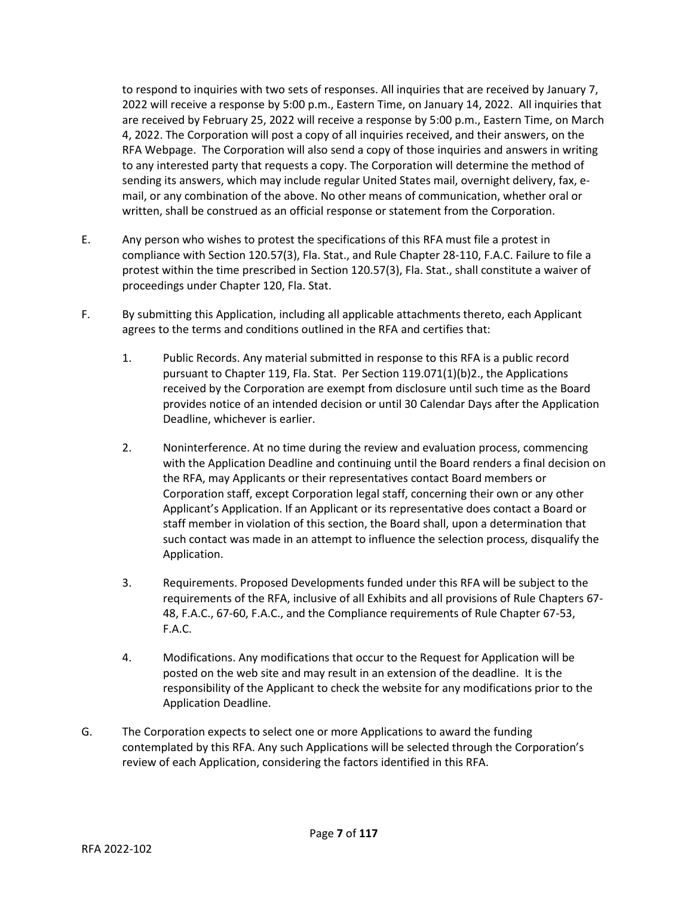to respond to inquiries with two sets of responses. All inquiries that are received by January 7, 2022 will receive a response by 5:00 p.m., Eastern Time, on January 14, 2022. All inquiries that are received by February 25, 2022 will receive a response by 5:00 p.m., Eastern Time, on March 4, 2022. The Corporation will post a copy of all inquiries received, and their answers, on the RFA Webpage. The Corporation will also send a copy of those inquiries and answers in writing to any interested party that requests a copy. The Corporation will determine the method of sending its answers, which may include regular United States mail, overnight delivery, fax, e-mail, or any combination of the above. No other means of communication, whether oral or written, shall be construed as an official response or statement from the Corporation.

E. Any person who wishes to protest the specifications of this RFA must file a protest in compliance with Section 120.57(3), Fla. Stat., and Rule Chapter 28-110, F.A.C. Failure to file a protest within the time prescribed in Section 120.57(3), Fla. Stat., shall constitute a waiver of proceedings under Chapter 120, Fla. Stat.

F. By submitting this Application, including all applicable attachments thereto, each Applicant agrees to the terms and conditions outlined in the RFA and certifies that:

   1. Public Records. Any material submitted in response to this RFA is a public record pursuant to Chapter 119, Fla. Stat. Per Section 119.071(1)(b)2., the Applications received by the Corporation are exempt from disclosure until such time as the Board provides notice of an intended decision or until 30 Calendar Days after the Application Deadline, whichever is earlier.

   2. Noninterference. At no time during the review and evaluation process, commencing with the Application Deadline and continuing until the Board renders a final decision on the RFA, may Applicants or their representatives contact Board members or Corporation staff, except Corporation legal staff, concerning their own or any other Applicant's Application. If an Applicant or its representative does contact a Board or staff member in violation of this section, the Board shall, upon a determination that such contact was made in an attempt to influence the selection process, disqualify the Application.

   3. Requirements. Proposed Developments funded under this RFA will be subject to the requirements of the RFA, inclusive of all Exhibits and all provisions of Rule Chapters 67-48, F.A.C., 67-60, F.A.C., and the Compliance requirements of Rule Chapter 67-53, F.A.C.

   4. Modifications. Any modifications that occur to the Request for Application will be posted on the web site and may result in an extension of the deadline. It is the responsibility of the Applicant to check the website for any modifications prior to the Application Deadline.

G. The Corporation expects to select one or more Applications to award the funding contemplated by this RFA. Any such Applications will be selected through the Corporation's review of each Application, considering the factors identified in this RFA.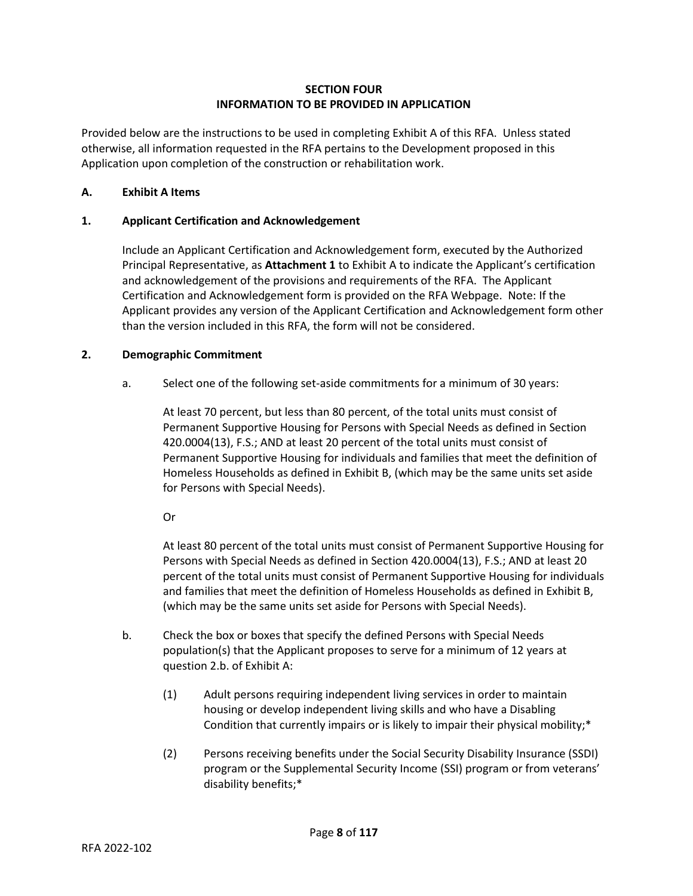# SECTION FOUR
# INFORMATION TO BE PROVIDED IN APPLICATION

Provided below are the instructions to be used in completing Exhibit A of this RFA. Unless stated otherwise, all information requested in the RFA pertains to the Development proposed in this Application upon completion of the construction or rehabilitation work.

## A. Exhibit A Items

### 1. Applicant Certification and Acknowledgement

Include an Applicant Certification and Acknowledgement form, executed by the Authorized Principal Representative, as **Attachment 1** to Exhibit A to indicate the Applicant's certification and acknowledgement of the provisions and requirements of the RFA. The Applicant Certification and Acknowledgement form is provided on the RFA Webpage. Note: If the Applicant provides any version of the Applicant Certification and Acknowledgement form other than the version included in this RFA, the form will not be considered.

### 2. Demographic Commitment

a. Select one of the following set-aside commitments for a minimum of 30 years:

At least 70 percent, but less than 80 percent, of the total units must consist of Permanent Supportive Housing for Persons with Special Needs as defined in Section 420.0004(13), F.S.; AND at least 20 percent of the total units must consist of Permanent Supportive Housing for individuals and families that meet the definition of Homeless Households as defined in Exhibit B, (which may be the same units set aside for Persons with Special Needs).

Or

At least 80 percent of the total units must consist of Permanent Supportive Housing for Persons with Special Needs as defined in Section 420.0004(13), F.S.; AND at least 20 percent of the total units must consist of Permanent Supportive Housing for individuals and families that meet the definition of Homeless Households as defined in Exhibit B, (which may be the same units set aside for Persons with Special Needs).

b. Check the box or boxes that specify the defined Persons with Special Needs population(s) that the Applicant proposes to serve for a minimum of 12 years at question 2.b. of Exhibit A:

(1) Adult persons requiring independent living services in order to maintain housing or develop independent living skills and who have a Disabling Condition that currently impairs or is likely to impair their physical mobility;*

(2) Persons receiving benefits under the Social Security Disability Insurance (SSDI) program or the Supplemental Security Income (SSI) program or from veterans' disability benefits;*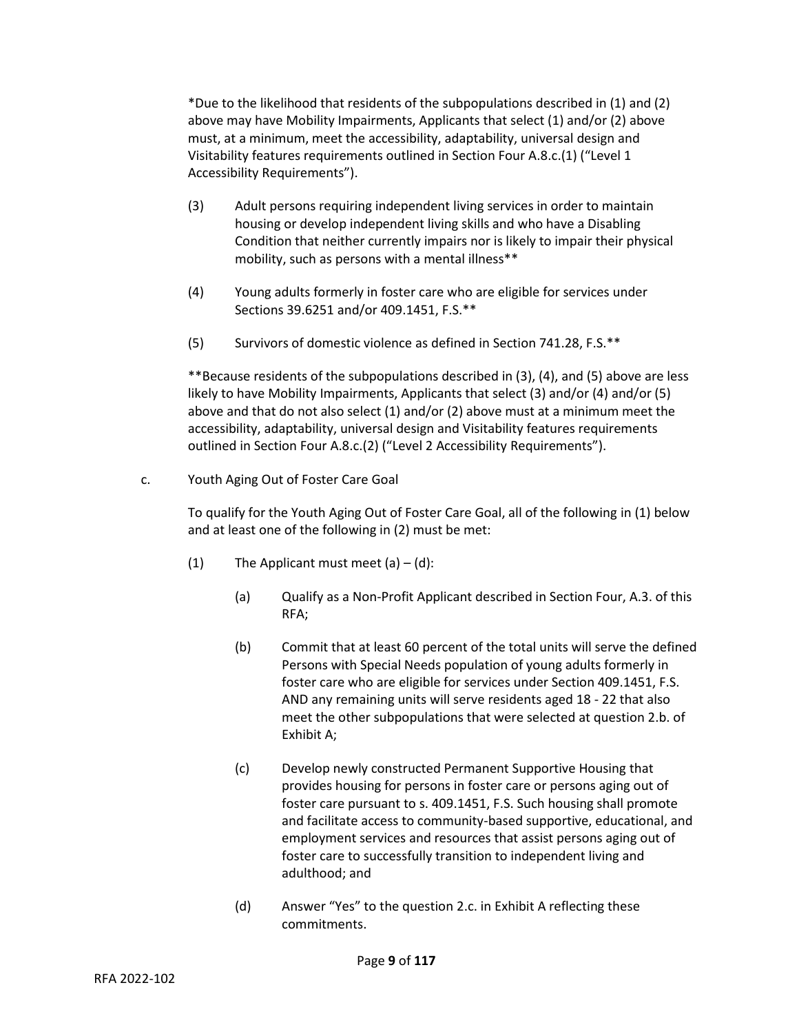*Due to the likelihood that residents of the subpopulations described in (1) and (2) above may have Mobility Impairments, Applicants that select (1) and/or (2) above must, at a minimum, meet the accessibility, adaptability, universal design and Visitability features requirements outlined in Section Four A.8.c.(1) ("Level 1 Accessibility Requirements").

(3) Adult persons requiring independent living services in order to maintain housing or develop independent living skills and who have a Disabling Condition that neither currently impairs nor is likely to impair their physical mobility, such as persons with a mental illness**

(4) Young adults formerly in foster care who are eligible for services under Sections 39.6251 and/or 409.1451, F.S.**

(5) Survivors of domestic violence as defined in Section 741.28, F.S.**

**Because residents of the subpopulations described in (3), (4), and (5) above are less likely to have Mobility Impairments, Applicants that select (3) and/or (4) and/or (5) above and that do not also select (1) and/or (2) above must at a minimum meet the accessibility, adaptability, universal design and Visitability features requirements outlined in Section Four A.8.c.(2) ("Level 2 Accessibility Requirements").

c. Youth Aging Out of Foster Care Goal

To qualify for the Youth Aging Out of Foster Care Goal, all of the following in (1) below and at least one of the following in (2) must be met:

(1) The Applicant must meet (a) – (d):

(a) Qualify as a Non-Profit Applicant described in Section Four, A.3. of this RFA;

(b) Commit that at least 60 percent of the total units will serve the defined Persons with Special Needs population of young adults formerly in foster care who are eligible for services under Section 409.1451, F.S. AND any remaining units will serve residents aged 18 - 22 that also meet the other subpopulations that were selected at question 2.b. of Exhibit A;

(c) Develop newly constructed Permanent Supportive Housing that provides housing for persons in foster care or persons aging out of foster care pursuant to s. 409.1451, F.S. Such housing shall promote and facilitate access to community-based supportive, educational, and employment services and resources that assist persons aging out of foster care to successfully transition to independent living and adulthood; and

(d) Answer "Yes" to the question 2.c. in Exhibit A reflecting these commitments.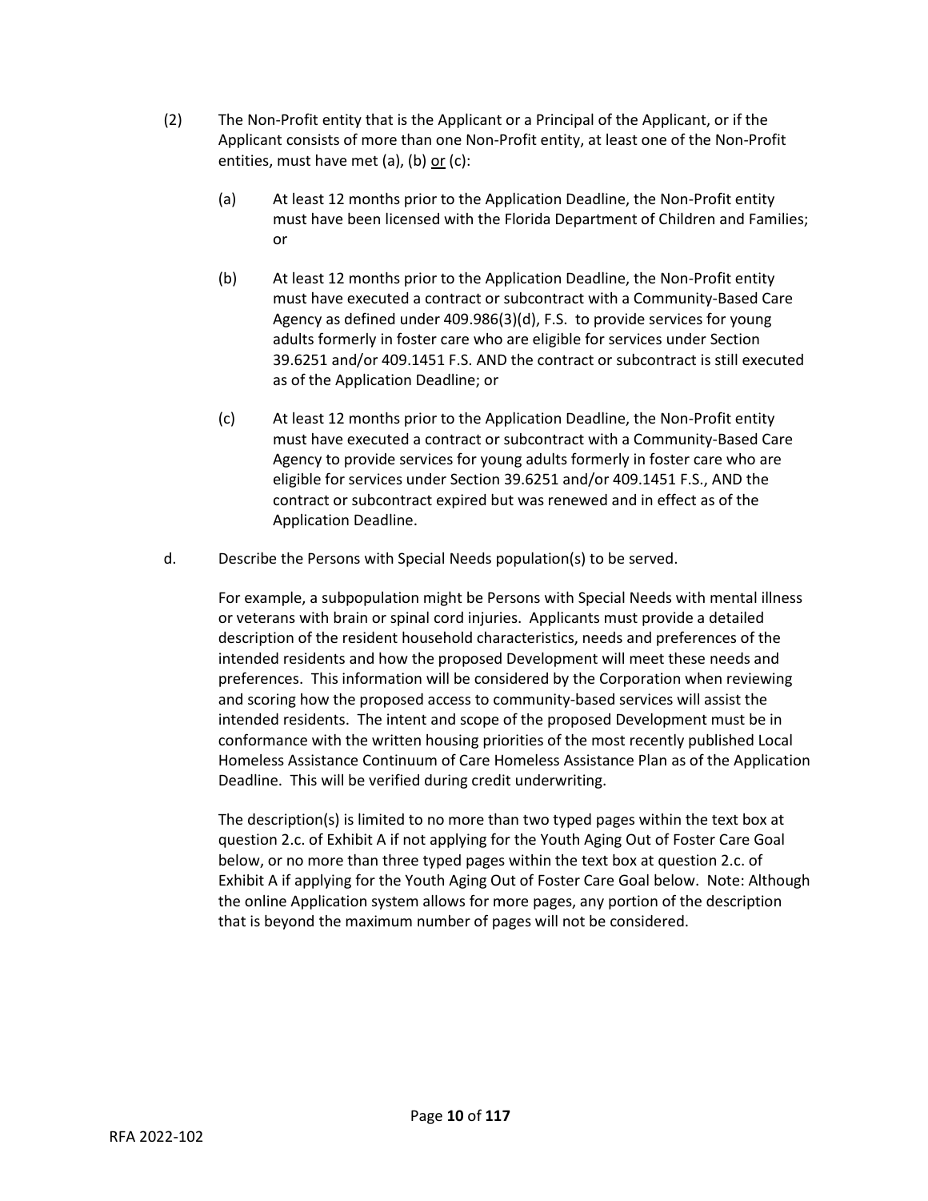(2) The Non-Profit entity that is the Applicant or a Principal of the Applicant, or if the Applicant consists of more than one Non-Profit entity, at least one of the Non-Profit entities, must have met (a), (b) <u>or</u> (c):

   (a) At least 12 months prior to the Application Deadline, the Non-Profit entity must have been licensed with the Florida Department of Children and Families; or

   (b) At least 12 months prior to the Application Deadline, the Non-Profit entity must have executed a contract or subcontract with a Community-Based Care Agency as defined under 409.986(3)(d), F.S. to provide services for young adults formerly in foster care who are eligible for services under Section 39.6251 and/or 409.1451 F.S. AND the contract or subcontract is still executed as of the Application Deadline; or

   (c) At least 12 months prior to the Application Deadline, the Non-Profit entity must have executed a contract or subcontract with a Community-Based Care Agency to provide services for young adults formerly in foster care who are eligible for services under Section 39.6251 and/or 409.1451 F.S., AND the contract or subcontract expired but was renewed and in effect as of the Application Deadline.

d. Describe the Persons with Special Needs population(s) to be served.

   For example, a subpopulation might be Persons with Special Needs with mental illness or veterans with brain or spinal cord injuries. Applicants must provide a detailed description of the resident household characteristics, needs and preferences of the intended residents and how the proposed Development will meet these needs and preferences. This information will be considered by the Corporation when reviewing and scoring how the proposed access to community-based services will assist the intended residents. The intent and scope of the proposed Development must be in conformance with the written housing priorities of the most recently published Local Homeless Assistance Continuum of Care Homeless Assistance Plan as of the Application Deadline. This will be verified during credit underwriting.

   The description(s) is limited to no more than two typed pages within the text box at question 2.c. of Exhibit A if not applying for the Youth Aging Out of Foster Care Goal below, or no more than three typed pages within the text box at question 2.c. of Exhibit A if applying for the Youth Aging Out of Foster Care Goal below. Note: Although the online Application system allows for more pages, any portion of the description that is beyond the maximum number of pages will not be considered.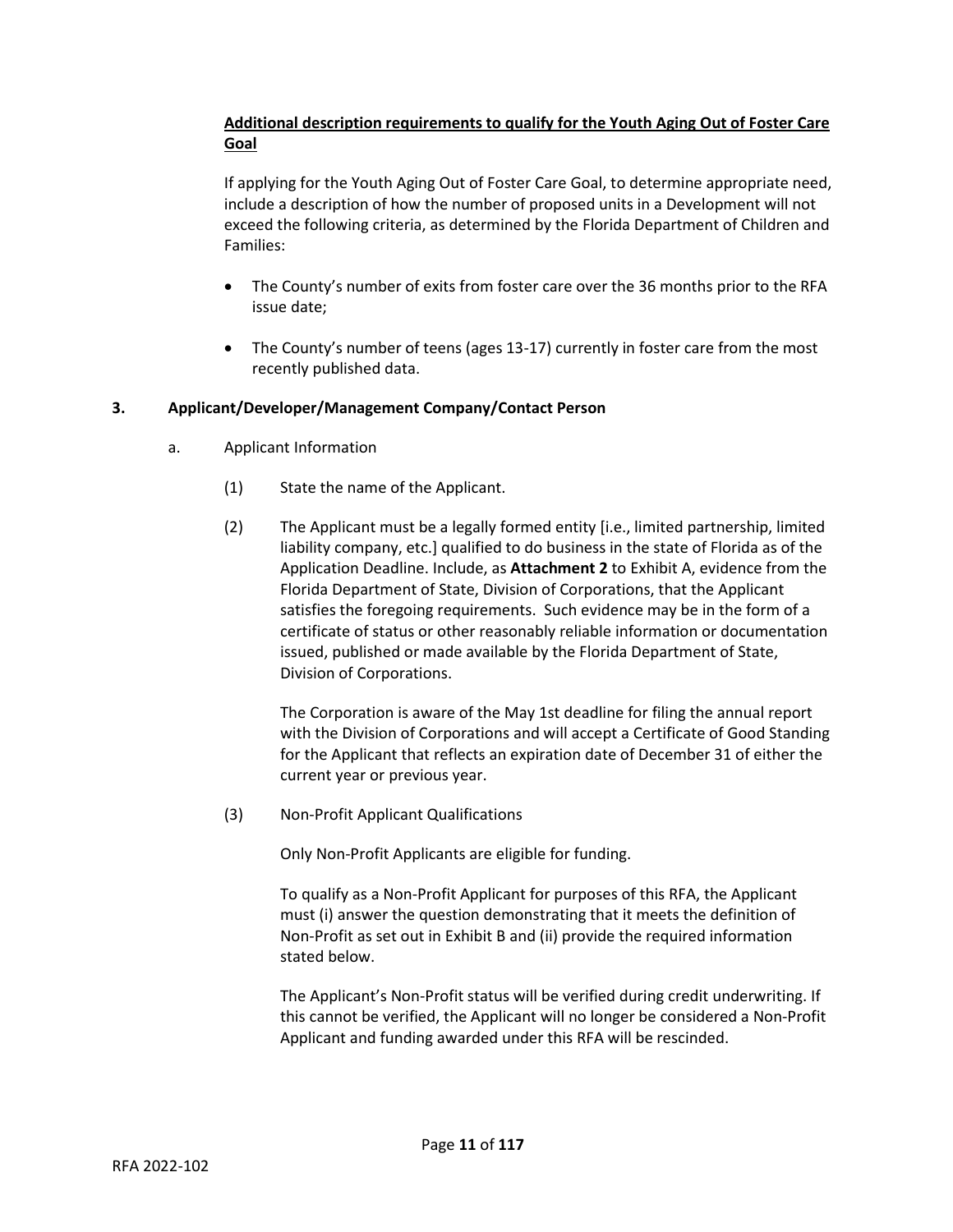**Additional description requirements to qualify for the Youth Aging Out of Foster Care Goal**

If applying for the Youth Aging Out of Foster Care Goal, to determine appropriate need, include a description of how the number of proposed units in a Development will not exceed the following criteria, as determined by the Florida Department of Children and Families:

- The County's number of exits from foster care over the 36 months prior to the RFA issue date;
- The County's number of teens (ages 13-17) currently in foster care from the most recently published data.

**3. Applicant/Developer/Management Company/Contact Person**

a. Applicant Information

(1) State the name of the Applicant.

(2) The Applicant must be a legally formed entity [i.e., limited partnership, limited liability company, etc.] qualified to do business in the state of Florida as of the Application Deadline. Include, as **Attachment 2** to Exhibit A, evidence from the Florida Department of State, Division of Corporations, that the Applicant satisfies the foregoing requirements. Such evidence may be in the form of a certificate of status or other reasonably reliable information or documentation issued, published or made available by the Florida Department of State, Division of Corporations.

The Corporation is aware of the May 1st deadline for filing the annual report with the Division of Corporations and will accept a Certificate of Good Standing for the Applicant that reflects an expiration date of December 31 of either the current year or previous year.

(3) Non-Profit Applicant Qualifications

Only Non-Profit Applicants are eligible for funding.

To qualify as a Non-Profit Applicant for purposes of this RFA, the Applicant must (i) answer the question demonstrating that it meets the definition of Non-Profit as set out in Exhibit B and (ii) provide the required information stated below.

The Applicant's Non-Profit status will be verified during credit underwriting. If this cannot be verified, the Applicant will no longer be considered a Non-Profit Applicant and funding awarded under this RFA will be rescinded.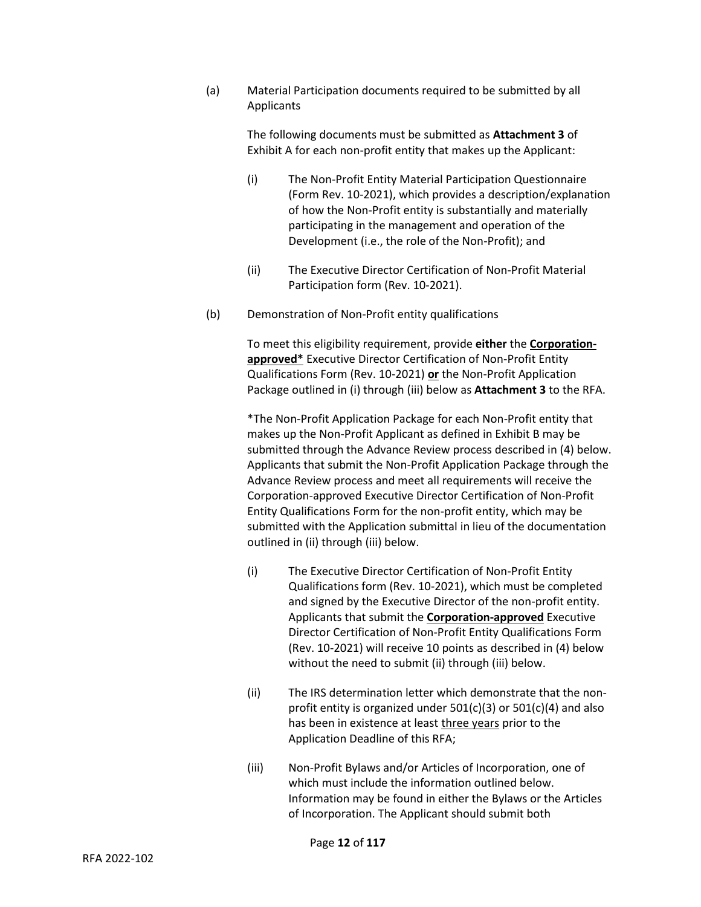(a) Material Participation documents required to be submitted by all Applicants

The following documents must be submitted as **Attachment 3** of Exhibit A for each non-profit entity that makes up the Applicant:

(i) The Non-Profit Entity Material Participation Questionnaire (Form Rev. 10-2021), which provides a description/explanation of how the Non-Profit entity is substantially and materially participating in the management and operation of the Development (i.e., the role of the Non-Profit); and

(ii) The Executive Director Certification of Non-Profit Material Participation form (Rev. 10-2021).

(b) Demonstration of Non-Profit entity qualifications

To meet this eligibility requirement, provide **either** the **Corporation-approved*** Executive Director Certification of Non-Profit Entity Qualifications Form (Rev. 10-2021) **or** the Non-Profit Application Package outlined in (i) through (iii) below as **Attachment 3** to the RFA.

*The Non-Profit Application Package for each Non-Profit entity that makes up the Non-Profit Applicant as defined in Exhibit B may be submitted through the Advance Review process described in (4) below. Applicants that submit the Non-Profit Application Package through the Advance Review process and meet all requirements will receive the Corporation-approved Executive Director Certification of Non-Profit Entity Qualifications Form for the non-profit entity, which may be submitted with the Application submittal in lieu of the documentation outlined in (ii) through (iii) below.

(i) The Executive Director Certification of Non-Profit Entity Qualifications form (Rev. 10-2021), which must be completed and signed by the Executive Director of the non-profit entity. Applicants that submit the **Corporation-approved** Executive Director Certification of Non-Profit Entity Qualifications Form (Rev. 10-2021) will receive 10 points as described in (4) below without the need to submit (ii) through (iii) below.

(ii) The IRS determination letter which demonstrate that the non-profit entity is organized under 501(c)(3) or 501(c)(4) and also has been in existence at least three years prior to the Application Deadline of this RFA;

(iii) Non-Profit Bylaws and/or Articles of Incorporation, one of which must include the information outlined below. Information may be found in either the Bylaws or the Articles of Incorporation. The Applicant should submit both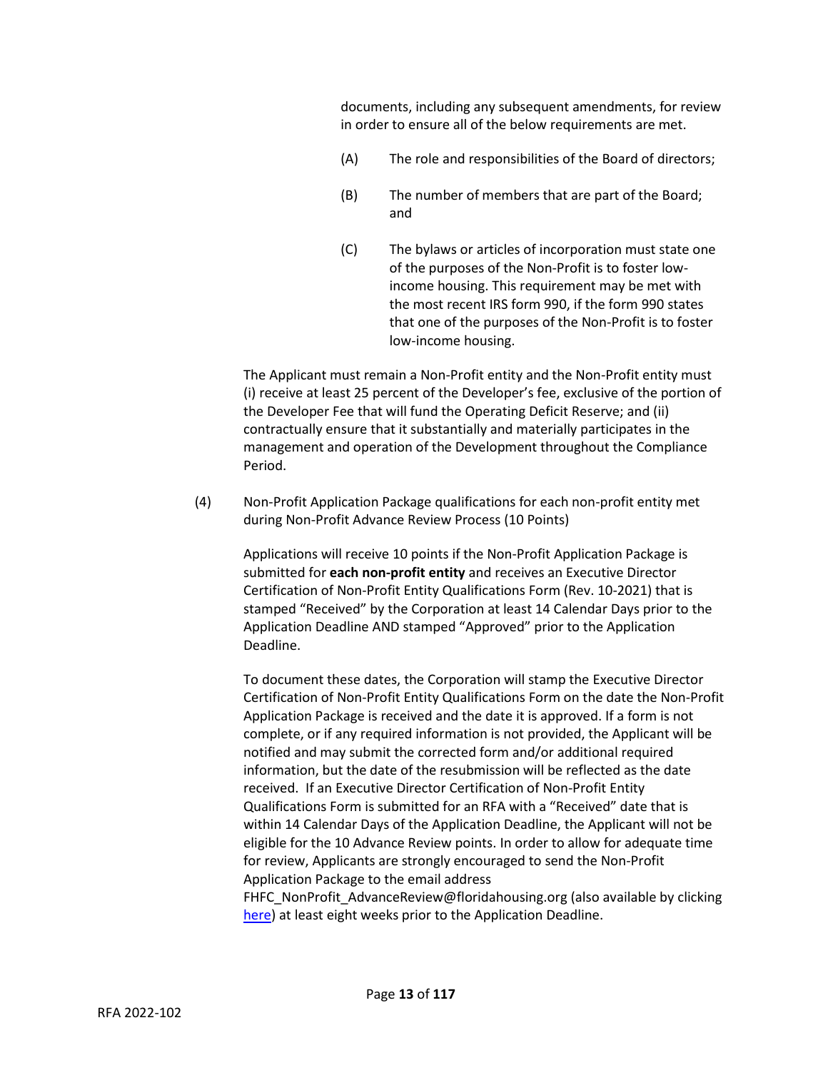documents, including any subsequent amendments, for review in order to ensure all of the below requirements are met.

(A) The role and responsibilities of the Board of directors;

(B) The number of members that are part of the Board; and

(C) The bylaws or articles of incorporation must state one of the purposes of the Non-Profit is to foster low-income housing. This requirement may be met with the most recent IRS form 990, if the form 990 states that one of the purposes of the Non-Profit is to foster low-income housing.

The Applicant must remain a Non-Profit entity and the Non-Profit entity must (i) receive at least 25 percent of the Developer's fee, exclusive of the portion of the Developer Fee that will fund the Operating Deficit Reserve; and (ii) contractually ensure that it substantially and materially participates in the management and operation of the Development throughout the Compliance Period.

(4) Non-Profit Application Package qualifications for each non-profit entity met during Non-Profit Advance Review Process (10 Points)

Applications will receive 10 points if the Non-Profit Application Package is submitted for **each non-profit entity** and receives an Executive Director Certification of Non-Profit Entity Qualifications Form (Rev. 10-2021) that is stamped "Received" by the Corporation at least 14 Calendar Days prior to the Application Deadline AND stamped "Approved" prior to the Application Deadline.

To document these dates, the Corporation will stamp the Executive Director Certification of Non-Profit Entity Qualifications Form on the date the Non-Profit Application Package is received and the date it is approved. If a form is not complete, or if any required information is not provided, the Applicant will be notified and may submit the corrected form and/or additional required information, but the date of the resubmission will be reflected as the date received. If an Executive Director Certification of Non-Profit Entity Qualifications Form is submitted for an RFA with a "Received" date that is within 14 Calendar Days of the Application Deadline, the Applicant will not be eligible for the 10 Advance Review points. In order to allow for adequate time for review, Applicants are strongly encouraged to send the Non-Profit Application Package to the email address FHFC_NonProfit_AdvanceReview@floridahousing.org (also available by clicking here) at least eight weeks prior to the Application Deadline.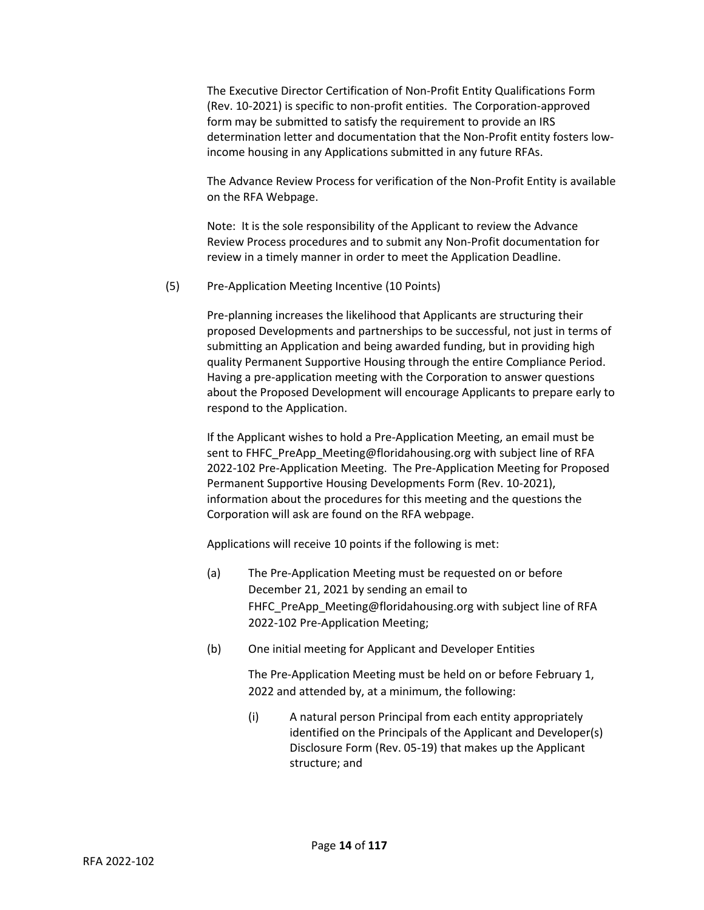The Executive Director Certification of Non-Profit Entity Qualifications Form (Rev. 10-2021) is specific to non-profit entities. The Corporation-approved form may be submitted to satisfy the requirement to provide an IRS determination letter and documentation that the Non-Profit entity fosters low-income housing in any Applications submitted in any future RFAs.

The Advance Review Process for verification of the Non-Profit Entity is available on the RFA Webpage.

Note: It is the sole responsibility of the Applicant to review the Advance Review Process procedures and to submit any Non-Profit documentation for review in a timely manner in order to meet the Application Deadline.

(5) Pre-Application Meeting Incentive (10 Points)

Pre-planning increases the likelihood that Applicants are structuring their proposed Developments and partnerships to be successful, not just in terms of submitting an Application and being awarded funding, but in providing high quality Permanent Supportive Housing through the entire Compliance Period. Having a pre-application meeting with the Corporation to answer questions about the Proposed Development will encourage Applicants to prepare early to respond to the Application.

If the Applicant wishes to hold a Pre-Application Meeting, an email must be sent to FHFC_PreApp_Meeting@floridahousing.org with subject line of RFA 2022-102 Pre-Application Meeting. The Pre-Application Meeting for Proposed Permanent Supportive Housing Developments Form (Rev. 10-2021), information about the procedures for this meeting and the questions the Corporation will ask are found on the RFA webpage.

Applications will receive 10 points if the following is met:

(a) The Pre-Application Meeting must be requested on or before December 21, 2021 by sending an email to FHFC_PreApp_Meeting@floridahousing.org with subject line of RFA 2022-102 Pre-Application Meeting;

(b) One initial meeting for Applicant and Developer Entities

The Pre-Application Meeting must be held on or before February 1, 2022 and attended by, at a minimum, the following:

(i) A natural person Principal from each entity appropriately identified on the Principals of the Applicant and Developer(s) Disclosure Form (Rev. 05-19) that makes up the Applicant structure; and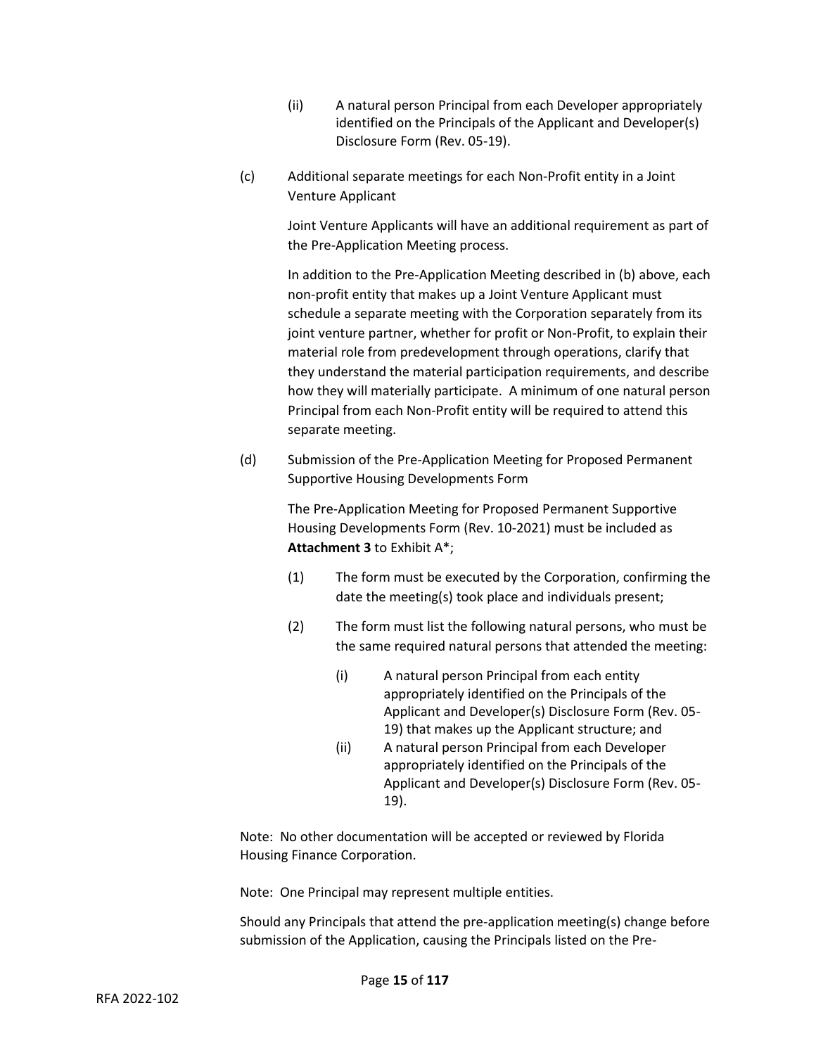(ii) A natural person Principal from each Developer appropriately identified on the Principals of the Applicant and Developer(s) Disclosure Form (Rev. 05-19).

(c) Additional separate meetings for each Non-Profit entity in a Joint Venture Applicant

Joint Venture Applicants will have an additional requirement as part of the Pre-Application Meeting process.

In addition to the Pre-Application Meeting described in (b) above, each non-profit entity that makes up a Joint Venture Applicant must schedule a separate meeting with the Corporation separately from its joint venture partner, whether for profit or Non-Profit, to explain their material role from predevelopment through operations, clarify that they understand the material participation requirements, and describe how they will materially participate. A minimum of one natural person Principal from each Non-Profit entity will be required to attend this separate meeting.

(d) Submission of the Pre-Application Meeting for Proposed Permanent Supportive Housing Developments Form

The Pre-Application Meeting for Proposed Permanent Supportive Housing Developments Form (Rev. 10-2021) must be included as **Attachment 3** to Exhibit A*;

(1) The form must be executed by the Corporation, confirming the date the meeting(s) took place and individuals present;

(2) The form must list the following natural persons, who must be the same required natural persons that attended the meeting:

(i) A natural person Principal from each entity appropriately identified on the Principals of the Applicant and Developer(s) Disclosure Form (Rev. 05-19) that makes up the Applicant structure; and

(ii) A natural person Principal from each Developer appropriately identified on the Principals of the Applicant and Developer(s) Disclosure Form (Rev. 05-19).

Note: No other documentation will be accepted or reviewed by Florida Housing Finance Corporation.

Note: One Principal may represent multiple entities.

Should any Principals that attend the pre-application meeting(s) change before submission of the Application, causing the Principals listed on the Pre-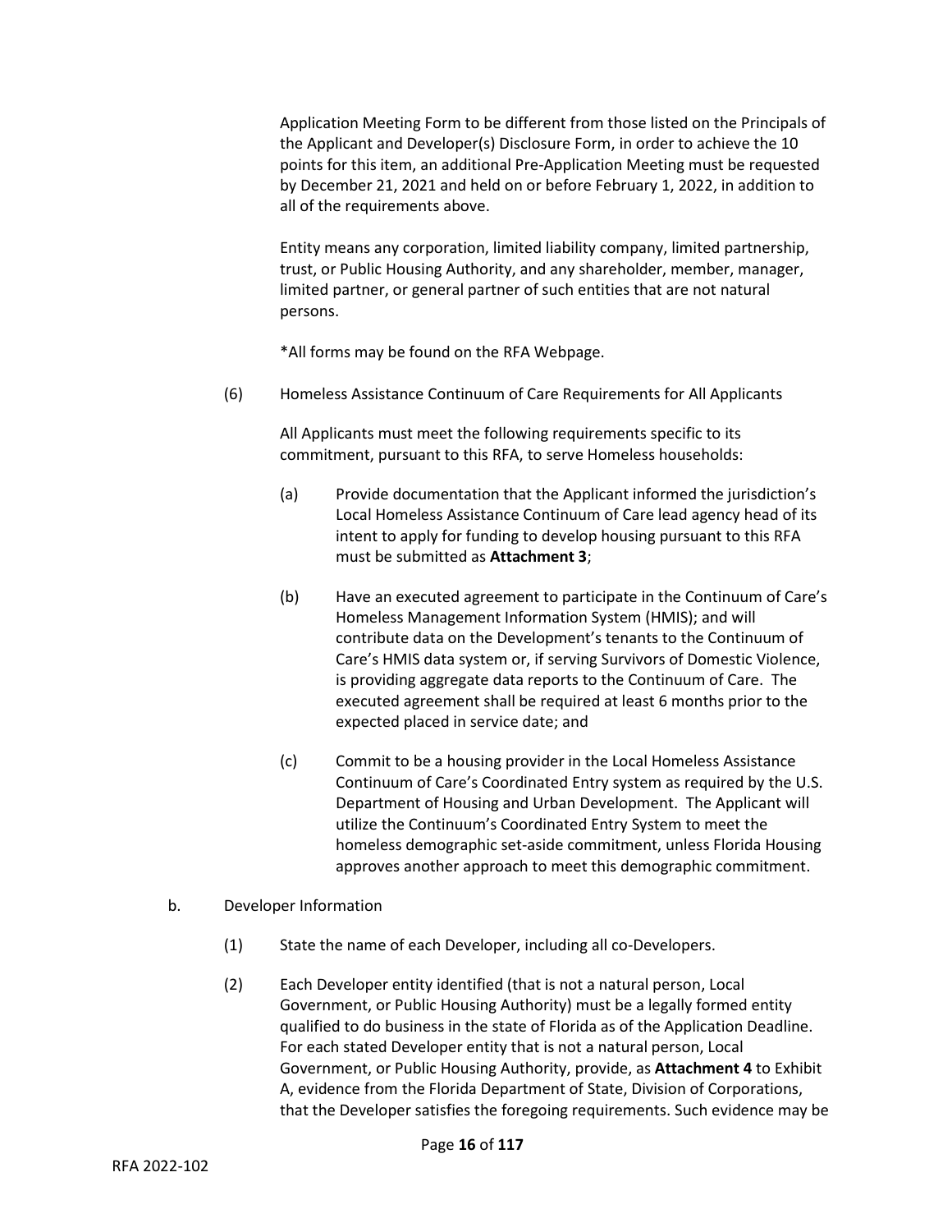Application Meeting Form to be different from those listed on the Principals of the Applicant and Developer(s) Disclosure Form, in order to achieve the 10 points for this item, an additional Pre-Application Meeting must be requested by December 21, 2021 and held on or before February 1, 2022, in addition to all of the requirements above.

Entity means any corporation, limited liability company, limited partnership, trust, or Public Housing Authority, and any shareholder, member, manager, limited partner, or general partner of such entities that are not natural persons.

*All forms may be found on the RFA Webpage.

(6) Homeless Assistance Continuum of Care Requirements for All Applicants

All Applicants must meet the following requirements specific to its commitment, pursuant to this RFA, to serve Homeless households:

(a) Provide documentation that the Applicant informed the jurisdiction's Local Homeless Assistance Continuum of Care lead agency head of its intent to apply for funding to develop housing pursuant to this RFA must be submitted as **Attachment 3**;

(b) Have an executed agreement to participate in the Continuum of Care's Homeless Management Information System (HMIS); and will contribute data on the Development's tenants to the Continuum of Care's HMIS data system or, if serving Survivors of Domestic Violence, is providing aggregate data reports to the Continuum of Care. The executed agreement shall be required at least 6 months prior to the expected placed in service date; and

(c) Commit to be a housing provider in the Local Homeless Assistance Continuum of Care's Coordinated Entry system as required by the U.S. Department of Housing and Urban Development. The Applicant will utilize the Continuum's Coordinated Entry System to meet the homeless demographic set-aside commitment, unless Florida Housing approves another approach to meet this demographic commitment.

b. Developer Information

(1) State the name of each Developer, including all co-Developers.

(2) Each Developer entity identified (that is not a natural person, Local Government, or Public Housing Authority) must be a legally formed entity qualified to do business in the state of Florida as of the Application Deadline. For each stated Developer entity that is not a natural person, Local Government, or Public Housing Authority, provide, as **Attachment 4** to Exhibit A, evidence from the Florida Department of State, Division of Corporations, that the Developer satisfies the foregoing requirements. Such evidence may be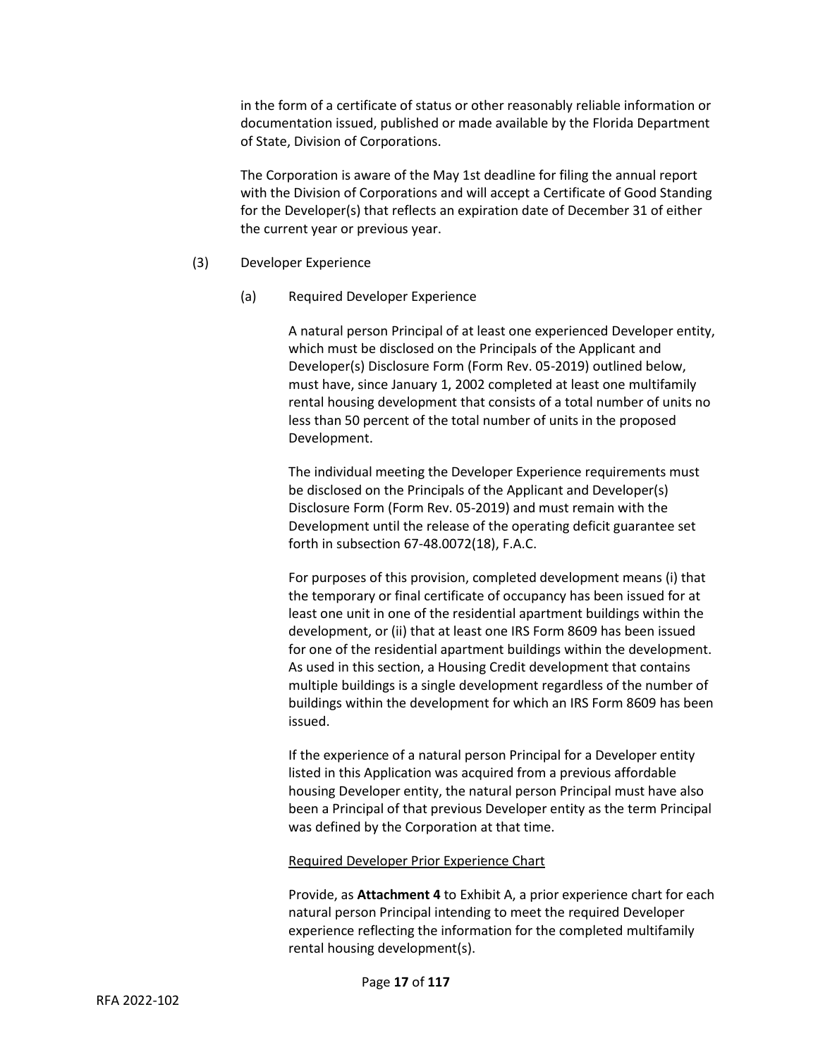in the form of a certificate of status or other reasonably reliable information or documentation issued, published or made available by the Florida Department of State, Division of Corporations.

The Corporation is aware of the May 1st deadline for filing the annual report with the Division of Corporations and will accept a Certificate of Good Standing for the Developer(s) that reflects an expiration date of December 31 of either the current year or previous year.

(3) Developer Experience

(a) Required Developer Experience

A natural person Principal of at least one experienced Developer entity, which must be disclosed on the Principals of the Applicant and Developer(s) Disclosure Form (Form Rev. 05-2019) outlined below, must have, since January 1, 2002 completed at least one multifamily rental housing development that consists of a total number of units no less than 50 percent of the total number of units in the proposed Development.

The individual meeting the Developer Experience requirements must be disclosed on the Principals of the Applicant and Developer(s) Disclosure Form (Form Rev. 05-2019) and must remain with the Development until the release of the operating deficit guarantee set forth in subsection 67-48.0072(18), F.A.C.

For purposes of this provision, completed development means (i) that the temporary or final certificate of occupancy has been issued for at least one unit in one of the residential apartment buildings within the development, or (ii) that at least one IRS Form 8609 has been issued for one of the residential apartment buildings within the development. As used in this section, a Housing Credit development that contains multiple buildings is a single development regardless of the number of buildings within the development for which an IRS Form 8609 has been issued.

If the experience of a natural person Principal for a Developer entity listed in this Application was acquired from a previous affordable housing Developer entity, the natural person Principal must have also been a Principal of that previous Developer entity as the term Principal was defined by the Corporation at that time.

Required Developer Prior Experience Chart

Provide, as **Attachment 4** to Exhibit A, a prior experience chart for each natural person Principal intending to meet the required Developer experience reflecting the information for the completed multifamily rental housing development(s).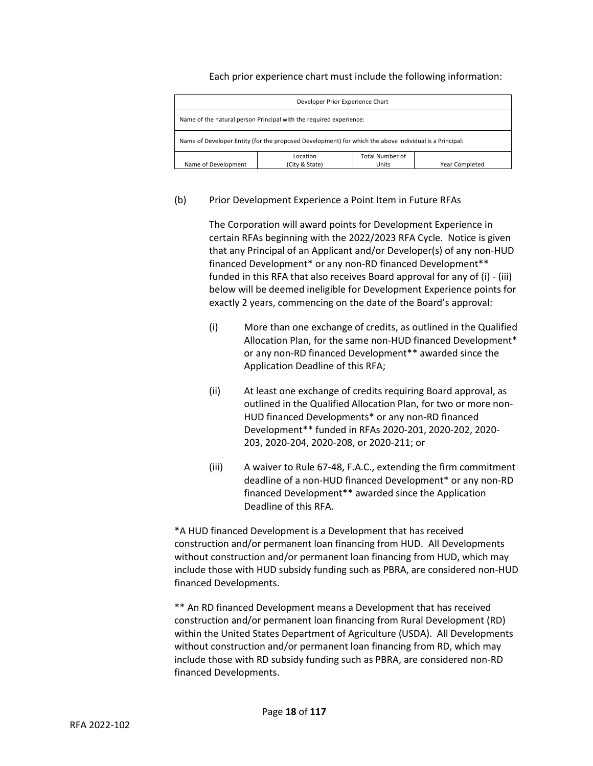Each prior experience chart must include the following information:

| Developer Prior Experience Chart | | | |
|---|---|---|---|
| Name of the natural person Principal with the required experience: | | | |
| Name of Developer Entity (for the proposed Development) for which the above individual is a Principal: | | | |
| Name of Development | Location (City & State) | Total Number of Units | Year Completed |

(b) Prior Development Experience a Point Item in Future RFAs

The Corporation will award points for Development Experience in certain RFAs beginning with the 2022/2023 RFA Cycle. Notice is given that any Principal of an Applicant and/or Developer(s) of any non-HUD financed Development* or any non-RD financed Development** funded in this RFA that also receives Board approval for any of (i) - (iii) below will be deemed ineligible for Development Experience points for exactly 2 years, commencing on the date of the Board's approval:

(i) More than one exchange of credits, as outlined in the Qualified Allocation Plan, for the same non-HUD financed Development* or any non-RD financed Development** awarded since the Application Deadline of this RFA;

(ii) At least one exchange of credits requiring Board approval, as outlined in the Qualified Allocation Plan, for two or more non-HUD financed Developments* or any non-RD financed Development** funded in RFAs 2020-201, 2020-202, 2020-203, 2020-204, 2020-208, or 2020-211; or

(iii) A waiver to Rule 67-48, F.A.C., extending the firm commitment deadline of a non-HUD financed Development* or any non-RD financed Development** awarded since the Application Deadline of this RFA.

*A HUD financed Development is a Development that has received construction and/or permanent loan financing from HUD. All Developments without construction and/or permanent loan financing from HUD, which may include those with HUD subsidy funding such as PBRA, are considered non-HUD financed Developments.

** An RD financed Development means a Development that has received construction and/or permanent loan financing from Rural Development (RD) within the United States Department of Agriculture (USDA). All Developments without construction and/or permanent loan financing from RD, which may include those with RD subsidy funding such as PBRA, are considered non-RD financed Developments.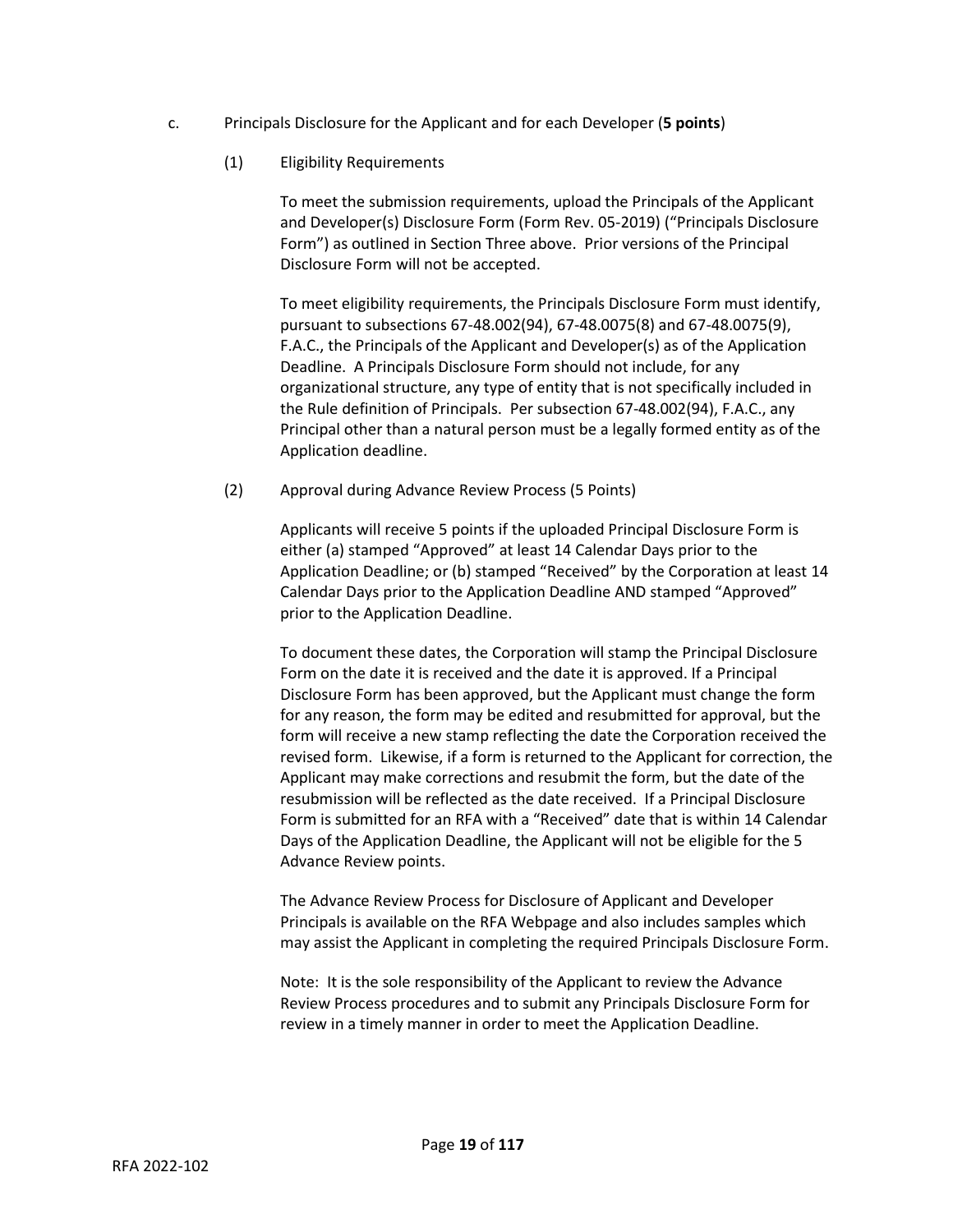c. Principals Disclosure for the Applicant and for each Developer (**5 points**)

(1) Eligibility Requirements

To meet the submission requirements, upload the Principals of the Applicant and Developer(s) Disclosure Form (Form Rev. 05-2019) ("Principals Disclosure Form") as outlined in Section Three above. Prior versions of the Principal Disclosure Form will not be accepted.

To meet eligibility requirements, the Principals Disclosure Form must identify, pursuant to subsections 67-48.002(94), 67-48.0075(8) and 67-48.0075(9), F.A.C., the Principals of the Applicant and Developer(s) as of the Application Deadline. A Principals Disclosure Form should not include, for any organizational structure, any type of entity that is not specifically included in the Rule definition of Principals. Per subsection 67-48.002(94), F.A.C., any Principal other than a natural person must be a legally formed entity as of the Application deadline.

(2) Approval during Advance Review Process (5 Points)

Applicants will receive 5 points if the uploaded Principal Disclosure Form is either (a) stamped "Approved" at least 14 Calendar Days prior to the Application Deadline; or (b) stamped "Received" by the Corporation at least 14 Calendar Days prior to the Application Deadline AND stamped "Approved" prior to the Application Deadline.

To document these dates, the Corporation will stamp the Principal Disclosure Form on the date it is received and the date it is approved. If a Principal Disclosure Form has been approved, but the Applicant must change the form for any reason, the form may be edited and resubmitted for approval, but the form will receive a new stamp reflecting the date the Corporation received the revised form. Likewise, if a form is returned to the Applicant for correction, the Applicant may make corrections and resubmit the form, but the date of the resubmission will be reflected as the date received. If a Principal Disclosure Form is submitted for an RFA with a "Received" date that is within 14 Calendar Days of the Application Deadline, the Applicant will not be eligible for the 5 Advance Review points.

The Advance Review Process for Disclosure of Applicant and Developer Principals is available on the RFA Webpage and also includes samples which may assist the Applicant in completing the required Principals Disclosure Form.

Note: It is the sole responsibility of the Applicant to review the Advance Review Process procedures and to submit any Principals Disclosure Form for review in a timely manner in order to meet the Application Deadline.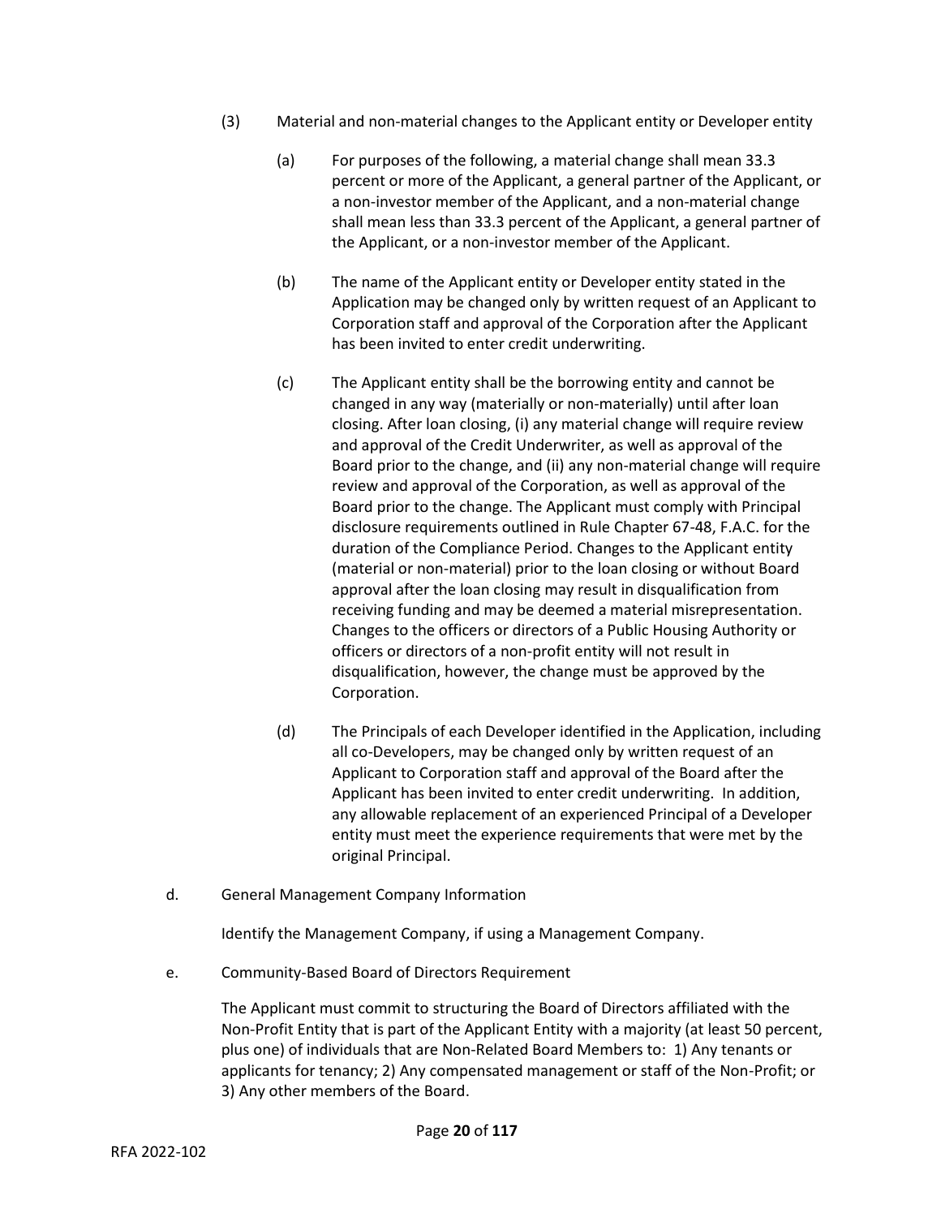(3) Material and non-material changes to the Applicant entity or Developer entity

(a) For purposes of the following, a material change shall mean 33.3 percent or more of the Applicant, a general partner of the Applicant, or a non-investor member of the Applicant, and a non-material change shall mean less than 33.3 percent of the Applicant, a general partner of the Applicant, or a non-investor member of the Applicant.

(b) The name of the Applicant entity or Developer entity stated in the Application may be changed only by written request of an Applicant to Corporation staff and approval of the Corporation after the Applicant has been invited to enter credit underwriting.

(c) The Applicant entity shall be the borrowing entity and cannot be changed in any way (materially or non-materially) until after loan closing. After loan closing, (i) any material change will require review and approval of the Credit Underwriter, as well as approval of the Board prior to the change, and (ii) any non-material change will require review and approval of the Corporation, as well as approval of the Board prior to the change. The Applicant must comply with Principal disclosure requirements outlined in Rule Chapter 67-48, F.A.C. for the duration of the Compliance Period. Changes to the Applicant entity (material or non-material) prior to the loan closing or without Board approval after the loan closing may result in disqualification from receiving funding and may be deemed a material misrepresentation. Changes to the officers or directors of a Public Housing Authority or officers or directors of a non-profit entity will not result in disqualification, however, the change must be approved by the Corporation.

(d) The Principals of each Developer identified in the Application, including all co-Developers, may be changed only by written request of an Applicant to Corporation staff and approval of the Board after the Applicant has been invited to enter credit underwriting. In addition, any allowable replacement of an experienced Principal of a Developer entity must meet the experience requirements that were met by the original Principal.

d. General Management Company Information

Identify the Management Company, if using a Management Company.

e. Community-Based Board of Directors Requirement

The Applicant must commit to structuring the Board of Directors affiliated with the Non-Profit Entity that is part of the Applicant Entity with a majority (at least 50 percent, plus one) of individuals that are Non-Related Board Members to: 1) Any tenants or applicants for tenancy; 2) Any compensated management or staff of the Non-Profit; or 3) Any other members of the Board.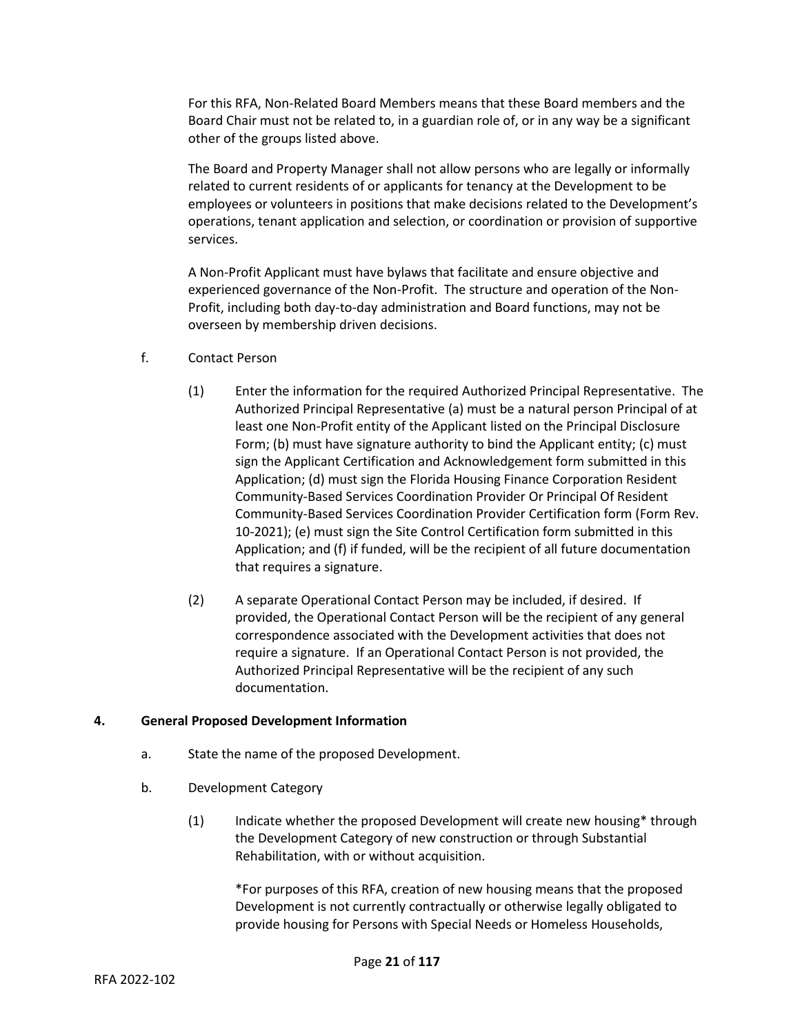For this RFA, Non-Related Board Members means that these Board members and the Board Chair must not be related to, in a guardian role of, or in any way be a significant other of the groups listed above.

The Board and Property Manager shall not allow persons who are legally or informally related to current residents of or applicants for tenancy at the Development to be employees or volunteers in positions that make decisions related to the Development's operations, tenant application and selection, or coordination or provision of supportive services.

A Non-Profit Applicant must have bylaws that facilitate and ensure objective and experienced governance of the Non-Profit. The structure and operation of the Non-Profit, including both day-to-day administration and Board functions, may not be overseen by membership driven decisions.

f. Contact Person

(1) Enter the information for the required Authorized Principal Representative. The Authorized Principal Representative (a) must be a natural person Principal of at least one Non-Profit entity of the Applicant listed on the Principal Disclosure Form; (b) must have signature authority to bind the Applicant entity; (c) must sign the Applicant Certification and Acknowledgement form submitted in this Application; (d) must sign the Florida Housing Finance Corporation Resident Community-Based Services Coordination Provider Or Principal Of Resident Community-Based Services Coordination Provider Certification form (Form Rev. 10-2021); (e) must sign the Site Control Certification form submitted in this Application; and (f) if funded, will be the recipient of all future documentation that requires a signature.

(2) A separate Operational Contact Person may be included, if desired. If provided, the Operational Contact Person will be the recipient of any general correspondence associated with the Development activities that does not require a signature. If an Operational Contact Person is not provided, the Authorized Principal Representative will be the recipient of any such documentation.

**4. General Proposed Development Information**

a. State the name of the proposed Development.

b. Development Category

(1) Indicate whether the proposed Development will create new housing* through the Development Category of new construction or through Substantial Rehabilitation, with or without acquisition.

*For purposes of this RFA, creation of new housing means that the proposed Development is not currently contractually or otherwise legally obligated to provide housing for Persons with Special Needs or Homeless Households,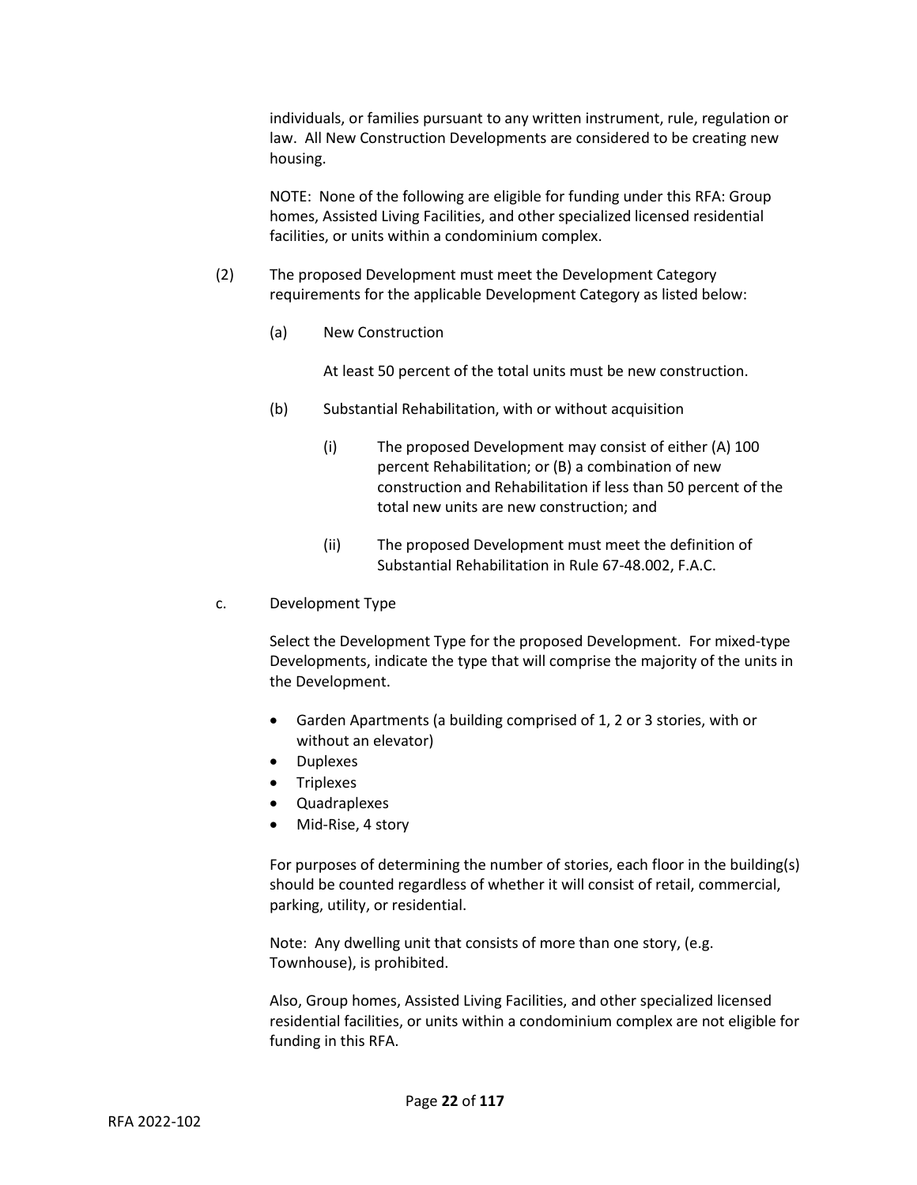individuals, or families pursuant to any written instrument, rule, regulation or law. All New Construction Developments are considered to be creating new housing.

NOTE: None of the following are eligible for funding under this RFA: Group homes, Assisted Living Facilities, and other specialized licensed residential facilities, or units within a condominium complex.

(2) The proposed Development must meet the Development Category requirements for the applicable Development Category as listed below:

(a) New Construction

At least 50 percent of the total units must be new construction.

(b) Substantial Rehabilitation, with or without acquisition

(i) The proposed Development may consist of either (A) 100 percent Rehabilitation; or (B) a combination of new construction and Rehabilitation if less than 50 percent of the total new units are new construction; and

(ii) The proposed Development must meet the definition of Substantial Rehabilitation in Rule 67-48.002, F.A.C.

c. Development Type

Select the Development Type for the proposed Development. For mixed-type Developments, indicate the type that will comprise the majority of the units in the Development.

- Garden Apartments (a building comprised of 1, 2 or 3 stories, with or without an elevator)
- Duplexes
- Triplexes
- Quadraplexes
- Mid-Rise, 4 story

For purposes of determining the number of stories, each floor in the building(s) should be counted regardless of whether it will consist of retail, commercial, parking, utility, or residential.

Note: Any dwelling unit that consists of more than one story, (e.g. Townhouse), is prohibited.

Also, Group homes, Assisted Living Facilities, and other specialized licensed residential facilities, or units within a condominium complex are not eligible for funding in this RFA.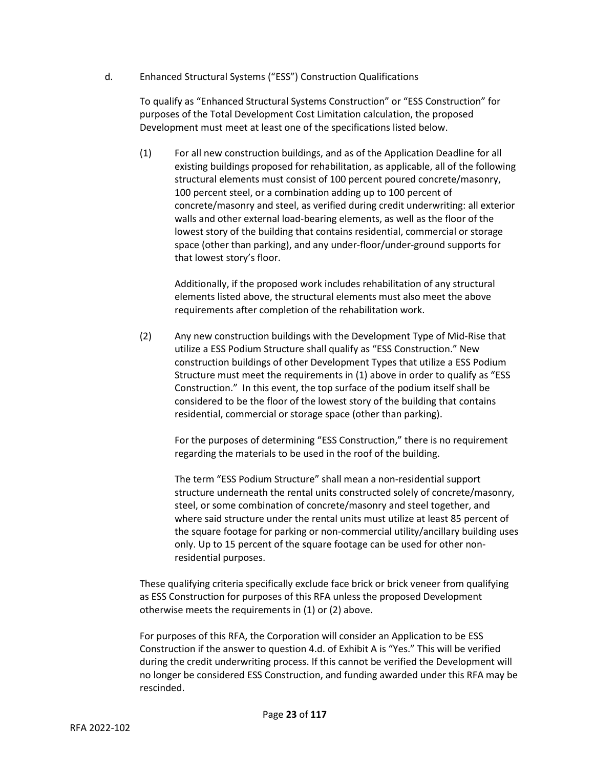d. Enhanced Structural Systems ("ESS") Construction Qualifications

To qualify as "Enhanced Structural Systems Construction" or "ESS Construction" for purposes of the Total Development Cost Limitation calculation, the proposed Development must meet at least one of the specifications listed below.

(1) For all new construction buildings, and as of the Application Deadline for all existing buildings proposed for rehabilitation, as applicable, all of the following structural elements must consist of 100 percent poured concrete/masonry, 100 percent steel, or a combination adding up to 100 percent of concrete/masonry and steel, as verified during credit underwriting: all exterior walls and other external load-bearing elements, as well as the floor of the lowest story of the building that contains residential, commercial or storage space (other than parking), and any under-floor/under-ground supports for that lowest story's floor.

Additionally, if the proposed work includes rehabilitation of any structural elements listed above, the structural elements must also meet the above requirements after completion of the rehabilitation work.

(2) Any new construction buildings with the Development Type of Mid-Rise that utilize a ESS Podium Structure shall qualify as "ESS Construction." New construction buildings of other Development Types that utilize a ESS Podium Structure must meet the requirements in (1) above in order to qualify as "ESS Construction." In this event, the top surface of the podium itself shall be considered to be the floor of the lowest story of the building that contains residential, commercial or storage space (other than parking).

For the purposes of determining "ESS Construction," there is no requirement regarding the materials to be used in the roof of the building.

The term "ESS Podium Structure" shall mean a non-residential support structure underneath the rental units constructed solely of concrete/masonry, steel, or some combination of concrete/masonry and steel together, and where said structure under the rental units must utilize at least 85 percent of the square footage for parking or non-commercial utility/ancillary building uses only. Up to 15 percent of the square footage can be used for other non-residential purposes.

These qualifying criteria specifically exclude face brick or brick veneer from qualifying as ESS Construction for purposes of this RFA unless the proposed Development otherwise meets the requirements in (1) or (2) above.

For purposes of this RFA, the Corporation will consider an Application to be ESS Construction if the answer to question 4.d. of Exhibit A is "Yes." This will be verified during the credit underwriting process. If this cannot be verified the Development will no longer be considered ESS Construction, and funding awarded under this RFA may be rescinded.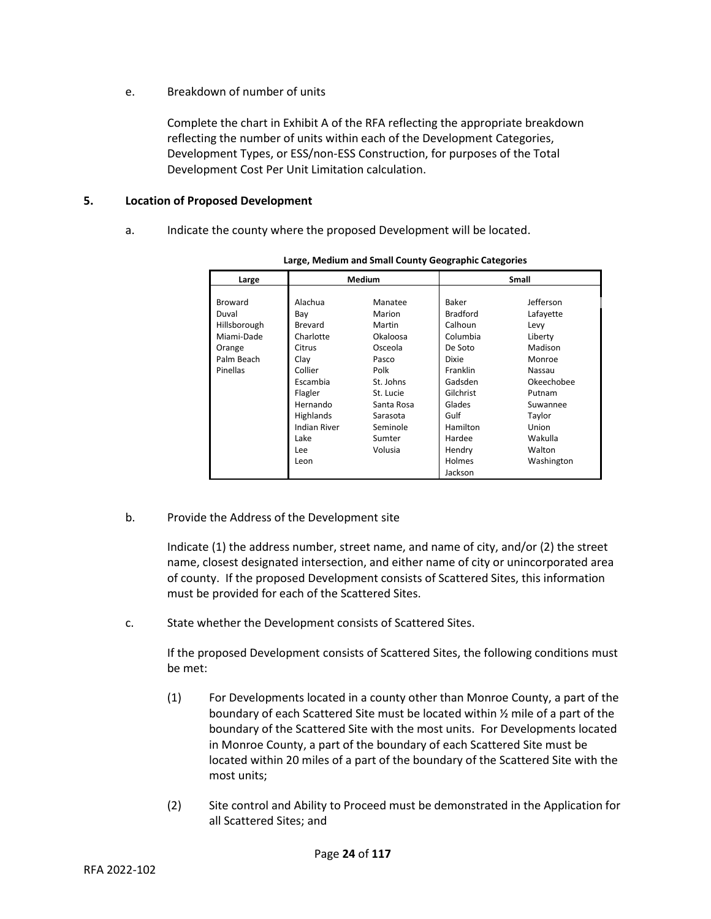e. Breakdown of number of units

Complete the chart in Exhibit A of the RFA reflecting the appropriate breakdown reflecting the number of units within each of the Development Categories, Development Types, or ESS/non-ESS Construction, for purposes of the Total Development Cost Per Unit Limitation calculation.

**5. Location of Proposed Development**

a. Indicate the county where the proposed Development will be located.

**Large, Medium and Small County Geographic Categories**

| Large | Medium | | Small | |
|---|---|---|---|---|
| Broward | Alachua | Manatee | Baker | Jefferson |
| Duval | Bay | Marion | Bradford | Lafayette |
| Hillsborough | Brevard | Martin | Calhoun | Levy |
| Miami-Dade | Charlotte | Okaloosa | Columbia | Liberty |
| Orange | Citrus | Osceola | De Soto | Madison |
| Palm Beach | Clay | Pasco | Dixie | Monroe |
| Pinellas | Collier | Polk | Franklin | Nassau |
| | Escambia | St. Johns | Gadsden | Okeechobee |
| | Flagler | St. Lucie | Gilchrist | Putnam |
| | Hernando | Santa Rosa | Glades | Suwannee |
| | Highlands | Sarasota | Gulf | Taylor |
| | Indian River | Seminole | Hamilton | Union |
| | Lake | Sumter | Hardee | Wakulla |
| | Lee | Volusia | Hendry | Walton |
| | Leon | | Holmes | Washington |
| | | | Jackson | |

b. Provide the Address of the Development site

Indicate (1) the address number, street name, and name of city, and/or (2) the street name, closest designated intersection, and either name of city or unincorporated area of county. If the proposed Development consists of Scattered Sites, this information must be provided for each of the Scattered Sites.

c. State whether the Development consists of Scattered Sites.

If the proposed Development consists of Scattered Sites, the following conditions must be met:

(1) For Developments located in a county other than Monroe County, a part of the boundary of each Scattered Site must be located within ½ mile of a part of the boundary of the Scattered Site with the most units. For Developments located in Monroe County, a part of the boundary of each Scattered Site must be located within 20 miles of a part of the boundary of the Scattered Site with the most units;

(2) Site control and Ability to Proceed must be demonstrated in the Application for all Scattered Sites; and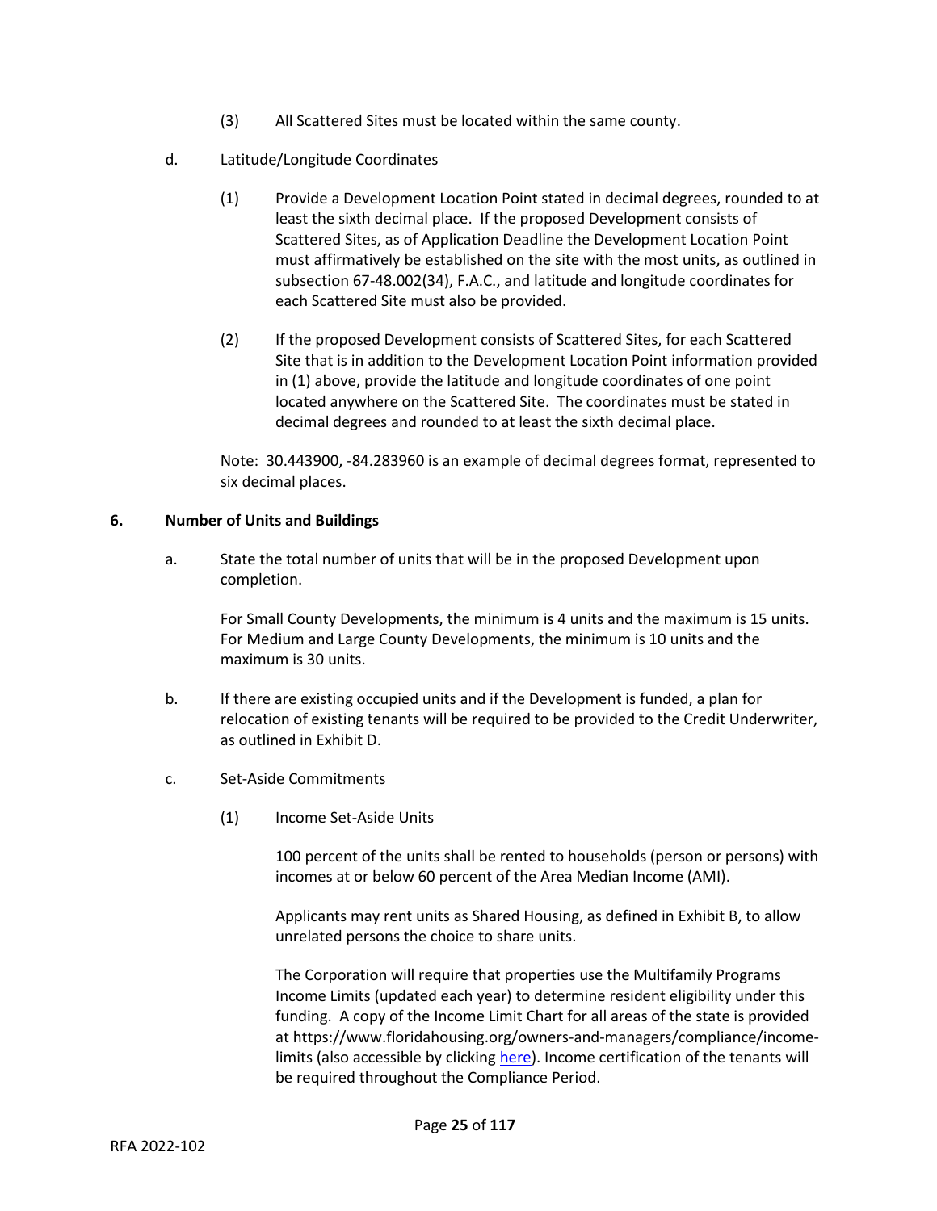(3) All Scattered Sites must be located within the same county.

d. Latitude/Longitude Coordinates

(1) Provide a Development Location Point stated in decimal degrees, rounded to at least the sixth decimal place. If the proposed Development consists of Scattered Sites, as of Application Deadline the Development Location Point must affirmatively be established on the site with the most units, as outlined in subsection 67-48.002(34), F.A.C., and latitude and longitude coordinates for each Scattered Site must also be provided.

(2) If the proposed Development consists of Scattered Sites, for each Scattered Site that is in addition to the Development Location Point information provided in (1) above, provide the latitude and longitude coordinates of one point located anywhere on the Scattered Site. The coordinates must be stated in decimal degrees and rounded to at least the sixth decimal place.

Note: 30.443900, -84.283960 is an example of decimal degrees format, represented to six decimal places.

**6. Number of Units and Buildings**

a. State the total number of units that will be in the proposed Development upon completion.

For Small County Developments, the minimum is 4 units and the maximum is 15 units. For Medium and Large County Developments, the minimum is 10 units and the maximum is 30 units.

b. If there are existing occupied units and if the Development is funded, a plan for relocation of existing tenants will be required to be provided to the Credit Underwriter, as outlined in Exhibit D.

c. Set-Aside Commitments

(1) Income Set-Aside Units

100 percent of the units shall be rented to households (person or persons) with incomes at or below 60 percent of the Area Median Income (AMI).

Applicants may rent units as Shared Housing, as defined in Exhibit B, to allow unrelated persons the choice to share units.

The Corporation will require that properties use the Multifamily Programs Income Limits (updated each year) to determine resident eligibility under this funding. A copy of the Income Limit Chart for all areas of the state is provided at https://www.floridahousing.org/owners-and-managers/compliance/income-limits (also accessible by clicking here). Income certification of the tenants will be required throughout the Compliance Period.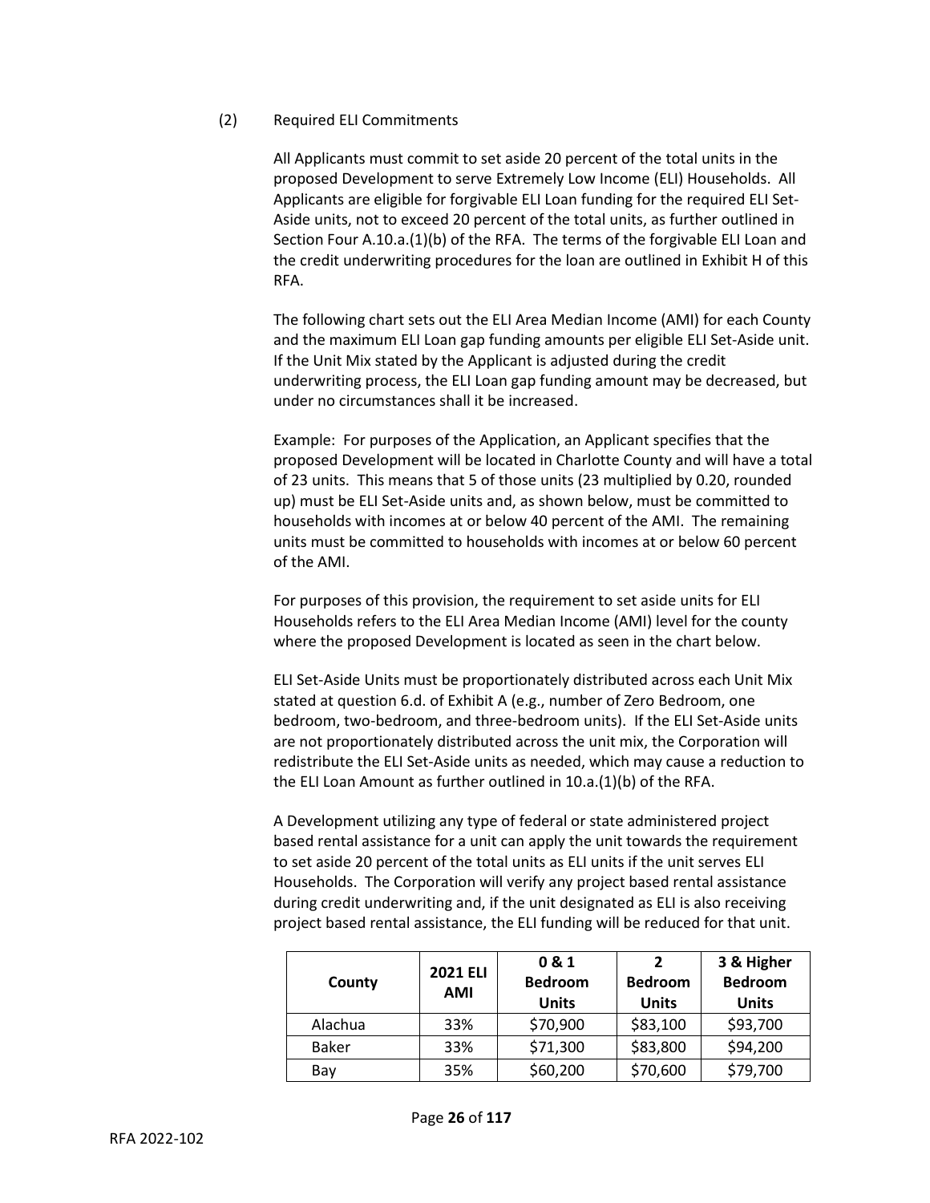(2) Required ELI Commitments

All Applicants must commit to set aside 20 percent of the total units in the proposed Development to serve Extremely Low Income (ELI) Households. All Applicants are eligible for forgivable ELI Loan funding for the required ELI Set-Aside units, not to exceed 20 percent of the total units, as further outlined in Section Four A.10.a.(1)(b) of the RFA. The terms of the forgivable ELI Loan and the credit underwriting procedures for the loan are outlined in Exhibit H of this RFA.

The following chart sets out the ELI Area Median Income (AMI) for each County and the maximum ELI Loan gap funding amounts per eligible ELI Set-Aside unit. If the Unit Mix stated by the Applicant is adjusted during the credit underwriting process, the ELI Loan gap funding amount may be decreased, but under no circumstances shall it be increased.

Example: For purposes of the Application, an Applicant specifies that the proposed Development will be located in Charlotte County and will have a total of 23 units. This means that 5 of those units (23 multiplied by 0.20, rounded up) must be ELI Set-Aside units and, as shown below, must be committed to households with incomes at or below 40 percent of the AMI. The remaining units must be committed to households with incomes at or below 60 percent of the AMI.

For purposes of this provision, the requirement to set aside units for ELI Households refers to the ELI Area Median Income (AMI) level for the county where the proposed Development is located as seen in the chart below.

ELI Set-Aside Units must be proportionately distributed across each Unit Mix stated at question 6.d. of Exhibit A (e.g., number of Zero Bedroom, one bedroom, two-bedroom, and three-bedroom units). If the ELI Set-Aside units are not proportionately distributed across the unit mix, the Corporation will redistribute the ELI Set-Aside units as needed, which may cause a reduction to the ELI Loan Amount as further outlined in 10.a.(1)(b) of the RFA.

A Development utilizing any type of federal or state administered project based rental assistance for a unit can apply the unit towards the requirement to set aside 20 percent of the total units as ELI units if the unit serves ELI Households. The Corporation will verify any project based rental assistance during credit underwriting and, if the unit designated as ELI is also receiving project based rental assistance, the ELI funding will be reduced for that unit.

| County | 2021 ELI AMI | 0 & 1 Bedroom Units | 2 Bedroom Units | 3 & Higher Bedroom Units |
|---|---|---|---|---|
| Alachua | 33% | $70,900 | $83,100 | $93,700 |
| Baker | 33% | $71,300 | $83,800 | $94,200 |
| Bay | 35% | $60,200 | $70,600 | $79,700 |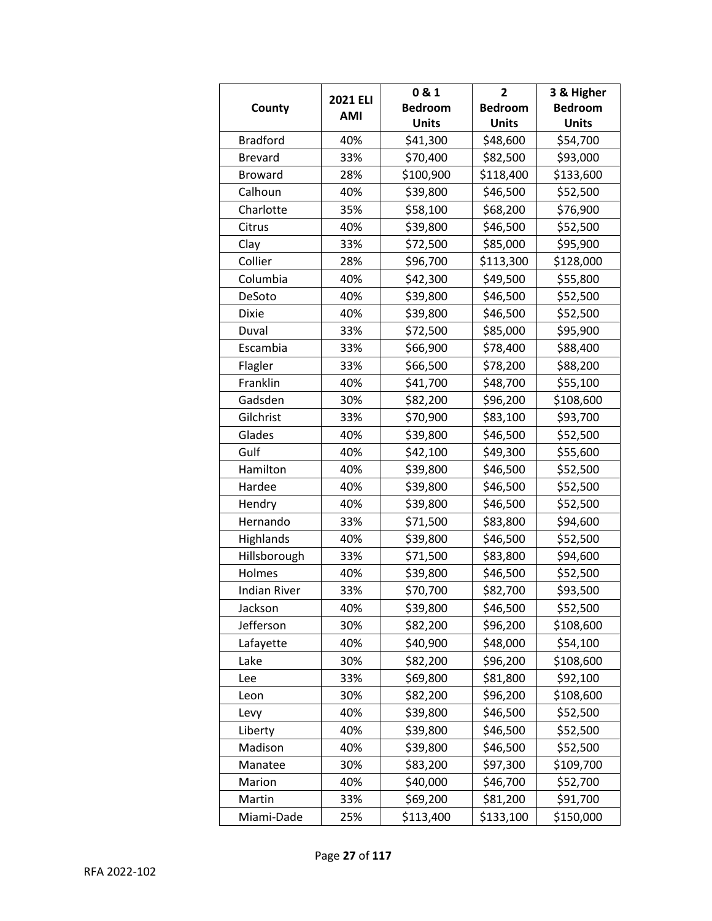| County | 2021 ELI AMI | 0 & 1 Bedroom Units | 2 Bedroom Units | 3 & Higher Bedroom Units |
|---|---|---|---|---|
| Bradford | 40% | $41,300 | $48,600 | $54,700 |
| Brevard | 33% | $70,400 | $82,500 | $93,000 |
| Broward | 28% | $100,900 | $118,400 | $133,600 |
| Calhoun | 40% | $39,800 | $46,500 | $52,500 |
| Charlotte | 35% | $58,100 | $68,200 | $76,900 |
| Citrus | 40% | $39,800 | $46,500 | $52,500 |
| Clay | 33% | $72,500 | $85,000 | $95,900 |
| Collier | 28% | $96,700 | $113,300 | $128,000 |
| Columbia | 40% | $42,300 | $49,500 | $55,800 |
| DeSoto | 40% | $39,800 | $46,500 | $52,500 |
| Dixie | 40% | $39,800 | $46,500 | $52,500 |
| Duval | 33% | $72,500 | $85,000 | $95,900 |
| Escambia | 33% | $66,900 | $78,400 | $88,400 |
| Flagler | 33% | $66,500 | $78,200 | $88,200 |
| Franklin | 40% | $41,700 | $48,700 | $55,100 |
| Gadsden | 30% | $82,200 | $96,200 | $108,600 |
| Gilchrist | 33% | $70,900 | $83,100 | $93,700 |
| Glades | 40% | $39,800 | $46,500 | $52,500 |
| Gulf | 40% | $42,100 | $49,300 | $55,600 |
| Hamilton | 40% | $39,800 | $46,500 | $52,500 |
| Hardee | 40% | $39,800 | $46,500 | $52,500 |
| Hendry | 40% | $39,800 | $46,500 | $52,500 |
| Hernando | 33% | $71,500 | $83,800 | $94,600 |
| Highlands | 40% | $39,800 | $46,500 | $52,500 |
| Hillsborough | 33% | $71,500 | $83,800 | $94,600 |
| Holmes | 40% | $39,800 | $46,500 | $52,500 |
| Indian River | 33% | $70,700 | $82,700 | $93,500 |
| Jackson | 40% | $39,800 | $46,500 | $52,500 |
| Jefferson | 30% | $82,200 | $96,200 | $108,600 |
| Lafayette | 40% | $40,900 | $48,000 | $54,100 |
| Lake | 30% | $82,200 | $96,200 | $108,600 |
| Lee | 33% | $69,800 | $81,800 | $92,100 |
| Leon | 30% | $82,200 | $96,200 | $108,600 |
| Levy | 40% | $39,800 | $46,500 | $52,500 |
| Liberty | 40% | $39,800 | $46,500 | $52,500 |
| Madison | 40% | $39,800 | $46,500 | $52,500 |
| Manatee | 30% | $83,200 | $97,300 | $109,700 |
| Marion | 40% | $40,000 | $46,700 | $52,700 |
| Martin | 33% | $69,200 | $81,200 | $91,700 |
| Miami-Dade | 25% | $113,400 | $133,100 | $150,000 |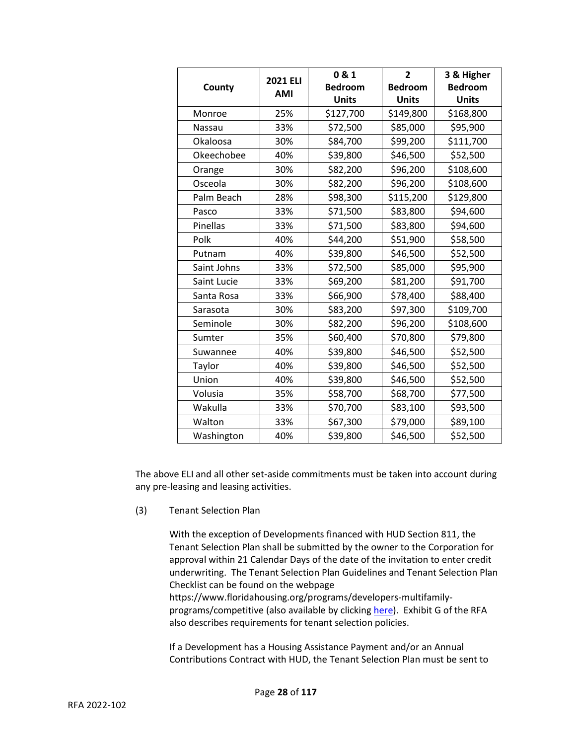| County | 2021 ELI AMI | 0 & 1 Bedroom Units | 2 Bedroom Units | 3 & Higher Bedroom Units |
|---|---|---|---|---|
| Monroe | 25% | $127,700 | $149,800 | $168,800 |
| Nassau | 33% | $72,500 | $85,000 | $95,900 |
| Okaloosa | 30% | $84,700 | $99,200 | $111,700 |
| Okeechobee | 40% | $39,800 | $46,500 | $52,500 |
| Orange | 30% | $82,200 | $96,200 | $108,600 |
| Osceola | 30% | $82,200 | $96,200 | $108,600 |
| Palm Beach | 28% | $98,300 | $115,200 | $129,800 |
| Pasco | 33% | $71,500 | $83,800 | $94,600 |
| Pinellas | 33% | $71,500 | $83,800 | $94,600 |
| Polk | 40% | $44,200 | $51,900 | $58,500 |
| Putnam | 40% | $39,800 | $46,500 | $52,500 |
| Saint Johns | 33% | $72,500 | $85,000 | $95,900 |
| Saint Lucie | 33% | $69,200 | $81,200 | $91,700 |
| Santa Rosa | 33% | $66,900 | $78,400 | $88,400 |
| Sarasota | 30% | $83,200 | $97,300 | $109,700 |
| Seminole | 30% | $82,200 | $96,200 | $108,600 |
| Sumter | 35% | $60,400 | $70,800 | $79,800 |
| Suwannee | 40% | $39,800 | $46,500 | $52,500 |
| Taylor | 40% | $39,800 | $46,500 | $52,500 |
| Union | 40% | $39,800 | $46,500 | $52,500 |
| Volusia | 35% | $58,700 | $68,700 | $77,500 |
| Wakulla | 33% | $70,700 | $83,100 | $93,500 |
| Walton | 33% | $67,300 | $79,000 | $89,100 |
| Washington | 40% | $39,800 | $46,500 | $52,500 |

The above ELI and all other set-aside commitments must be taken into account during any pre-leasing and leasing activities.

(3) Tenant Selection Plan

With the exception of Developments financed with HUD Section 811, the Tenant Selection Plan shall be submitted by the owner to the Corporation for approval within 21 Calendar Days of the date of the invitation to enter credit underwriting. The Tenant Selection Plan Guidelines and Tenant Selection Plan Checklist can be found on the webpage https://www.floridahousing.org/programs/developers-multifamily-programs/competitive (also available by clicking here). Exhibit G of the RFA also describes requirements for tenant selection policies.

If a Development has a Housing Assistance Payment and/or an Annual Contributions Contract with HUD, the Tenant Selection Plan must be sent to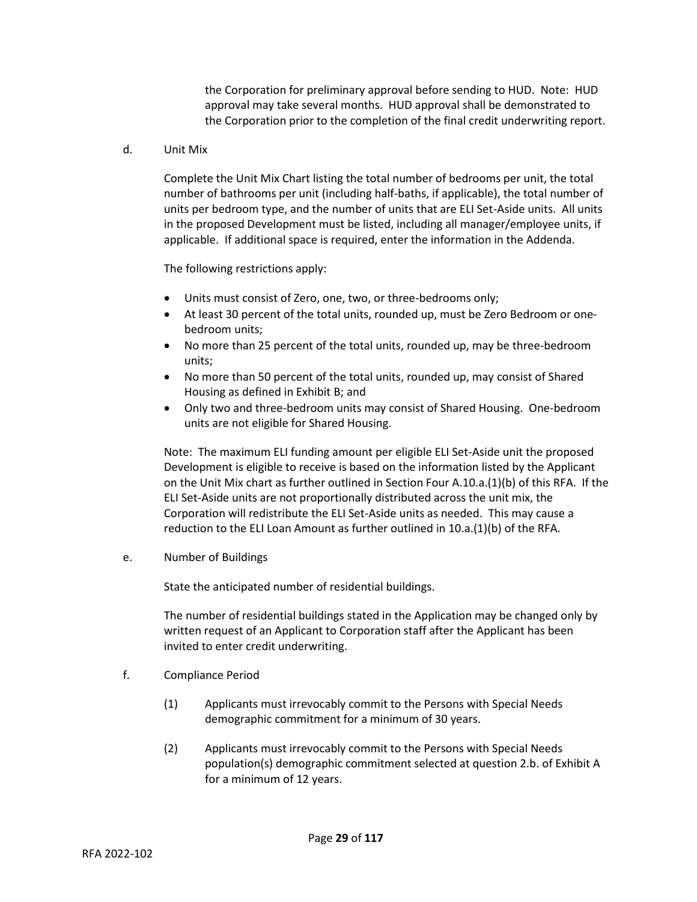the Corporation for preliminary approval before sending to HUD. Note: HUD approval may take several months. HUD approval shall be demonstrated to the Corporation prior to the completion of the final credit underwriting report.

d. Unit Mix

Complete the Unit Mix Chart listing the total number of bedrooms per unit, the total number of bathrooms per unit (including half-baths, if applicable), the total number of units per bedroom type, and the number of units that are ELI Set-Aside units. All units in the proposed Development must be listed, including all manager/employee units, if applicable. If additional space is required, enter the information in the Addenda.

The following restrictions apply:

- Units must consist of Zero, one, two, or three-bedrooms only;
- At least 30 percent of the total units, rounded up, must be Zero Bedroom or one-bedroom units;
- No more than 25 percent of the total units, rounded up, may be three-bedroom units;
- No more than 50 percent of the total units, rounded up, may consist of Shared Housing as defined in Exhibit B; and
- Only two and three-bedroom units may consist of Shared Housing. One-bedroom units are not eligible for Shared Housing.

Note: The maximum ELI funding amount per eligible ELI Set-Aside unit the proposed Development is eligible to receive is based on the information listed by the Applicant on the Unit Mix chart as further outlined in Section Four A.10.a.(1)(b) of this RFA. If the ELI Set-Aside units are not proportionally distributed across the unit mix, the Corporation will redistribute the ELI Set-Aside units as needed. This may cause a reduction to the ELI Loan Amount as further outlined in 10.a.(1)(b) of the RFA.

e. Number of Buildings

State the anticipated number of residential buildings.

The number of residential buildings stated in the Application may be changed only by written request of an Applicant to Corporation staff after the Applicant has been invited to enter credit underwriting.

f. Compliance Period

(1) Applicants must irrevocably commit to the Persons with Special Needs demographic commitment for a minimum of 30 years.

(2) Applicants must irrevocably commit to the Persons with Special Needs population(s) demographic commitment selected at question 2.b. of Exhibit A for a minimum of 12 years.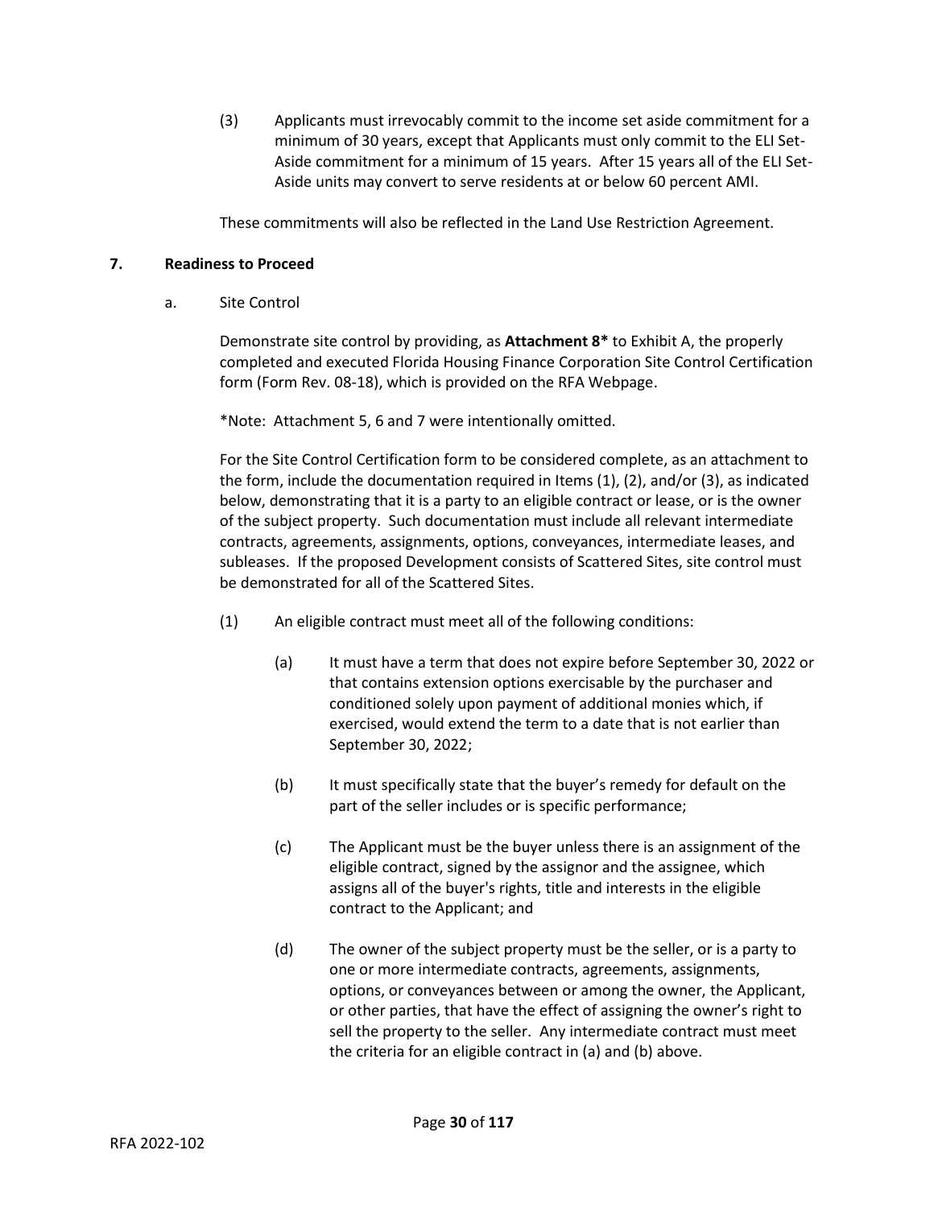(3) Applicants must irrevocably commit to the income set aside commitment for a minimum of 30 years, except that Applicants must only commit to the ELI Set-Aside commitment for a minimum of 15 years. After 15 years all of the ELI Set-Aside units may convert to serve residents at or below 60 percent AMI.

These commitments will also be reflected in the Land Use Restriction Agreement.

**7. Readiness to Proceed**

a. Site Control

Demonstrate site control by providing, as **Attachment 8*** to Exhibit A, the properly completed and executed Florida Housing Finance Corporation Site Control Certification form (Form Rev. 08-18), which is provided on the RFA Webpage.

*Note: Attachment 5, 6 and 7 were intentionally omitted.

For the Site Control Certification form to be considered complete, as an attachment to the form, include the documentation required in Items (1), (2), and/or (3), as indicated below, demonstrating that it is a party to an eligible contract or lease, or is the owner of the subject property. Such documentation must include all relevant intermediate contracts, agreements, assignments, options, conveyances, intermediate leases, and subleases. If the proposed Development consists of Scattered Sites, site control must be demonstrated for all of the Scattered Sites.

(1) An eligible contract must meet all of the following conditions:

(a) It must have a term that does not expire before September 30, 2022 or that contains extension options exercisable by the purchaser and conditioned solely upon payment of additional monies which, if exercised, would extend the term to a date that is not earlier than September 30, 2022;

(b) It must specifically state that the buyer's remedy for default on the part of the seller includes or is specific performance;

(c) The Applicant must be the buyer unless there is an assignment of the eligible contract, signed by the assignor and the assignee, which assigns all of the buyer's rights, title and interests in the eligible contract to the Applicant; and

(d) The owner of the subject property must be the seller, or is a party to one or more intermediate contracts, agreements, assignments, options, or conveyances between or among the owner, the Applicant, or other parties, that have the effect of assigning the owner's right to sell the property to the seller. Any intermediate contract must meet the criteria for an eligible contract in (a) and (b) above.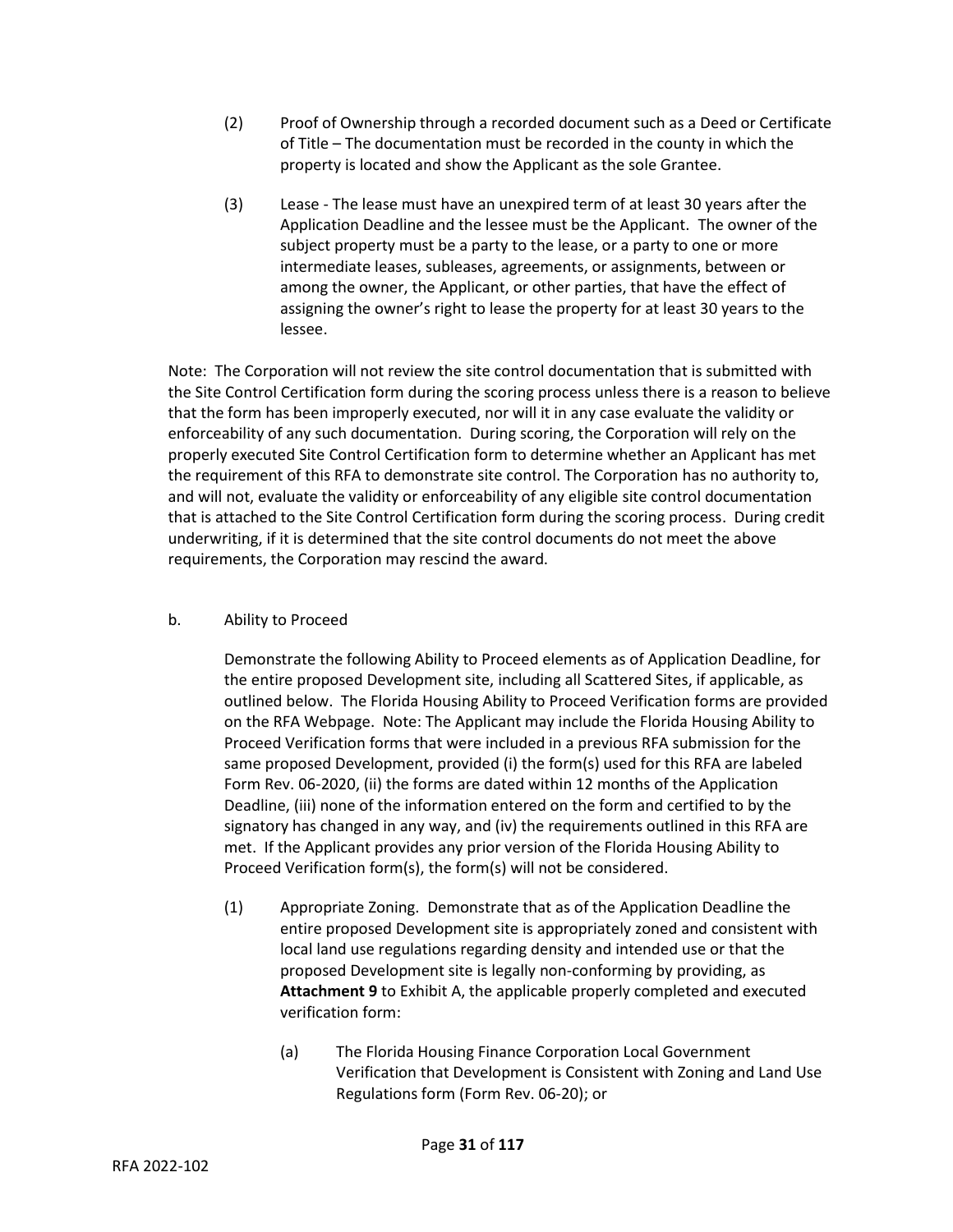(2) Proof of Ownership through a recorded document such as a Deed or Certificate of Title – The documentation must be recorded in the county in which the property is located and show the Applicant as the sole Grantee.

(3) Lease - The lease must have an unexpired term of at least 30 years after the Application Deadline and the lessee must be the Applicant. The owner of the subject property must be a party to the lease, or a party to one or more intermediate leases, subleases, agreements, or assignments, between or among the owner, the Applicant, or other parties, that have the effect of assigning the owner's right to lease the property for at least 30 years to the lessee.

Note: The Corporation will not review the site control documentation that is submitted with the Site Control Certification form during the scoring process unless there is a reason to believe that the form has been improperly executed, nor will it in any case evaluate the validity or enforceability of any such documentation. During scoring, the Corporation will rely on the properly executed Site Control Certification form to determine whether an Applicant has met the requirement of this RFA to demonstrate site control. The Corporation has no authority to, and will not, evaluate the validity or enforceability of any eligible site control documentation that is attached to the Site Control Certification form during the scoring process. During credit underwriting, if it is determined that the site control documents do not meet the above requirements, the Corporation may rescind the award.

b. Ability to Proceed

Demonstrate the following Ability to Proceed elements as of Application Deadline, for the entire proposed Development site, including all Scattered Sites, if applicable, as outlined below. The Florida Housing Ability to Proceed Verification forms are provided on the RFA Webpage. Note: The Applicant may include the Florida Housing Ability to Proceed Verification forms that were included in a previous RFA submission for the same proposed Development, provided (i) the form(s) used for this RFA are labeled Form Rev. 06-2020, (ii) the forms are dated within 12 months of the Application Deadline, (iii) none of the information entered on the form and certified to by the signatory has changed in any way, and (iv) the requirements outlined in this RFA are met. If the Applicant provides any prior version of the Florida Housing Ability to Proceed Verification form(s), the form(s) will not be considered.

(1) Appropriate Zoning. Demonstrate that as of the Application Deadline the entire proposed Development site is appropriately zoned and consistent with local land use regulations regarding density and intended use or that the proposed Development site is legally non-conforming by providing, as **Attachment 9** to Exhibit A, the applicable properly completed and executed verification form:

(a) The Florida Housing Finance Corporation Local Government Verification that Development is Consistent with Zoning and Land Use Regulations form (Form Rev. 06-20); or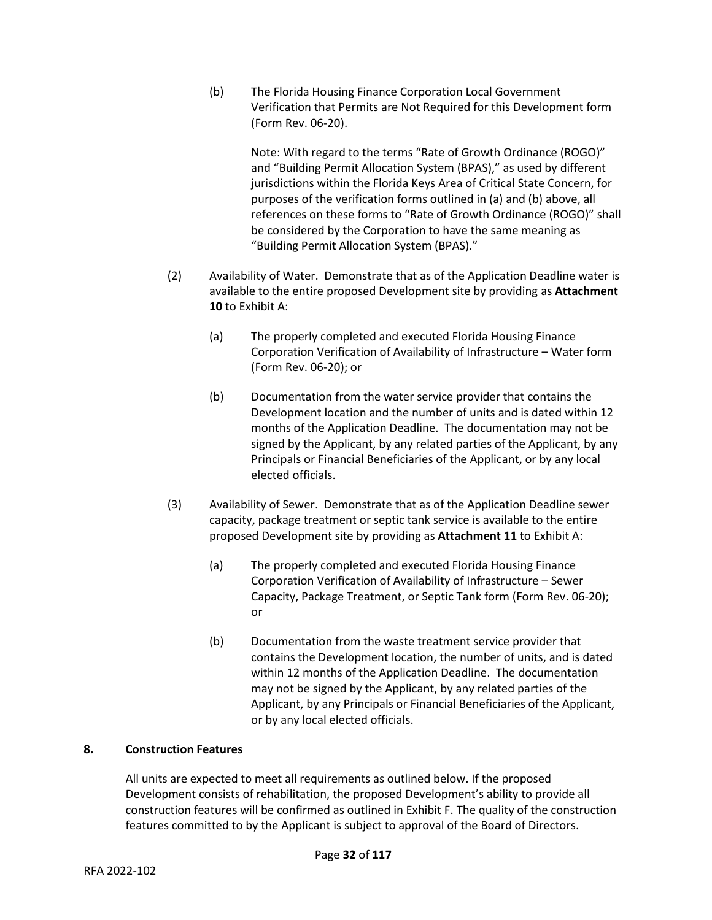(b) The Florida Housing Finance Corporation Local Government Verification that Permits are Not Required for this Development form (Form Rev. 06-20).

Note: With regard to the terms "Rate of Growth Ordinance (ROGO)" and "Building Permit Allocation System (BPAS)," as used by different jurisdictions within the Florida Keys Area of Critical State Concern, for purposes of the verification forms outlined in (a) and (b) above, all references on these forms to "Rate of Growth Ordinance (ROGO)" shall be considered by the Corporation to have the same meaning as "Building Permit Allocation System (BPAS)."

(2) Availability of Water. Demonstrate that as of the Application Deadline water is available to the entire proposed Development site by providing as **Attachment 10** to Exhibit A:

(a) The properly completed and executed Florida Housing Finance Corporation Verification of Availability of Infrastructure – Water form (Form Rev. 06-20); or

(b) Documentation from the water service provider that contains the Development location and the number of units and is dated within 12 months of the Application Deadline. The documentation may not be signed by the Applicant, by any related parties of the Applicant, by any Principals or Financial Beneficiaries of the Applicant, or by any local elected officials.

(3) Availability of Sewer. Demonstrate that as of the Application Deadline sewer capacity, package treatment or septic tank service is available to the entire proposed Development site by providing as **Attachment 11** to Exhibit A:

(a) The properly completed and executed Florida Housing Finance Corporation Verification of Availability of Infrastructure – Sewer Capacity, Package Treatment, or Septic Tank form (Form Rev. 06-20); or

(b) Documentation from the waste treatment service provider that contains the Development location, the number of units, and is dated within 12 months of the Application Deadline. The documentation may not be signed by the Applicant, by any related parties of the Applicant, by any Principals or Financial Beneficiaries of the Applicant, or by any local elected officials.

**8. Construction Features**

All units are expected to meet all requirements as outlined below. If the proposed Development consists of rehabilitation, the proposed Development's ability to provide all construction features will be confirmed as outlined in Exhibit F. The quality of the construction features committed to by the Applicant is subject to approval of the Board of Directors.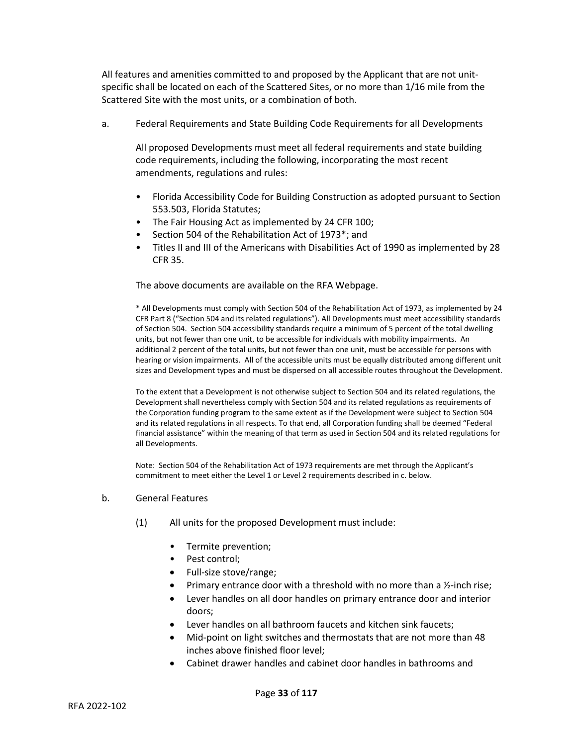All features and amenities committed to and proposed by the Applicant that are not unit-specific shall be located on each of the Scattered Sites, or no more than 1/16 mile from the Scattered Site with the most units, or a combination of both.

a. Federal Requirements and State Building Code Requirements for all Developments

All proposed Developments must meet all federal requirements and state building code requirements, including the following, incorporating the most recent amendments, regulations and rules:

- Florida Accessibility Code for Building Construction as adopted pursuant to Section 553.503, Florida Statutes;
- The Fair Housing Act as implemented by 24 CFR 100;
- Section 504 of the Rehabilitation Act of 1973*; and
- Titles II and III of the Americans with Disabilities Act of 1990 as implemented by 28 CFR 35.

The above documents are available on the RFA Webpage.

\* All Developments must comply with Section 504 of the Rehabilitation Act of 1973, as implemented by 24 CFR Part 8 ("Section 504 and its related regulations"). All Developments must meet accessibility standards of Section 504. Section 504 accessibility standards require a minimum of 5 percent of the total dwelling units, but not fewer than one unit, to be accessible for individuals with mobility impairments. An additional 2 percent of the total units, but not fewer than one unit, must be accessible for persons with hearing or vision impairments. All of the accessible units must be equally distributed among different unit sizes and Development types and must be dispersed on all accessible routes throughout the Development.

To the extent that a Development is not otherwise subject to Section 504 and its related regulations, the Development shall nevertheless comply with Section 504 and its related regulations as requirements of the Corporation funding program to the same extent as if the Development were subject to Section 504 and its related regulations in all respects. To that end, all Corporation funding shall be deemed "Federal financial assistance" within the meaning of that term as used in Section 504 and its related regulations for all Developments.

Note: Section 504 of the Rehabilitation Act of 1973 requirements are met through the Applicant's commitment to meet either the Level 1 or Level 2 requirements described in c. below.

b. General Features

(1) All units for the proposed Development must include:

- Termite prevention;
- Pest control;
- Full-size stove/range;
- Primary entrance door with a threshold with no more than a ½-inch rise;
- Lever handles on all door handles on primary entrance door and interior doors;
- Lever handles on all bathroom faucets and kitchen sink faucets;
- Mid-point on light switches and thermostats that are not more than 48 inches above finished floor level;
- Cabinet drawer handles and cabinet door handles in bathrooms and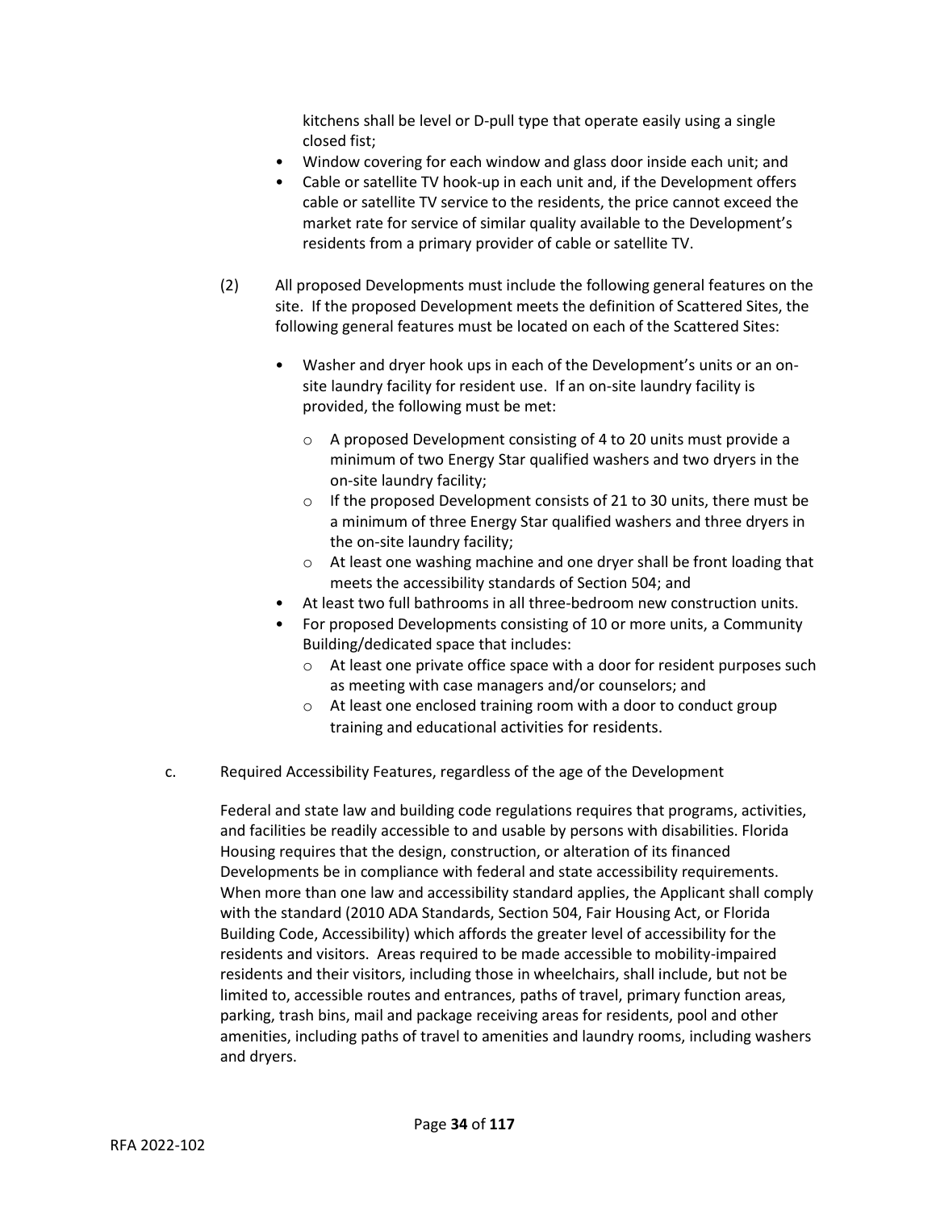kitchens shall be level or D-pull type that operate easily using a single closed fist;

- Window covering for each window and glass door inside each unit; and
- Cable or satellite TV hook-up in each unit and, if the Development offers cable or satellite TV service to the residents, the price cannot exceed the market rate for service of similar quality available to the Development's residents from a primary provider of cable or satellite TV.

(2) All proposed Developments must include the following general features on the site. If the proposed Development meets the definition of Scattered Sites, the following general features must be located on each of the Scattered Sites:

- Washer and dryer hook ups in each of the Development's units or an on-site laundry facility for resident use. If an on-site laundry facility is provided, the following must be met:
    - A proposed Development consisting of 4 to 20 units must provide a minimum of two Energy Star qualified washers and two dryers in the on-site laundry facility;
    - If the proposed Development consists of 21 to 30 units, there must be a minimum of three Energy Star qualified washers and three dryers in the on-site laundry facility;
    - At least one washing machine and one dryer shall be front loading that meets the accessibility standards of Section 504; and
- At least two full bathrooms in all three-bedroom new construction units.
- For proposed Developments consisting of 10 or more units, a Community Building/dedicated space that includes:
    - At least one private office space with a door for resident purposes such as meeting with case managers and/or counselors; and
    - At least one enclosed training room with a door to conduct group training and educational activities for residents.

c. Required Accessibility Features, regardless of the age of the Development

Federal and state law and building code regulations requires that programs, activities, and facilities be readily accessible to and usable by persons with disabilities. Florida Housing requires that the design, construction, or alteration of its financed Developments be in compliance with federal and state accessibility requirements. When more than one law and accessibility standard applies, the Applicant shall comply with the standard (2010 ADA Standards, Section 504, Fair Housing Act, or Florida Building Code, Accessibility) which affords the greater level of accessibility for the residents and visitors. Areas required to be made accessible to mobility-impaired residents and their visitors, including those in wheelchairs, shall include, but not be limited to, accessible routes and entrances, paths of travel, primary function areas, parking, trash bins, mail and package receiving areas for residents, pool and other amenities, including paths of travel to amenities and laundry rooms, including washers and dryers.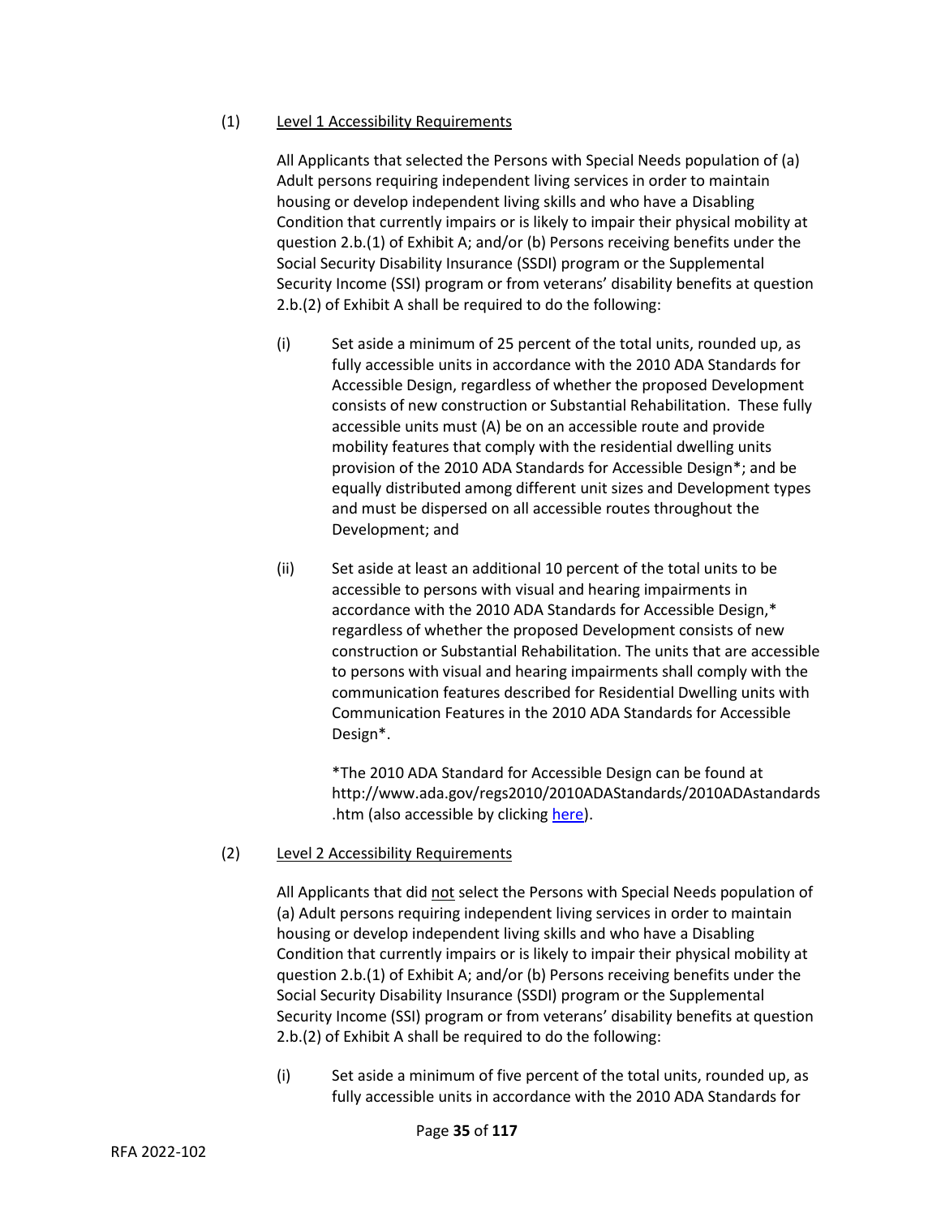(1) <u>Level 1 Accessibility Requirements</u>

All Applicants that selected the Persons with Special Needs population of (a) Adult persons requiring independent living services in order to maintain housing or develop independent living skills and who have a Disabling Condition that currently impairs or is likely to impair their physical mobility at question 2.b.(1) of Exhibit A; and/or (b) Persons receiving benefits under the Social Security Disability Insurance (SSDI) program or the Supplemental Security Income (SSI) program or from veterans' disability benefits at question 2.b.(2) of Exhibit A shall be required to do the following:

(i) Set aside a minimum of 25 percent of the total units, rounded up, as fully accessible units in accordance with the 2010 ADA Standards for Accessible Design, regardless of whether the proposed Development consists of new construction or Substantial Rehabilitation. These fully accessible units must (A) be on an accessible route and provide mobility features that comply with the residential dwelling units provision of the 2010 ADA Standards for Accessible Design*; and be equally distributed among different unit sizes and Development types and must be dispersed on all accessible routes throughout the Development; and

(ii) Set aside at least an additional 10 percent of the total units to be accessible to persons with visual and hearing impairments in accordance with the 2010 ADA Standards for Accessible Design,* regardless of whether the proposed Development consists of new construction or Substantial Rehabilitation. The units that are accessible to persons with visual and hearing impairments shall comply with the communication features described for Residential Dwelling units with Communication Features in the 2010 ADA Standards for Accessible Design*.

*The 2010 ADA Standard for Accessible Design can be found at http://www.ada.gov/regs2010/2010ADAStandards/2010ADAstandards.htm (also accessible by clicking here).

(2) <u>Level 2 Accessibility Requirements</u>

All Applicants that did <u>not</u> select the Persons with Special Needs population of (a) Adult persons requiring independent living services in order to maintain housing or develop independent living skills and who have a Disabling Condition that currently impairs or is likely to impair their physical mobility at question 2.b.(1) of Exhibit A; and/or (b) Persons receiving benefits under the Social Security Disability Insurance (SSDI) program or the Supplemental Security Income (SSI) program or from veterans' disability benefits at question 2.b.(2) of Exhibit A shall be required to do the following:

(i) Set aside a minimum of five percent of the total units, rounded up, as fully accessible units in accordance with the 2010 ADA Standards for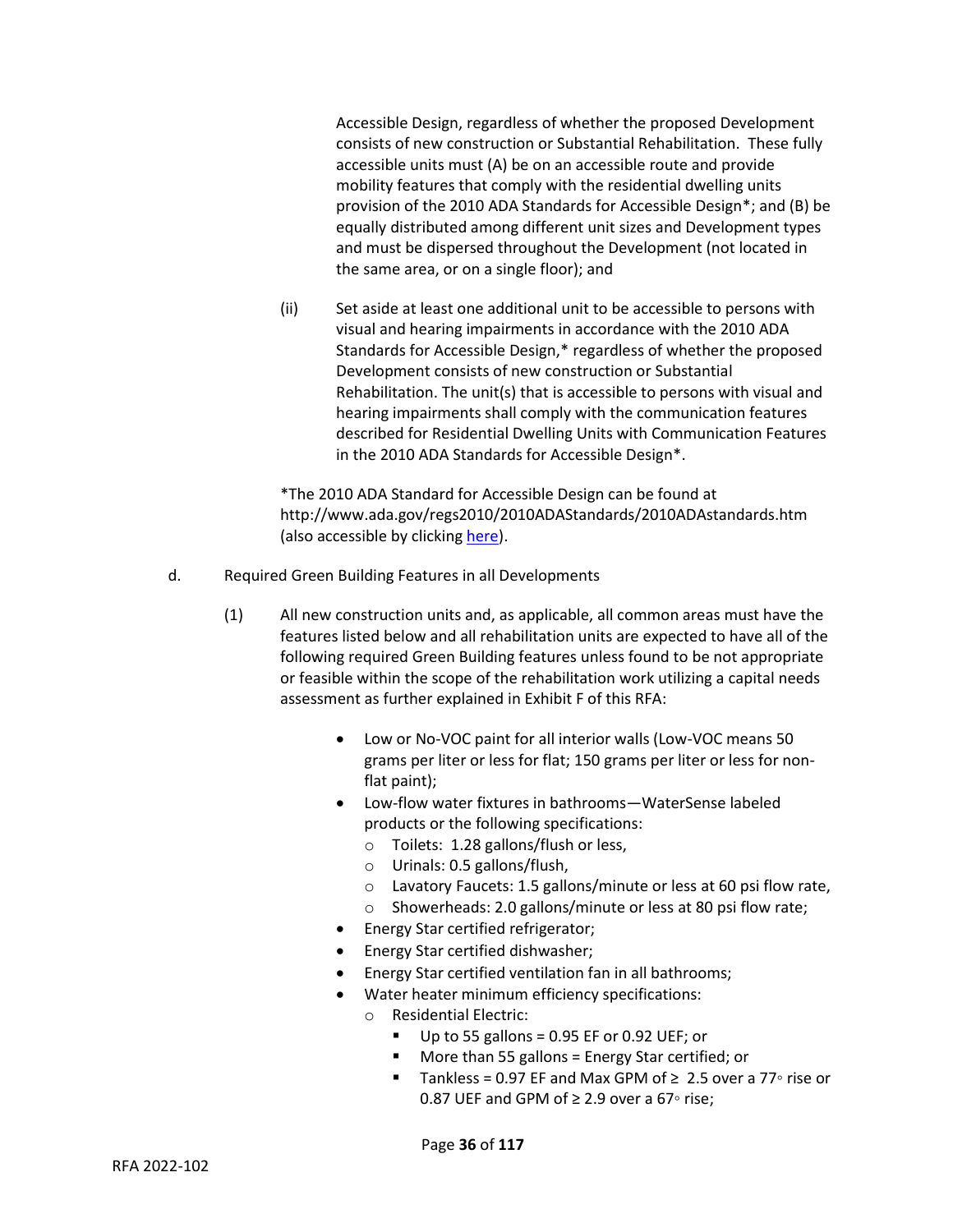Accessible Design, regardless of whether the proposed Development consists of new construction or Substantial Rehabilitation. These fully accessible units must (A) be on an accessible route and provide mobility features that comply with the residential dwelling units provision of the 2010 ADA Standards for Accessible Design*; and (B) be equally distributed among different unit sizes and Development types and must be dispersed throughout the Development (not located in the same area, or on a single floor); and

(ii) Set aside at least one additional unit to be accessible to persons with visual and hearing impairments in accordance with the 2010 ADA Standards for Accessible Design,* regardless of whether the proposed Development consists of new construction or Substantial Rehabilitation. The unit(s) that is accessible to persons with visual and hearing impairments shall comply with the communication features described for Residential Dwelling Units with Communication Features in the 2010 ADA Standards for Accessible Design*.

*The 2010 ADA Standard for Accessible Design can be found at http://www.ada.gov/regs2010/2010ADAStandards/2010ADAstandards.htm (also accessible by clicking here).

d. Required Green Building Features in all Developments

(1) All new construction units and, as applicable, all common areas must have the features listed below and all rehabilitation units are expected to have all of the following required Green Building features unless found to be not appropriate or feasible within the scope of the rehabilitation work utilizing a capital needs assessment as further explained in Exhibit F of this RFA:

- Low or No-VOC paint for all interior walls (Low-VOC means 50 grams per liter or less for flat; 150 grams per liter or less for non-flat paint);
- Low-flow water fixtures in bathrooms—WaterSense labeled products or the following specifications:
  - Toilets: 1.28 gallons/flush or less,
  - Urinals: 0.5 gallons/flush,
  - Lavatory Faucets: 1.5 gallons/minute or less at 60 psi flow rate,
  - Showerheads: 2.0 gallons/minute or less at 80 psi flow rate;
- Energy Star certified refrigerator;
- Energy Star certified dishwasher;
- Energy Star certified ventilation fan in all bathrooms;
- Water heater minimum efficiency specifications:
  - Residential Electric:
    - Up to 55 gallons = 0.95 EF or 0.92 UEF; or
    - More than 55 gallons = Energy Star certified; or
    - Tankless = 0.97 EF and Max GPM of ≥ 2.5 over a 77◦ rise or 0.87 UEF and GPM of ≥ 2.9 over a 67◦ rise;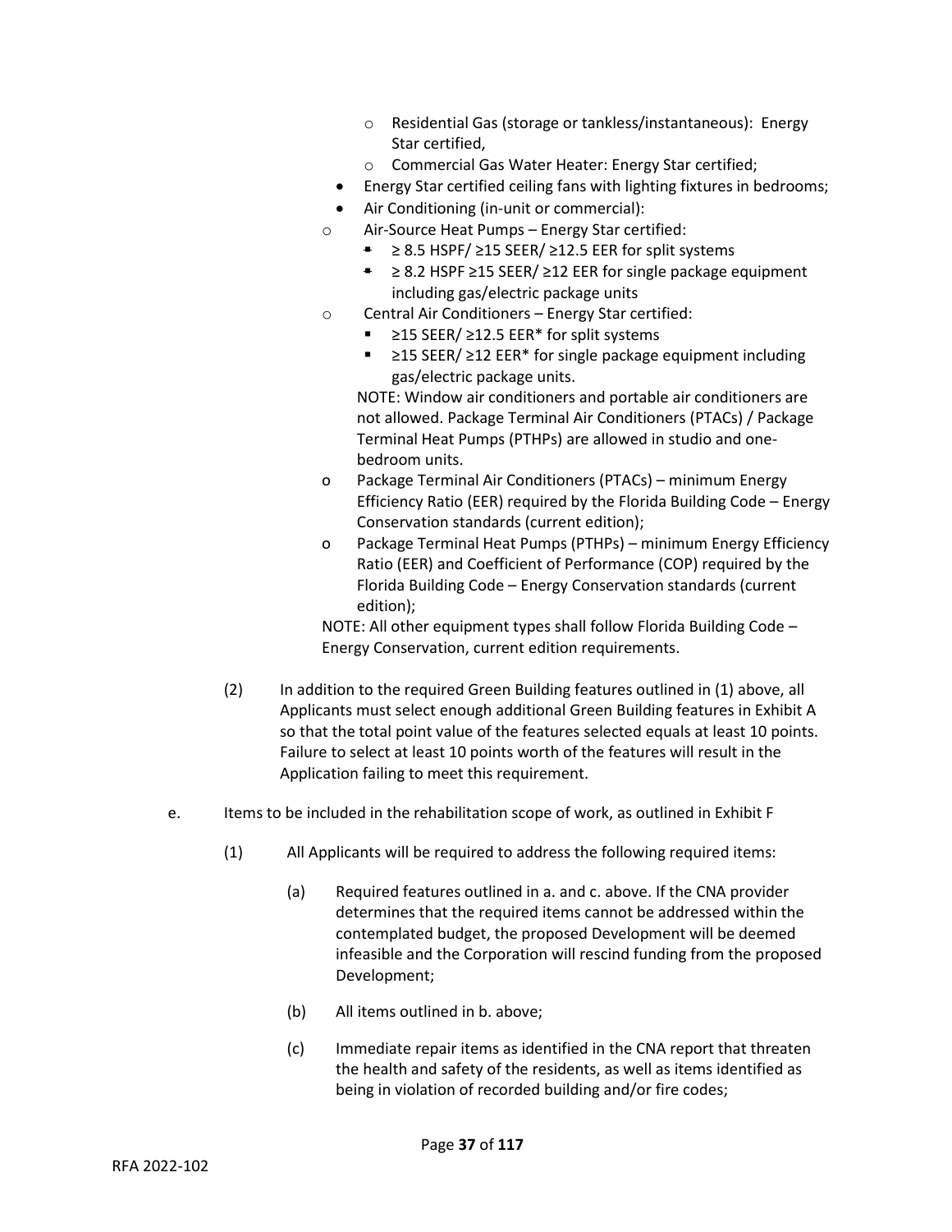- Residential Gas (storage or tankless/instantaneous): Energy Star certified,
- Commercial Gas Water Heater: Energy Star certified;

- Energy Star certified ceiling fans with lighting fixtures in bedrooms;
- Air Conditioning (in-unit or commercial):

  - Air-Source Heat Pumps – Energy Star certified:
    - ≥ 8.5 HSPF/ ≥15 SEER/ ≥12.5 EER for split systems
    - ≥ 8.2 HSPF ≥15 SEER/ ≥12 EER for single package equipment including gas/electric package units
  - Central Air Conditioners – Energy Star certified:
    - ≥15 SEER/ ≥12.5 EER* for split systems
    - ≥15 SEER/ ≥12 EER* for single package equipment including gas/electric package units.

    NOTE: Window air conditioners and portable air conditioners are not allowed. Package Terminal Air Conditioners (PTACs) / Package Terminal Heat Pumps (PTHPs) are allowed in studio and one-bedroom units.
  - Package Terminal Air Conditioners (PTACs) – minimum Energy Efficiency Ratio (EER) required by the Florida Building Code – Energy Conservation standards (current edition);
  - Package Terminal Heat Pumps (PTHPs) – minimum Energy Efficiency Ratio (EER) and Coefficient of Performance (COP) required by the Florida Building Code – Energy Conservation standards (current edition);

    NOTE: All other equipment types shall follow Florida Building Code – Energy Conservation, current edition requirements.

(2) In addition to the required Green Building features outlined in (1) above, all Applicants must select enough additional Green Building features in Exhibit A so that the total point value of the features selected equals at least 10 points. Failure to select at least 10 points worth of the features will result in the Application failing to meet this requirement.

e. Items to be included in the rehabilitation scope of work, as outlined in Exhibit F

(1) All Applicants will be required to address the following required items:

(a) Required features outlined in a. and c. above. If the CNA provider determines that the required items cannot be addressed within the contemplated budget, the proposed Development will be deemed infeasible and the Corporation will rescind funding from the proposed Development;

(b) All items outlined in b. above;

(c) Immediate repair items as identified in the CNA report that threaten the health and safety of the residents, as well as items identified as being in violation of recorded building and/or fire codes;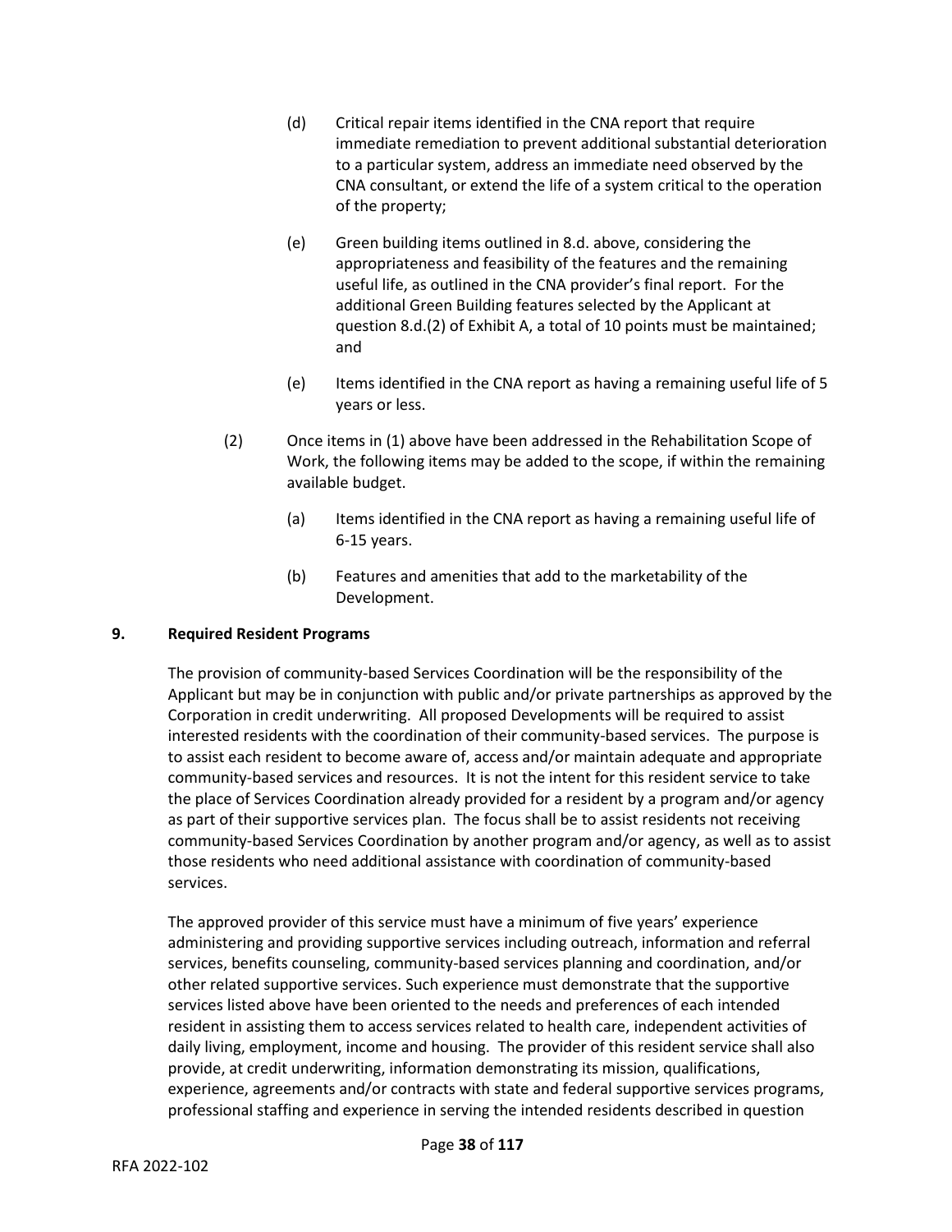(d) Critical repair items identified in the CNA report that require immediate remediation to prevent additional substantial deterioration to a particular system, address an immediate need observed by the CNA consultant, or extend the life of a system critical to the operation of the property;

(e) Green building items outlined in 8.d. above, considering the appropriateness and feasibility of the features and the remaining useful life, as outlined in the CNA provider's final report. For the additional Green Building features selected by the Applicant at question 8.d.(2) of Exhibit A, a total of 10 points must be maintained; and

(e) Items identified in the CNA report as having a remaining useful life of 5 years or less.

(2) Once items in (1) above have been addressed in the Rehabilitation Scope of Work, the following items may be added to the scope, if within the remaining available budget.

(a) Items identified in the CNA report as having a remaining useful life of 6-15 years.

(b) Features and amenities that add to the marketability of the Development.

**9. Required Resident Programs**

The provision of community-based Services Coordination will be the responsibility of the Applicant but may be in conjunction with public and/or private partnerships as approved by the Corporation in credit underwriting. All proposed Developments will be required to assist interested residents with the coordination of their community-based services. The purpose is to assist each resident to become aware of, access and/or maintain adequate and appropriate community-based services and resources. It is not the intent for this resident service to take the place of Services Coordination already provided for a resident by a program and/or agency as part of their supportive services plan. The focus shall be to assist residents not receiving community-based Services Coordination by another program and/or agency, as well as to assist those residents who need additional assistance with coordination of community-based services.

The approved provider of this service must have a minimum of five years' experience administering and providing supportive services including outreach, information and referral services, benefits counseling, community-based services planning and coordination, and/or other related supportive services. Such experience must demonstrate that the supportive services listed above have been oriented to the needs and preferences of each intended resident in assisting them to access services related to health care, independent activities of daily living, employment, income and housing. The provider of this resident service shall also provide, at credit underwriting, information demonstrating its mission, qualifications, experience, agreements and/or contracts with state and federal supportive services programs, professional staffing and experience in serving the intended residents described in question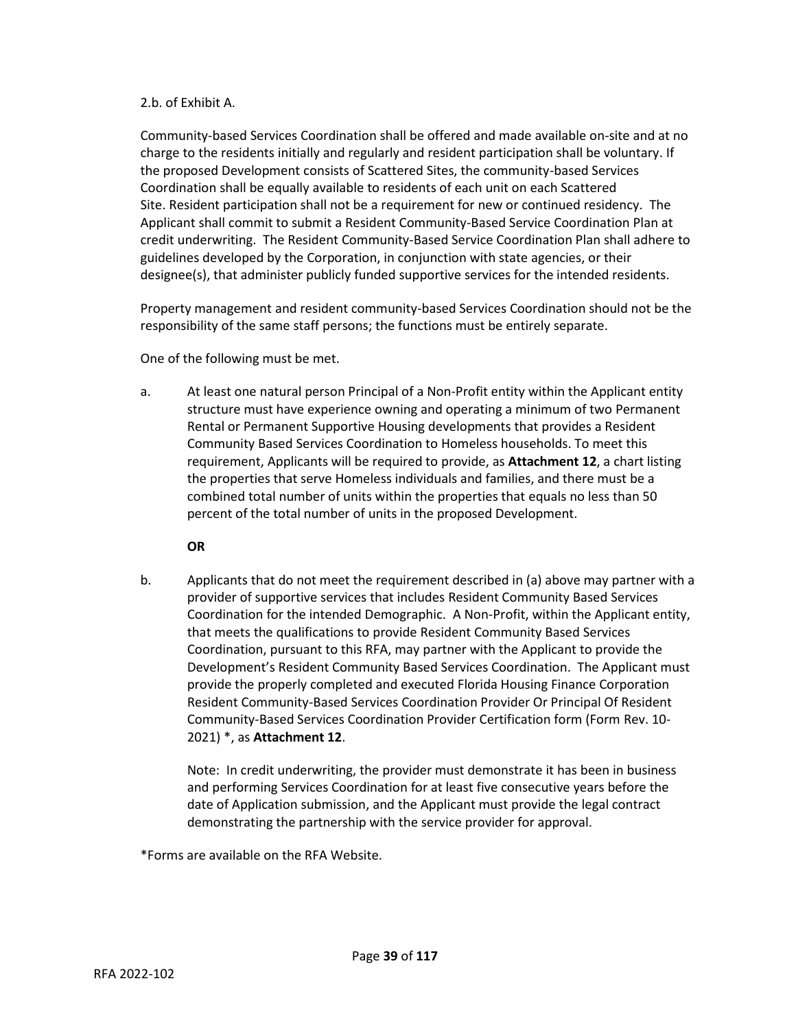2.b. of Exhibit A.

Community-based Services Coordination shall be offered and made available on-site and at no charge to the residents initially and regularly and resident participation shall be voluntary. If the proposed Development consists of Scattered Sites, the community-based Services Coordination shall be equally available to residents of each unit on each Scattered Site. Resident participation shall not be a requirement for new or continued residency. The Applicant shall commit to submit a Resident Community-Based Service Coordination Plan at credit underwriting. The Resident Community-Based Service Coordination Plan shall adhere to guidelines developed by the Corporation, in conjunction with state agencies, or their designee(s), that administer publicly funded supportive services for the intended residents.

Property management and resident community-based Services Coordination should not be the responsibility of the same staff persons; the functions must be entirely separate.

One of the following must be met.

a. At least one natural person Principal of a Non-Profit entity within the Applicant entity structure must have experience owning and operating a minimum of two Permanent Rental or Permanent Supportive Housing developments that provides a Resident Community Based Services Coordination to Homeless households. To meet this requirement, Applicants will be required to provide, as **Attachment 12**, a chart listing the properties that serve Homeless individuals and families, and there must be a combined total number of units within the properties that equals no less than 50 percent of the total number of units in the proposed Development.

   **OR**

b. Applicants that do not meet the requirement described in (a) above may partner with a provider of supportive services that includes Resident Community Based Services Coordination for the intended Demographic. A Non-Profit, within the Applicant entity, that meets the qualifications to provide Resident Community Based Services Coordination, pursuant to this RFA, may partner with the Applicant to provide the Development's Resident Community Based Services Coordination. The Applicant must provide the properly completed and executed Florida Housing Finance Corporation Resident Community-Based Services Coordination Provider Or Principal Of Resident Community-Based Services Coordination Provider Certification form (Form Rev. 10-2021) *, as **Attachment 12**.

   Note: In credit underwriting, the provider must demonstrate it has been in business and performing Services Coordination for at least five consecutive years before the date of Application submission, and the Applicant must provide the legal contract demonstrating the partnership with the service provider for approval.

*Forms are available on the RFA Website.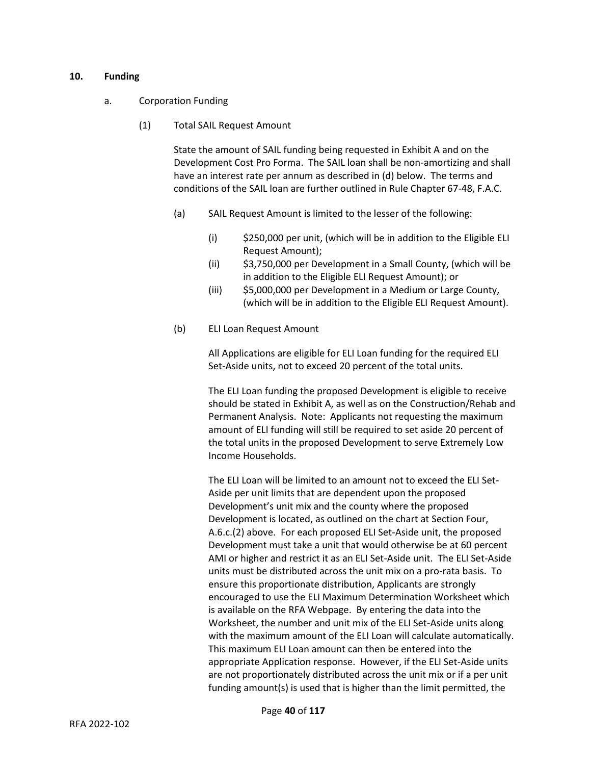**10. Funding**

a. Corporation Funding

(1) Total SAIL Request Amount

State the amount of SAIL funding being requested in Exhibit A and on the Development Cost Pro Forma. The SAIL loan shall be non-amortizing and shall have an interest rate per annum as described in (d) below. The terms and conditions of the SAIL loan are further outlined in Rule Chapter 67-48, F.A.C.

(a) SAIL Request Amount is limited to the lesser of the following:

(i) $250,000 per unit, (which will be in addition to the Eligible ELI Request Amount);

(ii) $3,750,000 per Development in a Small County, (which will be in addition to the Eligible ELI Request Amount); or

(iii) $5,000,000 per Development in a Medium or Large County, (which will be in addition to the Eligible ELI Request Amount).

(b) ELI Loan Request Amount

All Applications are eligible for ELI Loan funding for the required ELI Set-Aside units, not to exceed 20 percent of the total units.

The ELI Loan funding the proposed Development is eligible to receive should be stated in Exhibit A, as well as on the Construction/Rehab and Permanent Analysis. Note: Applicants not requesting the maximum amount of ELI funding will still be required to set aside 20 percent of the total units in the proposed Development to serve Extremely Low Income Households.

The ELI Loan will be limited to an amount not to exceed the ELI Set-Aside per unit limits that are dependent upon the proposed Development's unit mix and the county where the proposed Development is located, as outlined on the chart at Section Four, A.6.c.(2) above. For each proposed ELI Set-Aside unit, the proposed Development must take a unit that would otherwise be at 60 percent AMI or higher and restrict it as an ELI Set-Aside unit. The ELI Set-Aside units must be distributed across the unit mix on a pro-rata basis. To ensure this proportionate distribution, Applicants are strongly encouraged to use the ELI Maximum Determination Worksheet which is available on the RFA Webpage. By entering the data into the Worksheet, the number and unit mix of the ELI Set-Aside units along with the maximum amount of the ELI Loan will calculate automatically. This maximum ELI Loan amount can then be entered into the appropriate Application response. However, if the ELI Set-Aside units are not proportionately distributed across the unit mix or if a per unit funding amount(s) is used that is higher than the limit permitted, the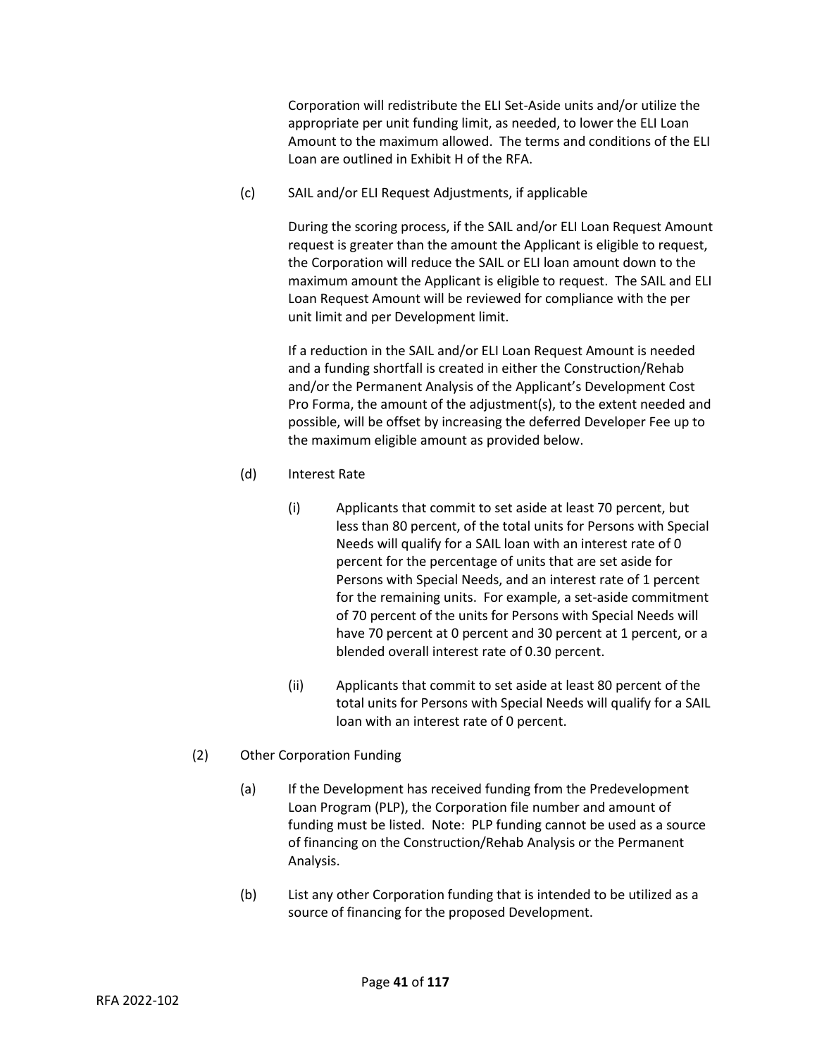Corporation will redistribute the ELI Set-Aside units and/or utilize the appropriate per unit funding limit, as needed, to lower the ELI Loan Amount to the maximum allowed. The terms and conditions of the ELI Loan are outlined in Exhibit H of the RFA.

(c) SAIL and/or ELI Request Adjustments, if applicable

During the scoring process, if the SAIL and/or ELI Loan Request Amount request is greater than the amount the Applicant is eligible to request, the Corporation will reduce the SAIL or ELI loan amount down to the maximum amount the Applicant is eligible to request. The SAIL and ELI Loan Request Amount will be reviewed for compliance with the per unit limit and per Development limit.

If a reduction in the SAIL and/or ELI Loan Request Amount is needed and a funding shortfall is created in either the Construction/Rehab and/or the Permanent Analysis of the Applicant's Development Cost Pro Forma, the amount of the adjustment(s), to the extent needed and possible, will be offset by increasing the deferred Developer Fee up to the maximum eligible amount as provided below.

(d) Interest Rate

(i) Applicants that commit to set aside at least 70 percent, but less than 80 percent, of the total units for Persons with Special Needs will qualify for a SAIL loan with an interest rate of 0 percent for the percentage of units that are set aside for Persons with Special Needs, and an interest rate of 1 percent for the remaining units. For example, a set-aside commitment of 70 percent of the units for Persons with Special Needs will have 70 percent at 0 percent and 30 percent at 1 percent, or a blended overall interest rate of 0.30 percent.

(ii) Applicants that commit to set aside at least 80 percent of the total units for Persons with Special Needs will qualify for a SAIL loan with an interest rate of 0 percent.

(2) Other Corporation Funding

(a) If the Development has received funding from the Predevelopment Loan Program (PLP), the Corporation file number and amount of funding must be listed. Note: PLP funding cannot be used as a source of financing on the Construction/Rehab Analysis or the Permanent Analysis.

(b) List any other Corporation funding that is intended to be utilized as a source of financing for the proposed Development.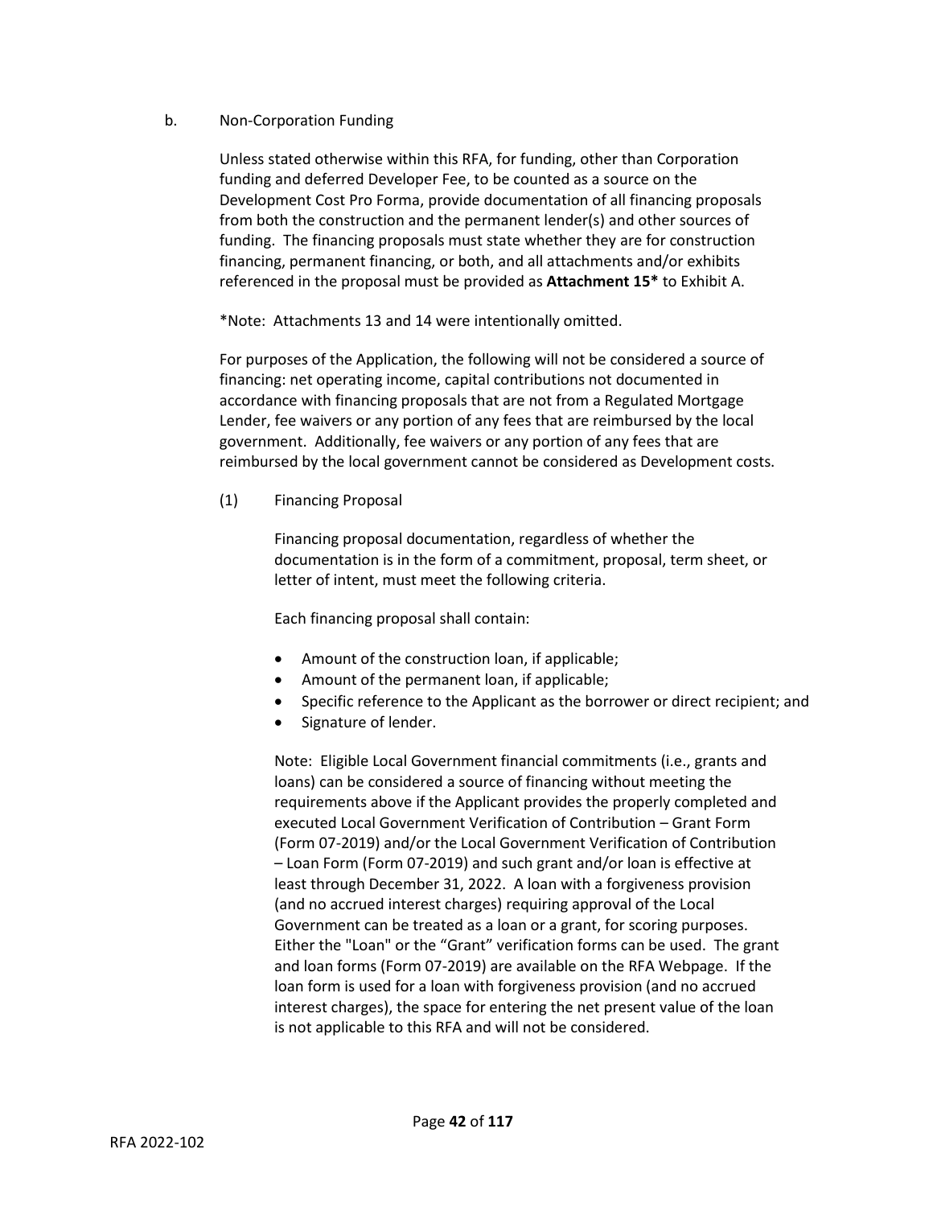b. Non-Corporation Funding

Unless stated otherwise within this RFA, for funding, other than Corporation funding and deferred Developer Fee, to be counted as a source on the Development Cost Pro Forma, provide documentation of all financing proposals from both the construction and the permanent lender(s) and other sources of funding. The financing proposals must state whether they are for construction financing, permanent financing, or both, and all attachments and/or exhibits referenced in the proposal must be provided as **Attachment 15*** to Exhibit A.

*Note: Attachments 13 and 14 were intentionally omitted.

For purposes of the Application, the following will not be considered a source of financing: net operating income, capital contributions not documented in accordance with financing proposals that are not from a Regulated Mortgage Lender, fee waivers or any portion of any fees that are reimbursed by the local government. Additionally, fee waivers or any portion of any fees that are reimbursed by the local government cannot be considered as Development costs.

(1) Financing Proposal

Financing proposal documentation, regardless of whether the documentation is in the form of a commitment, proposal, term sheet, or letter of intent, must meet the following criteria.

Each financing proposal shall contain:

- Amount of the construction loan, if applicable;
- Amount of the permanent loan, if applicable;
- Specific reference to the Applicant as the borrower or direct recipient; and
- Signature of lender.

Note: Eligible Local Government financial commitments (i.e., grants and loans) can be considered a source of financing without meeting the requirements above if the Applicant provides the properly completed and executed Local Government Verification of Contribution – Grant Form (Form 07-2019) and/or the Local Government Verification of Contribution – Loan Form (Form 07-2019) and such grant and/or loan is effective at least through December 31, 2022. A loan with a forgiveness provision (and no accrued interest charges) requiring approval of the Local Government can be treated as a loan or a grant, for scoring purposes. Either the "Loan" or the "Grant" verification forms can be used. The grant and loan forms (Form 07-2019) are available on the RFA Webpage. If the loan form is used for a loan with forgiveness provision (and no accrued interest charges), the space for entering the net present value of the loan is not applicable to this RFA and will not be considered.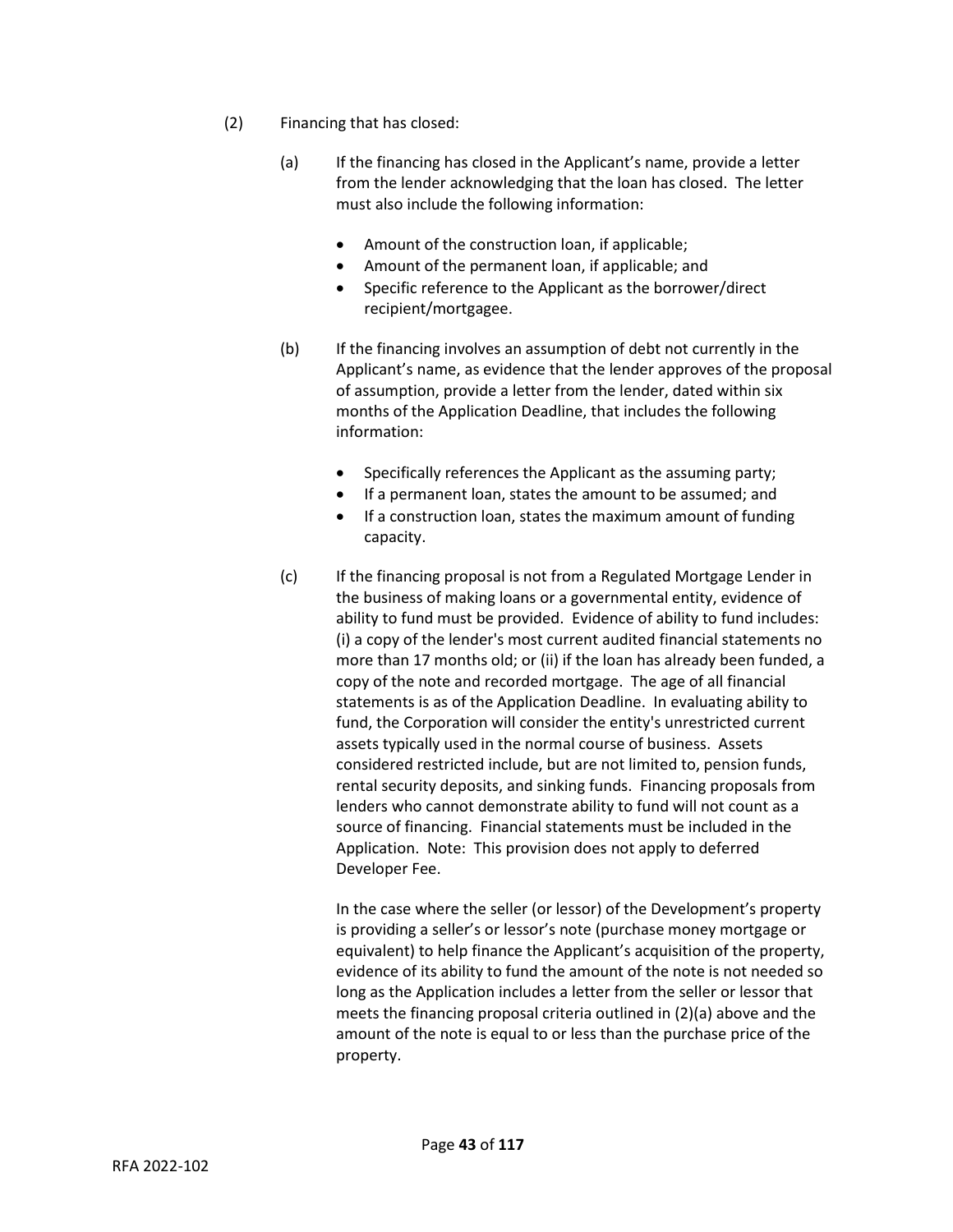(2) Financing that has closed:

(a) If the financing has closed in the Applicant's name, provide a letter from the lender acknowledging that the loan has closed. The letter must also include the following information:

- Amount of the construction loan, if applicable;
- Amount of the permanent loan, if applicable; and
- Specific reference to the Applicant as the borrower/direct recipient/mortgagee.

(b) If the financing involves an assumption of debt not currently in the Applicant's name, as evidence that the lender approves of the proposal of assumption, provide a letter from the lender, dated within six months of the Application Deadline, that includes the following information:

- Specifically references the Applicant as the assuming party;
- If a permanent loan, states the amount to be assumed; and
- If a construction loan, states the maximum amount of funding capacity.

(c) If the financing proposal is not from a Regulated Mortgage Lender in the business of making loans or a governmental entity, evidence of ability to fund must be provided. Evidence of ability to fund includes: (i) a copy of the lender's most current audited financial statements no more than 17 months old; or (ii) if the loan has already been funded, a copy of the note and recorded mortgage. The age of all financial statements is as of the Application Deadline. In evaluating ability to fund, the Corporation will consider the entity's unrestricted current assets typically used in the normal course of business. Assets considered restricted include, but are not limited to, pension funds, rental security deposits, and sinking funds. Financing proposals from lenders who cannot demonstrate ability to fund will not count as a source of financing. Financial statements must be included in the Application. Note: This provision does not apply to deferred Developer Fee.

In the case where the seller (or lessor) of the Development's property is providing a seller's or lessor's note (purchase money mortgage or equivalent) to help finance the Applicant's acquisition of the property, evidence of its ability to fund the amount of the note is not needed so long as the Application includes a letter from the seller or lessor that meets the financing proposal criteria outlined in (2)(a) above and the amount of the note is equal to or less than the purchase price of the property.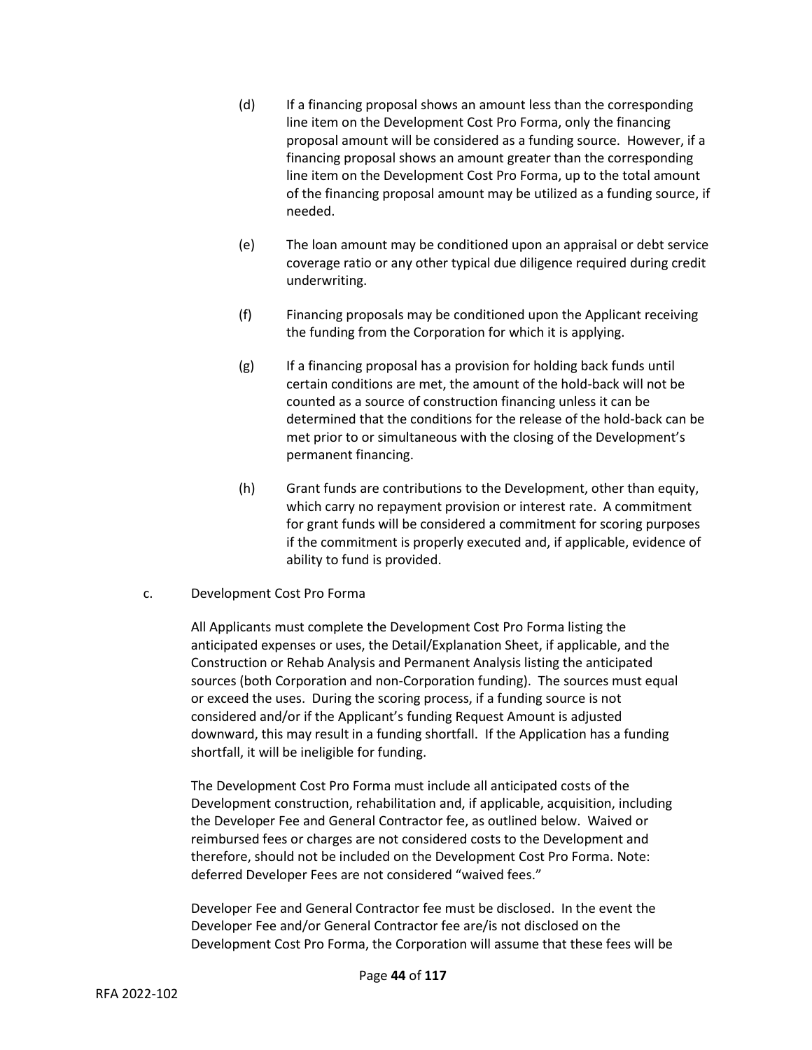(d) If a financing proposal shows an amount less than the corresponding line item on the Development Cost Pro Forma, only the financing proposal amount will be considered as a funding source. However, if a financing proposal shows an amount greater than the corresponding line item on the Development Cost Pro Forma, up to the total amount of the financing proposal amount may be utilized as a funding source, if needed.

(e) The loan amount may be conditioned upon an appraisal or debt service coverage ratio or any other typical due diligence required during credit underwriting.

(f) Financing proposals may be conditioned upon the Applicant receiving the funding from the Corporation for which it is applying.

(g) If a financing proposal has a provision for holding back funds until certain conditions are met, the amount of the hold-back will not be counted as a source of construction financing unless it can be determined that the conditions for the release of the hold-back can be met prior to or simultaneous with the closing of the Development's permanent financing.

(h) Grant funds are contributions to the Development, other than equity, which carry no repayment provision or interest rate. A commitment for grant funds will be considered a commitment for scoring purposes if the commitment is properly executed and, if applicable, evidence of ability to fund is provided.

c. Development Cost Pro Forma

All Applicants must complete the Development Cost Pro Forma listing the anticipated expenses or uses, the Detail/Explanation Sheet, if applicable, and the Construction or Rehab Analysis and Permanent Analysis listing the anticipated sources (both Corporation and non-Corporation funding). The sources must equal or exceed the uses. During the scoring process, if a funding source is not considered and/or if the Applicant's funding Request Amount is adjusted downward, this may result in a funding shortfall. If the Application has a funding shortfall, it will be ineligible for funding.

The Development Cost Pro Forma must include all anticipated costs of the Development construction, rehabilitation and, if applicable, acquisition, including the Developer Fee and General Contractor fee, as outlined below. Waived or reimbursed fees or charges are not considered costs to the Development and therefore, should not be included on the Development Cost Pro Forma. Note: deferred Developer Fees are not considered "waived fees."

Developer Fee and General Contractor fee must be disclosed. In the event the Developer Fee and/or General Contractor fee are/is not disclosed on the Development Cost Pro Forma, the Corporation will assume that these fees will be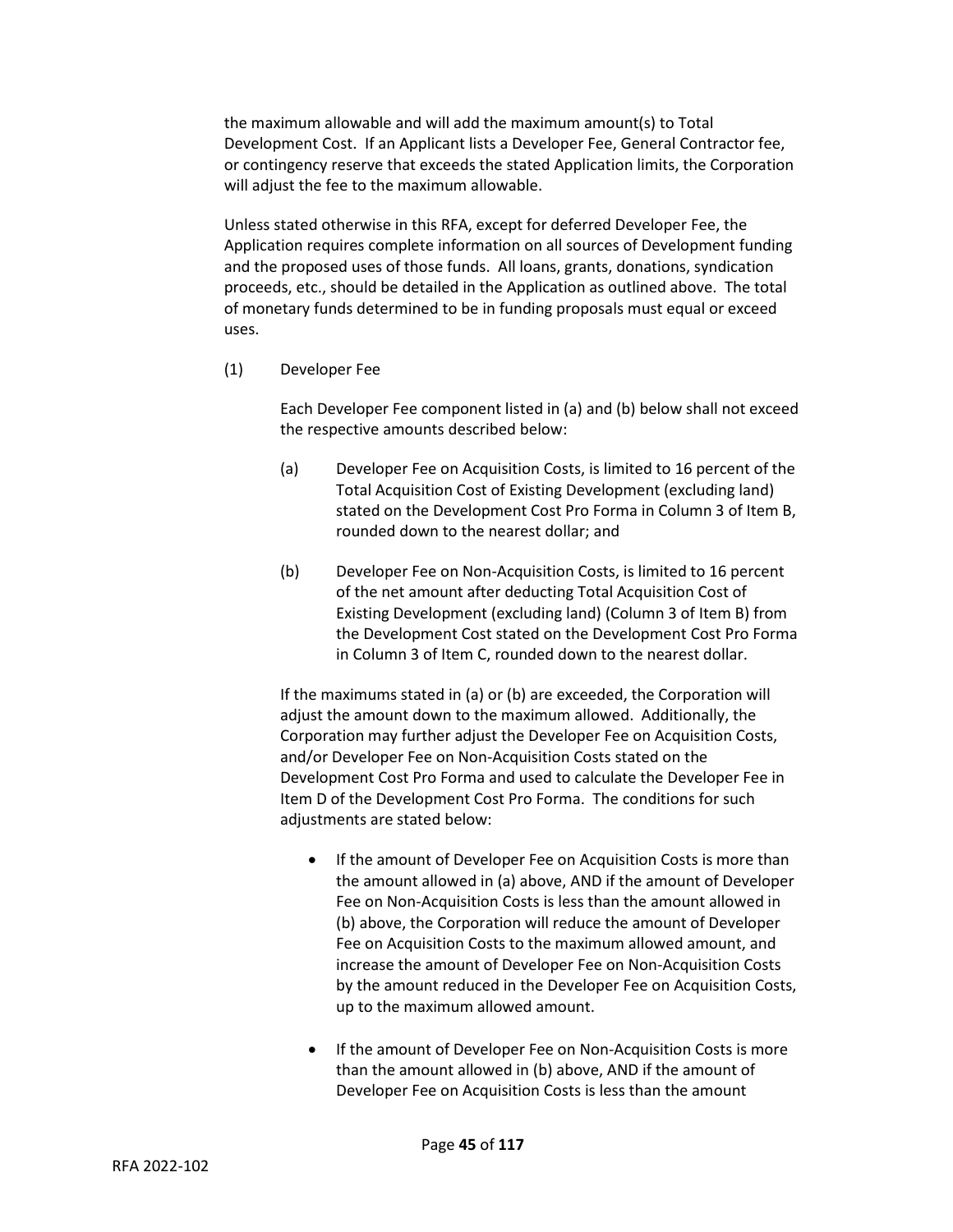the maximum allowable and will add the maximum amount(s) to Total Development Cost. If an Applicant lists a Developer Fee, General Contractor fee, or contingency reserve that exceeds the stated Application limits, the Corporation will adjust the fee to the maximum allowable.

Unless stated otherwise in this RFA, except for deferred Developer Fee, the Application requires complete information on all sources of Development funding and the proposed uses of those funds. All loans, grants, donations, syndication proceeds, etc., should be detailed in the Application as outlined above. The total of monetary funds determined to be in funding proposals must equal or exceed uses.

(1) Developer Fee

Each Developer Fee component listed in (a) and (b) below shall not exceed the respective amounts described below:

(a) Developer Fee on Acquisition Costs, is limited to 16 percent of the Total Acquisition Cost of Existing Development (excluding land) stated on the Development Cost Pro Forma in Column 3 of Item B, rounded down to the nearest dollar; and

(b) Developer Fee on Non-Acquisition Costs, is limited to 16 percent of the net amount after deducting Total Acquisition Cost of Existing Development (excluding land) (Column 3 of Item B) from the Development Cost stated on the Development Cost Pro Forma in Column 3 of Item C, rounded down to the nearest dollar.

If the maximums stated in (a) or (b) are exceeded, the Corporation will adjust the amount down to the maximum allowed. Additionally, the Corporation may further adjust the Developer Fee on Acquisition Costs, and/or Developer Fee on Non-Acquisition Costs stated on the Development Cost Pro Forma and used to calculate the Developer Fee in Item D of the Development Cost Pro Forma. The conditions for such adjustments are stated below:

- If the amount of Developer Fee on Acquisition Costs is more than the amount allowed in (a) above, AND if the amount of Developer Fee on Non-Acquisition Costs is less than the amount allowed in (b) above, the Corporation will reduce the amount of Developer Fee on Acquisition Costs to the maximum allowed amount, and increase the amount of Developer Fee on Non-Acquisition Costs by the amount reduced in the Developer Fee on Acquisition Costs, up to the maximum allowed amount.

- If the amount of Developer Fee on Non-Acquisition Costs is more than the amount allowed in (b) above, AND if the amount of Developer Fee on Acquisition Costs is less than the amount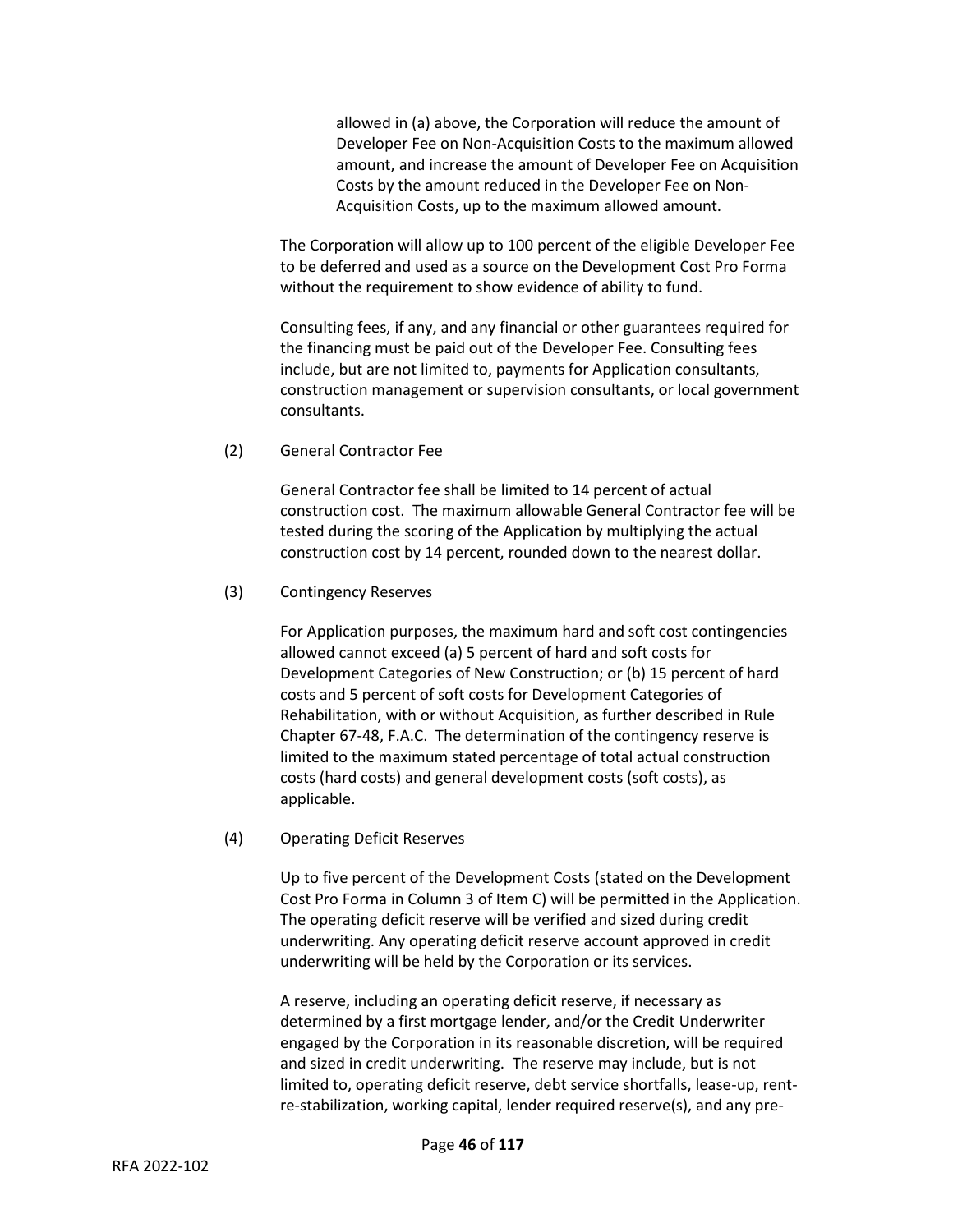allowed in (a) above, the Corporation will reduce the amount of Developer Fee on Non-Acquisition Costs to the maximum allowed amount, and increase the amount of Developer Fee on Acquisition Costs by the amount reduced in the Developer Fee on Non-Acquisition Costs, up to the maximum allowed amount.

The Corporation will allow up to 100 percent of the eligible Developer Fee to be deferred and used as a source on the Development Cost Pro Forma without the requirement to show evidence of ability to fund.

Consulting fees, if any, and any financial or other guarantees required for the financing must be paid out of the Developer Fee. Consulting fees include, but are not limited to, payments for Application consultants, construction management or supervision consultants, or local government consultants.

(2) General Contractor Fee

General Contractor fee shall be limited to 14 percent of actual construction cost. The maximum allowable General Contractor fee will be tested during the scoring of the Application by multiplying the actual construction cost by 14 percent, rounded down to the nearest dollar.

(3) Contingency Reserves

For Application purposes, the maximum hard and soft cost contingencies allowed cannot exceed (a) 5 percent of hard and soft costs for Development Categories of New Construction; or (b) 15 percent of hard costs and 5 percent of soft costs for Development Categories of Rehabilitation, with or without Acquisition, as further described in Rule Chapter 67-48, F.A.C. The determination of the contingency reserve is limited to the maximum stated percentage of total actual construction costs (hard costs) and general development costs (soft costs), as applicable.

(4) Operating Deficit Reserves

Up to five percent of the Development Costs (stated on the Development Cost Pro Forma in Column 3 of Item C) will be permitted in the Application. The operating deficit reserve will be verified and sized during credit underwriting. Any operating deficit reserve account approved in credit underwriting will be held by the Corporation or its services.

A reserve, including an operating deficit reserve, if necessary as determined by a first mortgage lender, and/or the Credit Underwriter engaged by the Corporation in its reasonable discretion, will be required and sized in credit underwriting. The reserve may include, but is not limited to, operating deficit reserve, debt service shortfalls, lease-up, rent-re-stabilization, working capital, lender required reserve(s), and any pre-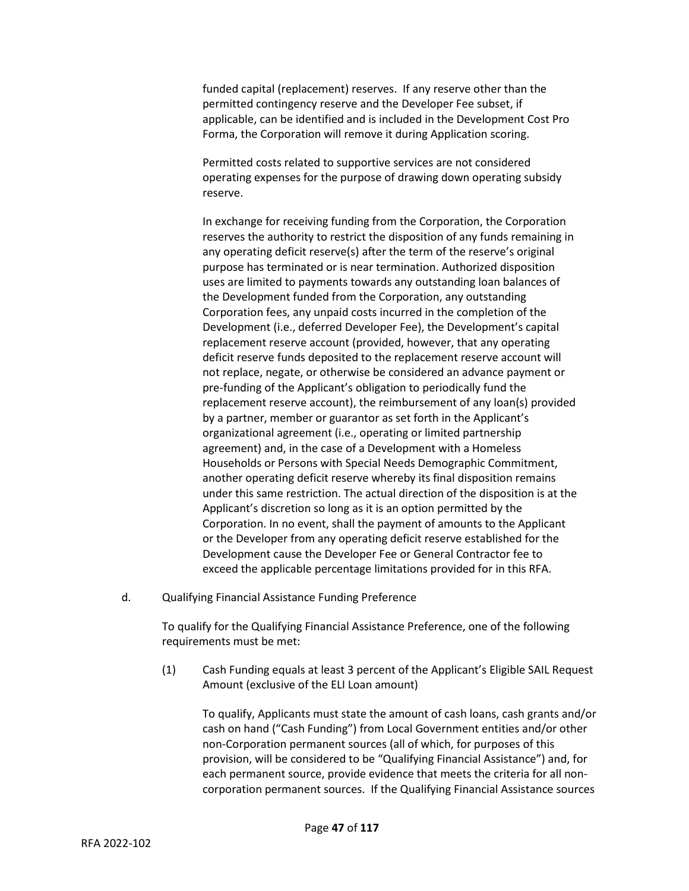funded capital (replacement) reserves. If any reserve other than the permitted contingency reserve and the Developer Fee subset, if applicable, can be identified and is included in the Development Cost Pro Forma, the Corporation will remove it during Application scoring.

Permitted costs related to supportive services are not considered operating expenses for the purpose of drawing down operating subsidy reserve.

In exchange for receiving funding from the Corporation, the Corporation reserves the authority to restrict the disposition of any funds remaining in any operating deficit reserve(s) after the term of the reserve's original purpose has terminated or is near termination. Authorized disposition uses are limited to payments towards any outstanding loan balances of the Development funded from the Corporation, any outstanding Corporation fees, any unpaid costs incurred in the completion of the Development (i.e., deferred Developer Fee), the Development's capital replacement reserve account (provided, however, that any operating deficit reserve funds deposited to the replacement reserve account will not replace, negate, or otherwise be considered an advance payment or pre-funding of the Applicant's obligation to periodically fund the replacement reserve account), the reimbursement of any loan(s) provided by a partner, member or guarantor as set forth in the Applicant's organizational agreement (i.e., operating or limited partnership agreement) and, in the case of a Development with a Homeless Households or Persons with Special Needs Demographic Commitment, another operating deficit reserve whereby its final disposition remains under this same restriction. The actual direction of the disposition is at the Applicant's discretion so long as it is an option permitted by the Corporation. In no event, shall the payment of amounts to the Applicant or the Developer from any operating deficit reserve established for the Development cause the Developer Fee or General Contractor fee to exceed the applicable percentage limitations provided for in this RFA.

d. Qualifying Financial Assistance Funding Preference

To qualify for the Qualifying Financial Assistance Preference, one of the following requirements must be met:

(1) Cash Funding equals at least 3 percent of the Applicant's Eligible SAIL Request Amount (exclusive of the ELI Loan amount)

To qualify, Applicants must state the amount of cash loans, cash grants and/or cash on hand ("Cash Funding") from Local Government entities and/or other non-Corporation permanent sources (all of which, for purposes of this provision, will be considered to be "Qualifying Financial Assistance") and, for each permanent source, provide evidence that meets the criteria for all non-corporation permanent sources. If the Qualifying Financial Assistance sources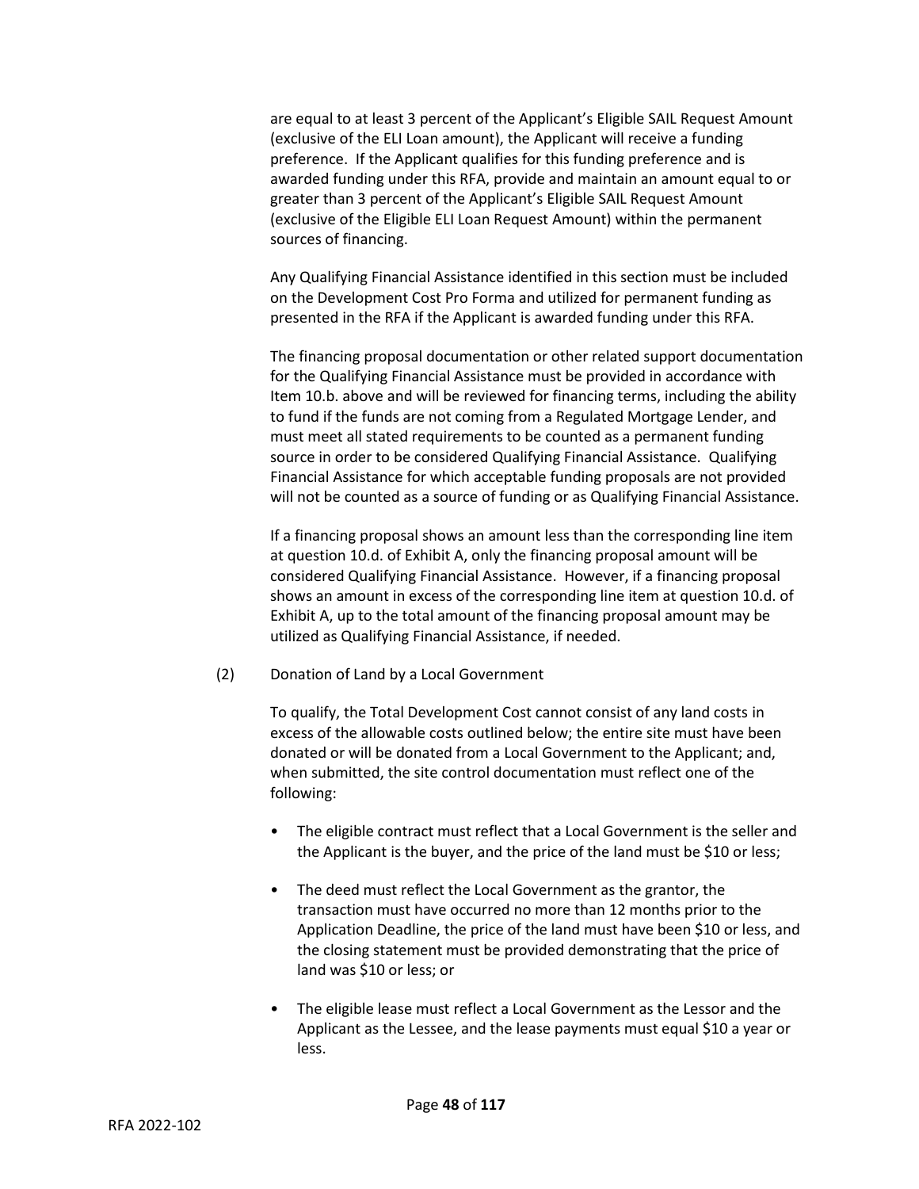are equal to at least 3 percent of the Applicant's Eligible SAIL Request Amount (exclusive of the ELI Loan amount), the Applicant will receive a funding preference. If the Applicant qualifies for this funding preference and is awarded funding under this RFA, provide and maintain an amount equal to or greater than 3 percent of the Applicant's Eligible SAIL Request Amount (exclusive of the Eligible ELI Loan Request Amount) within the permanent sources of financing.

Any Qualifying Financial Assistance identified in this section must be included on the Development Cost Pro Forma and utilized for permanent funding as presented in the RFA if the Applicant is awarded funding under this RFA.

The financing proposal documentation or other related support documentation for the Qualifying Financial Assistance must be provided in accordance with Item 10.b. above and will be reviewed for financing terms, including the ability to fund if the funds are not coming from a Regulated Mortgage Lender, and must meet all stated requirements to be counted as a permanent funding source in order to be considered Qualifying Financial Assistance. Qualifying Financial Assistance for which acceptable funding proposals are not provided will not be counted as a source of funding or as Qualifying Financial Assistance.

If a financing proposal shows an amount less than the corresponding line item at question 10.d. of Exhibit A, only the financing proposal amount will be considered Qualifying Financial Assistance. However, if a financing proposal shows an amount in excess of the corresponding line item at question 10.d. of Exhibit A, up to the total amount of the financing proposal amount may be utilized as Qualifying Financial Assistance, if needed.

(2) Donation of Land by a Local Government

To qualify, the Total Development Cost cannot consist of any land costs in excess of the allowable costs outlined below; the entire site must have been donated or will be donated from a Local Government to the Applicant; and, when submitted, the site control documentation must reflect one of the following:

- The eligible contract must reflect that a Local Government is the seller and the Applicant is the buyer, and the price of the land must be $10 or less;
- The deed must reflect the Local Government as the grantor, the transaction must have occurred no more than 12 months prior to the Application Deadline, the price of the land must have been $10 or less, and the closing statement must be provided demonstrating that the price of land was $10 or less; or
- The eligible lease must reflect a Local Government as the Lessor and the Applicant as the Lessee, and the lease payments must equal $10 a year or less.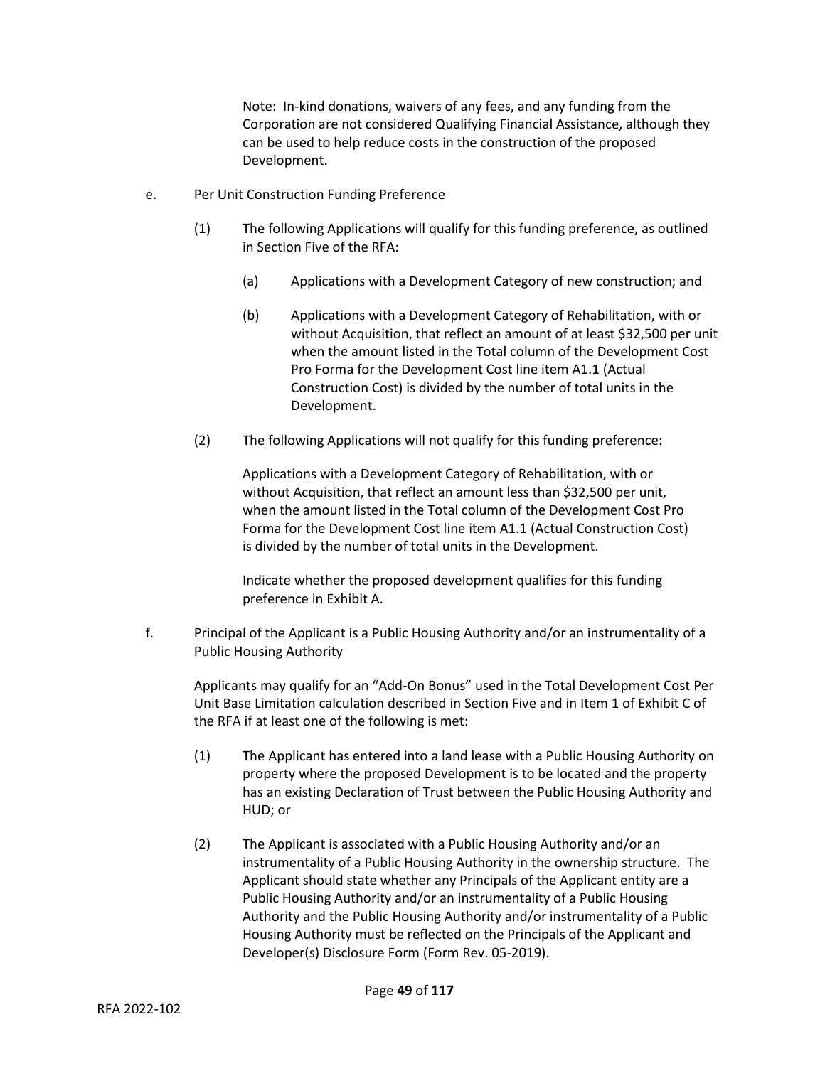Note: In-kind donations, waivers of any fees, and any funding from the Corporation are not considered Qualifying Financial Assistance, although they can be used to help reduce costs in the construction of the proposed Development.

e. Per Unit Construction Funding Preference

(1) The following Applications will qualify for this funding preference, as outlined in Section Five of the RFA:

(a) Applications with a Development Category of new construction; and

(b) Applications with a Development Category of Rehabilitation, with or without Acquisition, that reflect an amount of at least $32,500 per unit when the amount listed in the Total column of the Development Cost Pro Forma for the Development Cost line item A1.1 (Actual Construction Cost) is divided by the number of total units in the Development.

(2) The following Applications will not qualify for this funding preference:

Applications with a Development Category of Rehabilitation, with or without Acquisition, that reflect an amount less than $32,500 per unit, when the amount listed in the Total column of the Development Cost Pro Forma for the Development Cost line item A1.1 (Actual Construction Cost) is divided by the number of total units in the Development.

Indicate whether the proposed development qualifies for this funding preference in Exhibit A.

f. Principal of the Applicant is a Public Housing Authority and/or an instrumentality of a Public Housing Authority

Applicants may qualify for an "Add-On Bonus" used in the Total Development Cost Per Unit Base Limitation calculation described in Section Five and in Item 1 of Exhibit C of the RFA if at least one of the following is met:

(1) The Applicant has entered into a land lease with a Public Housing Authority on property where the proposed Development is to be located and the property has an existing Declaration of Trust between the Public Housing Authority and HUD; or

(2) The Applicant is associated with a Public Housing Authority and/or an instrumentality of a Public Housing Authority in the ownership structure. The Applicant should state whether any Principals of the Applicant entity are a Public Housing Authority and/or an instrumentality of a Public Housing Authority and the Public Housing Authority and/or instrumentality of a Public Housing Authority must be reflected on the Principals of the Applicant and Developer(s) Disclosure Form (Form Rev. 05-2019).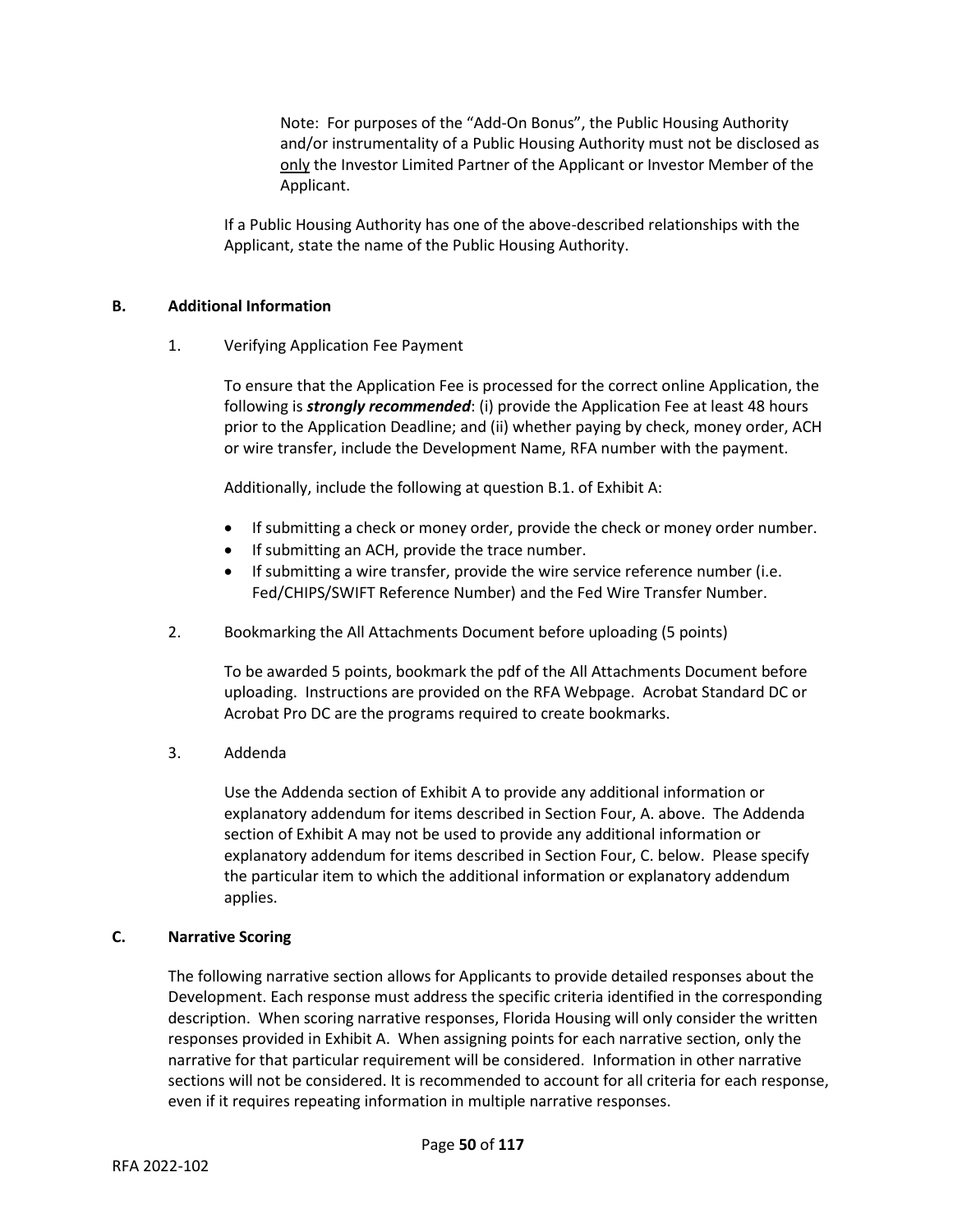Note: For purposes of the "Add-On Bonus", the Public Housing Authority and/or instrumentality of a Public Housing Authority must not be disclosed as only the Investor Limited Partner of the Applicant or Investor Member of the Applicant.

If a Public Housing Authority has one of the above-described relationships with the Applicant, state the name of the Public Housing Authority.

**B. Additional Information**

1. Verifying Application Fee Payment

   To ensure that the Application Fee is processed for the correct online Application, the following is ***strongly recommended***: (i) provide the Application Fee at least 48 hours prior to the Application Deadline; and (ii) whether paying by check, money order, ACH or wire transfer, include the Development Name, RFA number with the payment.

   Additionally, include the following at question B.1. of Exhibit A:

   - If submitting a check or money order, provide the check or money order number.
   - If submitting an ACH, provide the trace number.
   - If submitting a wire transfer, provide the wire service reference number (i.e. Fed/CHIPS/SWIFT Reference Number) and the Fed Wire Transfer Number.

2. Bookmarking the All Attachments Document before uploading (5 points)

   To be awarded 5 points, bookmark the pdf of the All Attachments Document before uploading. Instructions are provided on the RFA Webpage. Acrobat Standard DC or Acrobat Pro DC are the programs required to create bookmarks.

3. Addenda

   Use the Addenda section of Exhibit A to provide any additional information or explanatory addendum for items described in Section Four, A. above. The Addenda section of Exhibit A may not be used to provide any additional information or explanatory addendum for items described in Section Four, C. below. Please specify the particular item to which the additional information or explanatory addendum applies.

**C. Narrative Scoring**

The following narrative section allows for Applicants to provide detailed responses about the Development. Each response must address the specific criteria identified in the corresponding description. When scoring narrative responses, Florida Housing will only consider the written responses provided in Exhibit A. When assigning points for each narrative section, only the narrative for that particular requirement will be considered. Information in other narrative sections will not be considered. It is recommended to account for all criteria for each response, even if it requires repeating information in multiple narrative responses.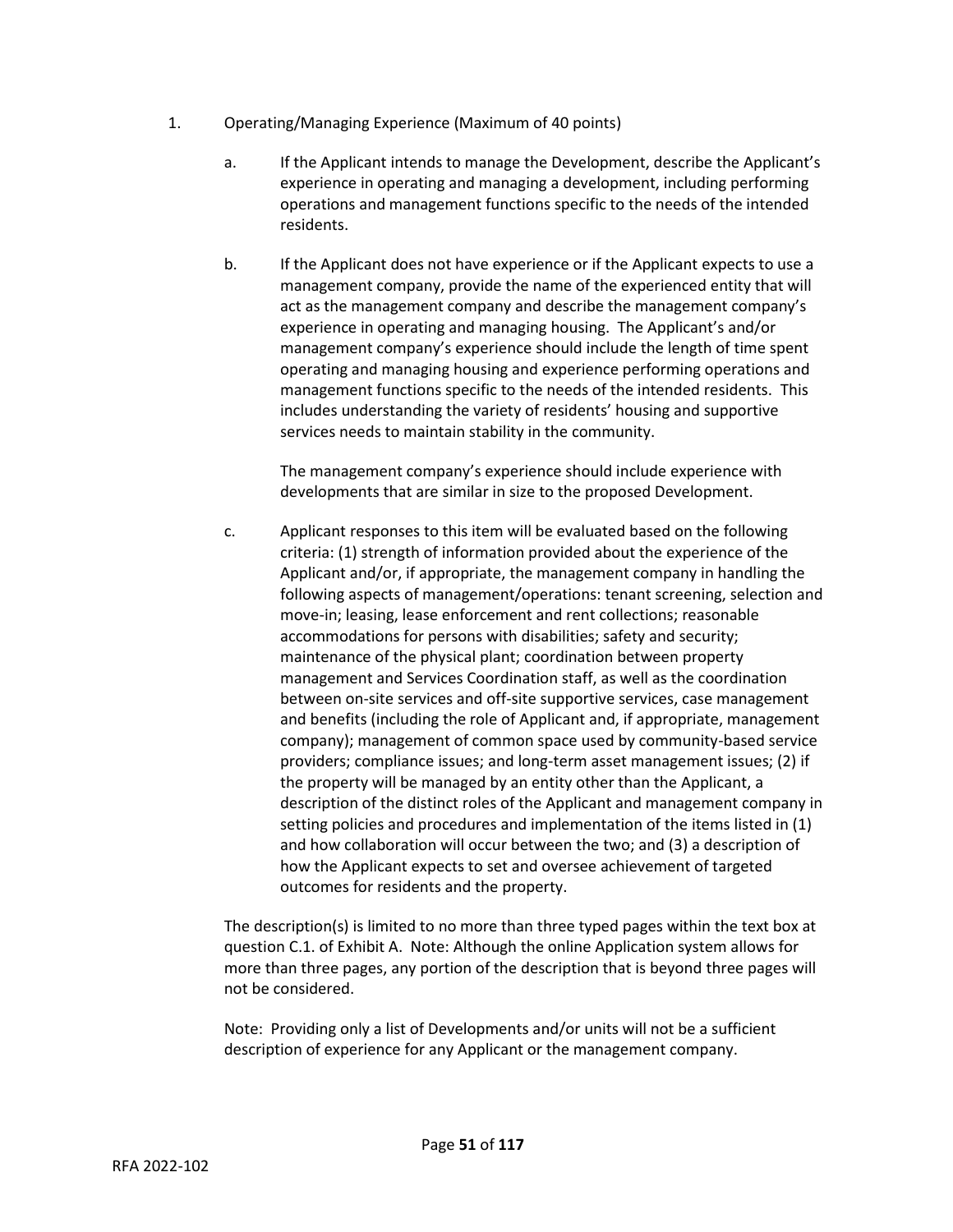1. Operating/Managing Experience (Maximum of 40 points)

   a. If the Applicant intends to manage the Development, describe the Applicant's experience in operating and managing a development, including performing operations and management functions specific to the needs of the intended residents.

   b. If the Applicant does not have experience or if the Applicant expects to use a management company, provide the name of the experienced entity that will act as the management company and describe the management company's experience in operating and managing housing. The Applicant's and/or management company's experience should include the length of time spent operating and managing housing and experience performing operations and management functions specific to the needs of the intended residents. This includes understanding the variety of residents' housing and supportive services needs to maintain stability in the community.

      The management company's experience should include experience with developments that are similar in size to the proposed Development.

   c. Applicant responses to this item will be evaluated based on the following criteria: (1) strength of information provided about the experience of the Applicant and/or, if appropriate, the management company in handling the following aspects of management/operations: tenant screening, selection and move-in; leasing, lease enforcement and rent collections; reasonable accommodations for persons with disabilities; safety and security; maintenance of the physical plant; coordination between property management and Services Coordination staff, as well as the coordination between on-site services and off-site supportive services, case management and benefits (including the role of Applicant and, if appropriate, management company); management of common space used by community-based service providers; compliance issues; and long-term asset management issues; (2) if the property will be managed by an entity other than the Applicant, a description of the distinct roles of the Applicant and management company in setting policies and procedures and implementation of the items listed in (1) and how collaboration will occur between the two; and (3) a description of how the Applicant expects to set and oversee achievement of targeted outcomes for residents and the property.

   The description(s) is limited to no more than three typed pages within the text box at question C.1. of Exhibit A. Note: Although the online Application system allows for more than three pages, any portion of the description that is beyond three pages will not be considered.

   Note: Providing only a list of Developments and/or units will not be a sufficient description of experience for any Applicant or the management company.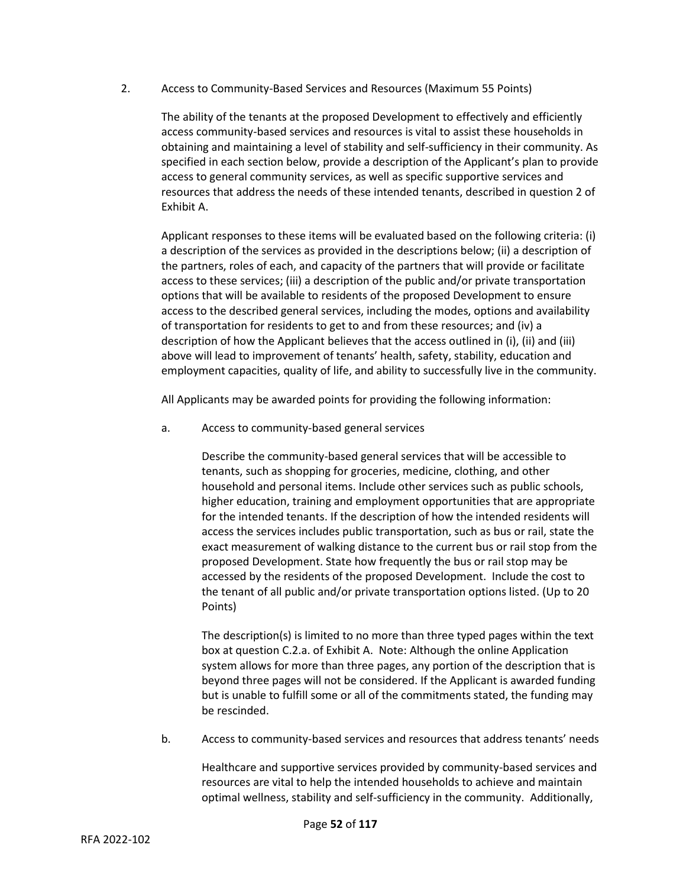2. Access to Community-Based Services and Resources (Maximum 55 Points)

The ability of the tenants at the proposed Development to effectively and efficiently access community-based services and resources is vital to assist these households in obtaining and maintaining a level of stability and self-sufficiency in their community. As specified in each section below, provide a description of the Applicant's plan to provide access to general community services, as well as specific supportive services and resources that address the needs of these intended tenants, described in question 2 of Exhibit A.

Applicant responses to these items will be evaluated based on the following criteria: (i) a description of the services as provided in the descriptions below; (ii) a description of the partners, roles of each, and capacity of the partners that will provide or facilitate access to these services; (iii) a description of the public and/or private transportation options that will be available to residents of the proposed Development to ensure access to the described general services, including the modes, options and availability of transportation for residents to get to and from these resources; and (iv) a description of how the Applicant believes that the access outlined in (i), (ii) and (iii) above will lead to improvement of tenants' health, safety, stability, education and employment capacities, quality of life, and ability to successfully live in the community.

All Applicants may be awarded points for providing the following information:

a. Access to community-based general services

Describe the community-based general services that will be accessible to tenants, such as shopping for groceries, medicine, clothing, and other household and personal items. Include other services such as public schools, higher education, training and employment opportunities that are appropriate for the intended tenants. If the description of how the intended residents will access the services includes public transportation, such as bus or rail, state the exact measurement of walking distance to the current bus or rail stop from the proposed Development. State how frequently the bus or rail stop may be accessed by the residents of the proposed Development. Include the cost to the tenant of all public and/or private transportation options listed. (Up to 20 Points)

The description(s) is limited to no more than three typed pages within the text box at question C.2.a. of Exhibit A. Note: Although the online Application system allows for more than three pages, any portion of the description that is beyond three pages will not be considered. If the Applicant is awarded funding but is unable to fulfill some or all of the commitments stated, the funding may be rescinded.

b. Access to community-based services and resources that address tenants' needs

Healthcare and supportive services provided by community-based services and resources are vital to help the intended households to achieve and maintain optimal wellness, stability and self-sufficiency in the community. Additionally,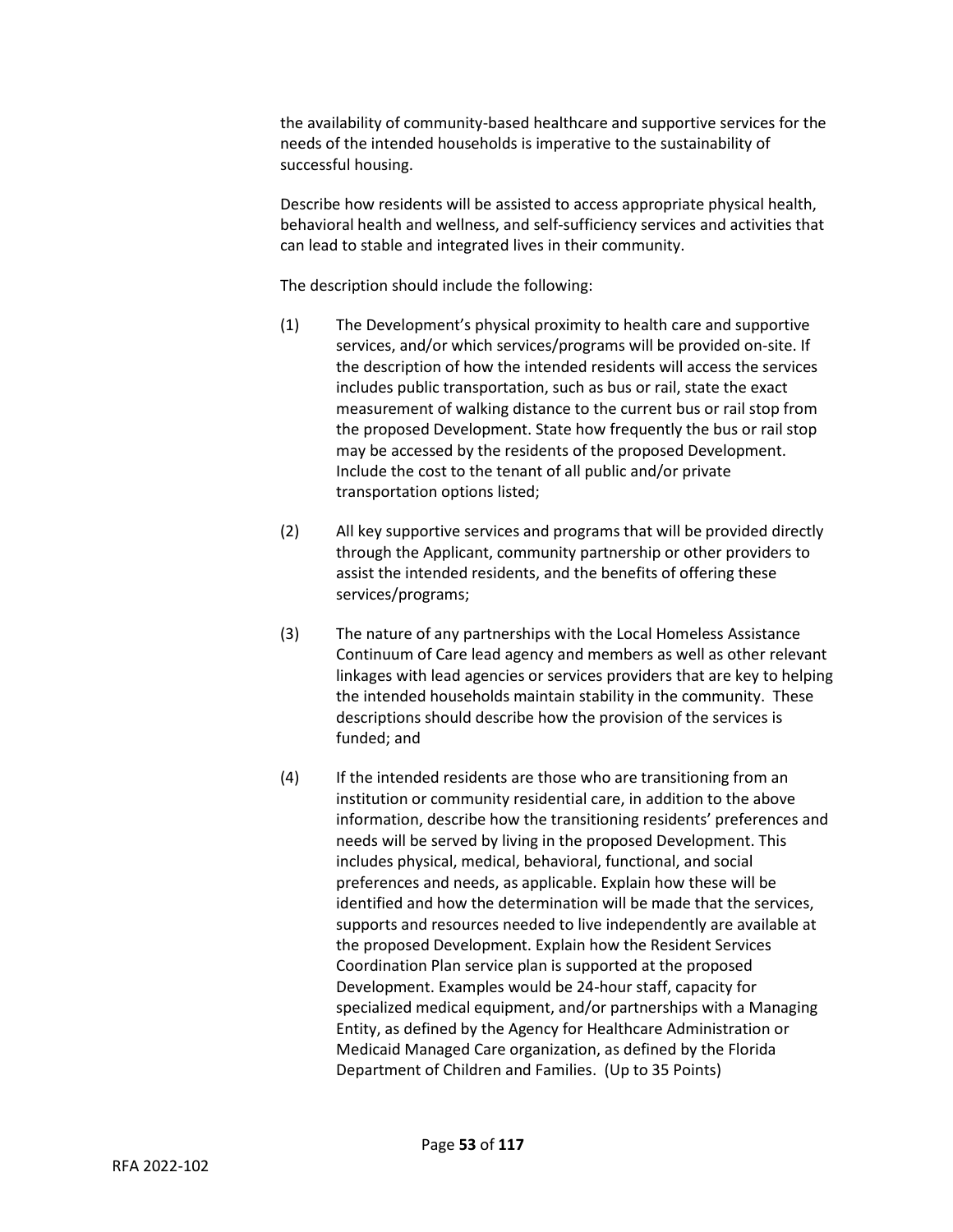the availability of community-based healthcare and supportive services for the needs of the intended households is imperative to the sustainability of successful housing.

Describe how residents will be assisted to access appropriate physical health, behavioral health and wellness, and self-sufficiency services and activities that can lead to stable and integrated lives in their community.

The description should include the following:

(1) The Development's physical proximity to health care and supportive services, and/or which services/programs will be provided on-site. If the description of how the intended residents will access the services includes public transportation, such as bus or rail, state the exact measurement of walking distance to the current bus or rail stop from the proposed Development. State how frequently the bus or rail stop may be accessed by the residents of the proposed Development. Include the cost to the tenant of all public and/or private transportation options listed;

(2) All key supportive services and programs that will be provided directly through the Applicant, community partnership or other providers to assist the intended residents, and the benefits of offering these services/programs;

(3) The nature of any partnerships with the Local Homeless Assistance Continuum of Care lead agency and members as well as other relevant linkages with lead agencies or services providers that are key to helping the intended households maintain stability in the community. These descriptions should describe how the provision of the services is funded; and

(4) If the intended residents are those who are transitioning from an institution or community residential care, in addition to the above information, describe how the transitioning residents' preferences and needs will be served by living in the proposed Development. This includes physical, medical, behavioral, functional, and social preferences and needs, as applicable. Explain how these will be identified and how the determination will be made that the services, supports and resources needed to live independently are available at the proposed Development. Explain how the Resident Services Coordination Plan service plan is supported at the proposed Development. Examples would be 24-hour staff, capacity for specialized medical equipment, and/or partnerships with a Managing Entity, as defined by the Agency for Healthcare Administration or Medicaid Managed Care organization, as defined by the Florida Department of Children and Families. (Up to 35 Points)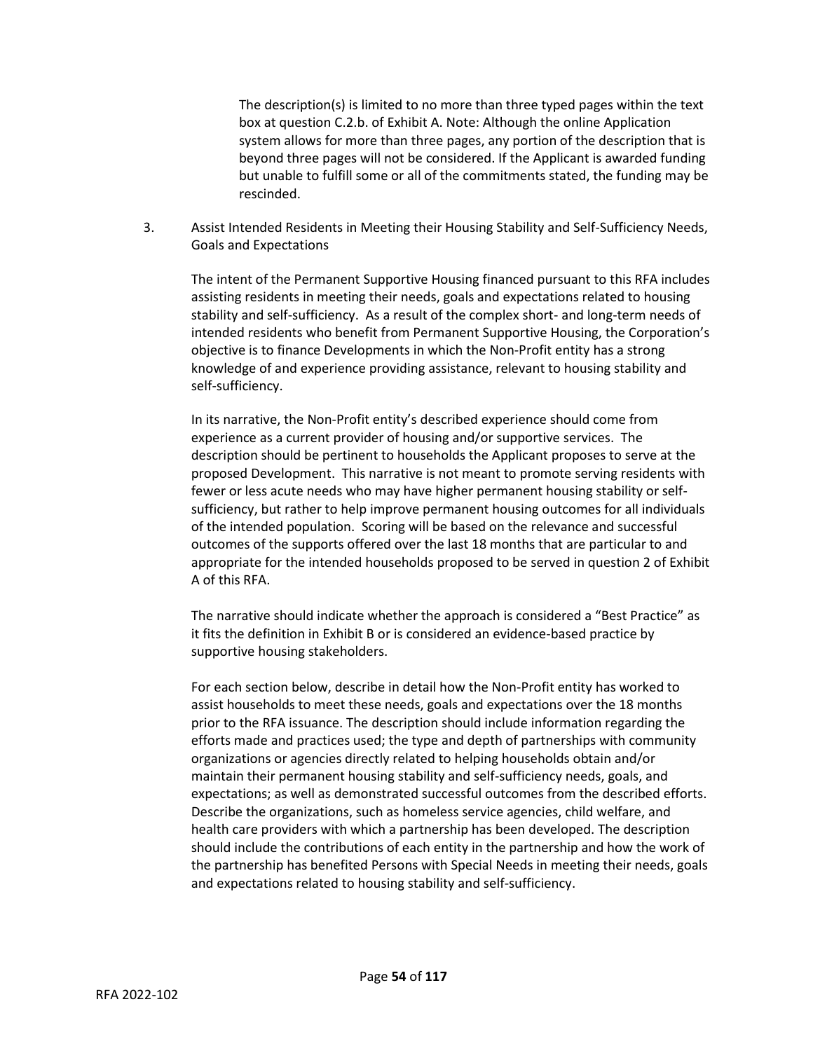The description(s) is limited to no more than three typed pages within the text box at question C.2.b. of Exhibit A. Note: Although the online Application system allows for more than three pages, any portion of the description that is beyond three pages will not be considered. If the Applicant is awarded funding but unable to fulfill some or all of the commitments stated, the funding may be rescinded.

3. Assist Intended Residents in Meeting their Housing Stability and Self-Sufficiency Needs, Goals and Expectations

The intent of the Permanent Supportive Housing financed pursuant to this RFA includes assisting residents in meeting their needs, goals and expectations related to housing stability and self-sufficiency. As a result of the complex short- and long-term needs of intended residents who benefit from Permanent Supportive Housing, the Corporation's objective is to finance Developments in which the Non-Profit entity has a strong knowledge of and experience providing assistance, relevant to housing stability and self-sufficiency.

In its narrative, the Non-Profit entity's described experience should come from experience as a current provider of housing and/or supportive services. The description should be pertinent to households the Applicant proposes to serve at the proposed Development. This narrative is not meant to promote serving residents with fewer or less acute needs who may have higher permanent housing stability or self-sufficiency, but rather to help improve permanent housing outcomes for all individuals of the intended population. Scoring will be based on the relevance and successful outcomes of the supports offered over the last 18 months that are particular to and appropriate for the intended households proposed to be served in question 2 of Exhibit A of this RFA.

The narrative should indicate whether the approach is considered a "Best Practice" as it fits the definition in Exhibit B or is considered an evidence-based practice by supportive housing stakeholders.

For each section below, describe in detail how the Non-Profit entity has worked to assist households to meet these needs, goals and expectations over the 18 months prior to the RFA issuance. The description should include information regarding the efforts made and practices used; the type and depth of partnerships with community organizations or agencies directly related to helping households obtain and/or maintain their permanent housing stability and self-sufficiency needs, goals, and expectations; as well as demonstrated successful outcomes from the described efforts. Describe the organizations, such as homeless service agencies, child welfare, and health care providers with which a partnership has been developed. The description should include the contributions of each entity in the partnership and how the work of the partnership has benefited Persons with Special Needs in meeting their needs, goals and expectations related to housing stability and self-sufficiency.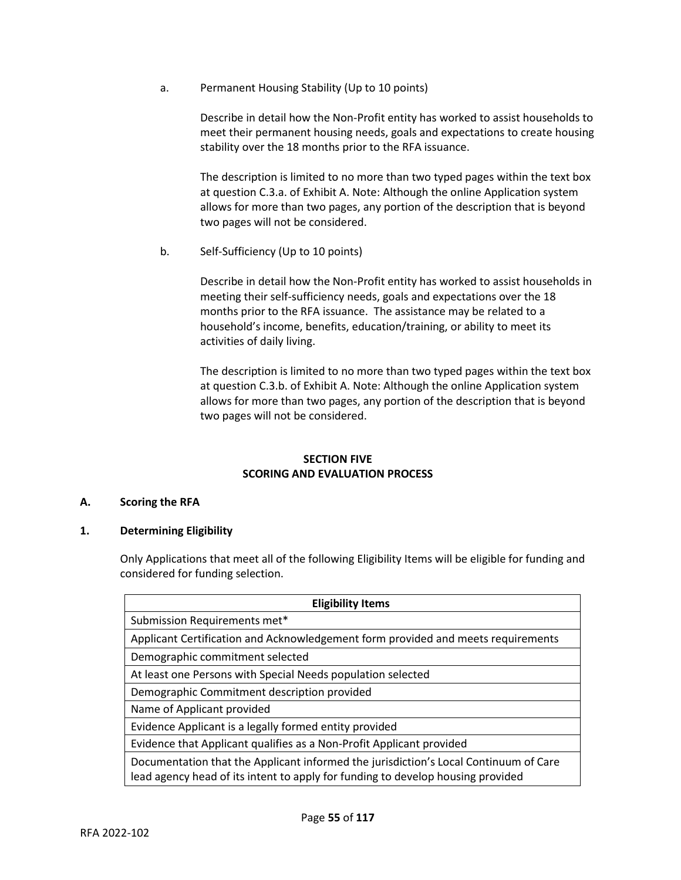a. Permanent Housing Stability (Up to 10 points)

Describe in detail how the Non-Profit entity has worked to assist households to meet their permanent housing needs, goals and expectations to create housing stability over the 18 months prior to the RFA issuance.

The description is limited to no more than two typed pages within the text box at question C.3.a. of Exhibit A. Note: Although the online Application system allows for more than two pages, any portion of the description that is beyond two pages will not be considered.

b. Self-Sufficiency (Up to 10 points)

Describe in detail how the Non-Profit entity has worked to assist households in meeting their self-sufficiency needs, goals and expectations over the 18 months prior to the RFA issuance. The assistance may be related to a household's income, benefits, education/training, or ability to meet its activities of daily living.

The description is limited to no more than two typed pages within the text box at question C.3.b. of Exhibit A. Note: Although the online Application system allows for more than two pages, any portion of the description that is beyond two pages will not be considered.

## SECTION FIVE
## SCORING AND EVALUATION PROCESS

### A. Scoring the RFA

### 1. Determining Eligibility

Only Applications that meet all of the following Eligibility Items will be eligible for funding and considered for funding selection.

| Eligibility Items |
|---|
| Submission Requirements met* |
| Applicant Certification and Acknowledgement form provided and meets requirements |
| Demographic commitment selected |
| At least one Persons with Special Needs population selected |
| Demographic Commitment description provided |
| Name of Applicant provided |
| Evidence Applicant is a legally formed entity provided |
| Evidence that Applicant qualifies as a Non-Profit Applicant provided |
| Documentation that the Applicant informed the jurisdiction's Local Continuum of Care lead agency head of its intent to apply for funding to develop housing provided |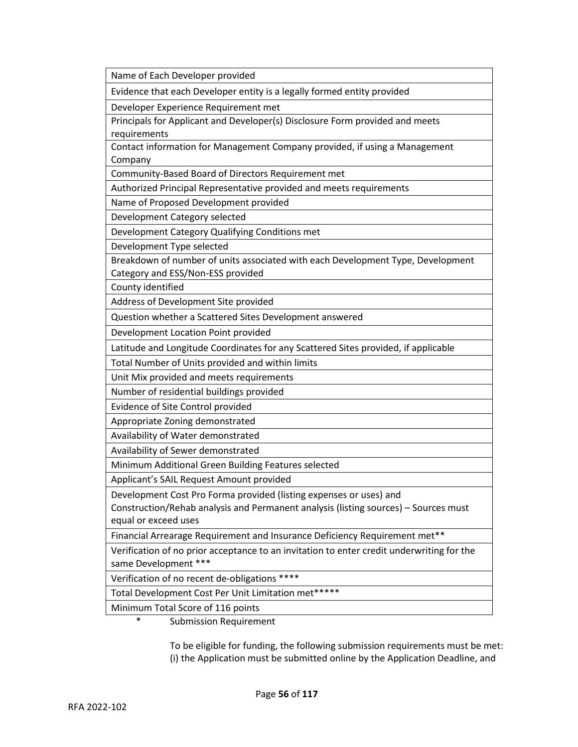| Name of Each Developer provided |
|---|
| Evidence that each Developer entity is a legally formed entity provided |
| Developer Experience Requirement met |
| Principals for Applicant and Developer(s) Disclosure Form provided and meets requirements |
| Contact information for Management Company provided, if using a Management Company |
| Community-Based Board of Directors Requirement met |
| Authorized Principal Representative provided and meets requirements |
| Name of Proposed Development provided |
| Development Category selected |
| Development Category Qualifying Conditions met |
| Development Type selected |
| Breakdown of number of units associated with each Development Type, Development Category and ESS/Non-ESS provided |
| County identified |
| Address of Development Site provided |
| Question whether a Scattered Sites Development answered |
| Development Location Point provided |
| Latitude and Longitude Coordinates for any Scattered Sites provided, if applicable |
| Total Number of Units provided and within limits |
| Unit Mix provided and meets requirements |
| Number of residential buildings provided |
| Evidence of Site Control provided |
| Appropriate Zoning demonstrated |
| Availability of Water demonstrated |
| Availability of Sewer demonstrated |
| Minimum Additional Green Building Features selected |
| Applicant's SAIL Request Amount provided |
| Development Cost Pro Forma provided (listing expenses or uses) and Construction/Rehab analysis and Permanent analysis (listing sources) – Sources must equal or exceed uses |
| Financial Arrearage Requirement and Insurance Deficiency Requirement met** |
| Verification of no prior acceptance to an invitation to enter credit underwriting for the same Development *** |
| Verification of no recent de-obligations **** |
| Total Development Cost Per Unit Limitation met***** |
| Minimum Total Score of 116 points |

\* Submission Requirement

To be eligible for funding, the following submission requirements must be met: (i) the Application must be submitted online by the Application Deadline, and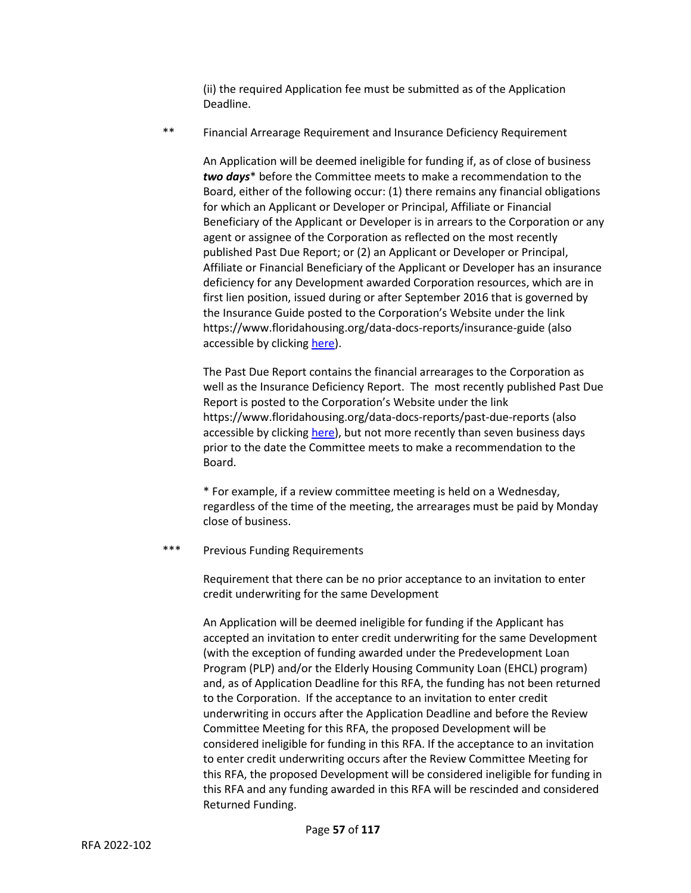(ii) the required Application fee must be submitted as of the Application Deadline.

** Financial Arrearage Requirement and Insurance Deficiency Requirement

An Application will be deemed ineligible for funding if, as of close of business ***two days**** before the Committee meets to make a recommendation to the Board, either of the following occur: (1) there remains any financial obligations for which an Applicant or Developer or Principal, Affiliate or Financial Beneficiary of the Applicant or Developer is in arrears to the Corporation or any agent or assignee of the Corporation as reflected on the most recently published Past Due Report; or (2) an Applicant or Developer or Principal, Affiliate or Financial Beneficiary of the Applicant or Developer has an insurance deficiency for any Development awarded Corporation resources, which are in first lien position, issued during or after September 2016 that is governed by the Insurance Guide posted to the Corporation's Website under the link https://www.floridahousing.org/data-docs-reports/insurance-guide (also accessible by clicking here).

The Past Due Report contains the financial arrearages to the Corporation as well as the Insurance Deficiency Report. The most recently published Past Due Report is posted to the Corporation's Website under the link https://www.floridahousing.org/data-docs-reports/past-due-reports (also accessible by clicking here), but not more recently than seven business days prior to the date the Committee meets to make a recommendation to the Board.

* For example, if a review committee meeting is held on a Wednesday, regardless of the time of the meeting, the arrearages must be paid by Monday close of business.

*** Previous Funding Requirements

Requirement that there can be no prior acceptance to an invitation to enter credit underwriting for the same Development

An Application will be deemed ineligible for funding if the Applicant has accepted an invitation to enter credit underwriting for the same Development (with the exception of funding awarded under the Predevelopment Loan Program (PLP) and/or the Elderly Housing Community Loan (EHCL) program) and, as of Application Deadline for this RFA, the funding has not been returned to the Corporation. If the acceptance to an invitation to enter credit underwriting in occurs after the Application Deadline and before the Review Committee Meeting for this RFA, the proposed Development will be considered ineligible for funding in this RFA. If the acceptance to an invitation to enter credit underwriting occurs after the Review Committee Meeting for this RFA, the proposed Development will be considered ineligible for funding in this RFA and any funding awarded in this RFA will be rescinded and considered Returned Funding.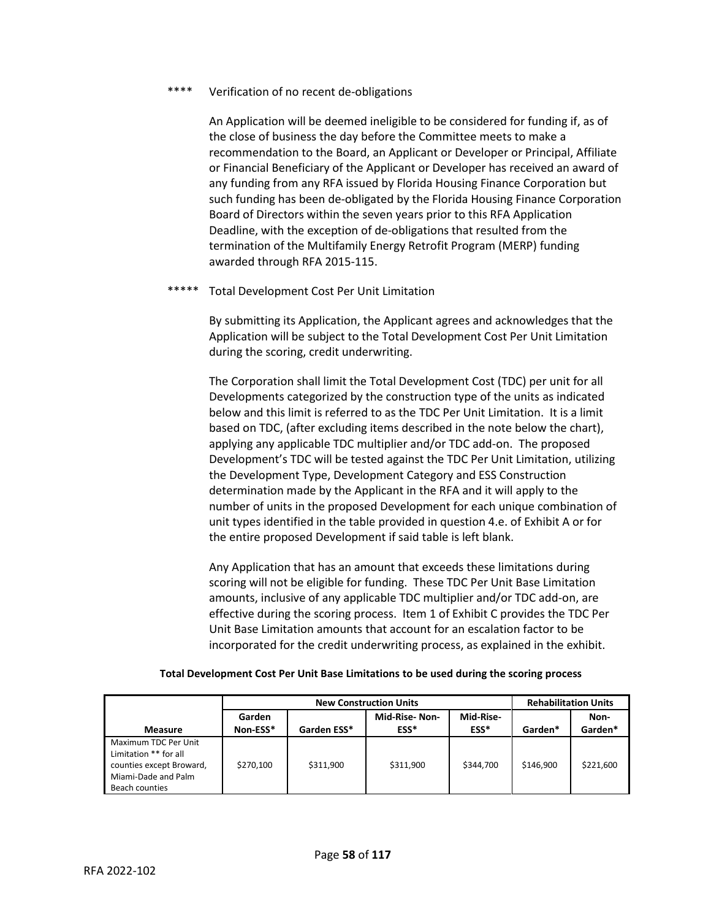**** Verification of no recent de-obligations

An Application will be deemed ineligible to be considered for funding if, as of the close of business the day before the Committee meets to make a recommendation to the Board, an Applicant or Developer or Principal, Affiliate or Financial Beneficiary of the Applicant or Developer has received an award of any funding from any RFA issued by Florida Housing Finance Corporation but such funding has been de-obligated by the Florida Housing Finance Corporation Board of Directors within the seven years prior to this RFA Application Deadline, with the exception of de-obligations that resulted from the termination of the Multifamily Energy Retrofit Program (MERP) funding awarded through RFA 2015-115.

***** Total Development Cost Per Unit Limitation

By submitting its Application, the Applicant agrees and acknowledges that the Application will be subject to the Total Development Cost Per Unit Limitation during the scoring, credit underwriting.

The Corporation shall limit the Total Development Cost (TDC) per unit for all Developments categorized by the construction type of the units as indicated below and this limit is referred to as the TDC Per Unit Limitation. It is a limit based on TDC, (after excluding items described in the note below the chart), applying any applicable TDC multiplier and/or TDC add-on. The proposed Development's TDC will be tested against the TDC Per Unit Limitation, utilizing the Development Type, Development Category and ESS Construction determination made by the Applicant in the RFA and it will apply to the number of units in the proposed Development for each unique combination of unit types identified in the table provided in question 4.e. of Exhibit A or for the entire proposed Development if said table is left blank.

Any Application that has an amount that exceeds these limitations during scoring will not be eligible for funding. These TDC Per Unit Base Limitation amounts, inclusive of any applicable TDC multiplier and/or TDC add-on, are effective during the scoring process. Item 1 of Exhibit C provides the TDC Per Unit Base Limitation amounts that account for an escalation factor to be incorporated for the credit underwriting process, as explained in the exhibit.

**Total Development Cost Per Unit Base Limitations to be used during the scoring process**

| | New Construction Units | | | | Rehabilitation Units | |
|---|---|---|---|---|---|---|
| **Measure** | **Garden Non-ESS*** | **Garden ESS*** | **Mid-Rise- Non-ESS*** | **Mid-Rise-ESS*** | **Garden*** | **Non-Garden*** |
| Maximum TDC Per Unit Limitation ** for all counties except Broward, Miami-Dade and Palm Beach counties | $270,100 | $311,900 | $311,900 | $344,700 | $146,900 | $221,600 |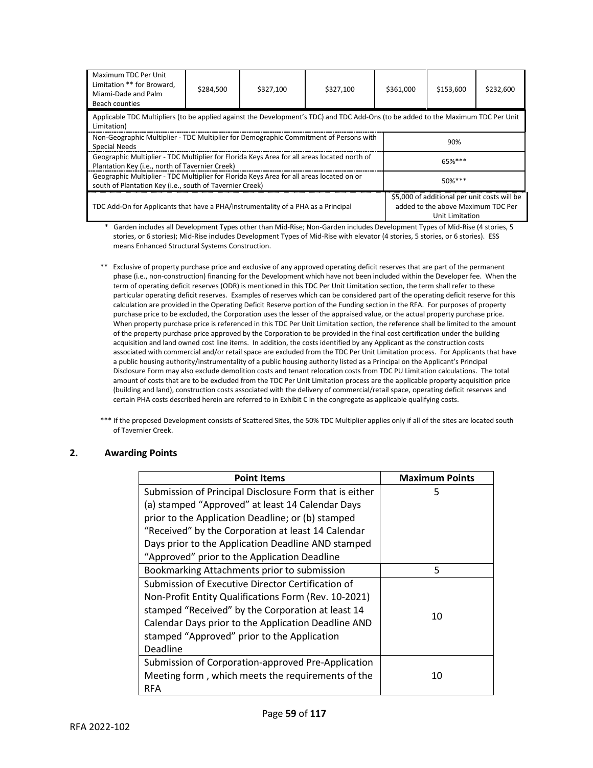| Maximum TDC Per Unit Limitation ** for Broward, Miami-Dade and Palm Beach counties | $284,500 | $327,100 | $327,100 | $361,000 | $153,600 | $232,600 |
|---|---|---|---|---|---|---|
| Applicable TDC Multipliers (to be applied against the Development's TDC) and TDC Add-Ons (to be added to the Maximum TDC Per Unit Limitation) | | | | | | |
| Non-Geographic Multiplier - TDC Multiplier for Demographic Commitment of Persons with Special Needs | | | | 90% | | |
| Geographic Multiplier - TDC Multiplier for Florida Keys Area for all areas located north of Plantation Key (i.e., north of Tavernier Creek) | | | | 65%*** | | |
| Geographic Multiplier - TDC Multiplier for Florida Keys Area for all areas located on or south of Plantation Key (i.e., south of Tavernier Creek) | | | | 50%*** | | |
| TDC Add-On for Applicants that have a PHA/instrumentality of a PHA as a Principal | | | | $5,000 of additional per unit costs will be added to the above Maximum TDC Per Unit Limitation | | |

\* Garden includes all Development Types other than Mid-Rise; Non-Garden includes Development Types of Mid-Rise (4 stories, 5 stories, or 6 stories); Mid-Rise includes Development Types of Mid-Rise with elevator (4 stories, 5 stories, or 6 stories). ESS means Enhanced Structural Systems Construction.

\** Exclusive of property purchase price and exclusive of any approved operating deficit reserves that are part of the permanent phase (i.e., non-construction) financing for the Development which have not been included within the Developer fee. When the term of operating deficit reserves (ODR) is mentioned in this TDC Per Unit Limitation section, the term shall refer to these particular operating deficit reserves. Examples of reserves which can be considered part of the operating deficit reserve for this calculation are provided in the Operating Deficit Reserve portion of the Funding section in the RFA. For purposes of property purchase price to be excluded, the Corporation uses the lesser of the appraised value, or the actual property purchase price. When property purchase price is referenced in this TDC Per Unit Limitation section, the reference shall be limited to the amount of the property purchase price approved by the Corporation to be provided in the final cost certification under the building acquisition and land owned cost line items. In addition, the costs identified by any Applicant as the construction costs associated with commercial and/or retail space are excluded from the TDC Per Unit Limitation process. For Applicants that have a public housing authority/instrumentality of a public housing authority listed as a Principal on the Applicant's Principal Disclosure Form may also exclude demolition costs and tenant relocation costs from TDC PU Limitation calculations. The total amount of costs that are to be excluded from the TDC Per Unit Limitation process are the applicable property acquisition price (building and land), construction costs associated with the delivery of commercial/retail space, operating deficit reserves and certain PHA costs described herein are referred to in Exhibit C in the congregate as applicable qualifying costs.

\*** If the proposed Development consists of Scattered Sites, the 50% TDC Multiplier applies only if all of the sites are located south of Tavernier Creek.

## 2. Awarding Points

| Point Items | Maximum Points |
|---|---|
| Submission of Principal Disclosure Form that is either (a) stamped "Approved" at least 14 Calendar Days prior to the Application Deadline; or (b) stamped "Received" by the Corporation at least 14 Calendar Days prior to the Application Deadline AND stamped "Approved" prior to the Application Deadline | 5 |
| Bookmarking Attachments prior to submission | 5 |
| Submission of Executive Director Certification of Non-Profit Entity Qualifications Form (Rev. 10-2021) stamped "Received" by the Corporation at least 14 Calendar Days prior to the Application Deadline AND stamped "Approved" prior to the Application Deadline | 10 |
| Submission of Corporation-approved Pre-Application Meeting form , which meets the requirements of the RFA | 10 |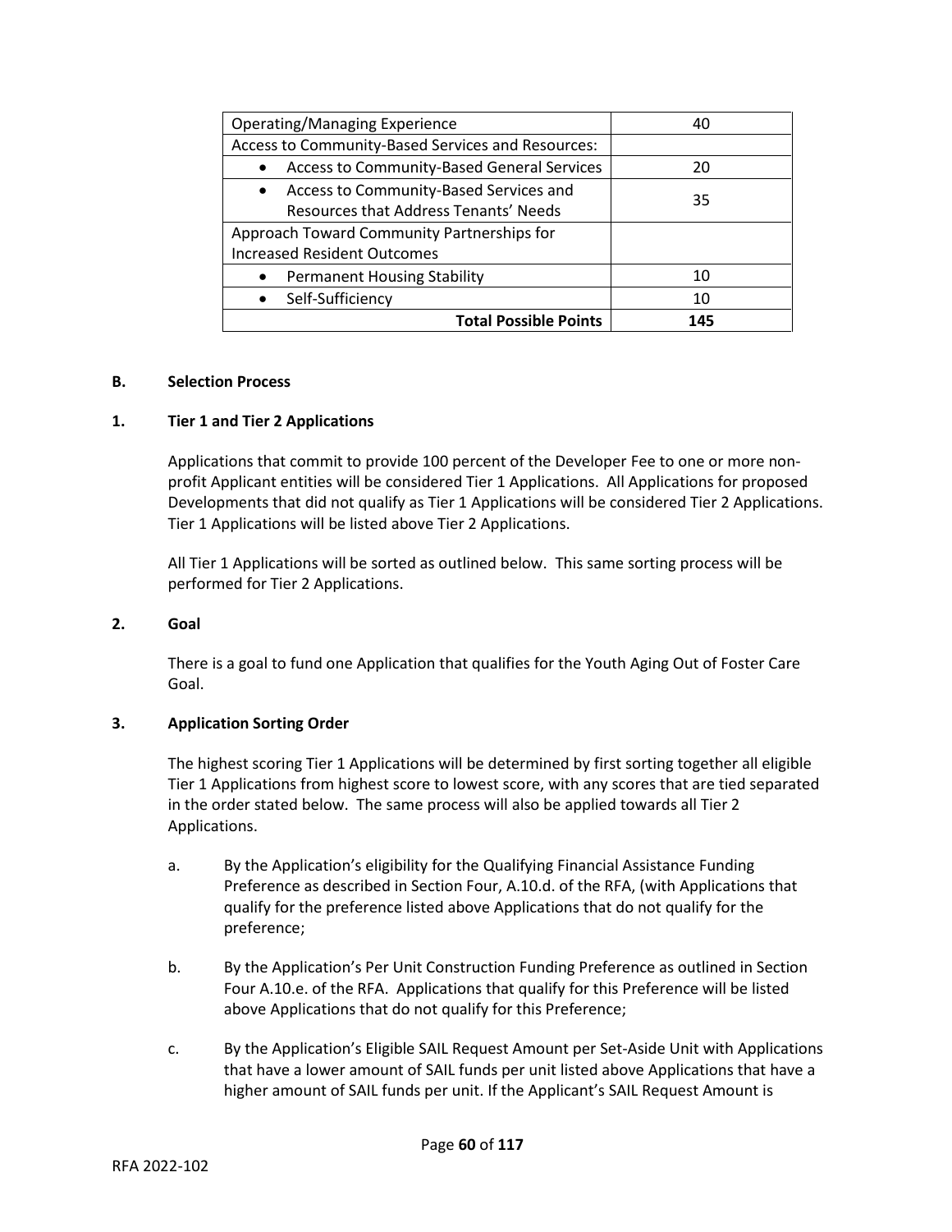| Operating/Managing Experience | 40 |
|---|---|
| Access to Community-Based Services and Resources: | |
| • Access to Community-Based General Services | 20 |
| • Access to Community-Based Services and Resources that Address Tenants' Needs | 35 |
| Approach Toward Community Partnerships for Increased Resident Outcomes | |
| • Permanent Housing Stability | 10 |
| • Self-Sufficiency | 10 |
| **Total Possible Points** | **145** |

**B. Selection Process**

**1. Tier 1 and Tier 2 Applications**

Applications that commit to provide 100 percent of the Developer Fee to one or more non-profit Applicant entities will be considered Tier 1 Applications. All Applications for proposed Developments that did not qualify as Tier 1 Applications will be considered Tier 2 Applications. Tier 1 Applications will be listed above Tier 2 Applications.

All Tier 1 Applications will be sorted as outlined below. This same sorting process will be performed for Tier 2 Applications.

**2. Goal**

There is a goal to fund one Application that qualifies for the Youth Aging Out of Foster Care Goal.

**3. Application Sorting Order**

The highest scoring Tier 1 Applications will be determined by first sorting together all eligible Tier 1 Applications from highest score to lowest score, with any scores that are tied separated in the order stated below. The same process will also be applied towards all Tier 2 Applications.

a. By the Application's eligibility for the Qualifying Financial Assistance Funding Preference as described in Section Four, A.10.d. of the RFA, (with Applications that qualify for the preference listed above Applications that do not qualify for the preference;

b. By the Application's Per Unit Construction Funding Preference as outlined in Section Four A.10.e. of the RFA. Applications that qualify for this Preference will be listed above Applications that do not qualify for this Preference;

c. By the Application's Eligible SAIL Request Amount per Set-Aside Unit with Applications that have a lower amount of SAIL funds per unit listed above Applications that have a higher amount of SAIL funds per unit. If the Applicant's SAIL Request Amount is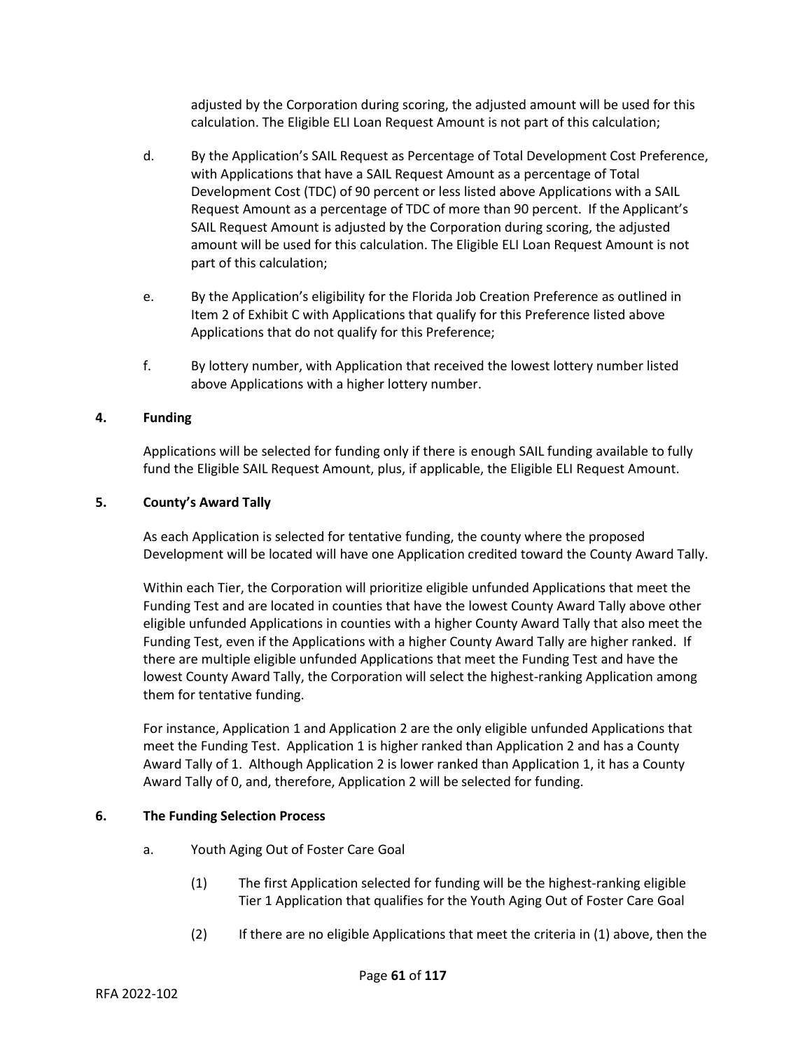adjusted by the Corporation during scoring, the adjusted amount will be used for this calculation. The Eligible ELI Loan Request Amount is not part of this calculation;

d. By the Application's SAIL Request as Percentage of Total Development Cost Preference, with Applications that have a SAIL Request Amount as a percentage of Total Development Cost (TDC) of 90 percent or less listed above Applications with a SAIL Request Amount as a percentage of TDC of more than 90 percent. If the Applicant's SAIL Request Amount is adjusted by the Corporation during scoring, the adjusted amount will be used for this calculation. The Eligible ELI Loan Request Amount is not part of this calculation;

e. By the Application's eligibility for the Florida Job Creation Preference as outlined in Item 2 of Exhibit C with Applications that qualify for this Preference listed above Applications that do not qualify for this Preference;

f. By lottery number, with Application that received the lowest lottery number listed above Applications with a higher lottery number.

## 4. Funding

Applications will be selected for funding only if there is enough SAIL funding available to fully fund the Eligible SAIL Request Amount, plus, if applicable, the Eligible ELI Request Amount.

## 5. County's Award Tally

As each Application is selected for tentative funding, the county where the proposed Development will be located will have one Application credited toward the County Award Tally.

Within each Tier, the Corporation will prioritize eligible unfunded Applications that meet the Funding Test and are located in counties that have the lowest County Award Tally above other eligible unfunded Applications in counties with a higher County Award Tally that also meet the Funding Test, even if the Applications with a higher County Award Tally are higher ranked. If there are multiple eligible unfunded Applications that meet the Funding Test and have the lowest County Award Tally, the Corporation will select the highest-ranking Application among them for tentative funding.

For instance, Application 1 and Application 2 are the only eligible unfunded Applications that meet the Funding Test. Application 1 is higher ranked than Application 2 and has a County Award Tally of 1. Although Application 2 is lower ranked than Application 1, it has a County Award Tally of 0, and, therefore, Application 2 will be selected for funding.

## 6. The Funding Selection Process

a. Youth Aging Out of Foster Care Goal

(1) The first Application selected for funding will be the highest-ranking eligible Tier 1 Application that qualifies for the Youth Aging Out of Foster Care Goal

(2) If there are no eligible Applications that meet the criteria in (1) above, then the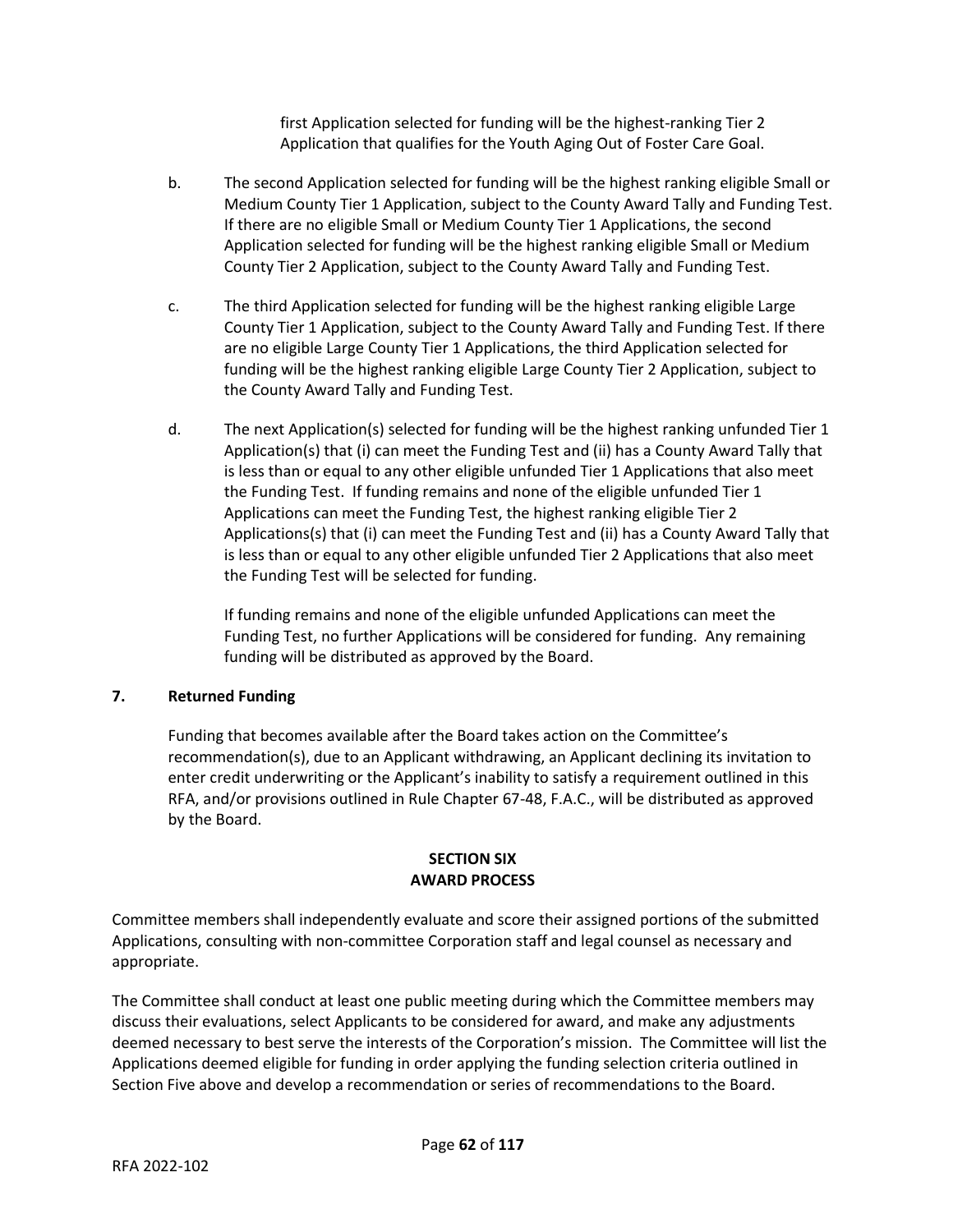first Application selected for funding will be the highest-ranking Tier 2 Application that qualifies for the Youth Aging Out of Foster Care Goal.

b. The second Application selected for funding will be the highest ranking eligible Small or Medium County Tier 1 Application, subject to the County Award Tally and Funding Test. If there are no eligible Small or Medium County Tier 1 Applications, the second Application selected for funding will be the highest ranking eligible Small or Medium County Tier 2 Application, subject to the County Award Tally and Funding Test.

c. The third Application selected for funding will be the highest ranking eligible Large County Tier 1 Application, subject to the County Award Tally and Funding Test. If there are no eligible Large County Tier 1 Applications, the third Application selected for funding will be the highest ranking eligible Large County Tier 2 Application, subject to the County Award Tally and Funding Test.

d. The next Application(s) selected for funding will be the highest ranking unfunded Tier 1 Application(s) that (i) can meet the Funding Test and (ii) has a County Award Tally that is less than or equal to any other eligible unfunded Tier 1 Applications that also meet the Funding Test. If funding remains and none of the eligible unfunded Tier 1 Applications can meet the Funding Test, the highest ranking eligible Tier 2 Applications(s) that (i) can meet the Funding Test and (ii) has a County Award Tally that is less than or equal to any other eligible unfunded Tier 2 Applications that also meet the Funding Test will be selected for funding.

If funding remains and none of the eligible unfunded Applications can meet the Funding Test, no further Applications will be considered for funding. Any remaining funding will be distributed as approved by the Board.

**7. Returned Funding**

Funding that becomes available after the Board takes action on the Committee's recommendation(s), due to an Applicant withdrawing, an Applicant declining its invitation to enter credit underwriting or the Applicant's inability to satisfy a requirement outlined in this RFA, and/or provisions outlined in Rule Chapter 67-48, F.A.C., will be distributed as approved by the Board.

## SECTION SIX
## AWARD PROCESS

Committee members shall independently evaluate and score their assigned portions of the submitted Applications, consulting with non-committee Corporation staff and legal counsel as necessary and appropriate.

The Committee shall conduct at least one public meeting during which the Committee members may discuss their evaluations, select Applicants to be considered for award, and make any adjustments deemed necessary to best serve the interests of the Corporation's mission. The Committee will list the Applications deemed eligible for funding in order applying the funding selection criteria outlined in Section Five above and develop a recommendation or series of recommendations to the Board.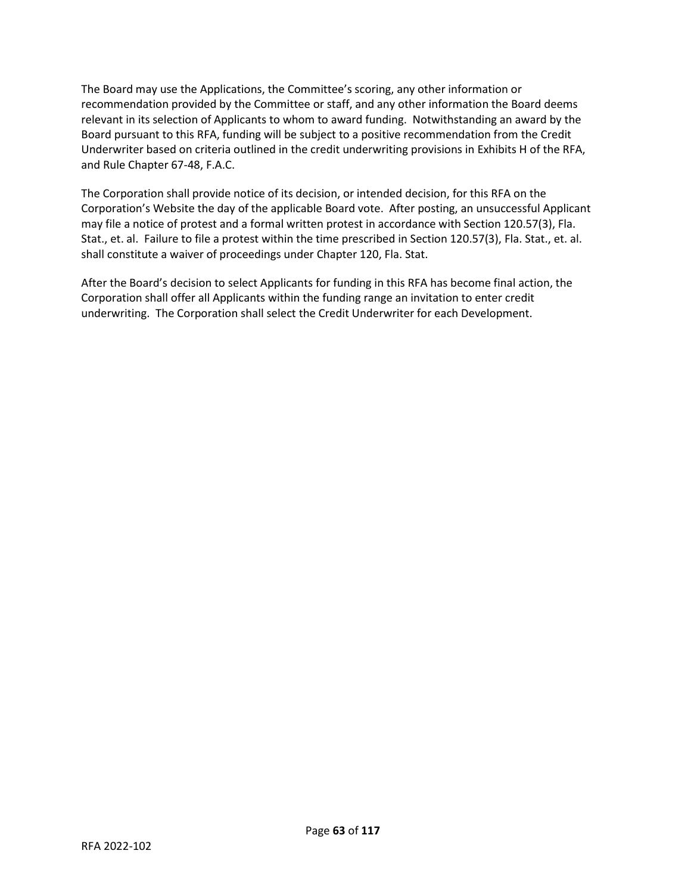The Board may use the Applications, the Committee's scoring, any other information or recommendation provided by the Committee or staff, and any other information the Board deems relevant in its selection of Applicants to whom to award funding. Notwithstanding an award by the Board pursuant to this RFA, funding will be subject to a positive recommendation from the Credit Underwriter based on criteria outlined in the credit underwriting provisions in Exhibits H of the RFA, and Rule Chapter 67-48, F.A.C.

The Corporation shall provide notice of its decision, or intended decision, for this RFA on the Corporation's Website the day of the applicable Board vote. After posting, an unsuccessful Applicant may file a notice of protest and a formal written protest in accordance with Section 120.57(3), Fla. Stat., et. al. Failure to file a protest within the time prescribed in Section 120.57(3), Fla. Stat., et. al. shall constitute a waiver of proceedings under Chapter 120, Fla. Stat.

After the Board's decision to select Applicants for funding in this RFA has become final action, the Corporation shall offer all Applicants within the funding range an invitation to enter credit underwriting. The Corporation shall select the Credit Underwriter for each Development.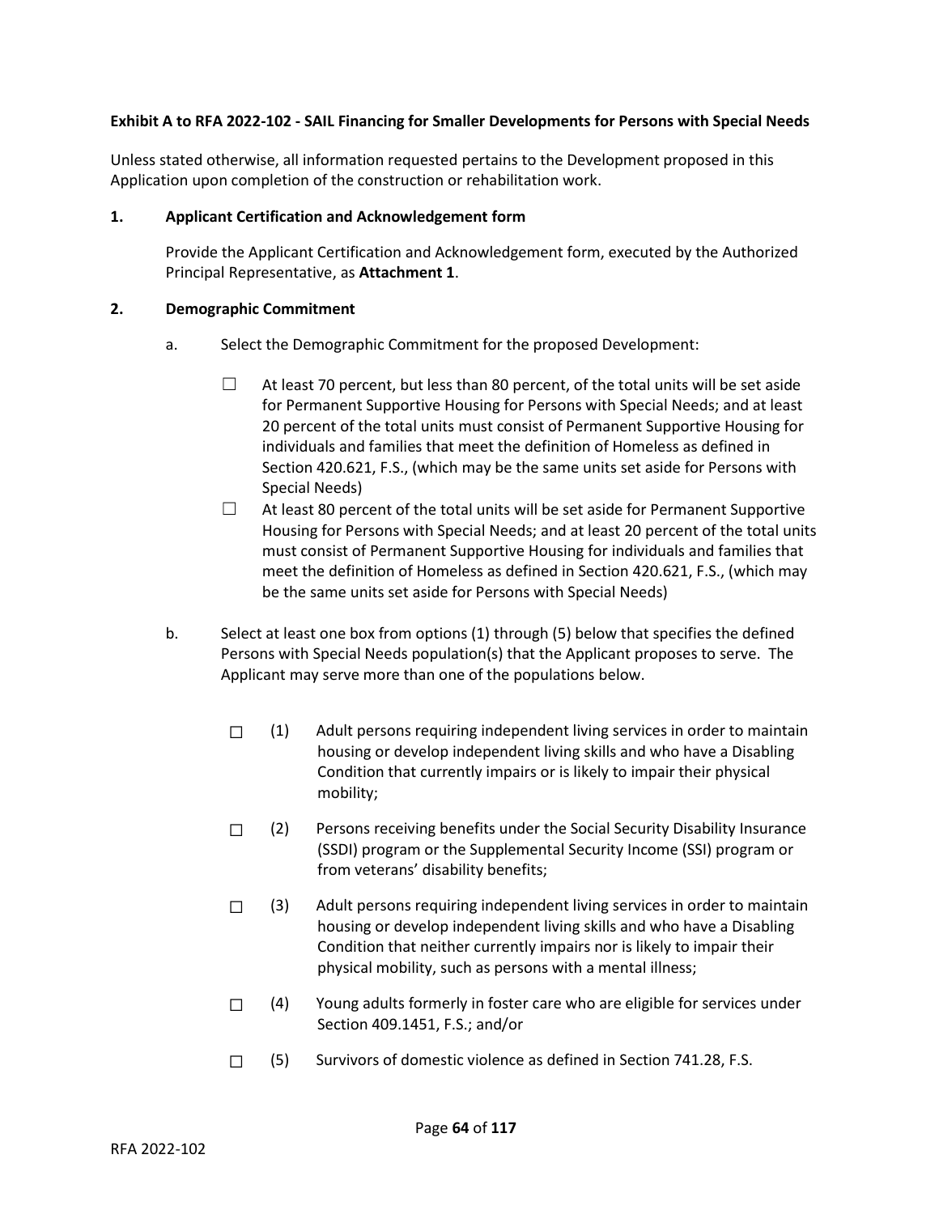**Exhibit A to RFA 2022-102 - SAIL Financing for Smaller Developments for Persons with Special Needs**

Unless stated otherwise, all information requested pertains to the Development proposed in this Application upon completion of the construction or rehabilitation work.

**1. Applicant Certification and Acknowledgement form**

Provide the Applicant Certification and Acknowledgement form, executed by the Authorized Principal Representative, as **Attachment 1**.

**2. Demographic Commitment**

a. Select the Demographic Commitment for the proposed Development:

- ☐ At least 70 percent, but less than 80 percent, of the total units will be set aside for Permanent Supportive Housing for Persons with Special Needs; and at least 20 percent of the total units must consist of Permanent Supportive Housing for individuals and families that meet the definition of Homeless as defined in Section 420.621, F.S., (which may be the same units set aside for Persons with Special Needs)
- ☐ At least 80 percent of the total units will be set aside for Permanent Supportive Housing for Persons with Special Needs; and at least 20 percent of the total units must consist of Permanent Supportive Housing for individuals and families that meet the definition of Homeless as defined in Section 420.621, F.S., (which may be the same units set aside for Persons with Special Needs)

b. Select at least one box from options (1) through (5) below that specifies the defined Persons with Special Needs population(s) that the Applicant proposes to serve. The Applicant may serve more than one of the populations below.

- ☐ (1) Adult persons requiring independent living services in order to maintain housing or develop independent living skills and who have a Disabling Condition that currently impairs or is likely to impair their physical mobility;
- ☐ (2) Persons receiving benefits under the Social Security Disability Insurance (SSDI) program or the Supplemental Security Income (SSI) program or from veterans' disability benefits;
- ☐ (3) Adult persons requiring independent living services in order to maintain housing or develop independent living skills and who have a Disabling Condition that neither currently impairs nor is likely to impair their physical mobility, such as persons with a mental illness;
- ☐ (4) Young adults formerly in foster care who are eligible for services under Section 409.1451, F.S.; and/or
- ☐ (5) Survivors of domestic violence as defined in Section 741.28, F.S.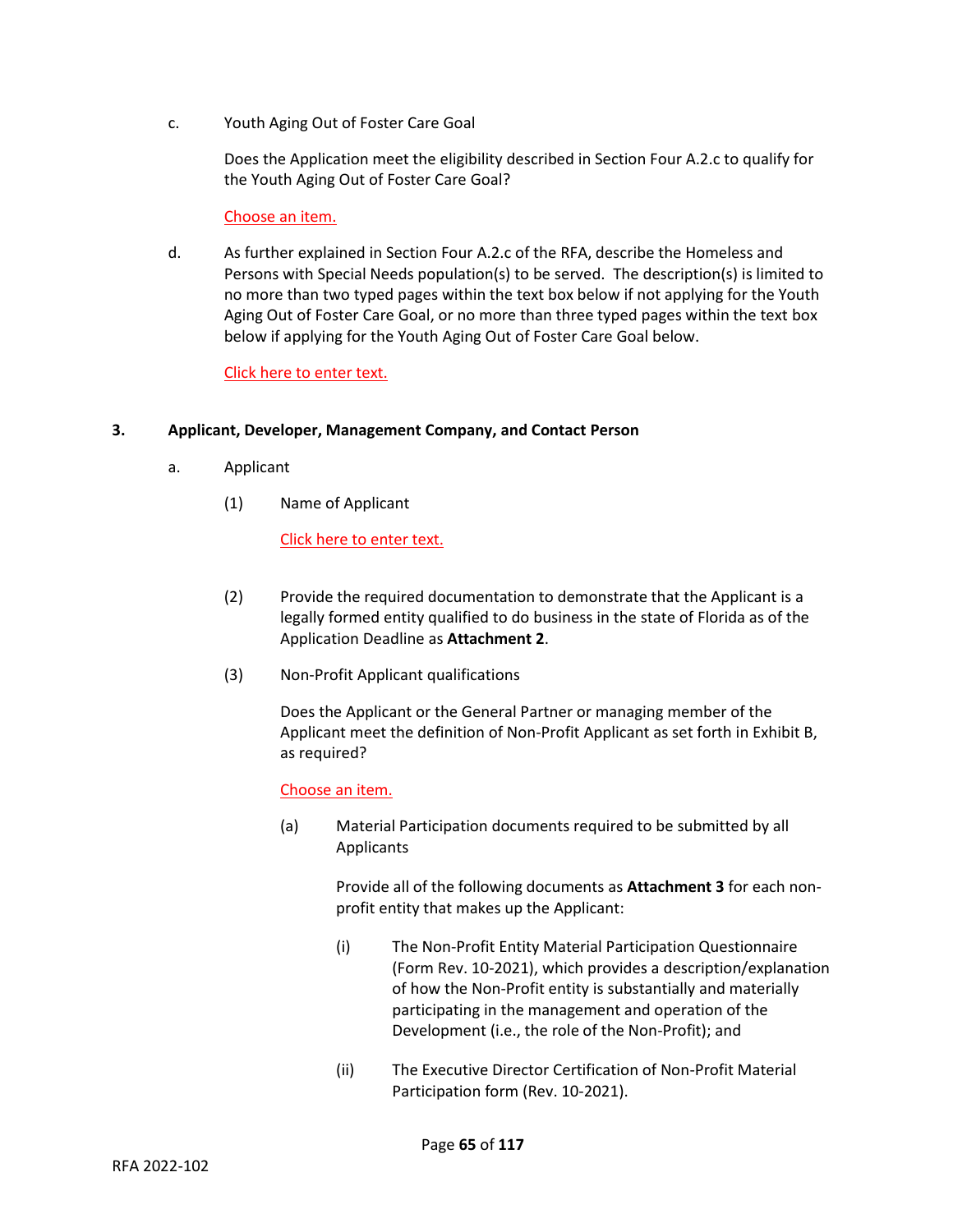c. Youth Aging Out of Foster Care Goal

Does the Application meet the eligibility described in Section Four A.2.c to qualify for the Youth Aging Out of Foster Care Goal?

Choose an item.

d. As further explained in Section Four A.2.c of the RFA, describe the Homeless and Persons with Special Needs population(s) to be served. The description(s) is limited to no more than two typed pages within the text box below if not applying for the Youth Aging Out of Foster Care Goal, or no more than three typed pages within the text box below if applying for the Youth Aging Out of Foster Care Goal below.

Click here to enter text.

**3. Applicant, Developer, Management Company, and Contact Person**

a. Applicant

(1) Name of Applicant

Click here to enter text.

(2) Provide the required documentation to demonstrate that the Applicant is a legally formed entity qualified to do business in the state of Florida as of the Application Deadline as **Attachment 2**.

(3) Non-Profit Applicant qualifications

Does the Applicant or the General Partner or managing member of the Applicant meet the definition of Non-Profit Applicant as set forth in Exhibit B, as required?

Choose an item.

(a) Material Participation documents required to be submitted by all Applicants

Provide all of the following documents as **Attachment 3** for each non-profit entity that makes up the Applicant:

(i) The Non-Profit Entity Material Participation Questionnaire (Form Rev. 10-2021), which provides a description/explanation of how the Non-Profit entity is substantially and materially participating in the management and operation of the Development (i.e., the role of the Non-Profit); and

(ii) The Executive Director Certification of Non-Profit Material Participation form (Rev. 10-2021).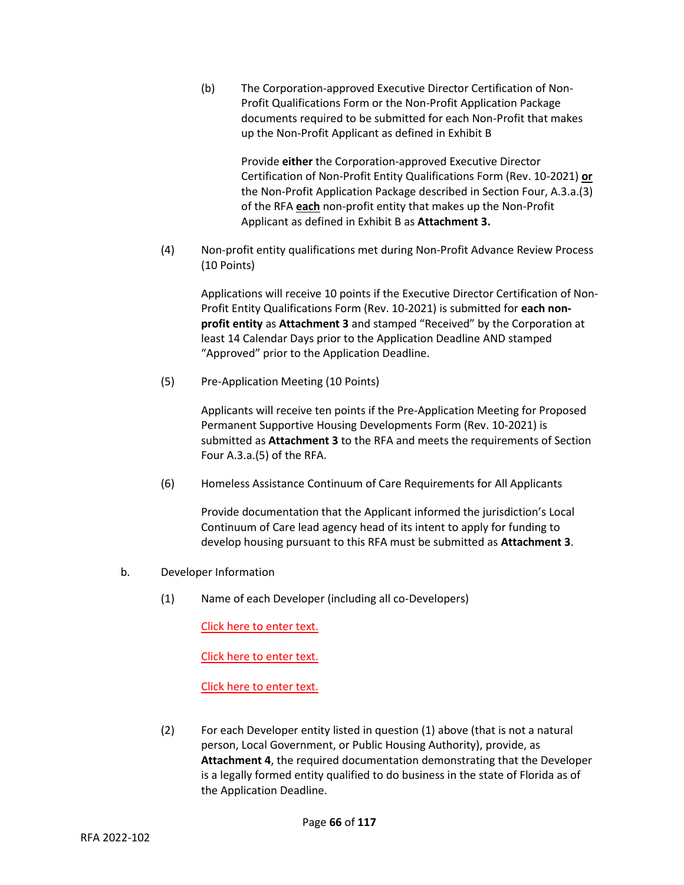(b) The Corporation-approved Executive Director Certification of Non-Profit Qualifications Form or the Non-Profit Application Package documents required to be submitted for each Non-Profit that makes up the Non-Profit Applicant as defined in Exhibit B

Provide **either** the Corporation-approved Executive Director Certification of Non-Profit Entity Qualifications Form (Rev. 10-2021) **<u>or</u>** the Non-Profit Application Package described in Section Four, A.3.a.(3) of the RFA **<u>each</u>** non-profit entity that makes up the Non-Profit Applicant as defined in Exhibit B as **Attachment 3.**

(4) Non-profit entity qualifications met during Non-Profit Advance Review Process (10 Points)

Applications will receive 10 points if the Executive Director Certification of Non-Profit Entity Qualifications Form (Rev. 10-2021) is submitted for **each non-profit entity** as **Attachment 3** and stamped "Received" by the Corporation at least 14 Calendar Days prior to the Application Deadline AND stamped "Approved" prior to the Application Deadline.

(5) Pre-Application Meeting (10 Points)

Applicants will receive ten points if the Pre-Application Meeting for Proposed Permanent Supportive Housing Developments Form (Rev. 10-2021) is submitted as **Attachment 3** to the RFA and meets the requirements of Section Four A.3.a.(5) of the RFA.

(6) Homeless Assistance Continuum of Care Requirements for All Applicants

Provide documentation that the Applicant informed the jurisdiction's Local Continuum of Care lead agency head of its intent to apply for funding to develop housing pursuant to this RFA must be submitted as **Attachment 3**.

b. Developer Information

(1) Name of each Developer (including all co-Developers)

Click here to enter text.

Click here to enter text.

Click here to enter text.

(2) For each Developer entity listed in question (1) above (that is not a natural person, Local Government, or Public Housing Authority), provide, as **Attachment 4**, the required documentation demonstrating that the Developer is a legally formed entity qualified to do business in the state of Florida as of the Application Deadline.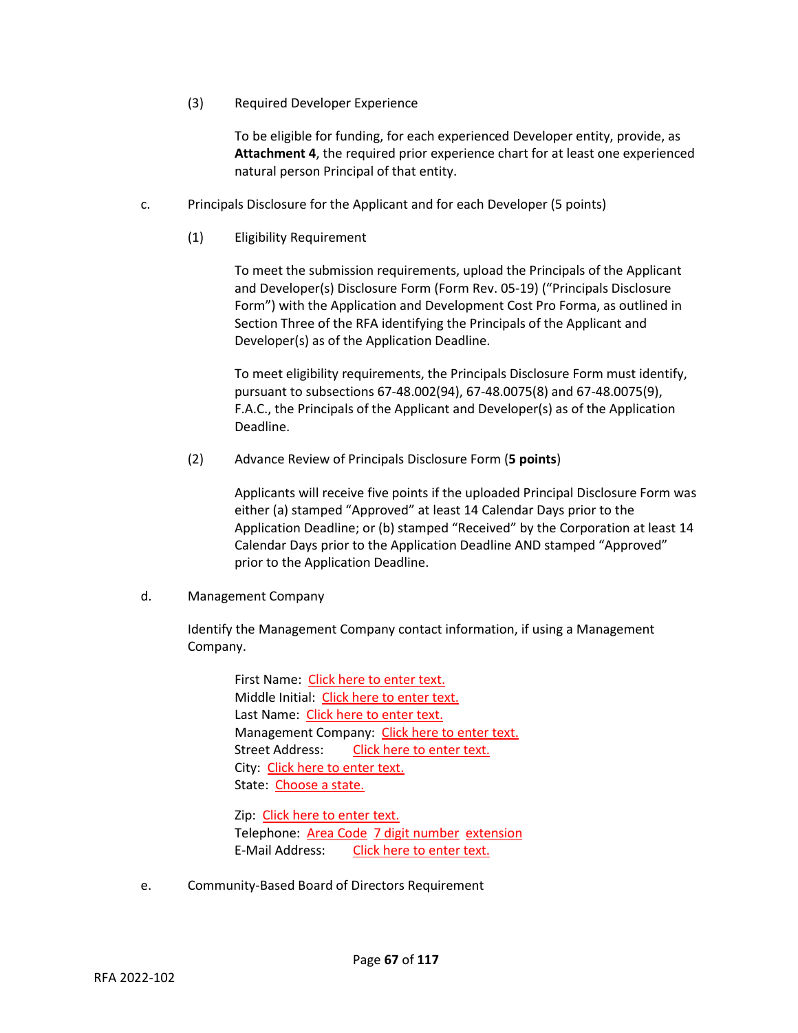(3) Required Developer Experience

To be eligible for funding, for each experienced Developer entity, provide, as **Attachment 4**, the required prior experience chart for at least one experienced natural person Principal of that entity.

c. Principals Disclosure for the Applicant and for each Developer (5 points)

(1) Eligibility Requirement

To meet the submission requirements, upload the Principals of the Applicant and Developer(s) Disclosure Form (Form Rev. 05-19) ("Principals Disclosure Form") with the Application and Development Cost Pro Forma, as outlined in Section Three of the RFA identifying the Principals of the Applicant and Developer(s) as of the Application Deadline.

To meet eligibility requirements, the Principals Disclosure Form must identify, pursuant to subsections 67-48.002(94), 67-48.0075(8) and 67-48.0075(9), F.A.C., the Principals of the Applicant and Developer(s) as of the Application Deadline.

(2) Advance Review of Principals Disclosure Form (**5 points**)

Applicants will receive five points if the uploaded Principal Disclosure Form was either (a) stamped "Approved" at least 14 Calendar Days prior to the Application Deadline; or (b) stamped "Received" by the Corporation at least 14 Calendar Days prior to the Application Deadline AND stamped "Approved" prior to the Application Deadline.

d. Management Company

Identify the Management Company contact information, if using a Management Company.

First Name: Click here to enter text.
Middle Initial: Click here to enter text.
Last Name: Click here to enter text.
Management Company: Click here to enter text.
Street Address: Click here to enter text.
City: Click here to enter text.
State: Choose a state.

Zip: Click here to enter text.
Telephone: Area Code 7 digit number extension
E-Mail Address: Click here to enter text.

e. Community-Based Board of Directors Requirement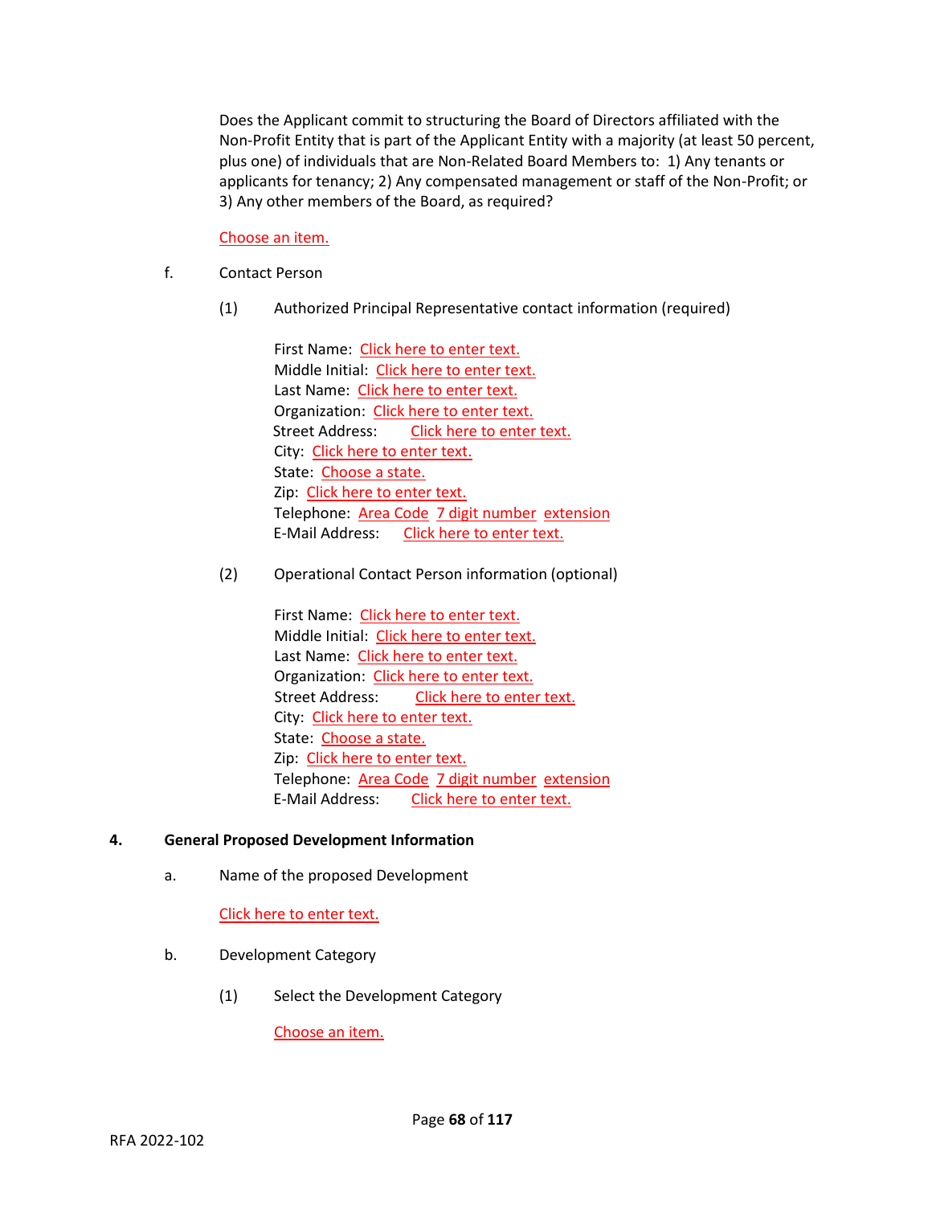Does the Applicant commit to structuring the Board of Directors affiliated with the Non-Profit Entity that is part of the Applicant Entity with a majority (at least 50 percent, plus one) of individuals that are Non-Related Board Members to: 1) Any tenants or applicants for tenancy; 2) Any compensated management or staff of the Non-Profit; or 3) Any other members of the Board, as required?

Choose an item.

f. Contact Person

(1) Authorized Principal Representative contact information (required)

First Name: Click here to enter text.
Middle Initial: Click here to enter text.
Last Name: Click here to enter text.
Organization: Click here to enter text.
Street Address: Click here to enter text.
City: Click here to enter text.
State: Choose a state.
Zip: Click here to enter text.
Telephone: Area Code 7 digit number extension
E-Mail Address: Click here to enter text.

(2) Operational Contact Person information (optional)

First Name: Click here to enter text.
Middle Initial: Click here to enter text.
Last Name: Click here to enter text.
Organization: Click here to enter text.
Street Address: Click here to enter text.
City: Click here to enter text.
State: Choose a state.
Zip: Click here to enter text.
Telephone: Area Code 7 digit number extension
E-Mail Address: Click here to enter text.

**4. General Proposed Development Information**

a. Name of the proposed Development

Click here to enter text.

b. Development Category

(1) Select the Development Category

Choose an item.

RFA 2022-102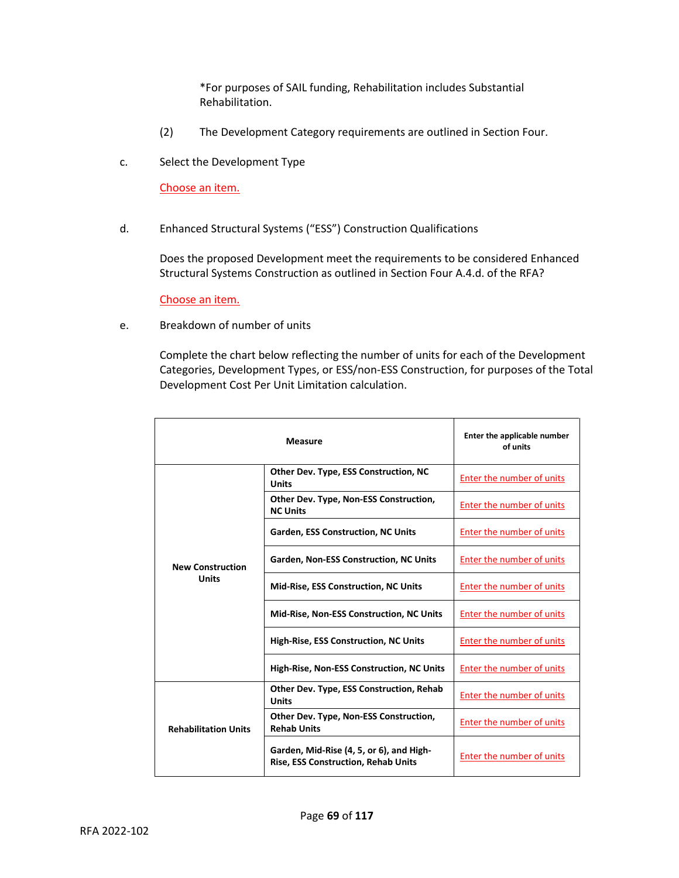*For purposes of SAIL funding, Rehabilitation includes Substantial Rehabilitation.

(2) The Development Category requirements are outlined in Section Four.

c. Select the Development Type

Choose an item.

d. Enhanced Structural Systems ("ESS") Construction Qualifications

Does the proposed Development meet the requirements to be considered Enhanced Structural Systems Construction as outlined in Section Four A.4.d. of the RFA?

Choose an item.

e. Breakdown of number of units

Complete the chart below reflecting the number of units for each of the Development Categories, Development Types, or ESS/non-ESS Construction, for purposes of the Total Development Cost Per Unit Limitation calculation.

| **Measure** | | **Enter the applicable number of units** |
|---|---|---|
| **New Construction Units** | **Other Dev. Type, ESS Construction, NC Units** | Enter the number of units |
| | **Other Dev. Type, Non-ESS Construction, NC Units** | Enter the number of units |
| | **Garden, ESS Construction, NC Units** | Enter the number of units |
| | **Garden, Non-ESS Construction, NC Units** | Enter the number of units |
| | **Mid-Rise, ESS Construction, NC Units** | Enter the number of units |
| | **Mid-Rise, Non-ESS Construction, NC Units** | Enter the number of units |
| | **High-Rise, ESS Construction, NC Units** | Enter the number of units |
| | **High-Rise, Non-ESS Construction, NC Units** | Enter the number of units |
| **Rehabilitation Units** | **Other Dev. Type, ESS Construction, Rehab Units** | Enter the number of units |
| | **Other Dev. Type, Non-ESS Construction, Rehab Units** | Enter the number of units |
| | **Garden, Mid-Rise (4, 5, or 6), and High-Rise, ESS Construction, Rehab Units** | Enter the number of units |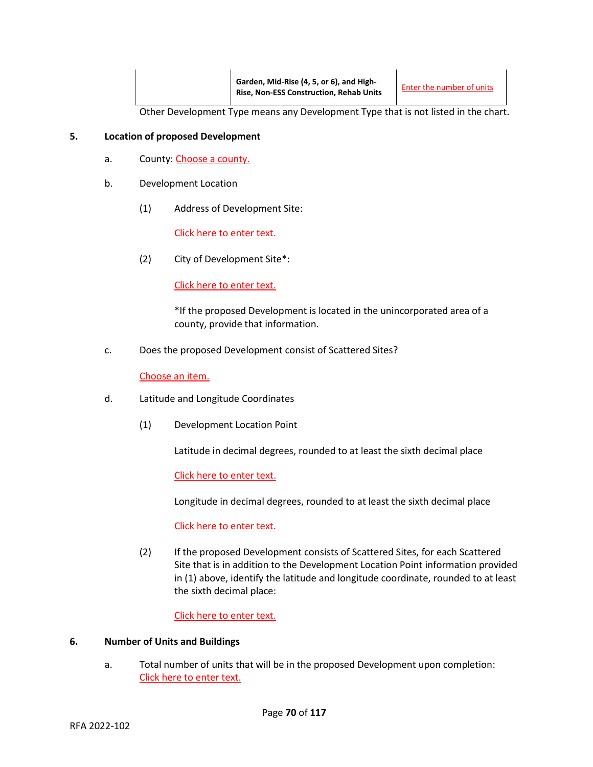| | Garden, Mid-Rise (4, 5, or 6), and High-Rise, Non-ESS Construction, Rehab Units | Enter the number of units |
|---|---|---|

Other Development Type means any Development Type that is not listed in the chart.

**5. Location of proposed Development**

a. County: Choose a county.

b. Development Location

(1) Address of Development Site:

Click here to enter text.

(2) City of Development Site*:

Click here to enter text.

*If the proposed Development is located in the unincorporated area of a county, provide that information.

c. Does the proposed Development consist of Scattered Sites?

Choose an item.

d. Latitude and Longitude Coordinates

(1) Development Location Point

Latitude in decimal degrees, rounded to at least the sixth decimal place

Click here to enter text.

Longitude in decimal degrees, rounded to at least the sixth decimal place

Click here to enter text.

(2) If the proposed Development consists of Scattered Sites, for each Scattered Site that is in addition to the Development Location Point information provided in (1) above, identify the latitude and longitude coordinate, rounded to at least the sixth decimal place:

Click here to enter text.

**6. Number of Units and Buildings**

a. Total number of units that will be in the proposed Development upon completion: Click here to enter text.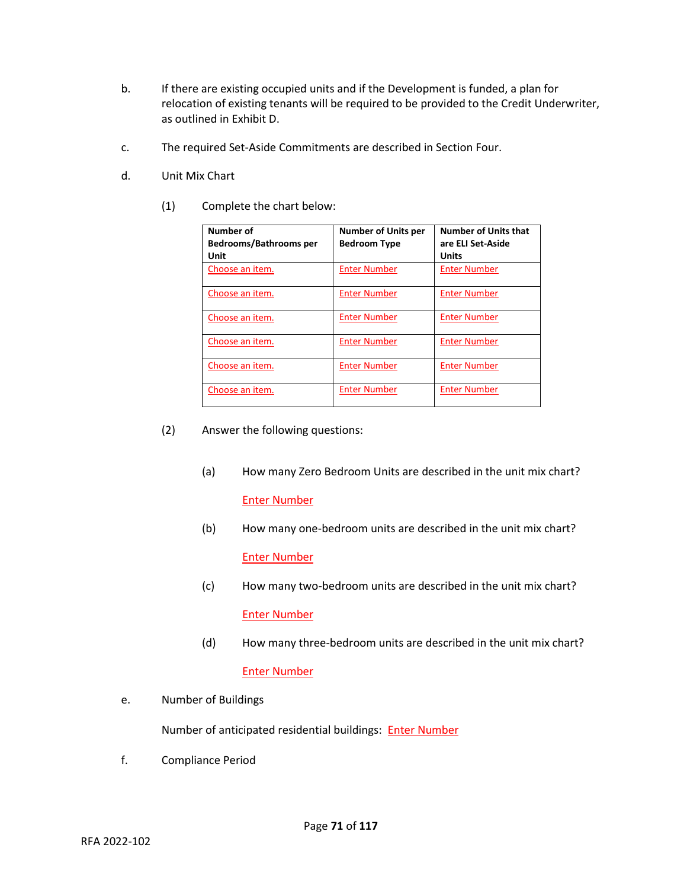b. If there are existing occupied units and if the Development is funded, a plan for relocation of existing tenants will be required to be provided to the Credit Underwriter, as outlined in Exhibit D.

c. The required Set-Aside Commitments are described in Section Four.

d. Unit Mix Chart

(1) Complete the chart below:

| Number of Bedrooms/Bathrooms per Unit | Number of Units per Bedroom Type | Number of Units that are ELI Set-Aside Units |
|---|---|---|
| Choose an item. | Enter Number | Enter Number |
| Choose an item. | Enter Number | Enter Number |
| Choose an item. | Enter Number | Enter Number |
| Choose an item. | Enter Number | Enter Number |
| Choose an item. | Enter Number | Enter Number |
| Choose an item. | Enter Number | Enter Number |

(2) Answer the following questions:

(a) How many Zero Bedroom Units are described in the unit mix chart?

Enter Number

(b) How many one-bedroom units are described in the unit mix chart?

Enter Number

(c) How many two-bedroom units are described in the unit mix chart?

Enter Number

(d) How many three-bedroom units are described in the unit mix chart?

Enter Number

e. Number of Buildings

Number of anticipated residential buildings: Enter Number

f. Compliance Period

RFA 2022-102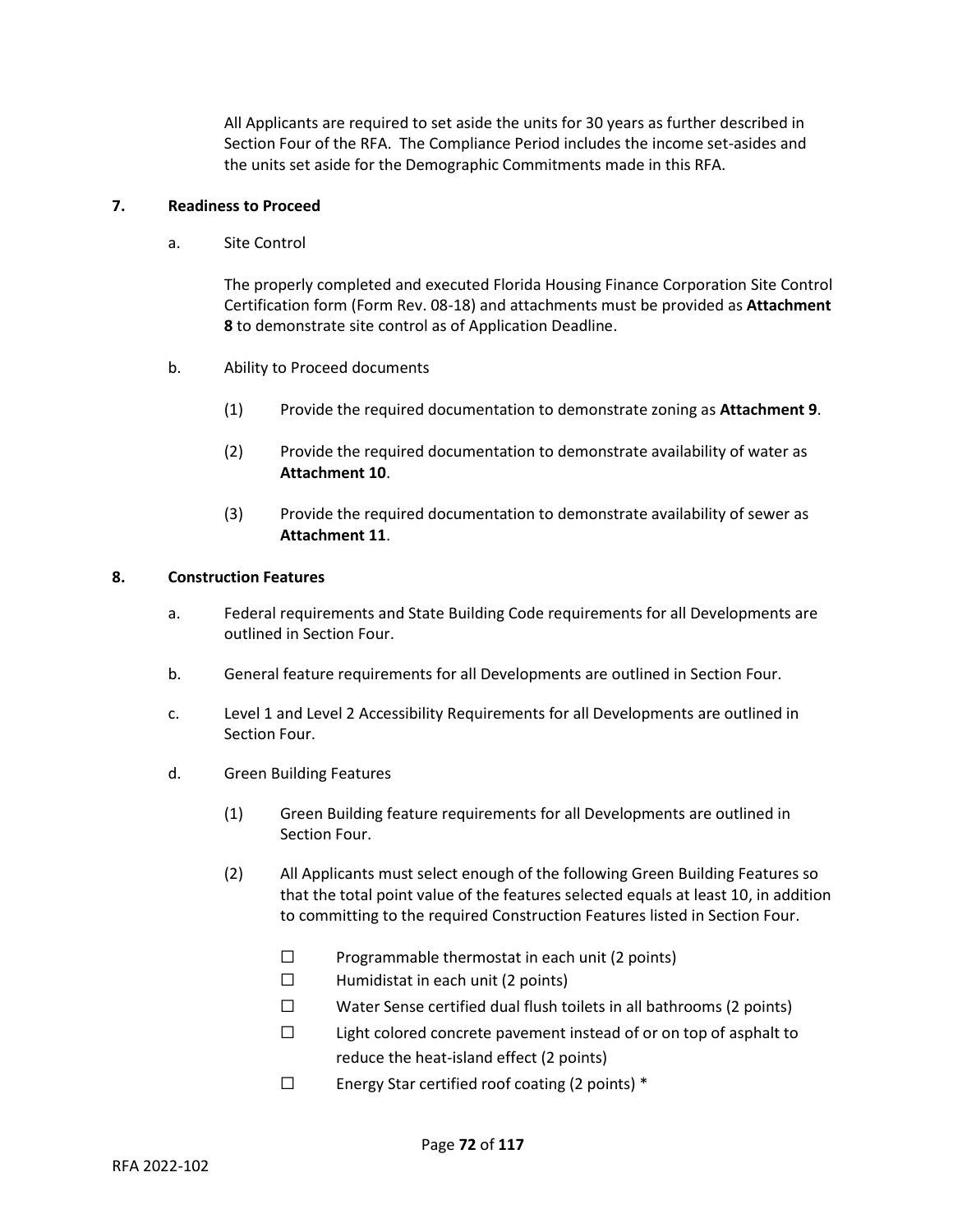All Applicants are required to set aside the units for 30 years as further described in Section Four of the RFA. The Compliance Period includes the income set-asides and the units set aside for the Demographic Commitments made in this RFA.

**7. Readiness to Proceed**

a. Site Control

The properly completed and executed Florida Housing Finance Corporation Site Control Certification form (Form Rev. 08-18) and attachments must be provided as **Attachment 8** to demonstrate site control as of Application Deadline.

b. Ability to Proceed documents

(1) Provide the required documentation to demonstrate zoning as **Attachment 9**.

(2) Provide the required documentation to demonstrate availability of water as **Attachment 10**.

(3) Provide the required documentation to demonstrate availability of sewer as **Attachment 11**.

**8. Construction Features**

a. Federal requirements and State Building Code requirements for all Developments are outlined in Section Four.

b. General feature requirements for all Developments are outlined in Section Four.

c. Level 1 and Level 2 Accessibility Requirements for all Developments are outlined in Section Four.

d. Green Building Features

(1) Green Building feature requirements for all Developments are outlined in Section Four.

(2) All Applicants must select enough of the following Green Building Features so that the total point value of the features selected equals at least 10, in addition to committing to the required Construction Features listed in Section Four.

- ☐ Programmable thermostat in each unit (2 points)
- ☐ Humidistat in each unit (2 points)
- ☐ Water Sense certified dual flush toilets in all bathrooms (2 points)
- ☐ Light colored concrete pavement instead of or on top of asphalt to reduce the heat-island effect (2 points)
- ☐ Energy Star certified roof coating (2 points) *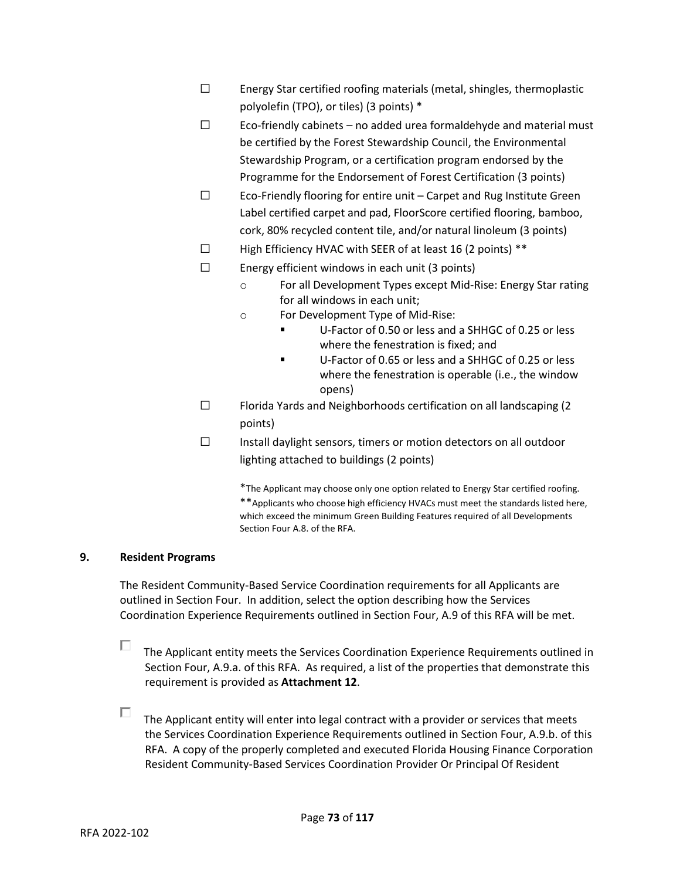- ☐ Energy Star certified roofing materials (metal, shingles, thermoplastic polyolefin (TPO), or tiles) (3 points) *
- ☐ Eco-friendly cabinets – no added urea formaldehyde and material must be certified by the Forest Stewardship Council, the Environmental Stewardship Program, or a certification program endorsed by the Programme for the Endorsement of Forest Certification (3 points)
- ☐ Eco-Friendly flooring for entire unit – Carpet and Rug Institute Green Label certified carpet and pad, FloorScore certified flooring, bamboo, cork, 80% recycled content tile, and/or natural linoleum (3 points)
- ☐ High Efficiency HVAC with SEER of at least 16 (2 points) **
- ☐ Energy efficient windows in each unit (3 points)
  - For all Development Types except Mid-Rise: Energy Star rating for all windows in each unit;
  - For Development Type of Mid-Rise:
    - U-Factor of 0.50 or less and a SHHGC of 0.25 or less where the fenestration is fixed; and
    - U-Factor of 0.65 or less and a SHHGC of 0.25 or less where the fenestration is operable (i.e., the window opens)
- ☐ Florida Yards and Neighborhoods certification on all landscaping (2 points)
- ☐ Install daylight sensors, timers or motion detectors on all outdoor lighting attached to buildings (2 points)

*The Applicant may choose only one option related to Energy Star certified roofing.
**Applicants who choose high efficiency HVACs must meet the standards listed here, which exceed the minimum Green Building Features required of all Developments Section Four A.8. of the RFA.

**9. Resident Programs**

The Resident Community-Based Service Coordination requirements for all Applicants are outlined in Section Four. In addition, select the option describing how the Services Coordination Experience Requirements outlined in Section Four, A.9 of this RFA will be met.

☐ The Applicant entity meets the Services Coordination Experience Requirements outlined in Section Four, A.9.a. of this RFA. As required, a list of the properties that demonstrate this requirement is provided as **Attachment 12**.

☐ The Applicant entity will enter into legal contract with a provider or services that meets the Services Coordination Experience Requirements outlined in Section Four, A.9.b. of this RFA. A copy of the properly completed and executed Florida Housing Finance Corporation Resident Community-Based Services Coordination Provider Or Principal Of Resident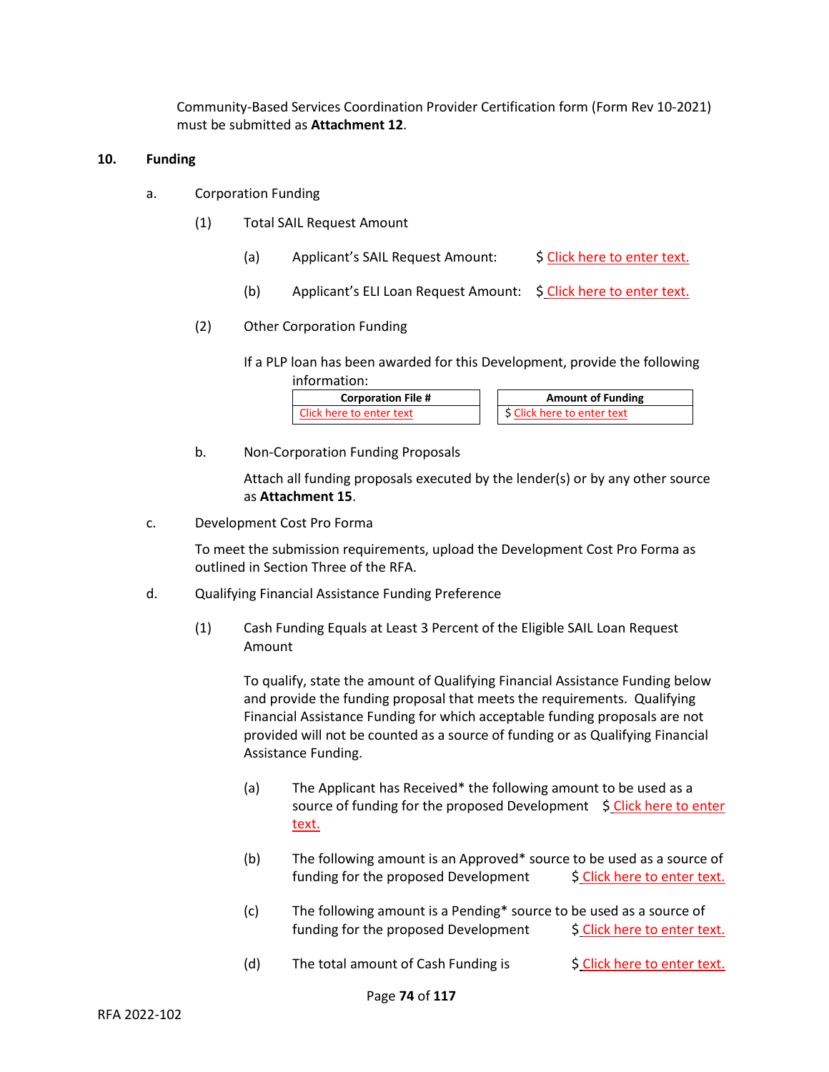Community-Based Services Coordination Provider Certification form (Form Rev 10-2021) must be submitted as **Attachment 12**.

**10. Funding**

a. Corporation Funding

(1) Total SAIL Request Amount

(a) Applicant's SAIL Request Amount: $ Click here to enter text.

(b) Applicant's ELI Loan Request Amount: $ Click here to enter text.

(2) Other Corporation Funding

If a PLP loan has been awarded for this Development, provide the following information:

| Corporation File # | Amount of Funding |
|---|---|
| Click here to enter text | $ Click here to enter text |

b. Non-Corporation Funding Proposals

Attach all funding proposals executed by the lender(s) or by any other source as **Attachment 15**.

c. Development Cost Pro Forma

To meet the submission requirements, upload the Development Cost Pro Forma as outlined in Section Three of the RFA.

d. Qualifying Financial Assistance Funding Preference

(1) Cash Funding Equals at Least 3 Percent of the Eligible SAIL Loan Request Amount

To qualify, state the amount of Qualifying Financial Assistance Funding below and provide the funding proposal that meets the requirements. Qualifying Financial Assistance Funding for which acceptable funding proposals are not provided will not be counted as a source of funding or as Qualifying Financial Assistance Funding.

(a) The Applicant has Received* the following amount to be used as a source of funding for the proposed Development $ Click here to enter text.

(b) The following amount is an Approved* source to be used as a source of funding for the proposed Development $ Click here to enter text.

(c) The following amount is a Pending* source to be used as a source of funding for the proposed Development $ Click here to enter text.

(d) The total amount of Cash Funding is $ Click here to enter text.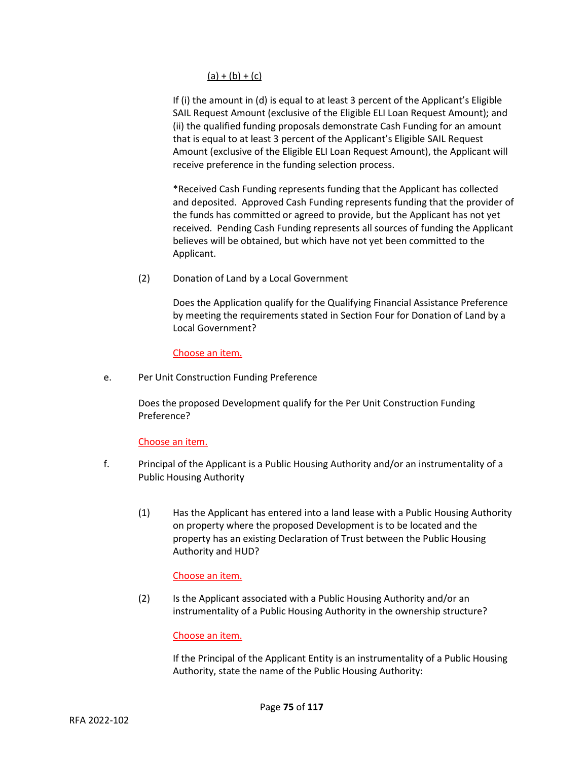<u>(a) + (b) + (c)</u>

If (i) the amount in (d) is equal to at least 3 percent of the Applicant's Eligible SAIL Request Amount (exclusive of the Eligible ELI Loan Request Amount); and (ii) the qualified funding proposals demonstrate Cash Funding for an amount that is equal to at least 3 percent of the Applicant's Eligible SAIL Request Amount (exclusive of the Eligible ELI Loan Request Amount), the Applicant will receive preference in the funding selection process.

*Received Cash Funding represents funding that the Applicant has collected and deposited. Approved Cash Funding represents funding that the provider of the funds has committed or agreed to provide, but the Applicant has not yet received. Pending Cash Funding represents all sources of funding the Applicant believes will be obtained, but which have not yet been committed to the Applicant.

(2) Donation of Land by a Local Government

Does the Application qualify for the Qualifying Financial Assistance Preference by meeting the requirements stated in Section Four for Donation of Land by a Local Government?

Choose an item.

e. Per Unit Construction Funding Preference

Does the proposed Development qualify for the Per Unit Construction Funding Preference?

Choose an item.

f. Principal of the Applicant is a Public Housing Authority and/or an instrumentality of a Public Housing Authority

(1) Has the Applicant has entered into a land lease with a Public Housing Authority on property where the proposed Development is to be located and the property has an existing Declaration of Trust between the Public Housing Authority and HUD?

Choose an item.

(2) Is the Applicant associated with a Public Housing Authority and/or an instrumentality of a Public Housing Authority in the ownership structure?

Choose an item.

If the Principal of the Applicant Entity is an instrumentality of a Public Housing Authority, state the name of the Public Housing Authority: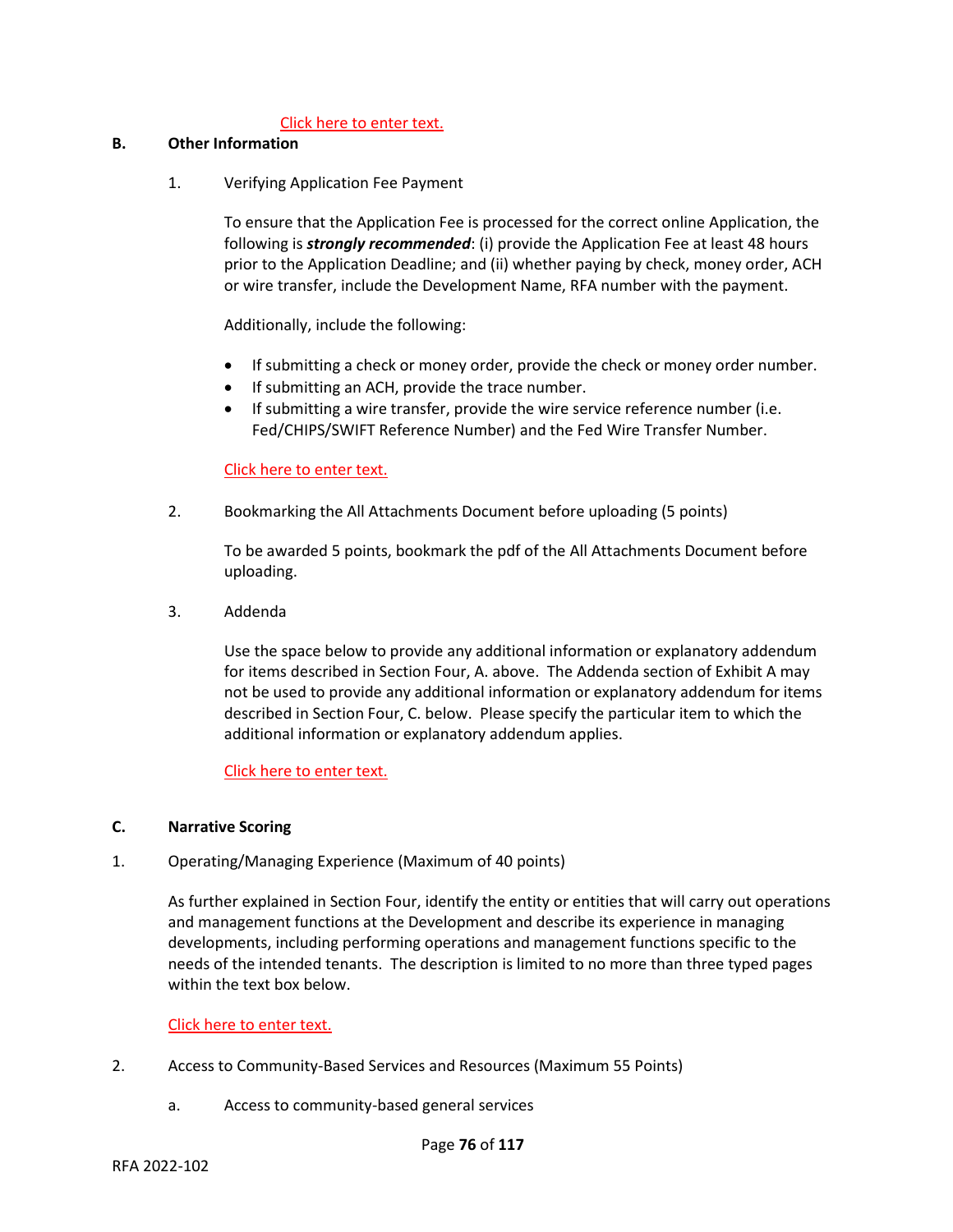Click here to enter text.

**B. Other Information**

1. Verifying Application Fee Payment

To ensure that the Application Fee is processed for the correct online Application, the following is ***strongly recommended***: (i) provide the Application Fee at least 48 hours prior to the Application Deadline; and (ii) whether paying by check, money order, ACH or wire transfer, include the Development Name, RFA number with the payment.

Additionally, include the following:

- If submitting a check or money order, provide the check or money order number.
- If submitting an ACH, provide the trace number.
- If submitting a wire transfer, provide the wire service reference number (i.e. Fed/CHIPS/SWIFT Reference Number) and the Fed Wire Transfer Number.

Click here to enter text.

2. Bookmarking the All Attachments Document before uploading (5 points)

To be awarded 5 points, bookmark the pdf of the All Attachments Document before uploading.

3. Addenda

Use the space below to provide any additional information or explanatory addendum for items described in Section Four, A. above. The Addenda section of Exhibit A may not be used to provide any additional information or explanatory addendum for items described in Section Four, C. below. Please specify the particular item to which the additional information or explanatory addendum applies.

Click here to enter text.

**C. Narrative Scoring**

1. Operating/Managing Experience (Maximum of 40 points)

As further explained in Section Four, identify the entity or entities that will carry out operations and management functions at the Development and describe its experience in managing developments, including performing operations and management functions specific to the needs of the intended tenants. The description is limited to no more than three typed pages within the text box below.

Click here to enter text.

2. Access to Community-Based Services and Resources (Maximum 55 Points)

a. Access to community-based general services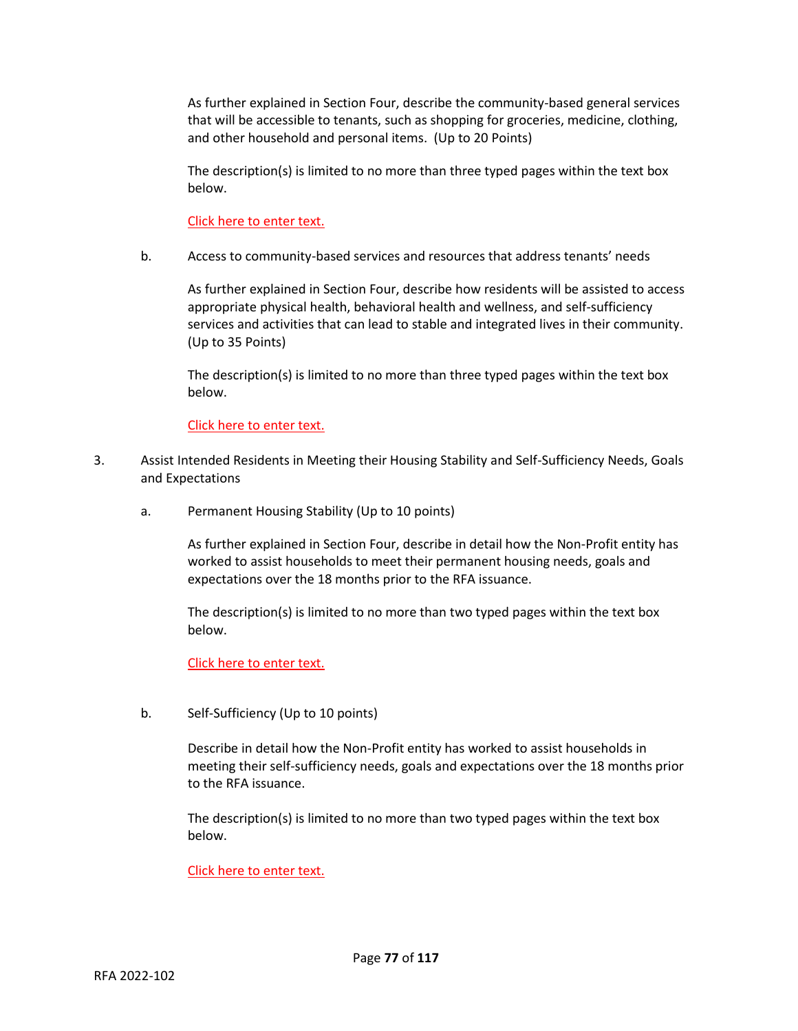As further explained in Section Four, describe the community-based general services that will be accessible to tenants, such as shopping for groceries, medicine, clothing, and other household and personal items. (Up to 20 Points)

The description(s) is limited to no more than three typed pages within the text box below.

Click here to enter text.

b. Access to community-based services and resources that address tenants' needs

As further explained in Section Four, describe how residents will be assisted to access appropriate physical health, behavioral health and wellness, and self-sufficiency services and activities that can lead to stable and integrated lives in their community. (Up to 35 Points)

The description(s) is limited to no more than three typed pages within the text box below.

Click here to enter text.

3. Assist Intended Residents in Meeting their Housing Stability and Self-Sufficiency Needs, Goals and Expectations

a. Permanent Housing Stability (Up to 10 points)

As further explained in Section Four, describe in detail how the Non-Profit entity has worked to assist households to meet their permanent housing needs, goals and expectations over the 18 months prior to the RFA issuance.

The description(s) is limited to no more than two typed pages within the text box below.

Click here to enter text.

b. Self-Sufficiency (Up to 10 points)

Describe in detail how the Non-Profit entity has worked to assist households in meeting their self-sufficiency needs, goals and expectations over the 18 months prior to the RFA issuance.

The description(s) is limited to no more than two typed pages within the text box below.

Click here to enter text.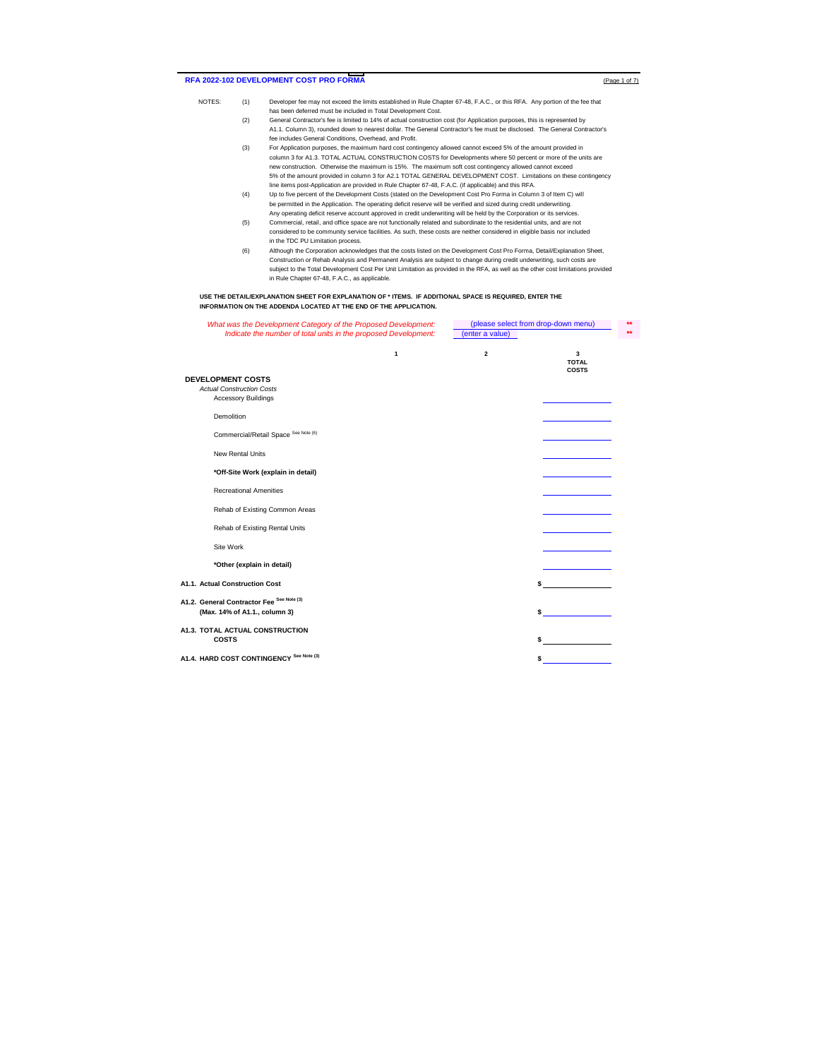## RFA 2022-102 DEVELOPMENT COST PRO FORMA

(Page 1 of 7)

NOTES:

(1) Developer fee may not exceed the limits established in Rule Chapter 67-48, F.A.C., or this RFA. Any portion of the fee that has been deferred must be included in Total Development Cost.

(2) General Contractor's fee is limited to 14% of actual construction cost (for Application purposes, this is represented by A1.1. Column 3), rounded down to nearest dollar. The General Contractor's fee must be disclosed. The General Contractor's fee includes General Conditions, Overhead, and Profit.

(3) For Application purposes, the maximum hard cost contingency allowed cannot exceed 5% of the amount provided in column 3 for A1.3. TOTAL ACTUAL CONSTRUCTION COSTS for Developments where 50 percent or more of the units are new construction. Otherwise the maximum is 15%. The maximum soft cost contingency allowed cannot exceed 5% of the amount provided in column 3 for A2.1 TOTAL GENERAL DEVELOPMENT COST. Limitations on these contingency line items post-Application are provided in Rule Chapter 67-48, F.A.C. (if applicable) and this RFA.

(4) Up to five percent of the Development Costs (stated on the Development Cost Pro Forma in Column 3 of Item C) will be permitted in the Application. The operating deficit reserve will be verified and sized during credit underwriting. Any operating deficit reserve account approved in credit underwriting will be held by the Corporation or its services.

(5) Commercial, retail, and office space are not functionally related and subordinate to the residential units, and are not considered to be community service facilities. As such, these costs are neither considered in eligible basis nor included in the TDC PU Limitation process.

(6) Although the Corporation acknowledges that the costs listed on the Development Cost Pro Forma, Detail/Explanation Sheet, Construction or Rehab Analysis and Permanent Analysis are subject to change during credit underwriting, such costs are subject to the Total Development Cost Per Unit Limitation as provided in the RFA, as well as the other cost limitations provided in Rule Chapter 67-48, F.A.C., as applicable.

**USE THE DETAIL/EXPLANATION SHEET FOR EXPLANATION OF * ITEMS. IF ADDITIONAL SPACE IS REQUIRED, ENTER THE INFORMATION ON THE ADDENDA LOCATED AT THE END OF THE APPLICATION.**

*What was the Development Category of the Proposed Development:* (please select from drop-down menu) **

*Indicate the number of total units in the proposed Development:* (enter a value) **

| | 1 | 2 | 3 TOTAL COSTS |
|---|---|---|---|
| **DEVELOPMENT COSTS** | | | |
| *Actual Construction Costs* | | | |
| Accessory Buildings | | | |
| Demolition | | | |
| Commercial/Retail Space See Note (6) | | | |
| New Rental Units | | | |
| ***Off-Site Work (explain in detail)** | | | |
| Recreational Amenities | | | |
| Rehab of Existing Common Areas | | | |
| Rehab of Existing Rental Units | | | |
| Site Work | | | |
| ***Other (explain in detail)** | | | |
| **A1.1. Actual Construction Cost** | | | $ |
| **A1.2. General Contractor Fee** See Note (3) **(Max. 14% of A1.1., column 3)** | | | $ |
| **A1.3. TOTAL ACTUAL CONSTRUCTION COSTS** | | | $ |
| **A1.4. HARD COST CONTINGENCY** See Note (3) | | | $ |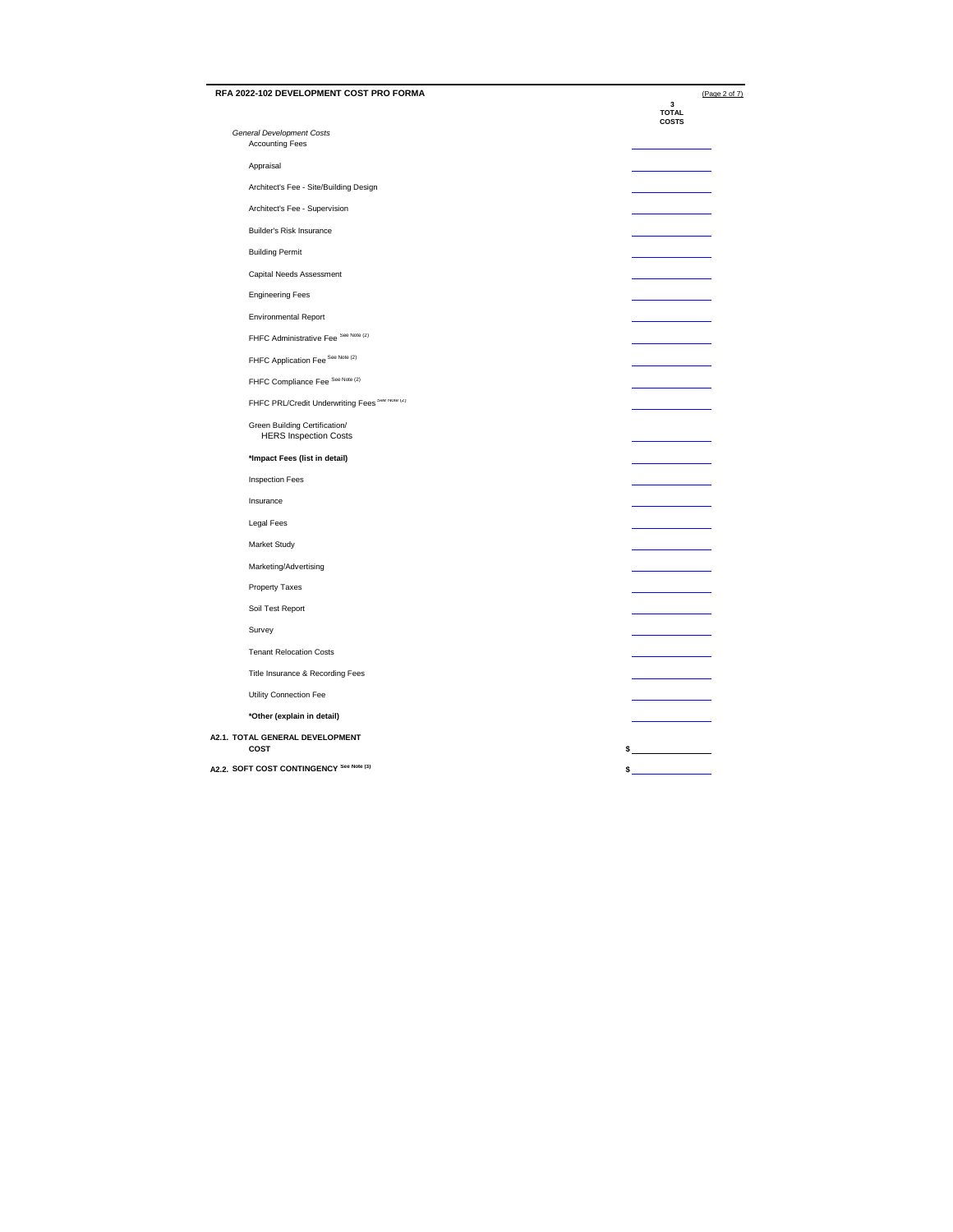## RFA 2022-102 DEVELOPMENT COST PRO FORMA

| | 3 TOTAL COSTS |
|---|---|
| *General Development Costs* | |
| Accounting Fees | |
| Appraisal | |
| Architect's Fee - Site/Building Design | |
| Architect's Fee - Supervision | |
| Builder's Risk Insurance | |
| Building Permit | |
| Capital Needs Assessment | |
| Engineering Fees | |
| Environmental Report | |
| FHFC Administrative Fee See Note (2) | |
| FHFC Application Fee See Note (2) | |
| FHFC Compliance Fee See Note (2) | |
| FHFC PRL/Credit Underwriting Fees See Note (2) | |
| Green Building Certification/ HERS Inspection Costs | |
| **\*Impact Fees (list in detail)** | |
| Inspection Fees | |
| Insurance | |
| Legal Fees | |
| Market Study | |
| Marketing/Advertising | |
| Property Taxes | |
| Soil Test Report | |
| Survey | |
| Tenant Relocation Costs | |
| Title Insurance & Recording Fees | |
| Utility Connection Fee | |
| **\*Other (explain in detail)** | |
| **A2.1. TOTAL GENERAL DEVELOPMENT COST** | $ |
| **A2.2. SOFT COST CONTINGENCY** See Note (3) | $ |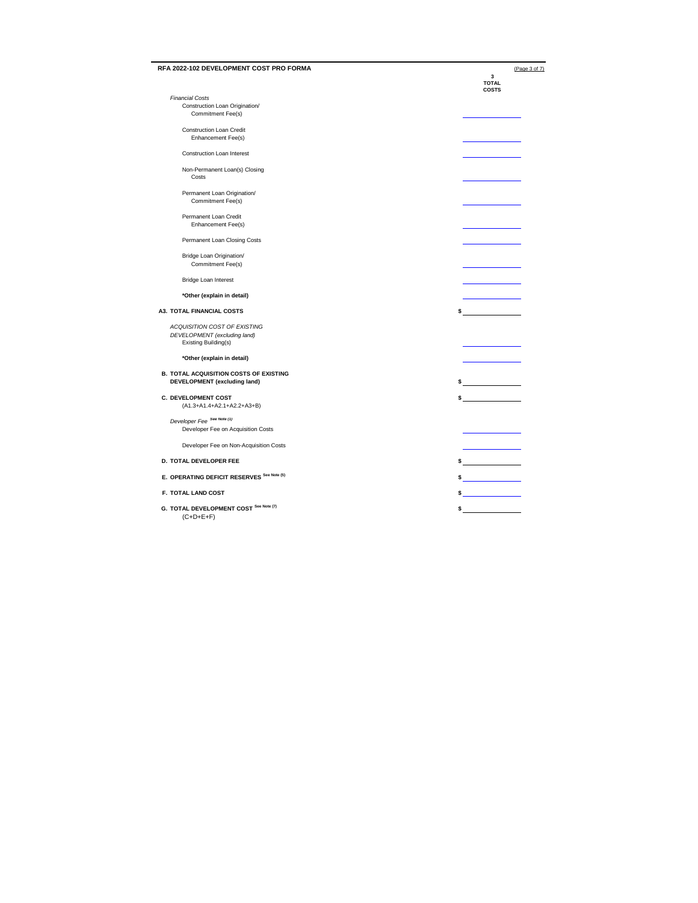## RFA 2022-102 DEVELOPMENT COST PRO FORMA

(Page 3 of 7)

| | 3 TOTAL COSTS |
|---|---|
| *Financial Costs* | |
| Construction Loan Origination/ Commitment Fee(s) | |
| Construction Loan Credit Enhancement Fee(s) | |
| Construction Loan Interest | |
| Non-Permanent Loan(s) Closing Costs | |
| Permanent Loan Origination/ Commitment Fee(s) | |
| Permanent Loan Credit Enhancement Fee(s) | |
| Permanent Loan Closing Costs | |
| Bridge Loan Origination/ Commitment Fee(s) | |
| Bridge Loan Interest | |
| **\*Other (explain in detail)** | |
| **A3. TOTAL FINANCIAL COSTS** | $ |
| *ACQUISITION COST OF EXISTING DEVELOPMENT (excluding land)* | |
| Existing Building(s) | |
| **\*Other (explain in detail)** | |
| **B. TOTAL ACQUISITION COSTS OF EXISTING DEVELOPMENT (excluding land)** | $ |
| **C. DEVELOPMENT COST** (A1.3+A1.4+A2.1+A2.2+A3+B) | $ |
| *Developer Fee* See Note (1) | |
| Developer Fee on Acquisition Costs | |
| Developer Fee on Non-Acquisition Costs | |
| **D. TOTAL DEVELOPER FEE** | $ |
| **E. OPERATING DEFICIT RESERVES** See Note (5) | $ |
| **F. TOTAL LAND COST** | $ |
| **G. TOTAL DEVELOPMENT COST** See Note (7) (C+D+E+F) | $ |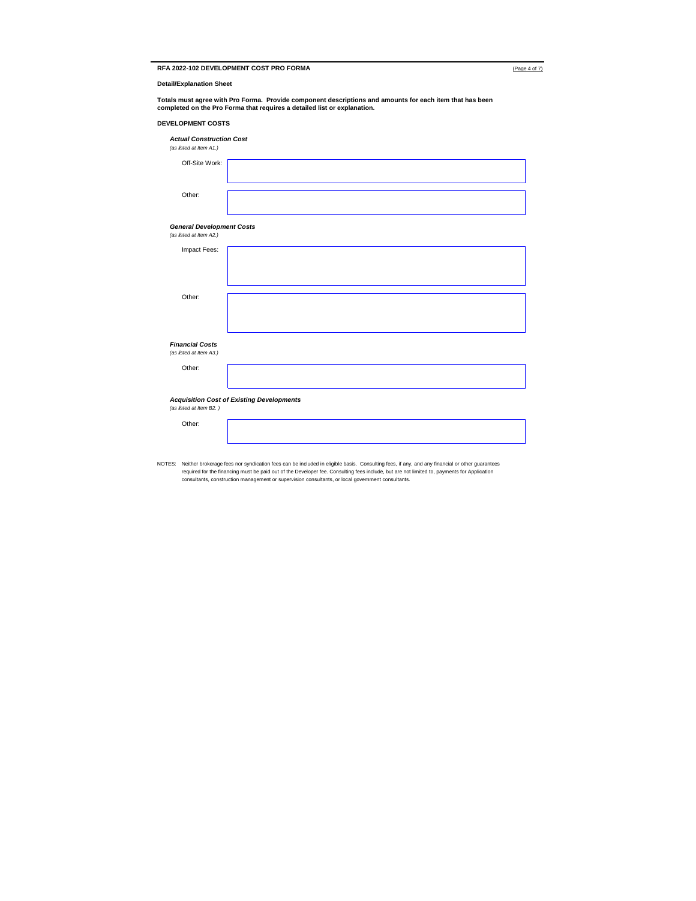## RFA 2022-102 DEVELOPMENT COST PRO FORMA

**Detail/Explanation Sheet**

**Totals must agree with Pro Forma. Provide component descriptions and amounts for each item that has been completed on the Pro Forma that requires a detailed list or explanation.**

### DEVELOPMENT COSTS

***Actual Construction Cost***
*(as listed at Item A1.)*

Off-Site Work:

Other:

***General Development Costs***
*(as listed at Item A2.)*

Impact Fees:

Other:

***Financial Costs***
*(as listed at Item A3.)*

Other:

***Acquisition Cost of Existing Developments***
*(as listed at Item B2. )*

Other:

NOTES: Neither brokerage fees nor syndication fees can be included in eligible basis. Consulting fees, if any, and any financial or other guarantees required for the financing must be paid out of the Developer fee. Consulting fees include, but are not limited to, payments for Application consultants, construction management or supervision consultants, or local government consultants.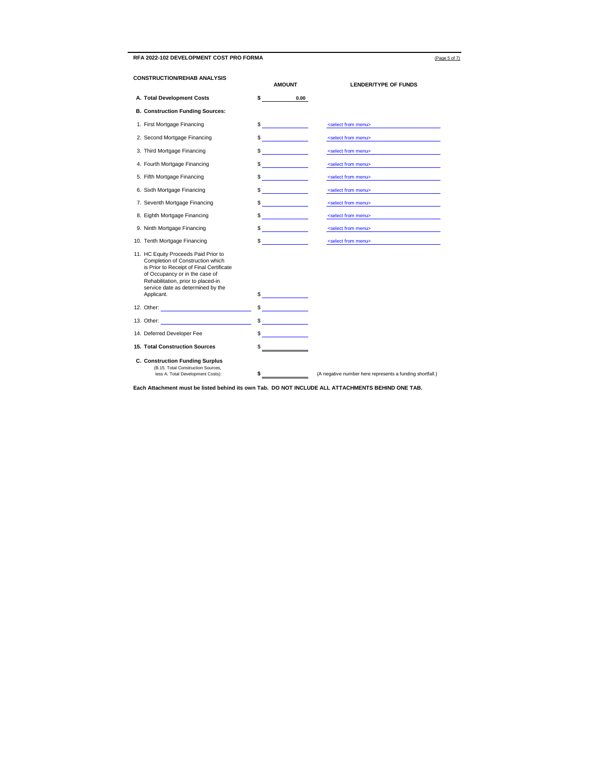**RFA 2022-102 DEVELOPMENT COST PRO FORMA**

**CONSTRUCTION/REHAB ANALYSIS**

| | **AMOUNT** | **LENDER/TYPE OF FUNDS** |
|---|---|---|
| **A. Total Development Costs** | **$ 0.00** | |
| **B. Construction Funding Sources:** | | |
| 1. First Mortgage Financing | $ | <select from menu> |
| 2. Second Mortgage Financing | $ | <select from menu> |
| 3. Third Mortgage Financing | $ | <select from menu> |
| 4. Fourth Mortgage Financing | $ | <select from menu> |
| 5. Fifth Mortgage Financing | $ | <select from menu> |
| 6. Sixth Mortgage Financing | $ | <select from menu> |
| 7. Seventh Mortgage Financing | $ | <select from menu> |
| 8. Eighth Mortgage Financing | $ | <select from menu> |
| 9. Ninth Mortgage Financing | $ | <select from menu> |
| 10. Tenth Mortgage Financing | $ | <select from menu> |
| 11. HC Equity Proceeds Paid Prior to Completion of Construction which is Prior to Receipt of Final Certificate of Occupancy or in the case of Rehabilitation, prior to placed-in service date as determined by the Applicant. | $ | |
| 12. Other: ______________ | $ | |
| 13. Other: ______________ | $ | |
| 14. Deferred Developer Fee | $ | |
| **15. Total Construction Sources** | $ | |
| **C. Construction Funding Surplus** (B.15. Total Construction Sources, less A. Total Development Costs): | **$** | (A negative number here represents a funding shortfall.) |

**Each Attachment must be listed behind its own Tab. DO NOT INCLUDE ALL ATTACHMENTS BEHIND ONE TAB.**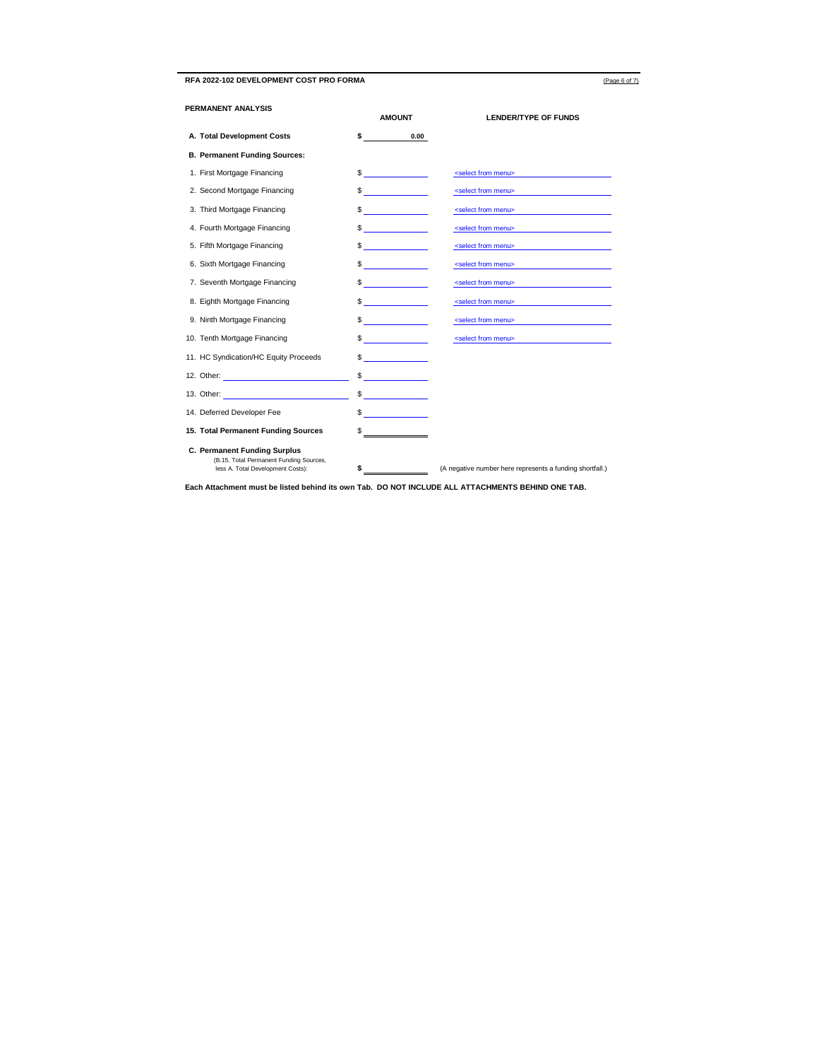**RFA 2022-102 DEVELOPMENT COST PRO FORMA**

**PERMANENT ANALYSIS**

| | **AMOUNT** | **LENDER/TYPE OF FUNDS** |
|---|---|---|
| **A. Total Development Costs** | **$ 0.00** | |
| **B. Permanent Funding Sources:** | | |
| 1. First Mortgage Financing | $ | <select from menu> |
| 2. Second Mortgage Financing | $ | <select from menu> |
| 3. Third Mortgage Financing | $ | <select from menu> |
| 4. Fourth Mortgage Financing | $ | <select from menu> |
| 5. Fifth Mortgage Financing | $ | <select from menu> |
| 6. Sixth Mortgage Financing | $ | <select from menu> |
| 7. Seventh Mortgage Financing | $ | <select from menu> |
| 8. Eighth Mortgage Financing | $ | <select from menu> |
| 9. Ninth Mortgage Financing | $ | <select from menu> |
| 10. Tenth Mortgage Financing | $ | <select from menu> |
| 11. HC Syndication/HC Equity Proceeds | $ | |
| 12. Other: | $ | |
| 13. Other: | $ | |
| 14. Deferred Developer Fee | $ | |
| **15. Total Permanent Funding Sources** | $ | |
| **C. Permanent Funding Surplus** (B.15. Total Permanent Funding Sources, less A. Total Development Costs): | **$** | (A negative number here represents a funding shortfall.) |

**Each Attachment must be listed behind its own Tab. DO NOT INCLUDE ALL ATTACHMENTS BEHIND ONE TAB.**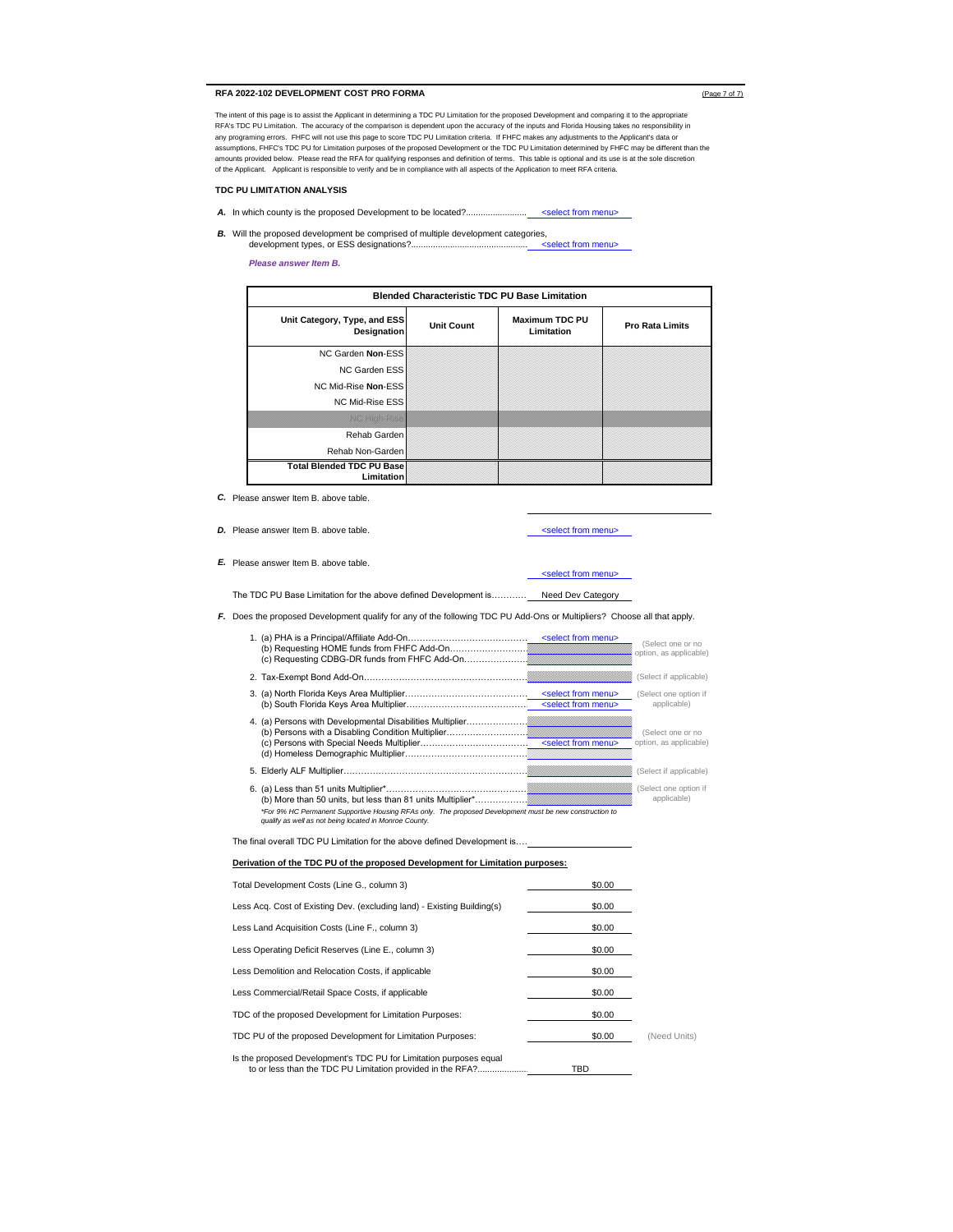## RFA 2022-102 DEVELOPMENT COST PRO FORMA

The intent of this page is to assist the Applicant in determining a TDC PU Limitation for the proposed Development and comparing it to the appropriate RFA's TDC PU Limitation. The accuracy of the comparison is dependent upon the accuracy of the inputs and Florida Housing takes no responsibility in any programing errors. FHFC will not use this page to score TDC PU Limitation criteria. If FHFC makes any adjustments to the Applicant's data or assumptions, FHFC's TDC PU for Limitation purposes of the proposed Development or the TDC PU Limitation determined by FHFC may be different than the amounts provided below. Please read the RFA for qualifying responses and definition of terms. This table is optional and its use is at the sole discretion of the Applicant. Applicant is responsible to verify and be in compliance with all aspects of the Application to meet RFA criteria.

### TDC PU LIMITATION ANALYSIS

***A.*** In which county is the proposed Development to be located?......................... <select from menu>

***B.*** Will the proposed development be comprised of multiple development categories, development types, or ESS designations?................................................ <select from menu>

***Please answer Item B.***

| Blended Characteristic TDC PU Base Limitation | | | |
|---|---|---|---|
| **Unit Category, Type, and ESS Designation** | **Unit Count** | **Maximum TDC PU Limitation** | **Pro Rata Limits** |
| NC Garden **Non**-ESS | | | |
| NC Garden ESS | | | |
| NC Mid-Rise **Non**-ESS | | | |
| NC Mid-Rise ESS | | | |
| NC High-Rise | | | |
| Rehab Garden | | | |
| Rehab Non-Garden | | | |
| **Total Blended TDC PU Base Limitation** | | | |

***C.*** Please answer Item B. above table.

***D.*** Please answer Item B. above table. <select from menu>

***E.*** Please answer Item B. above table. <select from menu>

The TDC PU Base Limitation for the above defined Development is............ Need Dev Category

***F.*** Does the proposed Development qualify for any of the following TDC PU Add-Ons or Multipliers? Choose all that apply.

1. (a) PHA is a Principal/Affiliate Add-On......................................... <select from menu>
   (b) Requesting HOME funds from FHFC Add-On..........................
   (c) Requesting CDBG-DR funds from FHFC Add-On.....................
   (Select one or no option, as applicable)
2. Tax-Exempt Bond Add-On........................................................ (Select if applicable)
3. (a) North Florida Keys Area Multiplier........................................... <select from menu>
   (b) South Florida Keys Area Multiplier.......................................... <select from menu>
   (Select one option if applicable)
4. (a) Persons with Developmental Disabilities Multiplier....................
   (b) Persons with a Disabling Condition Multiplier...........................
   (c) Persons with Special Needs Multiplier..................................... <select from menu>
   (d) Homeless Demographic Multiplier...........................................
   (Select one or no option, as applicable)
5. Elderly ALF Multiplier............................................................... (Select if applicable)
6. (a) Less than 51 units Multiplier*...............................................
   (b) More than 50 units, but less than 81 units Multiplier*.................
   (Select one option if applicable)

*\*For 9% HC Permanent Supportive Housing RFAs only. The proposed Development must be new construction to qualify as well as not being located in Monroe County.*

The final overall TDC PU Limitation for the above defined Development is....

**Derivation of the TDC PU of the proposed Development for Limitation purposes:**

| | |
|---|---|
| Total Development Costs (Line G., column 3) | $0.00 |
| Less Acq. Cost of Existing Dev. (excluding land) - Existing Building(s) | $0.00 |
| Less Land Acquisition Costs (Line F., column 3) | $0.00 |
| Less Operating Deficit Reserves (Line E., column 3) | $0.00 |
| Less Demolition and Relocation Costs, if applicable | $0.00 |
| Less Commercial/Retail Space Costs, if applicable | $0.00 |
| TDC of the proposed Development for Limitation Purposes: | $0.00 |
| TDC PU of the proposed Development for Limitation Purposes: | $0.00 (Need Units) |

Is the proposed Development's TDC PU for Limitation purposes equal to or less than the TDC PU Limitation provided in the RFA?.................... TBD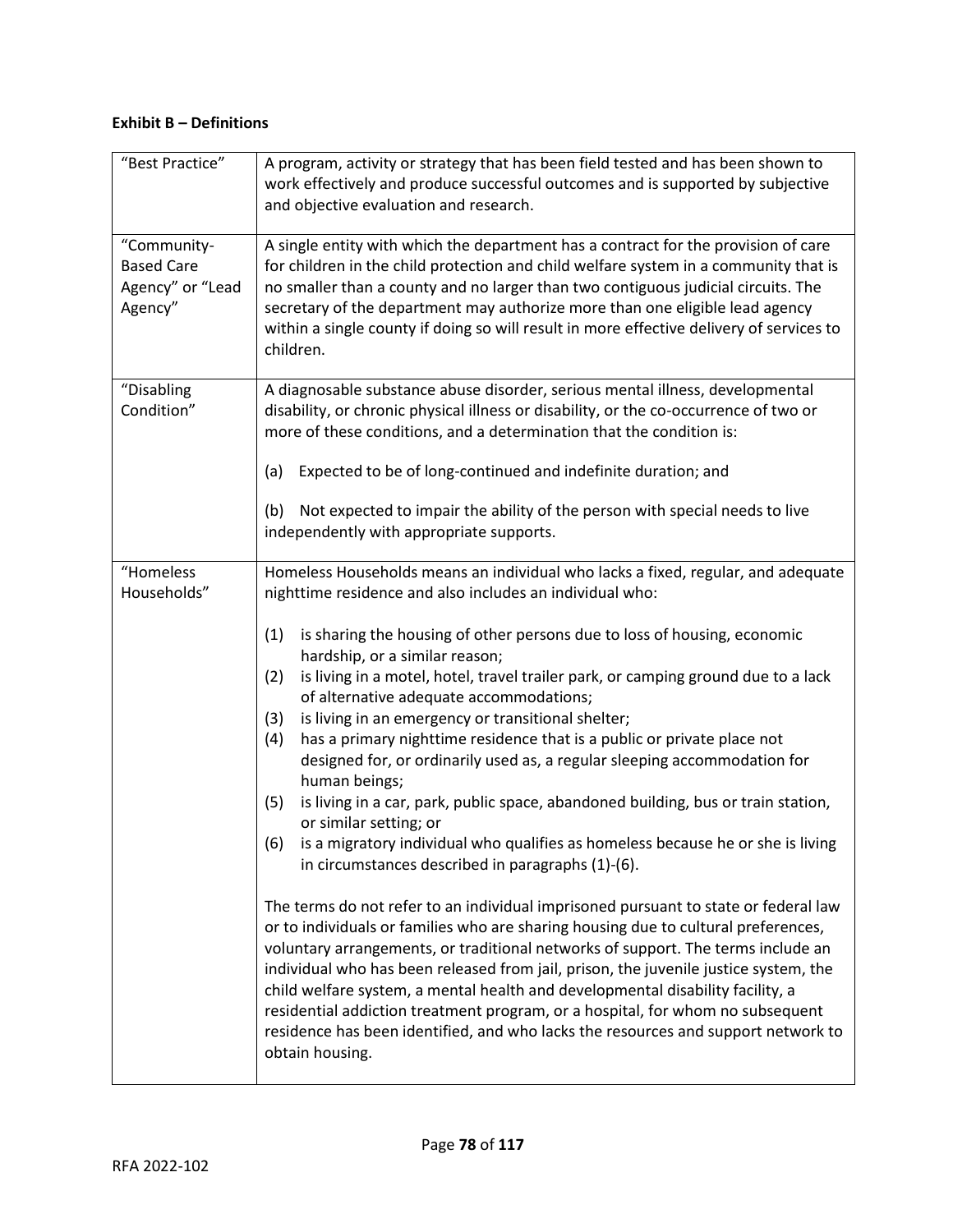**Exhibit B – Definitions**

| | |
|---|---|
| "Best Practice" | A program, activity or strategy that has been field tested and has been shown to work effectively and produce successful outcomes and is supported by subjective and objective evaluation and research. |
| "Community-Based Care Agency" or "Lead Agency" | A single entity with which the department has a contract for the provision of care for children in the child protection and child welfare system in a community that is no smaller than a county and no larger than two contiguous judicial circuits. The secretary of the department may authorize more than one eligible lead agency within a single county if doing so will result in more effective delivery of services to children. |
| "Disabling Condition" | A diagnosable substance abuse disorder, serious mental illness, developmental disability, or chronic physical illness or disability, or the co-occurrence of two or more of these conditions, and a determination that the condition is:<br><br>(a) Expected to be of long-continued and indefinite duration; and<br><br>(b) Not expected to impair the ability of the person with special needs to live independently with appropriate supports. |
| "Homeless Households" | Homeless Households means an individual who lacks a fixed, regular, and adequate nighttime residence and also includes an individual who:<br><br>(1) is sharing the housing of other persons due to loss of housing, economic hardship, or a similar reason;<br>(2) is living in a motel, hotel, travel trailer park, or camping ground due to a lack of alternative adequate accommodations;<br>(3) is living in an emergency or transitional shelter;<br>(4) has a primary nighttime residence that is a public or private place not designed for, or ordinarily used as, a regular sleeping accommodation for human beings;<br>(5) is living in a car, park, public space, abandoned building, bus or train station, or similar setting; or<br>(6) is a migratory individual who qualifies as homeless because he or she is living in circumstances described in paragraphs (1)-(6).<br><br>The terms do not refer to an individual imprisoned pursuant to state or federal law or to individuals or families who are sharing housing due to cultural preferences, voluntary arrangements, or traditional networks of support. The terms include an individual who has been released from jail, prison, the juvenile justice system, the child welfare system, a mental health and developmental disability facility, a residential addiction treatment program, or a hospital, for whom no subsequent residence has been identified, and who lacks the resources and support network to obtain housing. |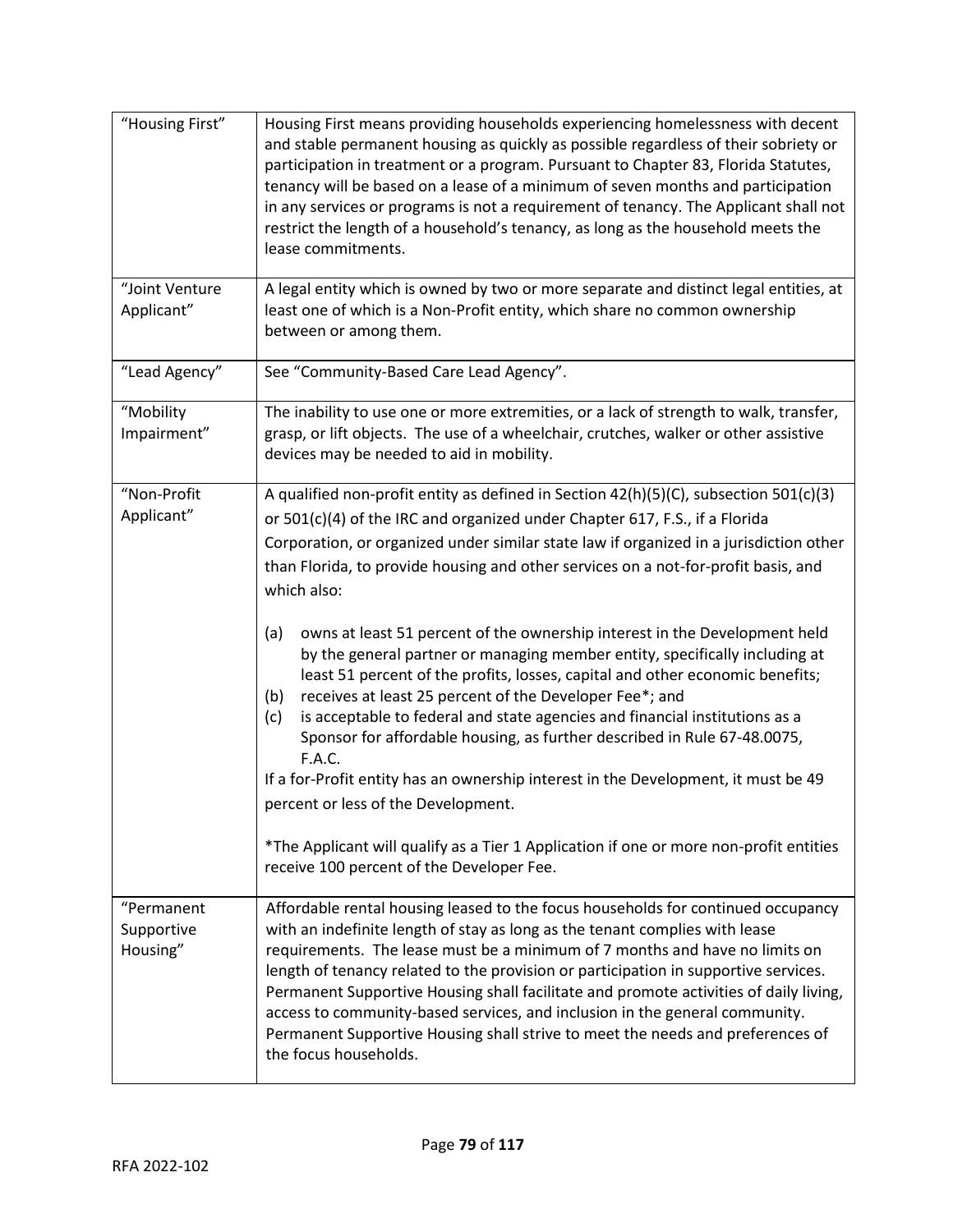| | |
|---|---|
| "Housing First" | Housing First means providing households experiencing homelessness with decent and stable permanent housing as quickly as possible regardless of their sobriety or participation in treatment or a program. Pursuant to Chapter 83, Florida Statutes, tenancy will be based on a lease of a minimum of seven months and participation in any services or programs is not a requirement of tenancy. The Applicant shall not restrict the length of a household's tenancy, as long as the household meets the lease commitments. |
| "Joint Venture Applicant" | A legal entity which is owned by two or more separate and distinct legal entities, at least one of which is a Non-Profit entity, which share no common ownership between or among them. |
| "Lead Agency" | See "Community-Based Care Lead Agency". |
| "Mobility Impairment" | The inability to use one or more extremities, or a lack of strength to walk, transfer, grasp, or lift objects. The use of a wheelchair, crutches, walker or other assistive devices may be needed to aid in mobility. |
| "Non-Profit Applicant" | A qualified non-profit entity as defined in Section 42(h)(5)(C), subsection 501(c)(3) or 501(c)(4) of the IRC and organized under Chapter 617, F.S., if a Florida Corporation, or organized under similar state law if organized in a jurisdiction other than Florida, to provide housing and other services on a not-for-profit basis, and which also:<br><br>(a) owns at least 51 percent of the ownership interest in the Development held by the general partner or managing member entity, specifically including at least 51 percent of the profits, losses, capital and other economic benefits;<br>(b) receives at least 25 percent of the Developer Fee*; and<br>(c) is acceptable to federal and state agencies and financial institutions as a Sponsor for affordable housing, as further described in Rule 67-48.0075, F.A.C.<br><br>If a for-Profit entity has an ownership interest in the Development, it must be 49 percent or less of the Development.<br><br>*The Applicant will qualify as a Tier 1 Application if one or more non-profit entities receive 100 percent of the Developer Fee. |
| "Permanent Supportive Housing" | Affordable rental housing leased to the focus households for continued occupancy with an indefinite length of stay as long as the tenant complies with lease requirements. The lease must be a minimum of 7 months and have no limits on length of tenancy related to the provision or participation in supportive services. Permanent Supportive Housing shall facilitate and promote activities of daily living, access to community-based services, and inclusion in the general community. Permanent Supportive Housing shall strive to meet the needs and preferences of the focus households. |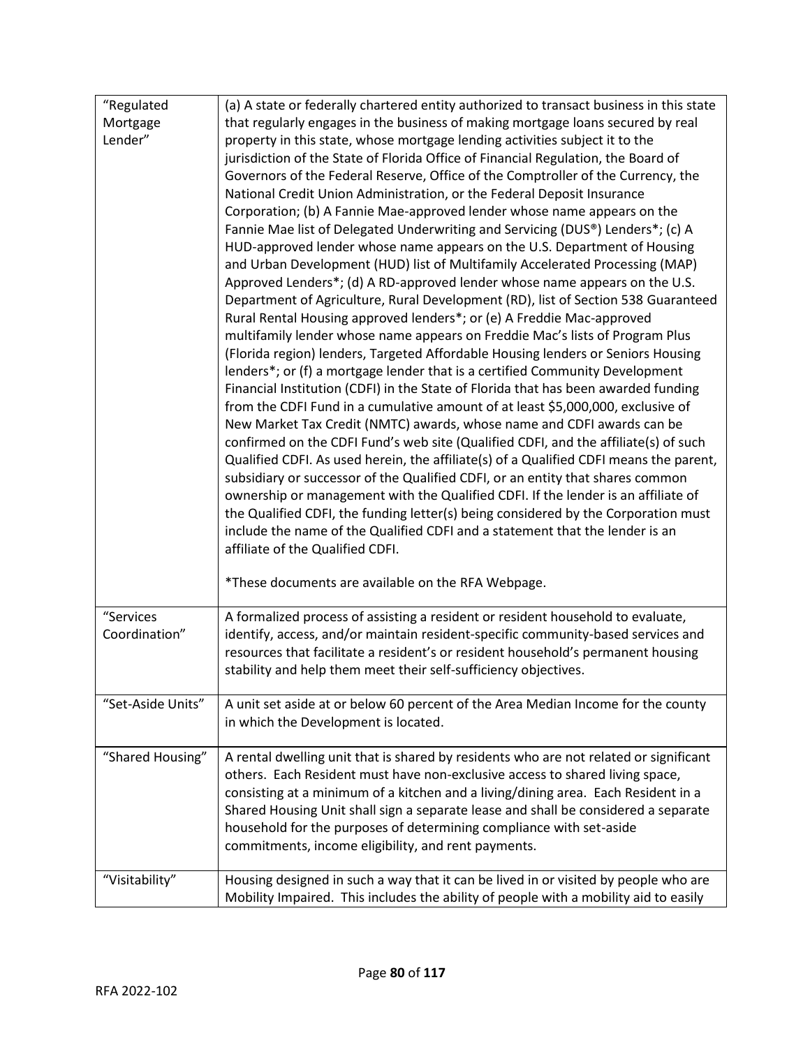| | |
|---|---|
| "Regulated Mortgage Lender" | (a) A state or federally chartered entity authorized to transact business in this state that regularly engages in the business of making mortgage loans secured by real property in this state, whose mortgage lending activities subject it to the jurisdiction of the State of Florida Office of Financial Regulation, the Board of Governors of the Federal Reserve, Office of the Comptroller of the Currency, the National Credit Union Administration, or the Federal Deposit Insurance Corporation; (b) A Fannie Mae-approved lender whose name appears on the Fannie Mae list of Delegated Underwriting and Servicing (DUS®) Lenders*; (c) A HUD-approved lender whose name appears on the U.S. Department of Housing and Urban Development (HUD) list of Multifamily Accelerated Processing (MAP) Approved Lenders*; (d) A RD-approved lender whose name appears on the U.S. Department of Agriculture, Rural Development (RD), list of Section 538 Guaranteed Rural Rental Housing approved lenders*; or (e) A Freddie Mac-approved multifamily lender whose name appears on Freddie Mac's lists of Program Plus (Florida region) lenders, Targeted Affordable Housing lenders or Seniors Housing lenders*; or (f) a mortgage lender that is a certified Community Development Financial Institution (CDFI) in the State of Florida that has been awarded funding from the CDFI Fund in a cumulative amount of at least $5,000,000, exclusive of New Market Tax Credit (NMTC) awards, whose name and CDFI awards can be confirmed on the CDFI Fund's web site (Qualified CDFI, and the affiliate(s) of such Qualified CDFI. As used herein, the affiliate(s) of a Qualified CDFI means the parent, subsidiary or successor of the Qualified CDFI, or an entity that shares common ownership or management with the Qualified CDFI. If the lender is an affiliate of the Qualified CDFI, the funding letter(s) being considered by the Corporation must include the name of the Qualified CDFI and a statement that the lender is an affiliate of the Qualified CDFI.<br><br>*These documents are available on the RFA Webpage. |
| "Services Coordination" | A formalized process of assisting a resident or resident household to evaluate, identify, access, and/or maintain resident-specific community-based services and resources that facilitate a resident's or resident household's permanent housing stability and help them meet their self-sufficiency objectives. |
| "Set-Aside Units" | A unit set aside at or below 60 percent of the Area Median Income for the county in which the Development is located. |
| "Shared Housing" | A rental dwelling unit that is shared by residents who are not related or significant others. Each Resident must have non-exclusive access to shared living space, consisting at a minimum of a kitchen and a living/dining area. Each Resident in a Shared Housing Unit shall sign a separate lease and shall be considered a separate household for the purposes of determining compliance with set-aside commitments, income eligibility, and rent payments. |
| "Visitability" | Housing designed in such a way that it can be lived in or visited by people who are Mobility Impaired. This includes the ability of people with a mobility aid to easily |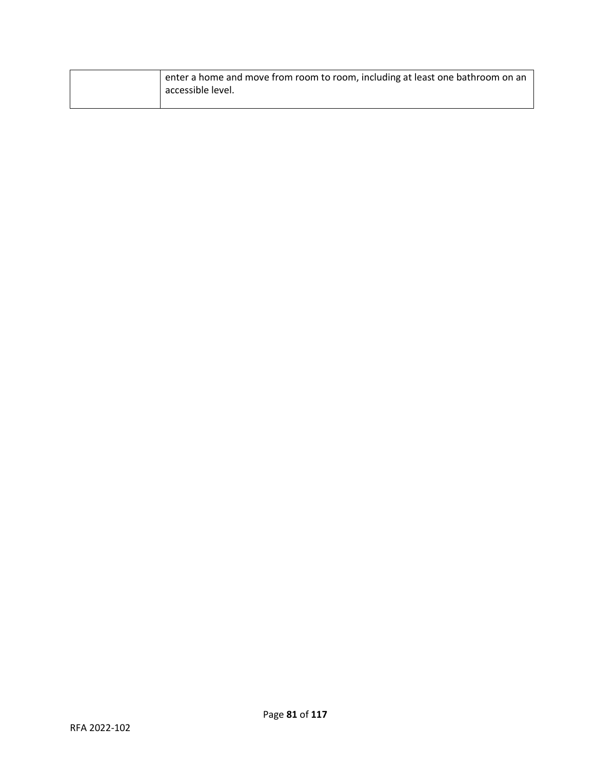| | |
|---|---|
| | enter a home and move from room to room, including at least one bathroom on an accessible level. |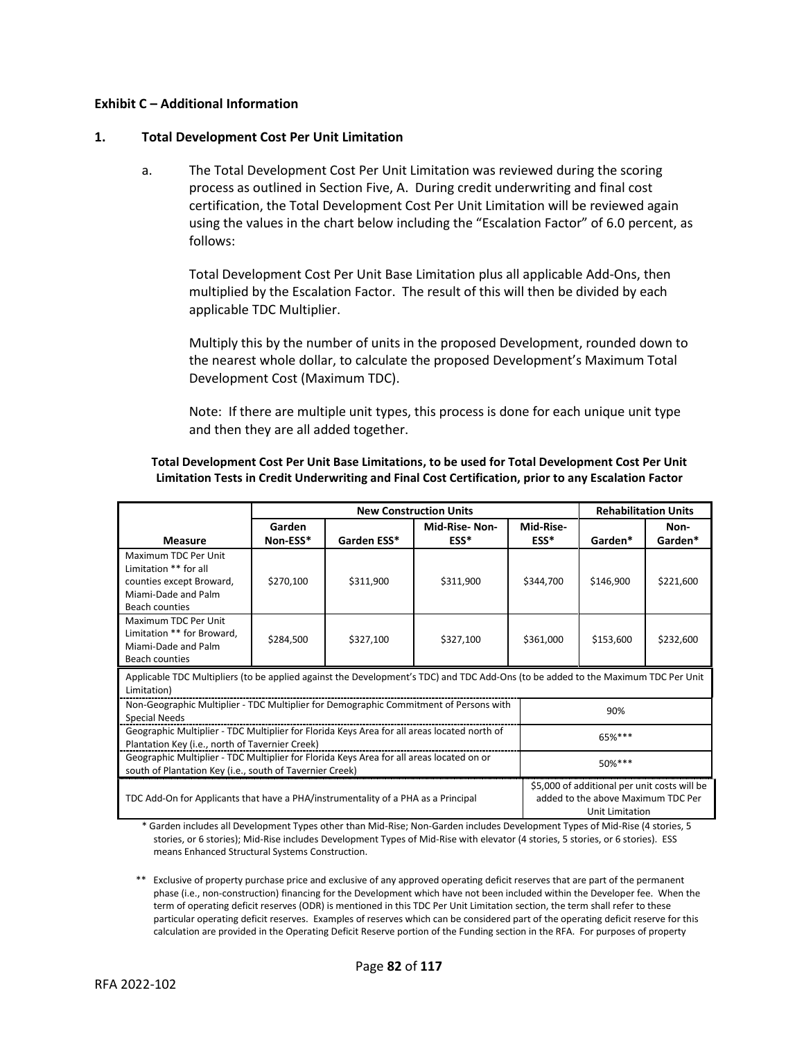**Exhibit C – Additional Information**

**1. Total Development Cost Per Unit Limitation**

a. The Total Development Cost Per Unit Limitation was reviewed during the scoring process as outlined in Section Five, A. During credit underwriting and final cost certification, the Total Development Cost Per Unit Limitation will be reviewed again using the values in the chart below including the "Escalation Factor" of 6.0 percent, as follows:

Total Development Cost Per Unit Base Limitation plus all applicable Add-Ons, then multiplied by the Escalation Factor. The result of this will then be divided by each applicable TDC Multiplier.

Multiply this by the number of units in the proposed Development, rounded down to the nearest whole dollar, to calculate the proposed Development's Maximum Total Development Cost (Maximum TDC).

Note: If there are multiple unit types, this process is done for each unique unit type and then they are all added together.

**Total Development Cost Per Unit Base Limitations, to be used for Total Development Cost Per Unit Limitation Tests in Credit Underwriting and Final Cost Certification, prior to any Escalation Factor**

| | New Construction Units | | | | Rehabilitation Units | |
|---|---|---|---|---|---|---|
| **Measure** | **Garden Non-ESS*** | **Garden ESS*** | **Mid-Rise- Non-ESS*** | **Mid-Rise-ESS*** | **Garden*** | **Non-Garden*** |
| Maximum TDC Per Unit Limitation ** for all counties except Broward, Miami-Dade and Palm Beach counties | $270,100 | $311,900 | $311,900 | $344,700 | $146,900 | $221,600 |
| Maximum TDC Per Unit Limitation ** for Broward, Miami-Dade and Palm Beach counties | $284,500 | $327,100 | $327,100 | $361,000 | $153,600 | $232,600 |
| Applicable TDC Multipliers (to be applied against the Development's TDC) and TDC Add-Ons (to be added to the Maximum TDC Per Unit Limitation) | | | | | | |
| Non-Geographic Multiplier - TDC Multiplier for Demographic Commitment of Persons with Special Needs | | | | | 90% | |
| Geographic Multiplier - TDC Multiplier for Florida Keys Area for all areas located north of Plantation Key (i.e., north of Tavernier Creek) | | | | | 65%*** | |
| Geographic Multiplier - TDC Multiplier for Florida Keys Area for all areas located on or south of Plantation Key (i.e., south of Tavernier Creek) | | | | | 50%*** | |
| TDC Add-On for Applicants that have a PHA/instrumentality of a PHA as a Principal | | | | | $5,000 of additional per unit costs will be added to the above Maximum TDC Per Unit Limitation | |

\* Garden includes all Development Types other than Mid-Rise; Non-Garden includes Development Types of Mid-Rise (4 stories, 5 stories, or 6 stories); Mid-Rise includes Development Types of Mid-Rise with elevator (4 stories, 5 stories, or 6 stories). ESS means Enhanced Structural Systems Construction.

\*\* Exclusive of property purchase price and exclusive of any approved operating deficit reserves that are part of the permanent phase (i.e., non-construction) financing for the Development which have not been included within the Developer fee. When the term of operating deficit reserves (ODR) is mentioned in this TDC Per Unit Limitation section, the term shall refer to these particular operating deficit reserves. Examples of reserves which can be considered part of the operating deficit reserve for this calculation are provided in the Operating Deficit Reserve portion of the Funding section in the RFA. For purposes of property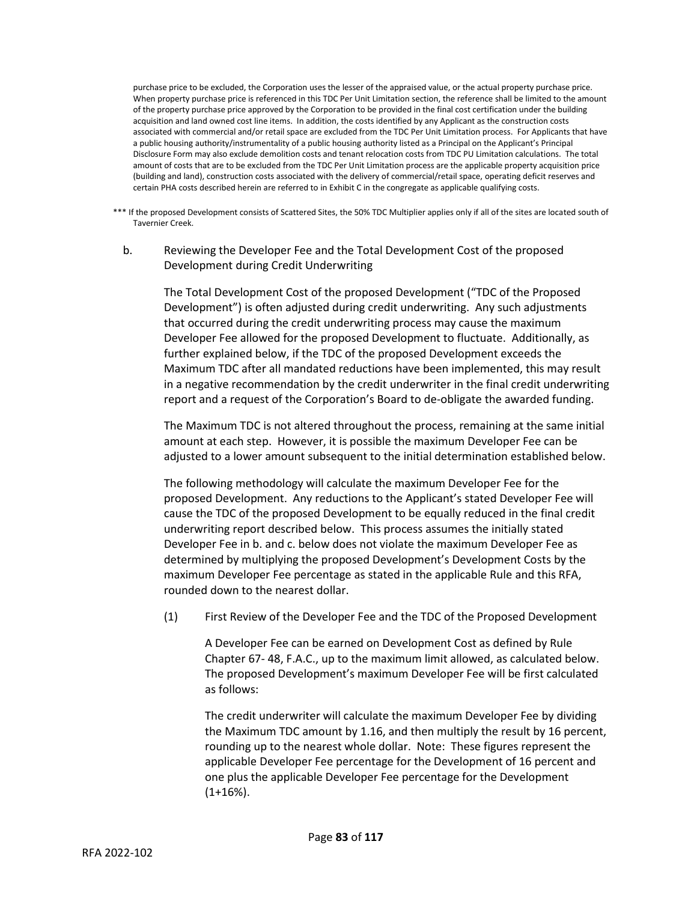purchase price to be excluded, the Corporation uses the lesser of the appraised value, or the actual property purchase price. When property purchase price is referenced in this TDC Per Unit Limitation section, the reference shall be limited to the amount of the property purchase price approved by the Corporation to be provided in the final cost certification under the building acquisition and land owned cost line items. In addition, the costs identified by any Applicant as the construction costs associated with commercial and/or retail space are excluded from the TDC Per Unit Limitation process. For Applicants that have a public housing authority/instrumentality of a public housing authority listed as a Principal on the Applicant's Principal Disclosure Form may also exclude demolition costs and tenant relocation costs from TDC PU Limitation calculations. The total amount of costs that are to be excluded from the TDC Per Unit Limitation process are the applicable property acquisition price (building and land), construction costs associated with the delivery of commercial/retail space, operating deficit reserves and certain PHA costs described herein are referred to in Exhibit C in the congregate as applicable qualifying costs.

*** If the proposed Development consists of Scattered Sites, the 50% TDC Multiplier applies only if all of the sites are located south of Tavernier Creek.

b. Reviewing the Developer Fee and the Total Development Cost of the proposed Development during Credit Underwriting

The Total Development Cost of the proposed Development ("TDC of the Proposed Development") is often adjusted during credit underwriting. Any such adjustments that occurred during the credit underwriting process may cause the maximum Developer Fee allowed for the proposed Development to fluctuate. Additionally, as further explained below, if the TDC of the proposed Development exceeds the Maximum TDC after all mandated reductions have been implemented, this may result in a negative recommendation by the credit underwriter in the final credit underwriting report and a request of the Corporation's Board to de-obligate the awarded funding.

The Maximum TDC is not altered throughout the process, remaining at the same initial amount at each step. However, it is possible the maximum Developer Fee can be adjusted to a lower amount subsequent to the initial determination established below.

The following methodology will calculate the maximum Developer Fee for the proposed Development. Any reductions to the Applicant's stated Developer Fee will cause the TDC of the proposed Development to be equally reduced in the final credit underwriting report described below. This process assumes the initially stated Developer Fee in b. and c. below does not violate the maximum Developer Fee as determined by multiplying the proposed Development's Development Costs by the maximum Developer Fee percentage as stated in the applicable Rule and this RFA, rounded down to the nearest dollar.

(1) First Review of the Developer Fee and the TDC of the Proposed Development

A Developer Fee can be earned on Development Cost as defined by Rule Chapter 67- 48, F.A.C., up to the maximum limit allowed, as calculated below. The proposed Development's maximum Developer Fee will be first calculated as follows:

The credit underwriter will calculate the maximum Developer Fee by dividing the Maximum TDC amount by 1.16, and then multiply the result by 16 percent, rounding up to the nearest whole dollar. Note: These figures represent the applicable Developer Fee percentage for the Development of 16 percent and one plus the applicable Developer Fee percentage for the Development (1+16%).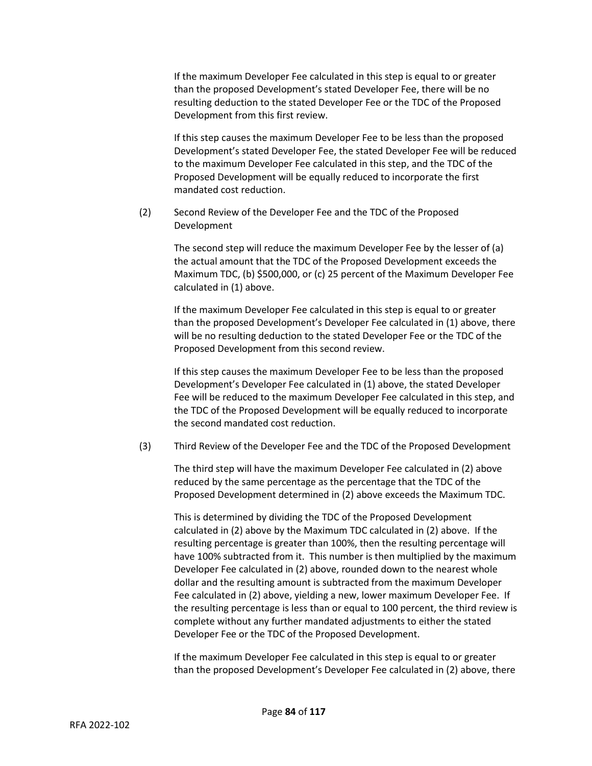If the maximum Developer Fee calculated in this step is equal to or greater than the proposed Development's stated Developer Fee, there will be no resulting deduction to the stated Developer Fee or the TDC of the Proposed Development from this first review.

If this step causes the maximum Developer Fee to be less than the proposed Development's stated Developer Fee, the stated Developer Fee will be reduced to the maximum Developer Fee calculated in this step, and the TDC of the Proposed Development will be equally reduced to incorporate the first mandated cost reduction.

(2) Second Review of the Developer Fee and the TDC of the Proposed Development

The second step will reduce the maximum Developer Fee by the lesser of (a) the actual amount that the TDC of the Proposed Development exceeds the Maximum TDC, (b) $500,000, or (c) 25 percent of the Maximum Developer Fee calculated in (1) above.

If the maximum Developer Fee calculated in this step is equal to or greater than the proposed Development's Developer Fee calculated in (1) above, there will be no resulting deduction to the stated Developer Fee or the TDC of the Proposed Development from this second review.

If this step causes the maximum Developer Fee to be less than the proposed Development's Developer Fee calculated in (1) above, the stated Developer Fee will be reduced to the maximum Developer Fee calculated in this step, and the TDC of the Proposed Development will be equally reduced to incorporate the second mandated cost reduction.

(3) Third Review of the Developer Fee and the TDC of the Proposed Development

The third step will have the maximum Developer Fee calculated in (2) above reduced by the same percentage as the percentage that the TDC of the Proposed Development determined in (2) above exceeds the Maximum TDC.

This is determined by dividing the TDC of the Proposed Development calculated in (2) above by the Maximum TDC calculated in (2) above. If the resulting percentage is greater than 100%, then the resulting percentage will have 100% subtracted from it. This number is then multiplied by the maximum Developer Fee calculated in (2) above, rounded down to the nearest whole dollar and the resulting amount is subtracted from the maximum Developer Fee calculated in (2) above, yielding a new, lower maximum Developer Fee. If the resulting percentage is less than or equal to 100 percent, the third review is complete without any further mandated adjustments to either the stated Developer Fee or the TDC of the Proposed Development.

If the maximum Developer Fee calculated in this step is equal to or greater than the proposed Development's Developer Fee calculated in (2) above, there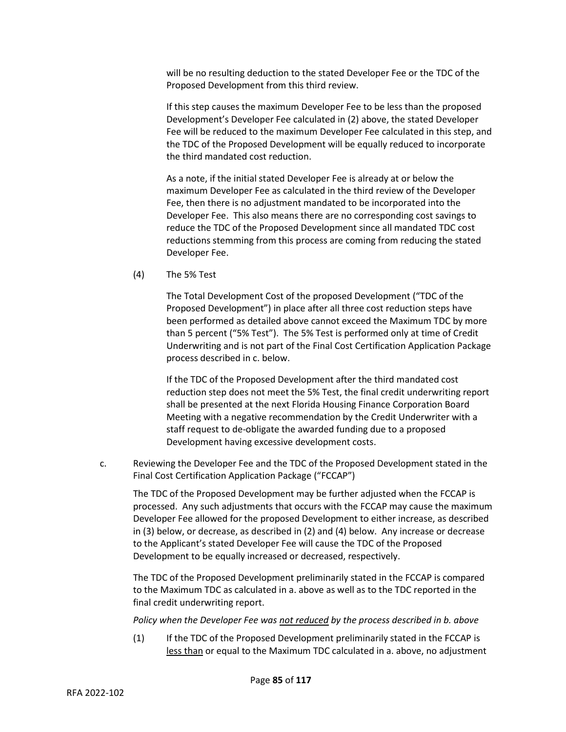will be no resulting deduction to the stated Developer Fee or the TDC of the Proposed Development from this third review.

If this step causes the maximum Developer Fee to be less than the proposed Development's Developer Fee calculated in (2) above, the stated Developer Fee will be reduced to the maximum Developer Fee calculated in this step, and the TDC of the Proposed Development will be equally reduced to incorporate the third mandated cost reduction.

As a note, if the initial stated Developer Fee is already at or below the maximum Developer Fee as calculated in the third review of the Developer Fee, then there is no adjustment mandated to be incorporated into the Developer Fee. This also means there are no corresponding cost savings to reduce the TDC of the Proposed Development since all mandated TDC cost reductions stemming from this process are coming from reducing the stated Developer Fee.

(4) The 5% Test

The Total Development Cost of the proposed Development ("TDC of the Proposed Development") in place after all three cost reduction steps have been performed as detailed above cannot exceed the Maximum TDC by more than 5 percent ("5% Test"). The 5% Test is performed only at time of Credit Underwriting and is not part of the Final Cost Certification Application Package process described in c. below.

If the TDC of the Proposed Development after the third mandated cost reduction step does not meet the 5% Test, the final credit underwriting report shall be presented at the next Florida Housing Finance Corporation Board Meeting with a negative recommendation by the Credit Underwriter with a staff request to de-obligate the awarded funding due to a proposed Development having excessive development costs.

c. Reviewing the Developer Fee and the TDC of the Proposed Development stated in the Final Cost Certification Application Package ("FCCAP")

The TDC of the Proposed Development may be further adjusted when the FCCAP is processed. Any such adjustments that occurs with the FCCAP may cause the maximum Developer Fee allowed for the proposed Development to either increase, as described in (3) below, or decrease, as described in (2) and (4) below. Any increase or decrease to the Applicant's stated Developer Fee will cause the TDC of the Proposed Development to be equally increased or decreased, respectively.

The TDC of the Proposed Development preliminarily stated in the FCCAP is compared to the Maximum TDC as calculated in a. above as well as to the TDC reported in the final credit underwriting report.

*Policy when the Developer Fee was not reduced by the process described in b. above*

(1) If the TDC of the Proposed Development preliminarily stated in the FCCAP is less than or equal to the Maximum TDC calculated in a. above, no adjustment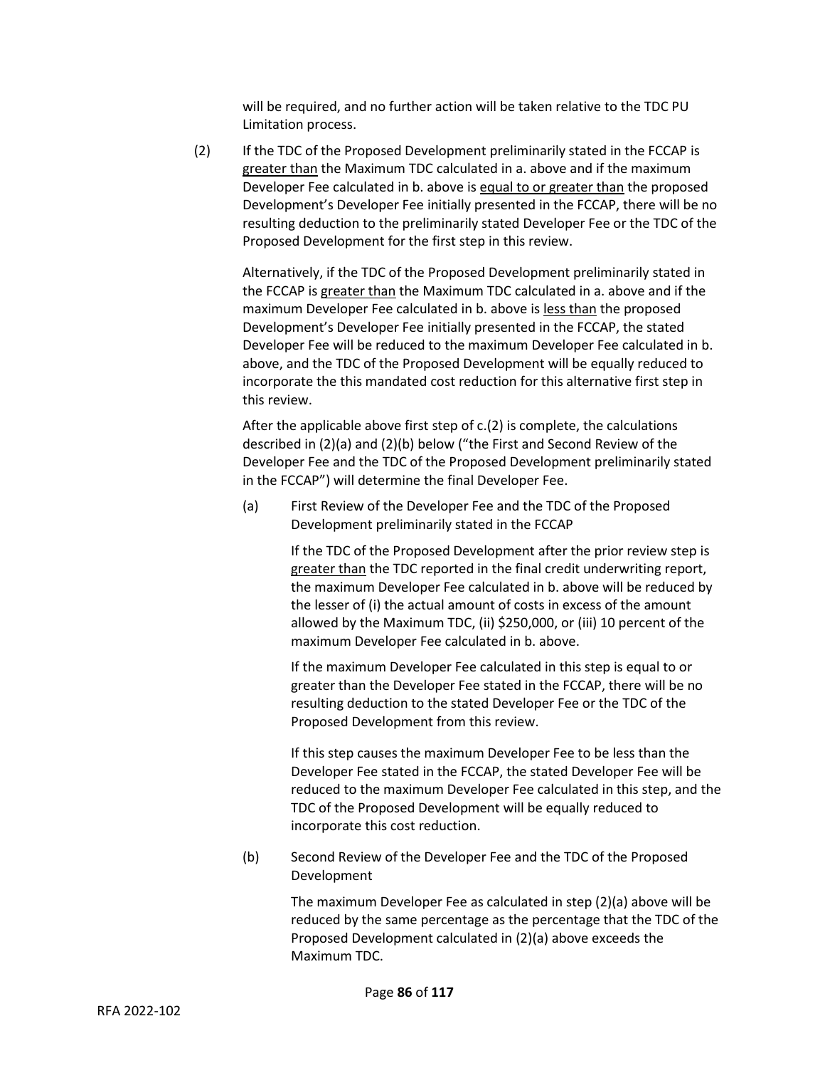will be required, and no further action will be taken relative to the TDC PU Limitation process.

(2) If the TDC of the Proposed Development preliminarily stated in the FCCAP is greater than the Maximum TDC calculated in a. above and if the maximum Developer Fee calculated in b. above is equal to or greater than the proposed Development's Developer Fee initially presented in the FCCAP, there will be no resulting deduction to the preliminarily stated Developer Fee or the TDC of the Proposed Development for the first step in this review.

Alternatively, if the TDC of the Proposed Development preliminarily stated in the FCCAP is greater than the Maximum TDC calculated in a. above and if the maximum Developer Fee calculated in b. above is less than the proposed Development's Developer Fee initially presented in the FCCAP, the stated Developer Fee will be reduced to the maximum Developer Fee calculated in b. above, and the TDC of the Proposed Development will be equally reduced to incorporate the this mandated cost reduction for this alternative first step in this review.

After the applicable above first step of c.(2) is complete, the calculations described in (2)(a) and (2)(b) below ("the First and Second Review of the Developer Fee and the TDC of the Proposed Development preliminarily stated in the FCCAP") will determine the final Developer Fee.

(a) First Review of the Developer Fee and the TDC of the Proposed Development preliminarily stated in the FCCAP

If the TDC of the Proposed Development after the prior review step is greater than the TDC reported in the final credit underwriting report, the maximum Developer Fee calculated in b. above will be reduced by the lesser of (i) the actual amount of costs in excess of the amount allowed by the Maximum TDC, (ii) $250,000, or (iii) 10 percent of the maximum Developer Fee calculated in b. above.

If the maximum Developer Fee calculated in this step is equal to or greater than the Developer Fee stated in the FCCAP, there will be no resulting deduction to the stated Developer Fee or the TDC of the Proposed Development from this review.

If this step causes the maximum Developer Fee to be less than the Developer Fee stated in the FCCAP, the stated Developer Fee will be reduced to the maximum Developer Fee calculated in this step, and the TDC of the Proposed Development will be equally reduced to incorporate this cost reduction.

(b) Second Review of the Developer Fee and the TDC of the Proposed Development

The maximum Developer Fee as calculated in step (2)(a) above will be reduced by the same percentage as the percentage that the TDC of the Proposed Development calculated in (2)(a) above exceeds the Maximum TDC.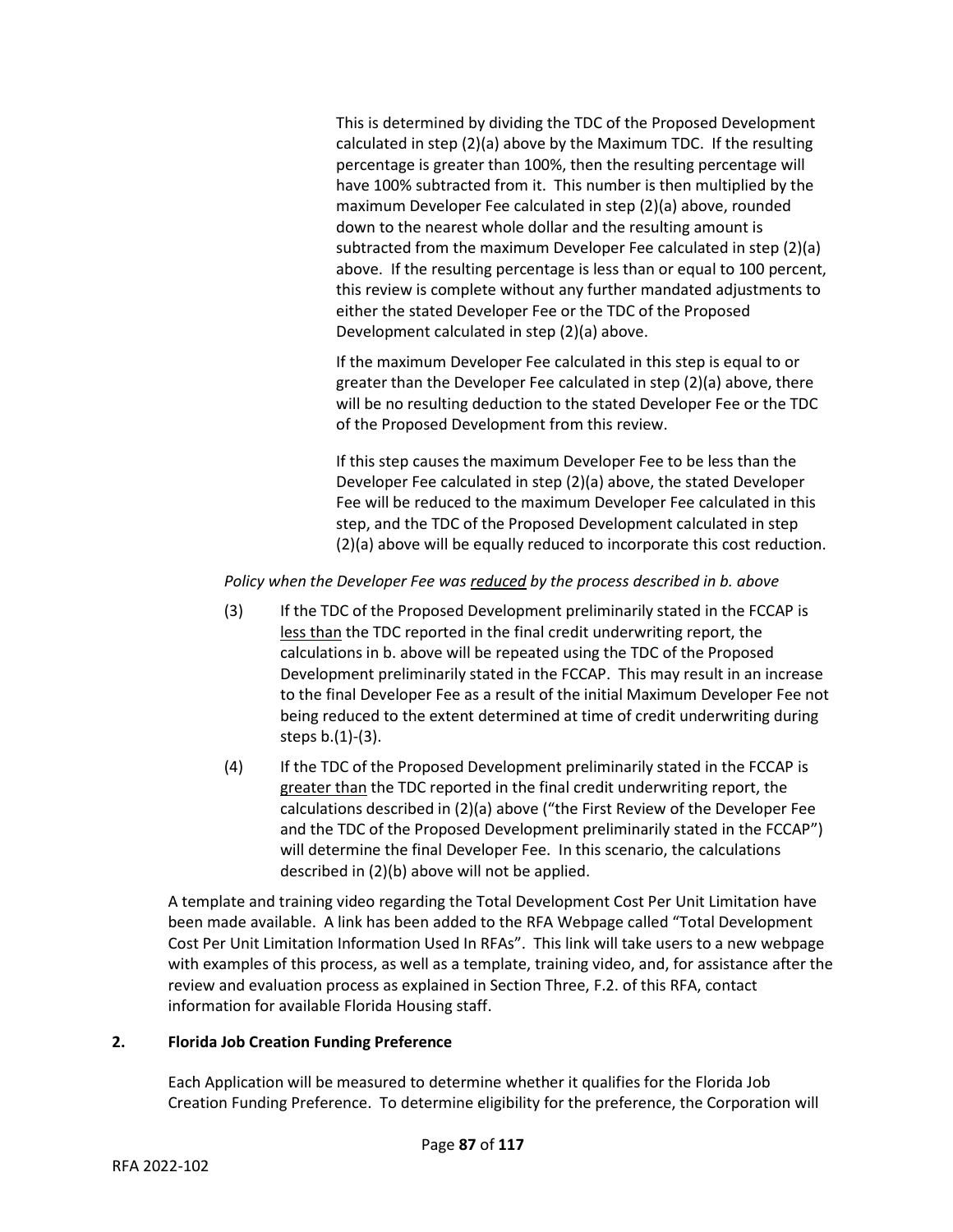This is determined by dividing the TDC of the Proposed Development calculated in step (2)(a) above by the Maximum TDC. If the resulting percentage is greater than 100%, then the resulting percentage will have 100% subtracted from it. This number is then multiplied by the maximum Developer Fee calculated in step (2)(a) above, rounded down to the nearest whole dollar and the resulting amount is subtracted from the maximum Developer Fee calculated in step (2)(a) above. If the resulting percentage is less than or equal to 100 percent, this review is complete without any further mandated adjustments to either the stated Developer Fee or the TDC of the Proposed Development calculated in step (2)(a) above.

If the maximum Developer Fee calculated in this step is equal to or greater than the Developer Fee calculated in step (2)(a) above, there will be no resulting deduction to the stated Developer Fee or the TDC of the Proposed Development from this review.

If this step causes the maximum Developer Fee to be less than the Developer Fee calculated in step (2)(a) above, the stated Developer Fee will be reduced to the maximum Developer Fee calculated in this step, and the TDC of the Proposed Development calculated in step (2)(a) above will be equally reduced to incorporate this cost reduction.

*Policy when the Developer Fee was reduced by the process described in b. above*

(3) If the TDC of the Proposed Development preliminarily stated in the FCCAP is less than the TDC reported in the final credit underwriting report, the calculations in b. above will be repeated using the TDC of the Proposed Development preliminarily stated in the FCCAP. This may result in an increase to the final Developer Fee as a result of the initial Maximum Developer Fee not being reduced to the extent determined at time of credit underwriting during steps b.(1)-(3).

(4) If the TDC of the Proposed Development preliminarily stated in the FCCAP is greater than the TDC reported in the final credit underwriting report, the calculations described in (2)(a) above ("the First Review of the Developer Fee and the TDC of the Proposed Development preliminarily stated in the FCCAP") will determine the final Developer Fee. In this scenario, the calculations described in (2)(b) above will not be applied.

A template and training video regarding the Total Development Cost Per Unit Limitation have been made available. A link has been added to the RFA Webpage called "Total Development Cost Per Unit Limitation Information Used In RFAs". This link will take users to a new webpage with examples of this process, as well as a template, training video, and, for assistance after the review and evaluation process as explained in Section Three, F.2. of this RFA, contact information for available Florida Housing staff.

**2. Florida Job Creation Funding Preference**

Each Application will be measured to determine whether it qualifies for the Florida Job Creation Funding Preference. To determine eligibility for the preference, the Corporation will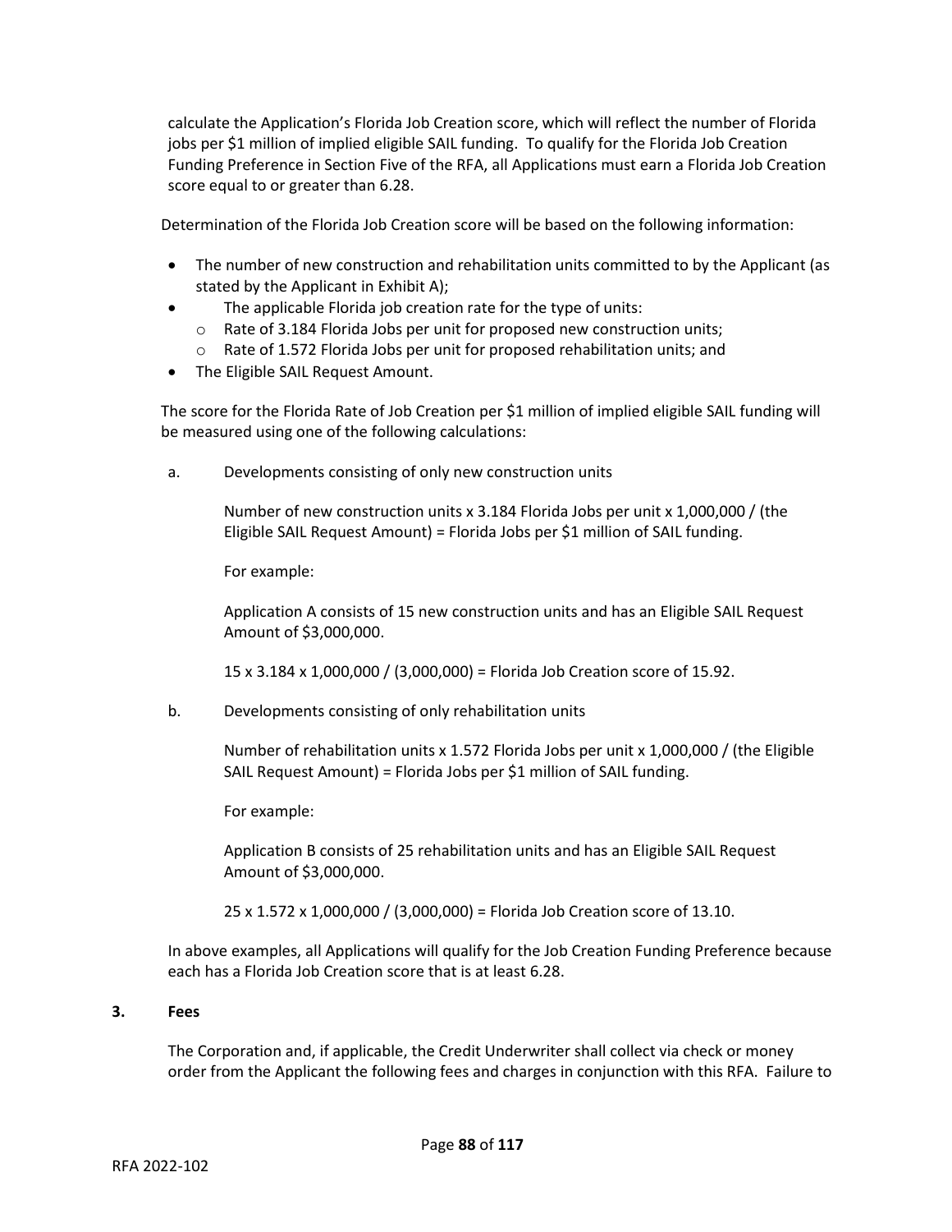calculate the Application's Florida Job Creation score, which will reflect the number of Florida jobs per $1 million of implied eligible SAIL funding. To qualify for the Florida Job Creation Funding Preference in Section Five of the RFA, all Applications must earn a Florida Job Creation score equal to or greater than 6.28.

Determination of the Florida Job Creation score will be based on the following information:

- The number of new construction and rehabilitation units committed to by the Applicant (as stated by the Applicant in Exhibit A);
- The applicable Florida job creation rate for the type of units:
  - Rate of 3.184 Florida Jobs per unit for proposed new construction units;
  - Rate of 1.572 Florida Jobs per unit for proposed rehabilitation units; and
- The Eligible SAIL Request Amount.

The score for the Florida Rate of Job Creation per $1 million of implied eligible SAIL funding will be measured using one of the following calculations:

a. Developments consisting of only new construction units

   Number of new construction units x 3.184 Florida Jobs per unit x 1,000,000 / (the Eligible SAIL Request Amount) = Florida Jobs per $1 million of SAIL funding.

   For example:

   Application A consists of 15 new construction units and has an Eligible SAIL Request Amount of $3,000,000.

   15 x 3.184 x 1,000,000 / (3,000,000) = Florida Job Creation score of 15.92.

b. Developments consisting of only rehabilitation units

   Number of rehabilitation units x 1.572 Florida Jobs per unit x 1,000,000 / (the Eligible SAIL Request Amount) = Florida Jobs per $1 million of SAIL funding.

   For example:

   Application B consists of 25 rehabilitation units and has an Eligible SAIL Request Amount of $3,000,000.

   25 x 1.572 x 1,000,000 / (3,000,000) = Florida Job Creation score of 13.10.

In above examples, all Applications will qualify for the Job Creation Funding Preference because each has a Florida Job Creation score that is at least 6.28.

**3. Fees**

The Corporation and, if applicable, the Credit Underwriter shall collect via check or money order from the Applicant the following fees and charges in conjunction with this RFA. Failure to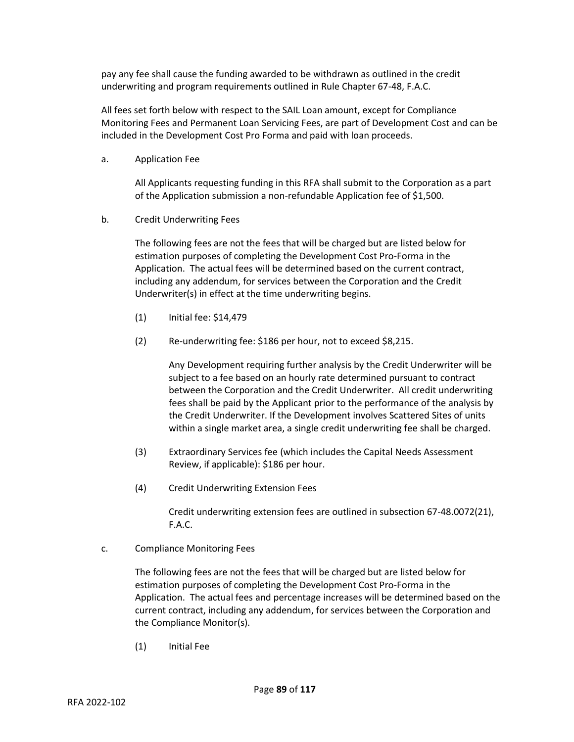pay any fee shall cause the funding awarded to be withdrawn as outlined in the credit underwriting and program requirements outlined in Rule Chapter 67-48, F.A.C.

All fees set forth below with respect to the SAIL Loan amount, except for Compliance Monitoring Fees and Permanent Loan Servicing Fees, are part of Development Cost and can be included in the Development Cost Pro Forma and paid with loan proceeds.

a. Application Fee

All Applicants requesting funding in this RFA shall submit to the Corporation as a part of the Application submission a non-refundable Application fee of $1,500.

b. Credit Underwriting Fees

The following fees are not the fees that will be charged but are listed below for estimation purposes of completing the Development Cost Pro-Forma in the Application. The actual fees will be determined based on the current contract, including any addendum, for services between the Corporation and the Credit Underwriter(s) in effect at the time underwriting begins.

(1) Initial fee: $14,479

(2) Re-underwriting fee: $186 per hour, not to exceed $8,215.

Any Development requiring further analysis by the Credit Underwriter will be subject to a fee based on an hourly rate determined pursuant to contract between the Corporation and the Credit Underwriter. All credit underwriting fees shall be paid by the Applicant prior to the performance of the analysis by the Credit Underwriter. If the Development involves Scattered Sites of units within a single market area, a single credit underwriting fee shall be charged.

(3) Extraordinary Services fee (which includes the Capital Needs Assessment Review, if applicable): $186 per hour.

(4) Credit Underwriting Extension Fees

Credit underwriting extension fees are outlined in subsection 67-48.0072(21), F.A.C.

c. Compliance Monitoring Fees

The following fees are not the fees that will be charged but are listed below for estimation purposes of completing the Development Cost Pro-Forma in the Application. The actual fees and percentage increases will be determined based on the current contract, including any addendum, for services between the Corporation and the Compliance Monitor(s).

(1) Initial Fee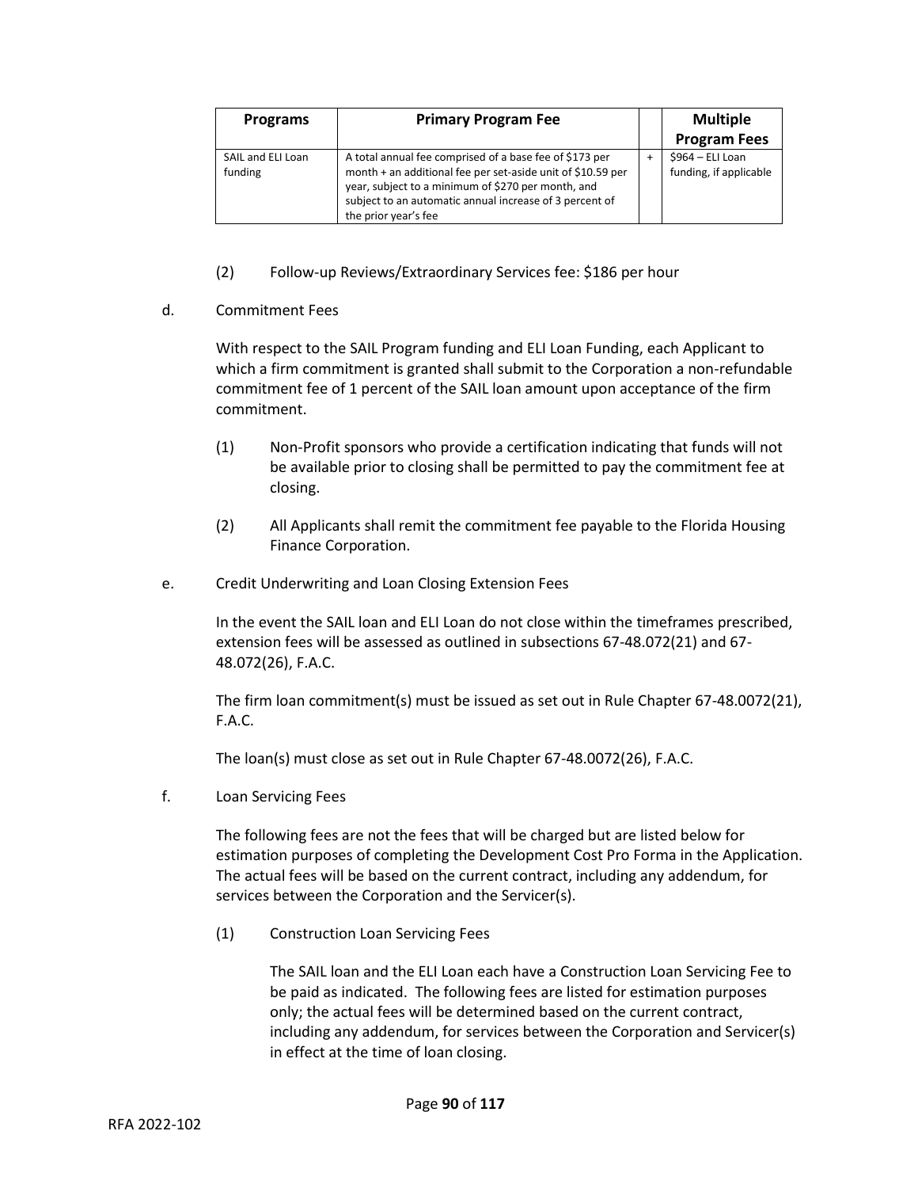| Programs | Primary Program Fee | | Multiple Program Fees |
|---|---|---|---|
| SAIL and ELI Loan funding | A total annual fee comprised of a base fee of $173 per month + an additional fee per set-aside unit of $10.59 per year, subject to a minimum of $270 per month, and subject to an automatic annual increase of 3 percent of the prior year's fee | + | $964 – ELI Loan funding, if applicable |

(2) Follow-up Reviews/Extraordinary Services fee: $186 per hour

d. Commitment Fees

With respect to the SAIL Program funding and ELI Loan Funding, each Applicant to which a firm commitment is granted shall submit to the Corporation a non-refundable commitment fee of 1 percent of the SAIL loan amount upon acceptance of the firm commitment.

(1) Non-Profit sponsors who provide a certification indicating that funds will not be available prior to closing shall be permitted to pay the commitment fee at closing.

(2) All Applicants shall remit the commitment fee payable to the Florida Housing Finance Corporation.

e. Credit Underwriting and Loan Closing Extension Fees

In the event the SAIL loan and ELI Loan do not close within the timeframes prescribed, extension fees will be assessed as outlined in subsections 67-48.072(21) and 67-48.072(26), F.A.C.

The firm loan commitment(s) must be issued as set out in Rule Chapter 67-48.0072(21), F.A.C.

The loan(s) must close as set out in Rule Chapter 67-48.0072(26), F.A.C.

f. Loan Servicing Fees

The following fees are not the fees that will be charged but are listed below for estimation purposes of completing the Development Cost Pro Forma in the Application. The actual fees will be based on the current contract, including any addendum, for services between the Corporation and the Servicer(s).

(1) Construction Loan Servicing Fees

The SAIL loan and the ELI Loan each have a Construction Loan Servicing Fee to be paid as indicated. The following fees are listed for estimation purposes only; the actual fees will be determined based on the current contract, including any addendum, for services between the Corporation and Servicer(s) in effect at the time of loan closing.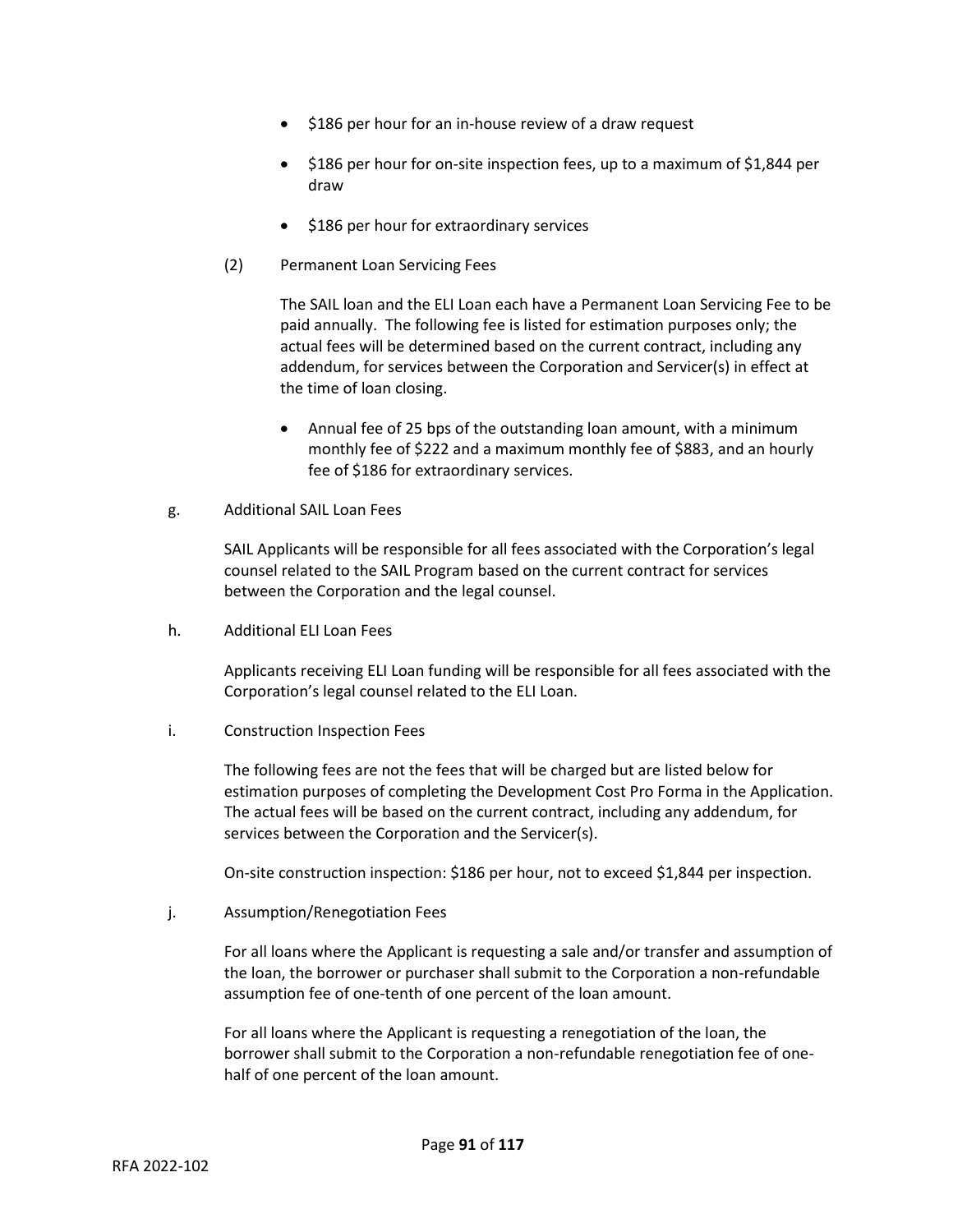- $186 per hour for an in-house review of a draw request
- $186 per hour for on-site inspection fees, up to a maximum of $1,844 per draw
- $186 per hour for extraordinary services

(2) Permanent Loan Servicing Fees

The SAIL loan and the ELI Loan each have a Permanent Loan Servicing Fee to be paid annually. The following fee is listed for estimation purposes only; the actual fees will be determined based on the current contract, including any addendum, for services between the Corporation and Servicer(s) in effect at the time of loan closing.

- Annual fee of 25 bps of the outstanding loan amount, with a minimum monthly fee of $222 and a maximum monthly fee of $883, and an hourly fee of $186 for extraordinary services.

g. Additional SAIL Loan Fees

SAIL Applicants will be responsible for all fees associated with the Corporation's legal counsel related to the SAIL Program based on the current contract for services between the Corporation and the legal counsel.

h. Additional ELI Loan Fees

Applicants receiving ELI Loan funding will be responsible for all fees associated with the Corporation's legal counsel related to the ELI Loan.

i. Construction Inspection Fees

The following fees are not the fees that will be charged but are listed below for estimation purposes of completing the Development Cost Pro Forma in the Application. The actual fees will be based on the current contract, including any addendum, for services between the Corporation and the Servicer(s).

On-site construction inspection: $186 per hour, not to exceed $1,844 per inspection.

j. Assumption/Renegotiation Fees

For all loans where the Applicant is requesting a sale and/or transfer and assumption of the loan, the borrower or purchaser shall submit to the Corporation a non-refundable assumption fee of one-tenth of one percent of the loan amount.

For all loans where the Applicant is requesting a renegotiation of the loan, the borrower shall submit to the Corporation a non-refundable renegotiation fee of one-half of one percent of the loan amount.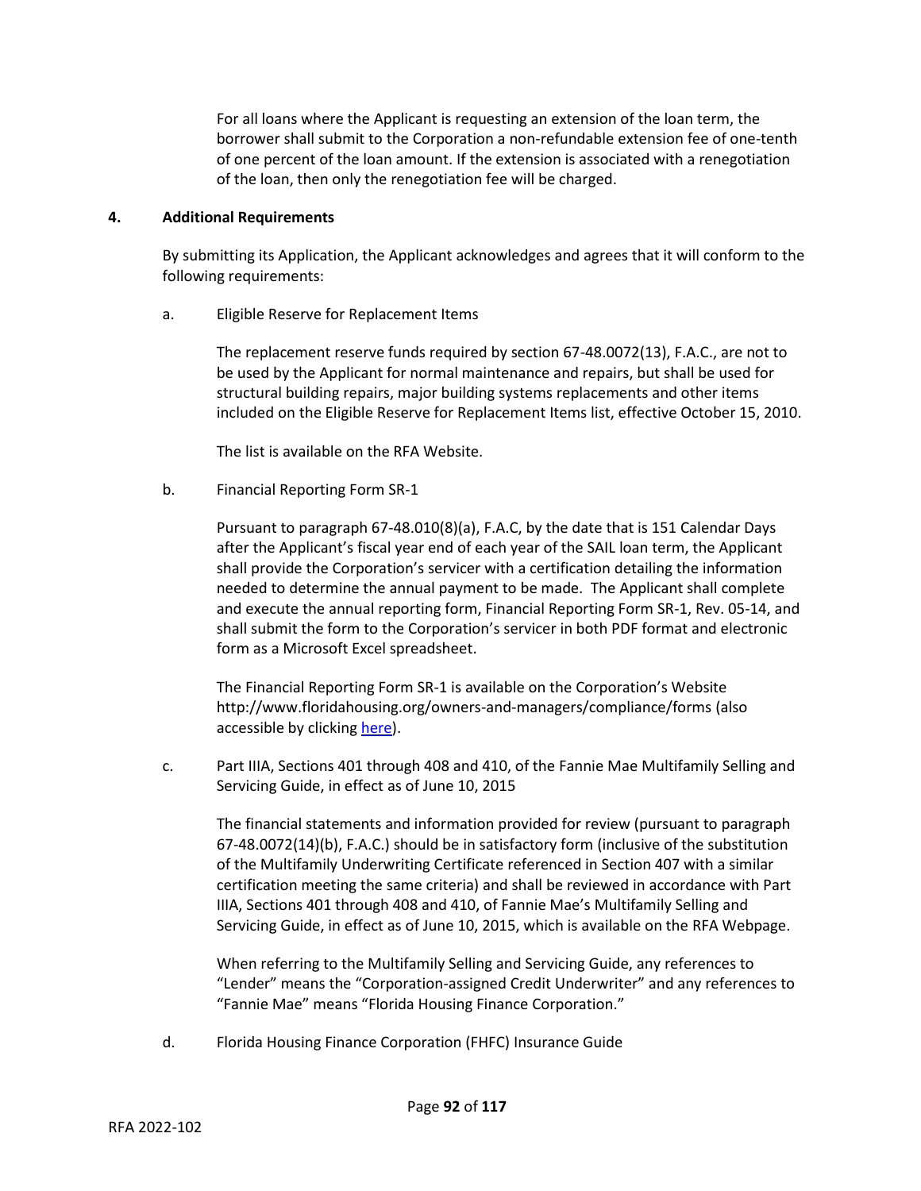For all loans where the Applicant is requesting an extension of the loan term, the borrower shall submit to the Corporation a non-refundable extension fee of one-tenth of one percent of the loan amount. If the extension is associated with a renegotiation of the loan, then only the renegotiation fee will be charged.

**4. Additional Requirements**

By submitting its Application, the Applicant acknowledges and agrees that it will conform to the following requirements:

a. Eligible Reserve for Replacement Items

The replacement reserve funds required by section 67-48.0072(13), F.A.C., are not to be used by the Applicant for normal maintenance and repairs, but shall be used for structural building repairs, major building systems replacements and other items included on the Eligible Reserve for Replacement Items list, effective October 15, 2010.

The list is available on the RFA Website.

b. Financial Reporting Form SR-1

Pursuant to paragraph 67-48.010(8)(a), F.A.C, by the date that is 151 Calendar Days after the Applicant's fiscal year end of each year of the SAIL loan term, the Applicant shall provide the Corporation's servicer with a certification detailing the information needed to determine the annual payment to be made. The Applicant shall complete and execute the annual reporting form, Financial Reporting Form SR-1, Rev. 05-14, and shall submit the form to the Corporation's servicer in both PDF format and electronic form as a Microsoft Excel spreadsheet.

The Financial Reporting Form SR-1 is available on the Corporation's Website http://www.floridahousing.org/owners-and-managers/compliance/forms (also accessible by clicking here).

c. Part IIIA, Sections 401 through 408 and 410, of the Fannie Mae Multifamily Selling and Servicing Guide, in effect as of June 10, 2015

The financial statements and information provided for review (pursuant to paragraph 67-48.0072(14)(b), F.A.C.) should be in satisfactory form (inclusive of the substitution of the Multifamily Underwriting Certificate referenced in Section 407 with a similar certification meeting the same criteria) and shall be reviewed in accordance with Part IIIA, Sections 401 through 408 and 410, of Fannie Mae's Multifamily Selling and Servicing Guide, in effect as of June 10, 2015, which is available on the RFA Webpage.

When referring to the Multifamily Selling and Servicing Guide, any references to "Lender" means the "Corporation-assigned Credit Underwriter" and any references to "Fannie Mae" means "Florida Housing Finance Corporation."

d. Florida Housing Finance Corporation (FHFC) Insurance Guide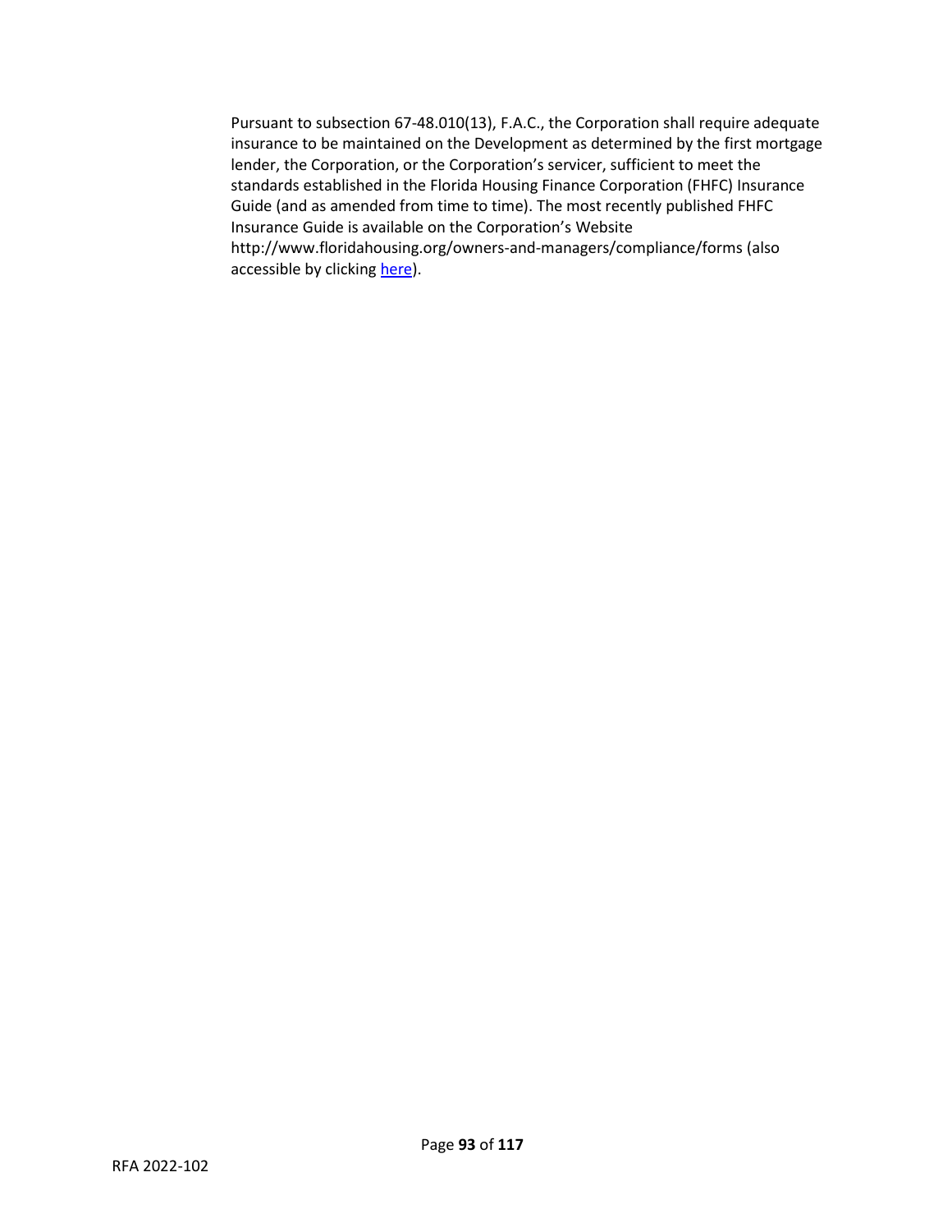Pursuant to subsection 67-48.010(13), F.A.C., the Corporation shall require adequate insurance to be maintained on the Development as determined by the first mortgage lender, the Corporation, or the Corporation's servicer, sufficient to meet the standards established in the Florida Housing Finance Corporation (FHFC) Insurance Guide (and as amended from time to time). The most recently published FHFC Insurance Guide is available on the Corporation's Website http://www.floridahousing.org/owners-and-managers/compliance/forms (also accessible by clicking here).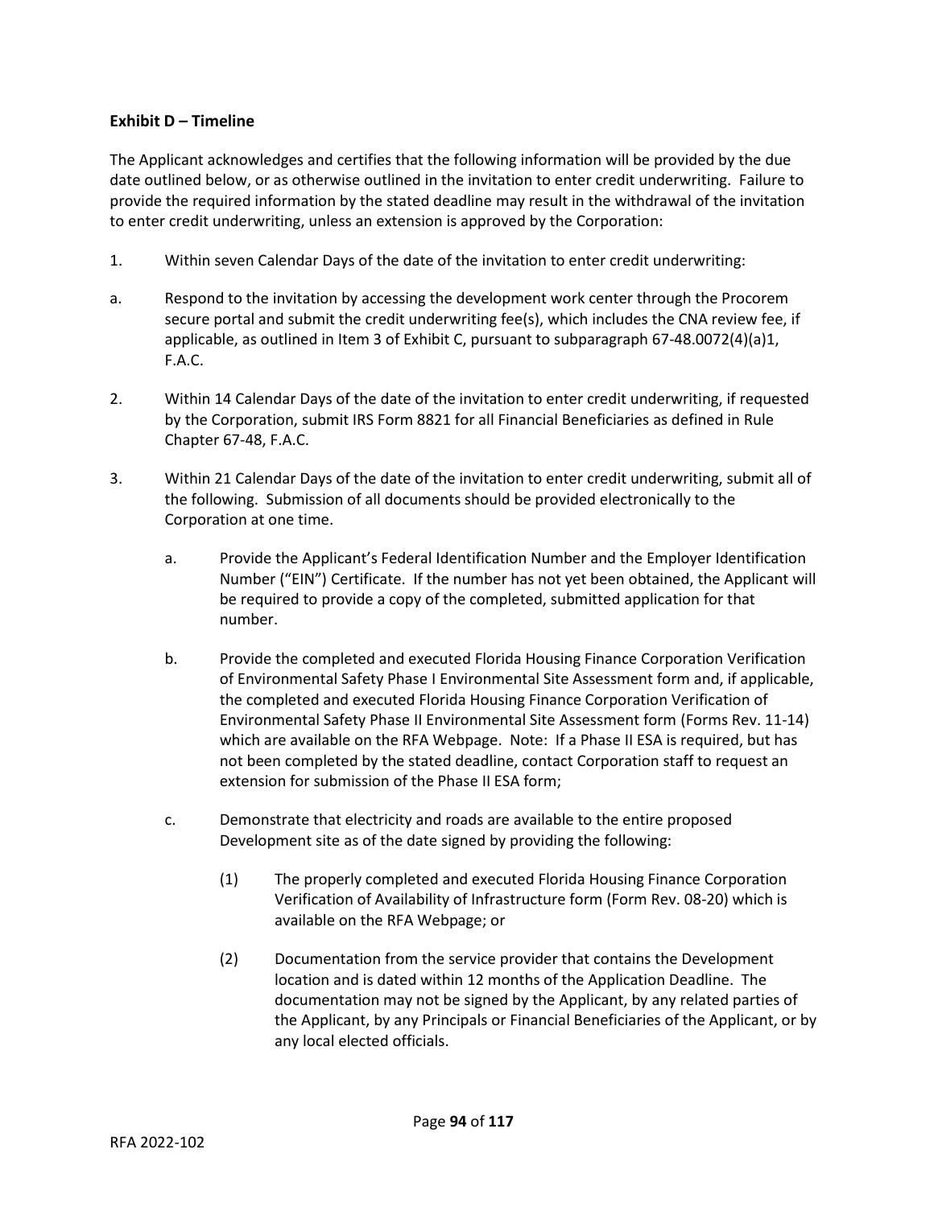**Exhibit D – Timeline**

The Applicant acknowledges and certifies that the following information will be provided by the due date outlined below, or as otherwise outlined in the invitation to enter credit underwriting. Failure to provide the required information by the stated deadline may result in the withdrawal of the invitation to enter credit underwriting, unless an extension is approved by the Corporation:

1. Within seven Calendar Days of the date of the invitation to enter credit underwriting:

a. Respond to the invitation by accessing the development work center through the Procorem secure portal and submit the credit underwriting fee(s), which includes the CNA review fee, if applicable, as outlined in Item 3 of Exhibit C, pursuant to subparagraph 67-48.0072(4)(a)1, F.A.C.

2. Within 14 Calendar Days of the date of the invitation to enter credit underwriting, if requested by the Corporation, submit IRS Form 8821 for all Financial Beneficiaries as defined in Rule Chapter 67-48, F.A.C.

3. Within 21 Calendar Days of the date of the invitation to enter credit underwriting, submit all of the following. Submission of all documents should be provided electronically to the Corporation at one time.

   a. Provide the Applicant's Federal Identification Number and the Employer Identification Number ("EIN") Certificate. If the number has not yet been obtained, the Applicant will be required to provide a copy of the completed, submitted application for that number.

   b. Provide the completed and executed Florida Housing Finance Corporation Verification of Environmental Safety Phase I Environmental Site Assessment form and, if applicable, the completed and executed Florida Housing Finance Corporation Verification of Environmental Safety Phase II Environmental Site Assessment form (Forms Rev. 11-14) which are available on the RFA Webpage. Note: If a Phase II ESA is required, but has not been completed by the stated deadline, contact Corporation staff to request an extension for submission of the Phase II ESA form;

   c. Demonstrate that electricity and roads are available to the entire proposed Development site as of the date signed by providing the following:

      (1) The properly completed and executed Florida Housing Finance Corporation Verification of Availability of Infrastructure form (Form Rev. 08-20) which is available on the RFA Webpage; or

      (2) Documentation from the service provider that contains the Development location and is dated within 12 months of the Application Deadline. The documentation may not be signed by the Applicant, by any related parties of the Applicant, by any Principals or Financial Beneficiaries of the Applicant, or by any local elected officials.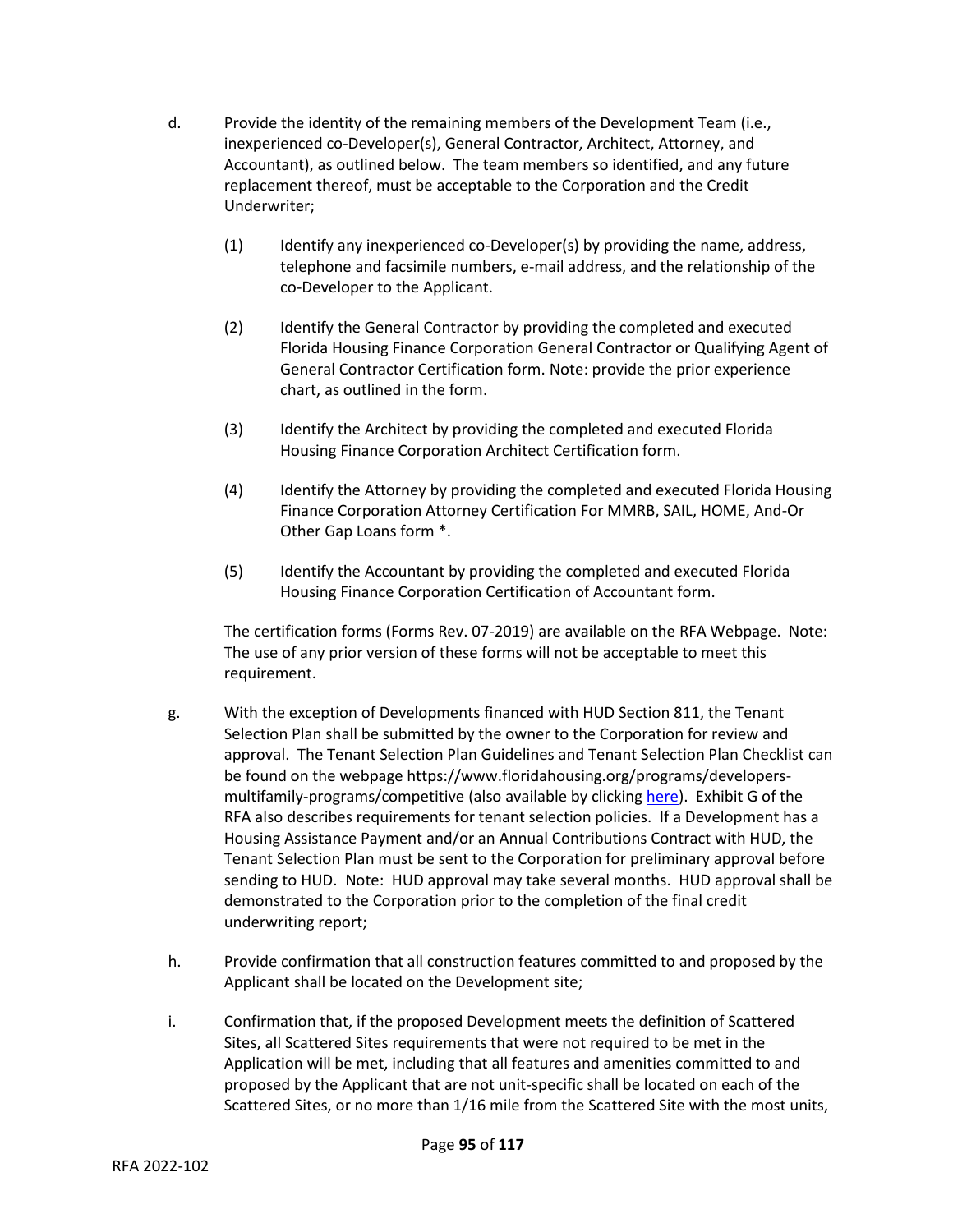d. Provide the identity of the remaining members of the Development Team (i.e., inexperienced co-Developer(s), General Contractor, Architect, Attorney, and Accountant), as outlined below. The team members so identified, and any future replacement thereof, must be acceptable to the Corporation and the Credit Underwriter;

(1) Identify any inexperienced co-Developer(s) by providing the name, address, telephone and facsimile numbers, e-mail address, and the relationship of the co-Developer to the Applicant.

(2) Identify the General Contractor by providing the completed and executed Florida Housing Finance Corporation General Contractor or Qualifying Agent of General Contractor Certification form. Note: provide the prior experience chart, as outlined in the form.

(3) Identify the Architect by providing the completed and executed Florida Housing Finance Corporation Architect Certification form.

(4) Identify the Attorney by providing the completed and executed Florida Housing Finance Corporation Attorney Certification For MMRB, SAIL, HOME, And-Or Other Gap Loans form *.

(5) Identify the Accountant by providing the completed and executed Florida Housing Finance Corporation Certification of Accountant form.

The certification forms (Forms Rev. 07-2019) are available on the RFA Webpage. Note: The use of any prior version of these forms will not be acceptable to meet this requirement.

g. With the exception of Developments financed with HUD Section 811, the Tenant Selection Plan shall be submitted by the owner to the Corporation for review and approval. The Tenant Selection Plan Guidelines and Tenant Selection Plan Checklist can be found on the webpage https://www.floridahousing.org/programs/developers-multifamily-programs/competitive (also available by clicking here). Exhibit G of the RFA also describes requirements for tenant selection policies. If a Development has a Housing Assistance Payment and/or an Annual Contributions Contract with HUD, the Tenant Selection Plan must be sent to the Corporation for preliminary approval before sending to HUD. Note: HUD approval may take several months. HUD approval shall be demonstrated to the Corporation prior to the completion of the final credit underwriting report;

h. Provide confirmation that all construction features committed to and proposed by the Applicant shall be located on the Development site;

i. Confirmation that, if the proposed Development meets the definition of Scattered Sites, all Scattered Sites requirements that were not required to be met in the Application will be met, including that all features and amenities committed to and proposed by the Applicant that are not unit-specific shall be located on each of the Scattered Sites, or no more than 1/16 mile from the Scattered Site with the most units,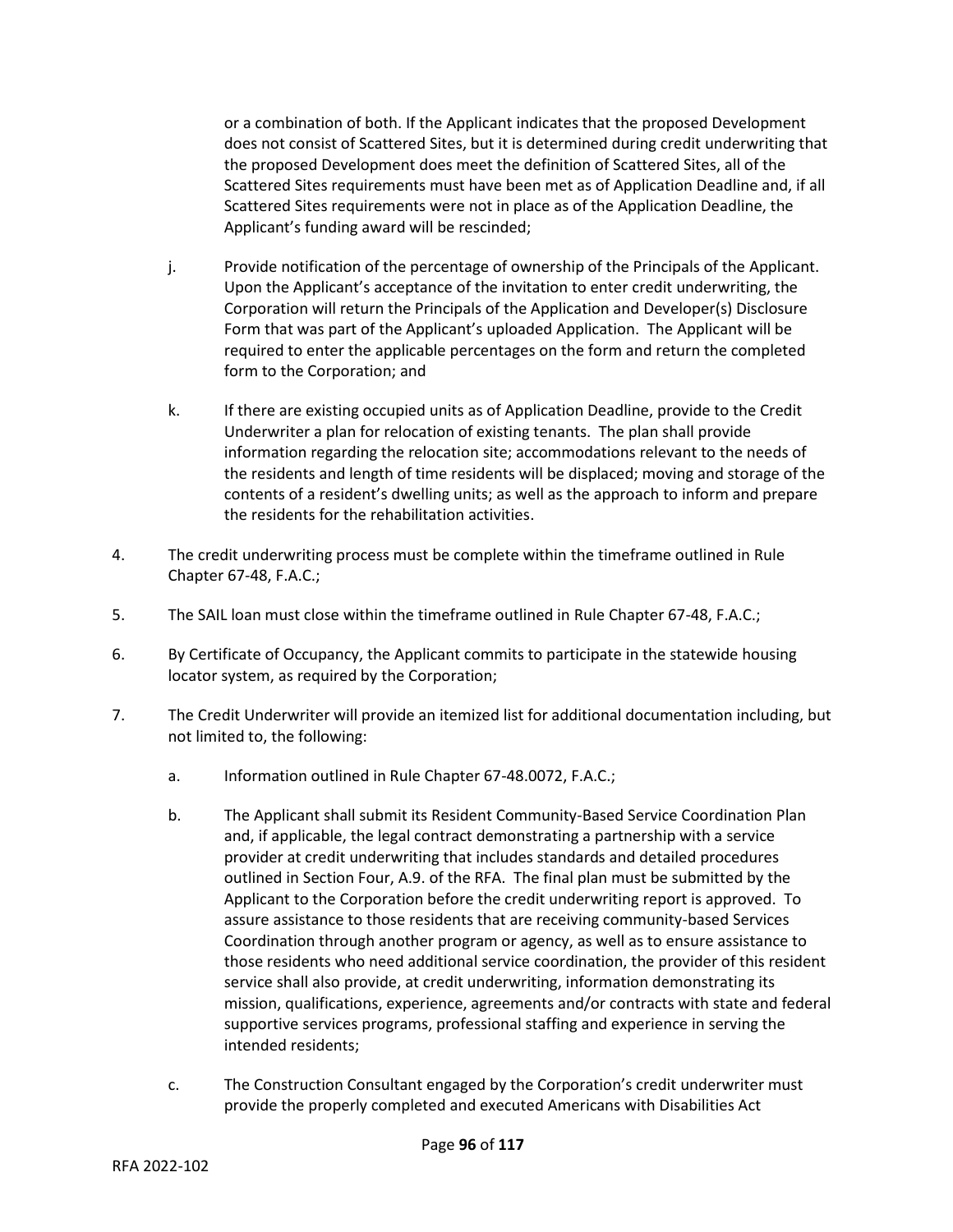or a combination of both. If the Applicant indicates that the proposed Development does not consist of Scattered Sites, but it is determined during credit underwriting that the proposed Development does meet the definition of Scattered Sites, all of the Scattered Sites requirements must have been met as of Application Deadline and, if all Scattered Sites requirements were not in place as of the Application Deadline, the Applicant's funding award will be rescinded;

j. Provide notification of the percentage of ownership of the Principals of the Applicant. Upon the Applicant's acceptance of the invitation to enter credit underwriting, the Corporation will return the Principals of the Application and Developer(s) Disclosure Form that was part of the Applicant's uploaded Application. The Applicant will be required to enter the applicable percentages on the form and return the completed form to the Corporation; and

k. If there are existing occupied units as of Application Deadline, provide to the Credit Underwriter a plan for relocation of existing tenants. The plan shall provide information regarding the relocation site; accommodations relevant to the needs of the residents and length of time residents will be displaced; moving and storage of the contents of a resident's dwelling units; as well as the approach to inform and prepare the residents for the rehabilitation activities.

4. The credit underwriting process must be complete within the timeframe outlined in Rule Chapter 67-48, F.A.C.;

5. The SAIL loan must close within the timeframe outlined in Rule Chapter 67-48, F.A.C.;

6. By Certificate of Occupancy, the Applicant commits to participate in the statewide housing locator system, as required by the Corporation;

7. The Credit Underwriter will provide an itemized list for additional documentation including, but not limited to, the following:

   a. Information outlined in Rule Chapter 67-48.0072, F.A.C.;

   b. The Applicant shall submit its Resident Community-Based Service Coordination Plan and, if applicable, the legal contract demonstrating a partnership with a service provider at credit underwriting that includes standards and detailed procedures outlined in Section Four, A.9. of the RFA. The final plan must be submitted by the Applicant to the Corporation before the credit underwriting report is approved. To assure assistance to those residents that are receiving community-based Services Coordination through another program or agency, as well as to ensure assistance to those residents who need additional service coordination, the provider of this resident service shall also provide, at credit underwriting, information demonstrating its mission, qualifications, experience, agreements and/or contracts with state and federal supportive services programs, professional staffing and experience in serving the intended residents;

   c. The Construction Consultant engaged by the Corporation's credit underwriter must provide the properly completed and executed Americans with Disabilities Act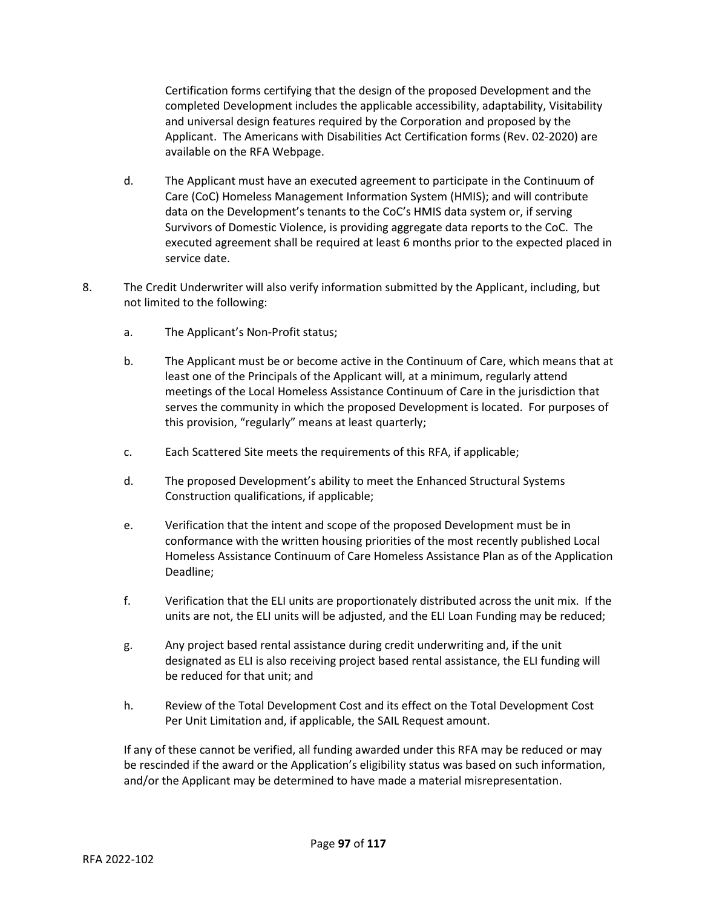Certification forms certifying that the design of the proposed Development and the completed Development includes the applicable accessibility, adaptability, Visitability and universal design features required by the Corporation and proposed by the Applicant. The Americans with Disabilities Act Certification forms (Rev. 02-2020) are available on the RFA Webpage.

d. The Applicant must have an executed agreement to participate in the Continuum of Care (CoC) Homeless Management Information System (HMIS); and will contribute data on the Development's tenants to the CoC's HMIS data system or, if serving Survivors of Domestic Violence, is providing aggregate data reports to the CoC. The executed agreement shall be required at least 6 months prior to the expected placed in service date.

8. The Credit Underwriter will also verify information submitted by the Applicant, including, but not limited to the following:

   a. The Applicant's Non-Profit status;

   b. The Applicant must be or become active in the Continuum of Care, which means that at least one of the Principals of the Applicant will, at a minimum, regularly attend meetings of the Local Homeless Assistance Continuum of Care in the jurisdiction that serves the community in which the proposed Development is located. For purposes of this provision, "regularly" means at least quarterly;

   c. Each Scattered Site meets the requirements of this RFA, if applicable;

   d. The proposed Development's ability to meet the Enhanced Structural Systems Construction qualifications, if applicable;

   e. Verification that the intent and scope of the proposed Development must be in conformance with the written housing priorities of the most recently published Local Homeless Assistance Continuum of Care Homeless Assistance Plan as of the Application Deadline;

   f. Verification that the ELI units are proportionately distributed across the unit mix. If the units are not, the ELI units will be adjusted, and the ELI Loan Funding may be reduced;

   g. Any project based rental assistance during credit underwriting and, if the unit designated as ELI is also receiving project based rental assistance, the ELI funding will be reduced for that unit; and

   h. Review of the Total Development Cost and its effect on the Total Development Cost Per Unit Limitation and, if applicable, the SAIL Request amount.

If any of these cannot be verified, all funding awarded under this RFA may be reduced or may be rescinded if the award or the Application's eligibility status was based on such information, and/or the Applicant may be determined to have made a material misrepresentation.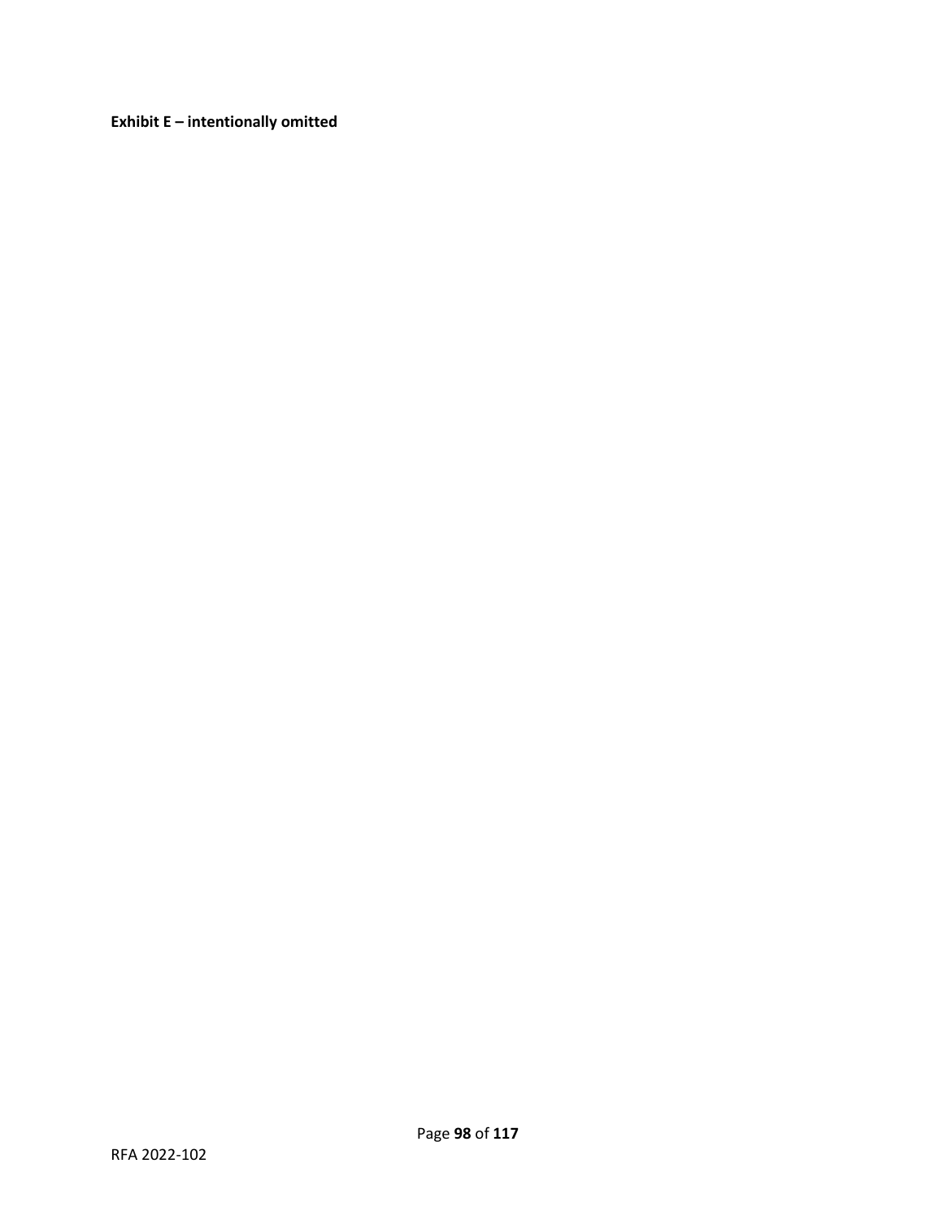**Exhibit E – intentionally omitted**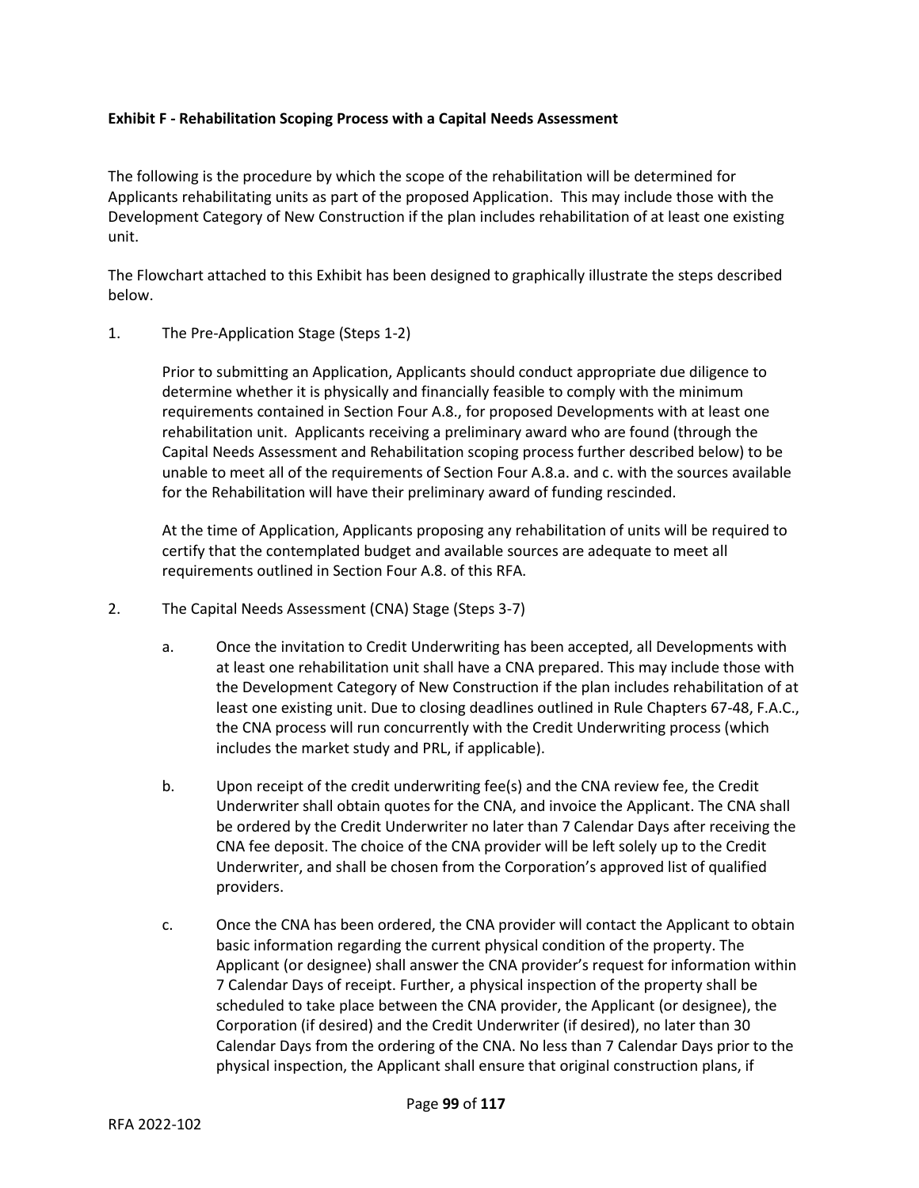**Exhibit F - Rehabilitation Scoping Process with a Capital Needs Assessment**

The following is the procedure by which the scope of the rehabilitation will be determined for Applicants rehabilitating units as part of the proposed Application. This may include those with the Development Category of New Construction if the plan includes rehabilitation of at least one existing unit.

The Flowchart attached to this Exhibit has been designed to graphically illustrate the steps described below.

1. The Pre-Application Stage (Steps 1-2)

   Prior to submitting an Application, Applicants should conduct appropriate due diligence to determine whether it is physically and financially feasible to comply with the minimum requirements contained in Section Four A.8., for proposed Developments with at least one rehabilitation unit. Applicants receiving a preliminary award who are found (through the Capital Needs Assessment and Rehabilitation scoping process further described below) to be unable to meet all of the requirements of Section Four A.8.a. and c. with the sources available for the Rehabilitation will have their preliminary award of funding rescinded.

   At the time of Application, Applicants proposing any rehabilitation of units will be required to certify that the contemplated budget and available sources are adequate to meet all requirements outlined in Section Four A.8. of this RFA.

2. The Capital Needs Assessment (CNA) Stage (Steps 3-7)

   a. Once the invitation to Credit Underwriting has been accepted, all Developments with at least one rehabilitation unit shall have a CNA prepared. This may include those with the Development Category of New Construction if the plan includes rehabilitation of at least one existing unit. Due to closing deadlines outlined in Rule Chapters 67-48, F.A.C., the CNA process will run concurrently with the Credit Underwriting process (which includes the market study and PRL, if applicable).

   b. Upon receipt of the credit underwriting fee(s) and the CNA review fee, the Credit Underwriter shall obtain quotes for the CNA, and invoice the Applicant. The CNA shall be ordered by the Credit Underwriter no later than 7 Calendar Days after receiving the CNA fee deposit. The choice of the CNA provider will be left solely up to the Credit Underwriter, and shall be chosen from the Corporation's approved list of qualified providers.

   c. Once the CNA has been ordered, the CNA provider will contact the Applicant to obtain basic information regarding the current physical condition of the property. The Applicant (or designee) shall answer the CNA provider's request for information within 7 Calendar Days of receipt. Further, a physical inspection of the property shall be scheduled to take place between the CNA provider, the Applicant (or designee), the Corporation (if desired) and the Credit Underwriter (if desired), no later than 30 Calendar Days from the ordering of the CNA. No less than 7 Calendar Days prior to the physical inspection, the Applicant shall ensure that original construction plans, if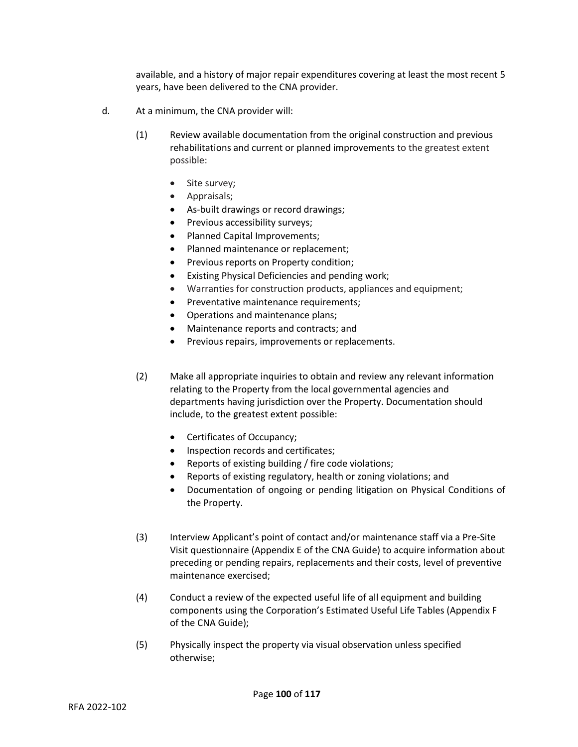available, and a history of major repair expenditures covering at least the most recent 5 years, have been delivered to the CNA provider.

d. At a minimum, the CNA provider will:

(1) Review available documentation from the original construction and previous rehabilitations and current or planned improvements to the greatest extent possible:

- Site survey;
- Appraisals;
- As-built drawings or record drawings;
- Previous accessibility surveys;
- Planned Capital Improvements;
- Planned maintenance or replacement;
- Previous reports on Property condition;
- Existing Physical Deficiencies and pending work;
- Warranties for construction products, appliances and equipment;
- Preventative maintenance requirements;
- Operations and maintenance plans;
- Maintenance reports and contracts; and
- Previous repairs, improvements or replacements.

(2) Make all appropriate inquiries to obtain and review any relevant information relating to the Property from the local governmental agencies and departments having jurisdiction over the Property. Documentation should include, to the greatest extent possible:

- Certificates of Occupancy;
- Inspection records and certificates;
- Reports of existing building / fire code violations;
- Reports of existing regulatory, health or zoning violations; and
- Documentation of ongoing or pending litigation on Physical Conditions of the Property.

(3) Interview Applicant's point of contact and/or maintenance staff via a Pre-Site Visit questionnaire (Appendix E of the CNA Guide) to acquire information about preceding or pending repairs, replacements and their costs, level of preventive maintenance exercised;

(4) Conduct a review of the expected useful life of all equipment and building components using the Corporation's Estimated Useful Life Tables (Appendix F of the CNA Guide);

(5) Physically inspect the property via visual observation unless specified otherwise;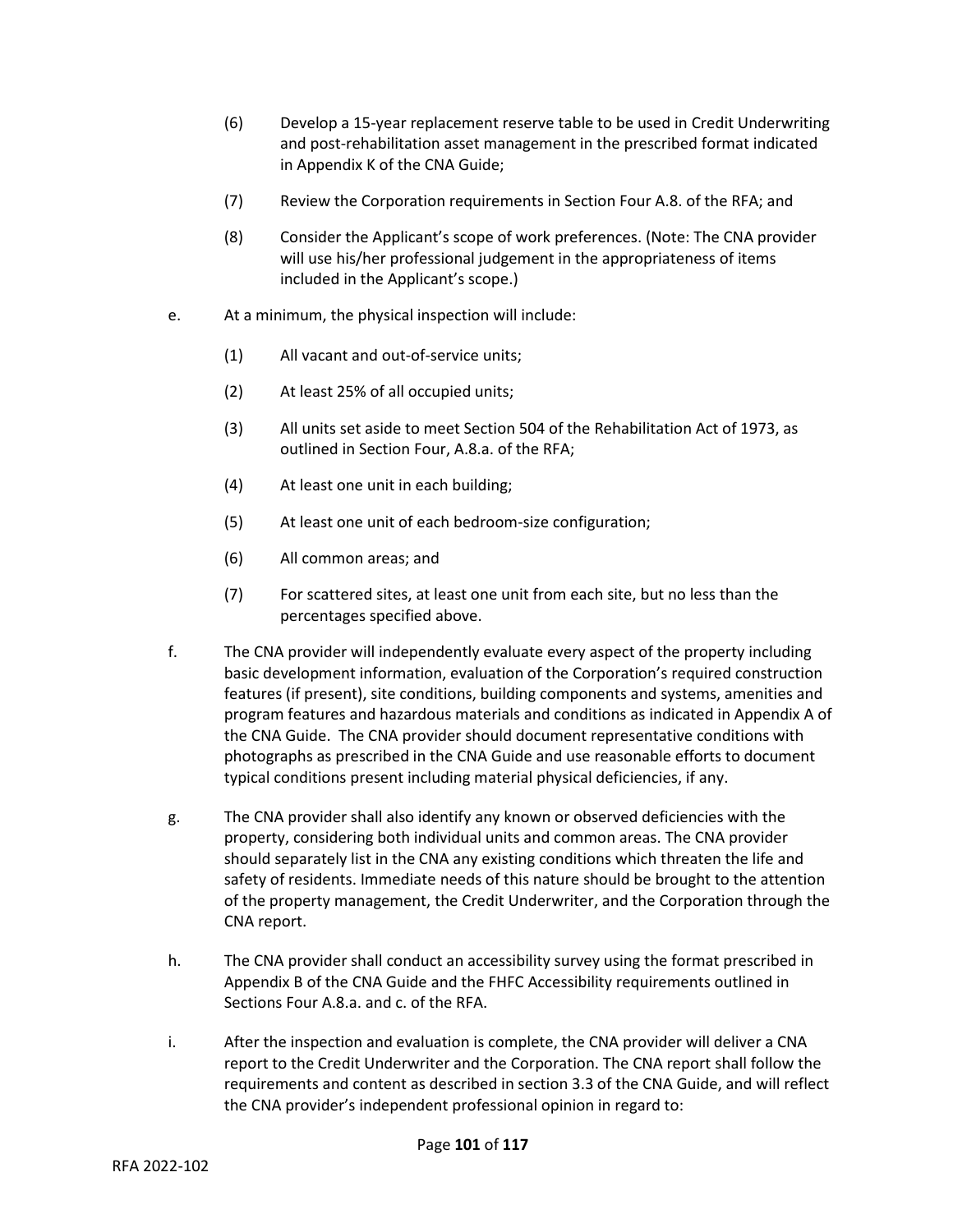(6) Develop a 15-year replacement reserve table to be used in Credit Underwriting and post-rehabilitation asset management in the prescribed format indicated in Appendix K of the CNA Guide;

(7) Review the Corporation requirements in Section Four A.8. of the RFA; and

(8) Consider the Applicant's scope of work preferences. (Note: The CNA provider will use his/her professional judgement in the appropriateness of items included in the Applicant's scope.)

e. At a minimum, the physical inspection will include:

(1) All vacant and out-of-service units;

(2) At least 25% of all occupied units;

(3) All units set aside to meet Section 504 of the Rehabilitation Act of 1973, as outlined in Section Four, A.8.a. of the RFA;

(4) At least one unit in each building;

(5) At least one unit of each bedroom-size configuration;

(6) All common areas; and

(7) For scattered sites, at least one unit from each site, but no less than the percentages specified above.

f. The CNA provider will independently evaluate every aspect of the property including basic development information, evaluation of the Corporation's required construction features (if present), site conditions, building components and systems, amenities and program features and hazardous materials and conditions as indicated in Appendix A of the CNA Guide. The CNA provider should document representative conditions with photographs as prescribed in the CNA Guide and use reasonable efforts to document typical conditions present including material physical deficiencies, if any.

g. The CNA provider shall also identify any known or observed deficiencies with the property, considering both individual units and common areas. The CNA provider should separately list in the CNA any existing conditions which threaten the life and safety of residents. Immediate needs of this nature should be brought to the attention of the property management, the Credit Underwriter, and the Corporation through the CNA report.

h. The CNA provider shall conduct an accessibility survey using the format prescribed in Appendix B of the CNA Guide and the FHFC Accessibility requirements outlined in Sections Four A.8.a. and c. of the RFA.

i. After the inspection and evaluation is complete, the CNA provider will deliver a CNA report to the Credit Underwriter and the Corporation. The CNA report shall follow the requirements and content as described in section 3.3 of the CNA Guide, and will reflect the CNA provider's independent professional opinion in regard to: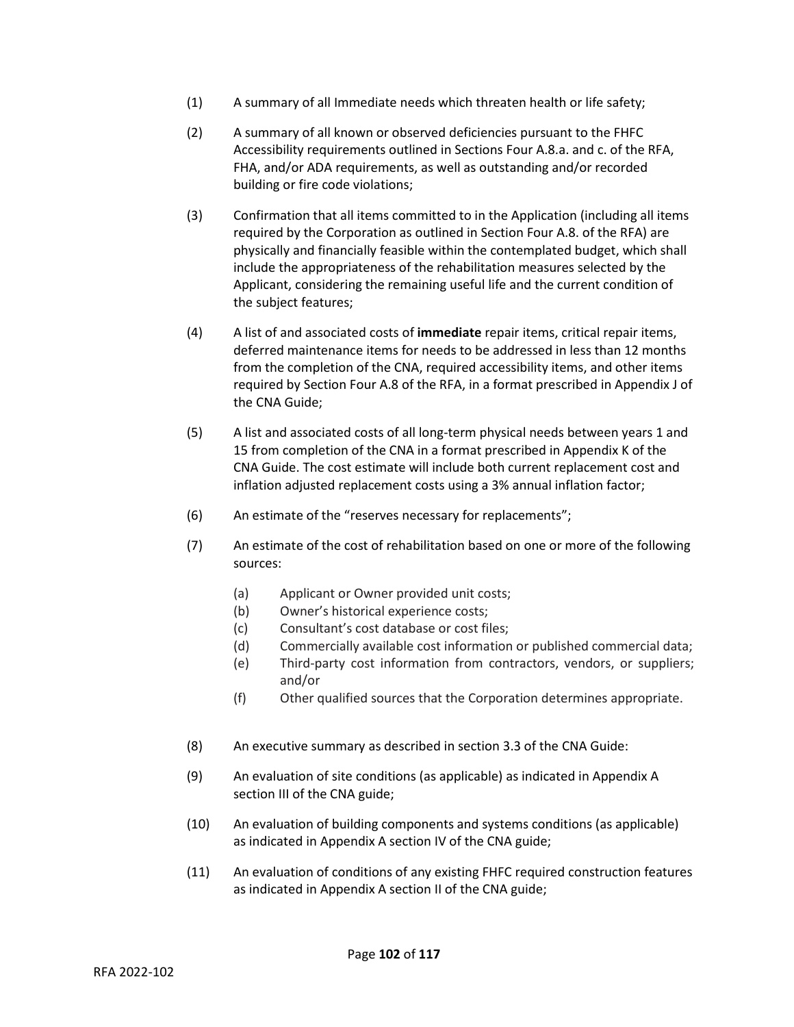(1) A summary of all Immediate needs which threaten health or life safety;

(2) A summary of all known or observed deficiencies pursuant to the FHFC Accessibility requirements outlined in Sections Four A.8.a. and c. of the RFA, FHA, and/or ADA requirements, as well as outstanding and/or recorded building or fire code violations;

(3) Confirmation that all items committed to in the Application (including all items required by the Corporation as outlined in Section Four A.8. of the RFA) are physically and financially feasible within the contemplated budget, which shall include the appropriateness of the rehabilitation measures selected by the Applicant, considering the remaining useful life and the current condition of the subject features;

(4) A list of and associated costs of **immediate** repair items, critical repair items, deferred maintenance items for needs to be addressed in less than 12 months from the completion of the CNA, required accessibility items, and other items required by Section Four A.8 of the RFA, in a format prescribed in Appendix J of the CNA Guide;

(5) A list and associated costs of all long-term physical needs between years 1 and 15 from completion of the CNA in a format prescribed in Appendix K of the CNA Guide. The cost estimate will include both current replacement cost and inflation adjusted replacement costs using a 3% annual inflation factor;

(6) An estimate of the "reserves necessary for replacements";

(7) An estimate of the cost of rehabilitation based on one or more of the following sources:

  (a) Applicant or Owner provided unit costs;
  (b) Owner's historical experience costs;
  (c) Consultant's cost database or cost files;
  (d) Commercially available cost information or published commercial data;
  (e) Third-party cost information from contractors, vendors, or suppliers; and/or
  (f) Other qualified sources that the Corporation determines appropriate.

(8) An executive summary as described in section 3.3 of the CNA Guide:

(9) An evaluation of site conditions (as applicable) as indicated in Appendix A section III of the CNA guide;

(10) An evaluation of building components and systems conditions (as applicable) as indicated in Appendix A section IV of the CNA guide;

(11) An evaluation of conditions of any existing FHFC required construction features as indicated in Appendix A section II of the CNA guide;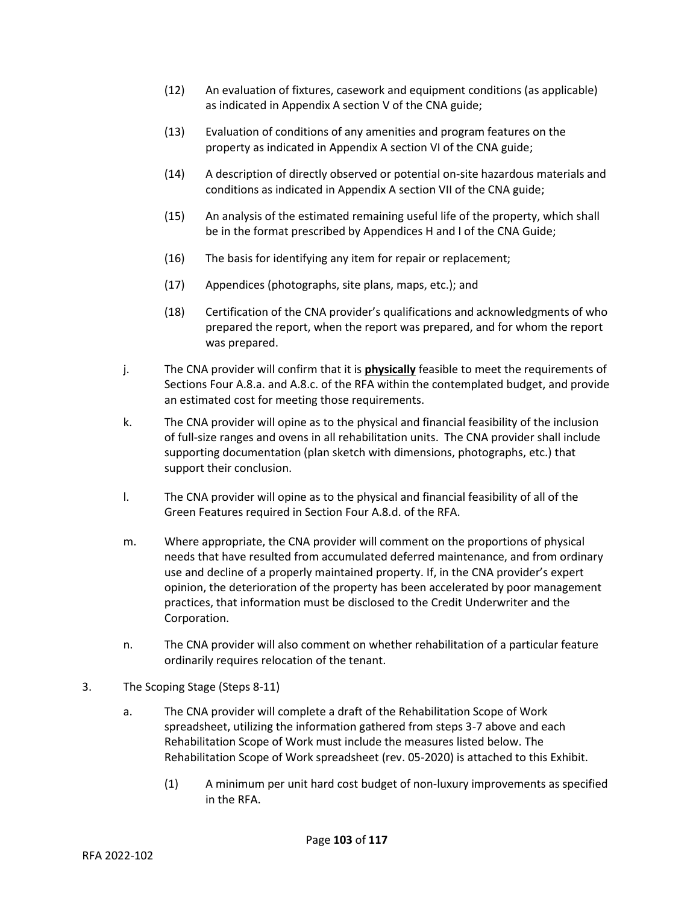(12) An evaluation of fixtures, casework and equipment conditions (as applicable) as indicated in Appendix A section V of the CNA guide;

(13) Evaluation of conditions of any amenities and program features on the property as indicated in Appendix A section VI of the CNA guide;

(14) A description of directly observed or potential on-site hazardous materials and conditions as indicated in Appendix A section VII of the CNA guide;

(15) An analysis of the estimated remaining useful life of the property, which shall be in the format prescribed by Appendices H and I of the CNA Guide;

(16) The basis for identifying any item for repair or replacement;

(17) Appendices (photographs, site plans, maps, etc.); and

(18) Certification of the CNA provider's qualifications and acknowledgments of who prepared the report, when the report was prepared, and for whom the report was prepared.

j. The CNA provider will confirm that it is ***physically*** feasible to meet the requirements of Sections Four A.8.a. and A.8.c. of the RFA within the contemplated budget, and provide an estimated cost for meeting those requirements.

k. The CNA provider will opine as to the physical and financial feasibility of the inclusion of full-size ranges and ovens in all rehabilitation units. The CNA provider shall include supporting documentation (plan sketch with dimensions, photographs, etc.) that support their conclusion.

l. The CNA provider will opine as to the physical and financial feasibility of all of the Green Features required in Section Four A.8.d. of the RFA.

m. Where appropriate, the CNA provider will comment on the proportions of physical needs that have resulted from accumulated deferred maintenance, and from ordinary use and decline of a properly maintained property. If, in the CNA provider's expert opinion, the deterioration of the property has been accelerated by poor management practices, that information must be disclosed to the Credit Underwriter and the Corporation.

n. The CNA provider will also comment on whether rehabilitation of a particular feature ordinarily requires relocation of the tenant.

3. The Scoping Stage (Steps 8-11)

a. The CNA provider will complete a draft of the Rehabilitation Scope of Work spreadsheet, utilizing the information gathered from steps 3-7 above and each Rehabilitation Scope of Work must include the measures listed below. The Rehabilitation Scope of Work spreadsheet (rev. 05-2020) is attached to this Exhibit.

(1) A minimum per unit hard cost budget of non-luxury improvements as specified in the RFA.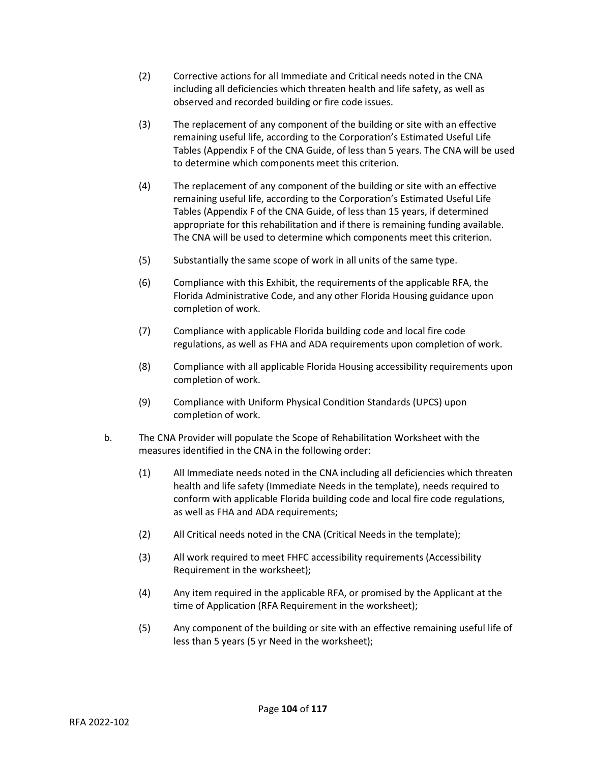(2) Corrective actions for all Immediate and Critical needs noted in the CNA including all deficiencies which threaten health and life safety, as well as observed and recorded building or fire code issues.

(3) The replacement of any component of the building or site with an effective remaining useful life, according to the Corporation's Estimated Useful Life Tables (Appendix F of the CNA Guide, of less than 5 years. The CNA will be used to determine which components meet this criterion.

(4) The replacement of any component of the building or site with an effective remaining useful life, according to the Corporation's Estimated Useful Life Tables (Appendix F of the CNA Guide, of less than 15 years, if determined appropriate for this rehabilitation and if there is remaining funding available. The CNA will be used to determine which components meet this criterion.

(5) Substantially the same scope of work in all units of the same type.

(6) Compliance with this Exhibit, the requirements of the applicable RFA, the Florida Administrative Code, and any other Florida Housing guidance upon completion of work.

(7) Compliance with applicable Florida building code and local fire code regulations, as well as FHA and ADA requirements upon completion of work.

(8) Compliance with all applicable Florida Housing accessibility requirements upon completion of work.

(9) Compliance with Uniform Physical Condition Standards (UPCS) upon completion of work.

b. The CNA Provider will populate the Scope of Rehabilitation Worksheet with the measures identified in the CNA in the following order:

(1) All Immediate needs noted in the CNA including all deficiencies which threaten health and life safety (Immediate Needs in the template), needs required to conform with applicable Florida building code and local fire code regulations, as well as FHA and ADA requirements;

(2) All Critical needs noted in the CNA (Critical Needs in the template);

(3) All work required to meet FHFC accessibility requirements (Accessibility Requirement in the worksheet);

(4) Any item required in the applicable RFA, or promised by the Applicant at the time of Application (RFA Requirement in the worksheet);

(5) Any component of the building or site with an effective remaining useful life of less than 5 years (5 yr Need in the worksheet);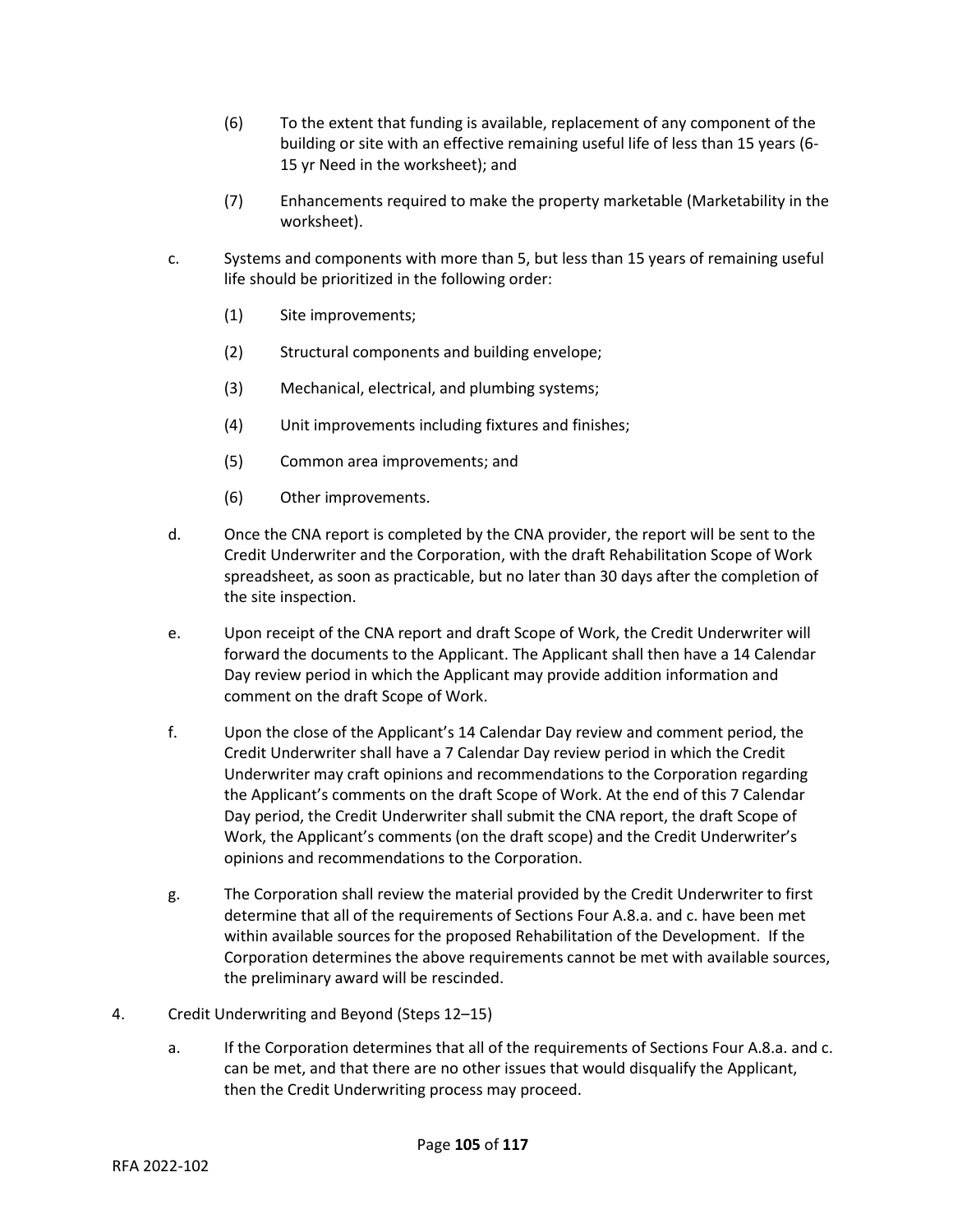(6) To the extent that funding is available, replacement of any component of the building or site with an effective remaining useful life of less than 15 years (6-15 yr Need in the worksheet); and

(7) Enhancements required to make the property marketable (Marketability in the worksheet).

c. Systems and components with more than 5, but less than 15 years of remaining useful life should be prioritized in the following order:

(1) Site improvements;

(2) Structural components and building envelope;

(3) Mechanical, electrical, and plumbing systems;

(4) Unit improvements including fixtures and finishes;

(5) Common area improvements; and

(6) Other improvements.

d. Once the CNA report is completed by the CNA provider, the report will be sent to the Credit Underwriter and the Corporation, with the draft Rehabilitation Scope of Work spreadsheet, as soon as practicable, but no later than 30 days after the completion of the site inspection.

e. Upon receipt of the CNA report and draft Scope of Work, the Credit Underwriter will forward the documents to the Applicant. The Applicant shall then have a 14 Calendar Day review period in which the Applicant may provide addition information and comment on the draft Scope of Work.

f. Upon the close of the Applicant's 14 Calendar Day review and comment period, the Credit Underwriter shall have a 7 Calendar Day review period in which the Credit Underwriter may craft opinions and recommendations to the Corporation regarding the Applicant's comments on the draft Scope of Work. At the end of this 7 Calendar Day period, the Credit Underwriter shall submit the CNA report, the draft Scope of Work, the Applicant's comments (on the draft scope) and the Credit Underwriter's opinions and recommendations to the Corporation.

g. The Corporation shall review the material provided by the Credit Underwriter to first determine that all of the requirements of Sections Four A.8.a. and c. have been met within available sources for the proposed Rehabilitation of the Development. If the Corporation determines the above requirements cannot be met with available sources, the preliminary award will be rescinded.

4. Credit Underwriting and Beyond (Steps 12–15)

a. If the Corporation determines that all of the requirements of Sections Four A.8.a. and c. can be met, and that there are no other issues that would disqualify the Applicant, then the Credit Underwriting process may proceed.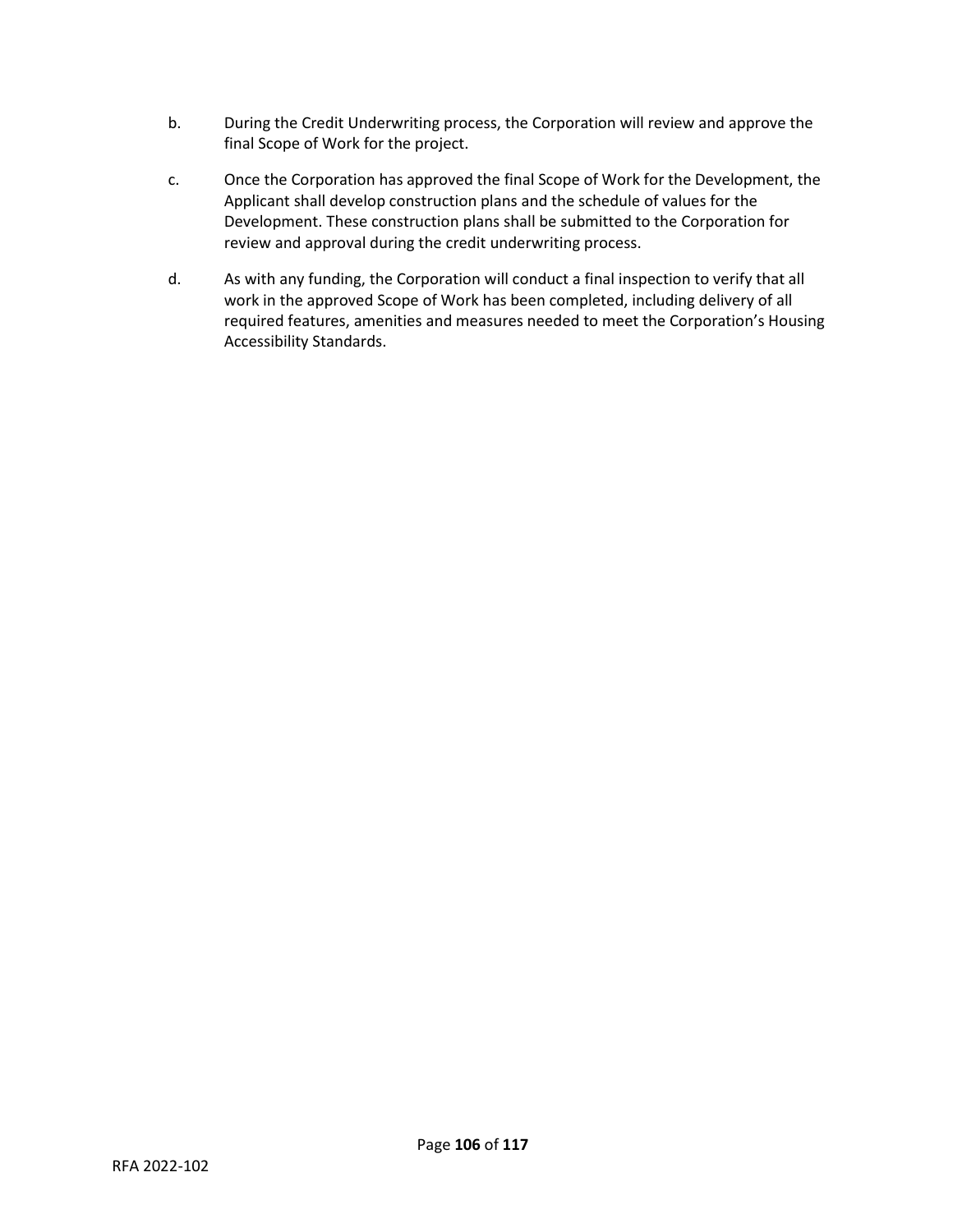b. During the Credit Underwriting process, the Corporation will review and approve the final Scope of Work for the project.

c. Once the Corporation has approved the final Scope of Work for the Development, the Applicant shall develop construction plans and the schedule of values for the Development. These construction plans shall be submitted to the Corporation for review and approval during the credit underwriting process.

d. As with any funding, the Corporation will conduct a final inspection to verify that all work in the approved Scope of Work has been completed, including delivery of all required features, amenities and measures needed to meet the Corporation's Housing Accessibility Standards.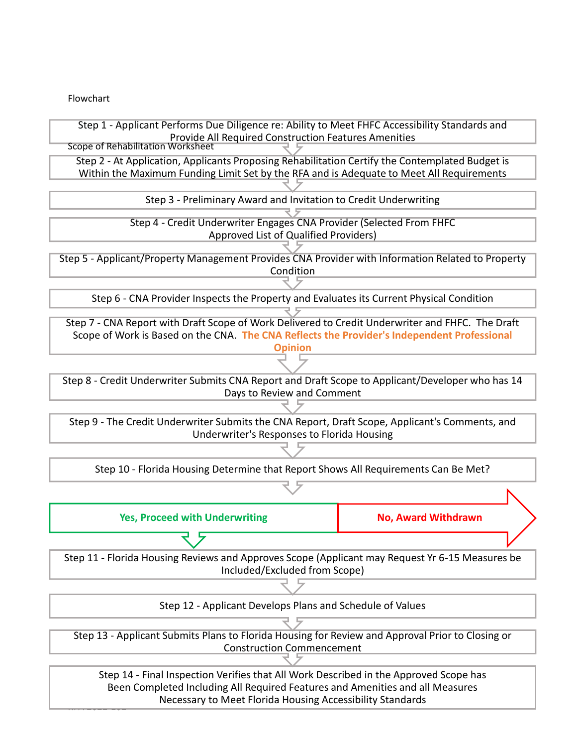Flowchart

Scope of Rehabilitation Worksheet

Step 1 - Applicant Performs Due Diligence re: Ability to Meet FHFC Accessibility Standards and Provide All Required Construction Features Amenities

Step 2 - At Application, Applicants Proposing Rehabilitation Certify the Contemplated Budget is Within the Maximum Funding Limit Set by the RFA and is Adequate to Meet All Requirements

Step 3 - Preliminary Award and Invitation to Credit Underwriting

Step 4 - Credit Underwriter Engages CNA Provider (Selected From FHFC Approved List of Qualified Providers)

Step 5 - Applicant/Property Management Provides CNA Provider with Information Related to Property Condition

Step 6 - CNA Provider Inspects the Property and Evaluates its Current Physical Condition

Step 7 - CNA Report with Draft Scope of Work Delivered to Credit Underwriter and FHFC. The Draft Scope of Work is Based on the CNA. **The CNA Reflects the Provider's Independent Professional Opinion**

Step 8 - Credit Underwriter Submits CNA Report and Draft Scope to Applicant/Developer who has 14 Days to Review and Comment

Step 9 - The Credit Underwriter Submits the CNA Report, Draft Scope, Applicant's Comments, and Underwriter's Responses to Florida Housing

Step 10 - Florida Housing Determine that Report Shows All Requirements Can Be Met?

**Yes, Proceed with Underwriting** | **No, Award Withdrawn**

Step 11 - Florida Housing Reviews and Approves Scope (Applicant may Request Yr 6-15 Measures be Included/Excluded from Scope)

Step 12 - Applicant Develops Plans and Schedule of Values

Step 13 - Applicant Submits Plans to Florida Housing for Review and Approval Prior to Closing or Construction Commencement

Step 14 - Final Inspection Verifies that All Work Described in the Approved Scope has Been Completed Including All Required Features and Amenities and all Measures Necessary to Meet Florida Housing Accessibility Standards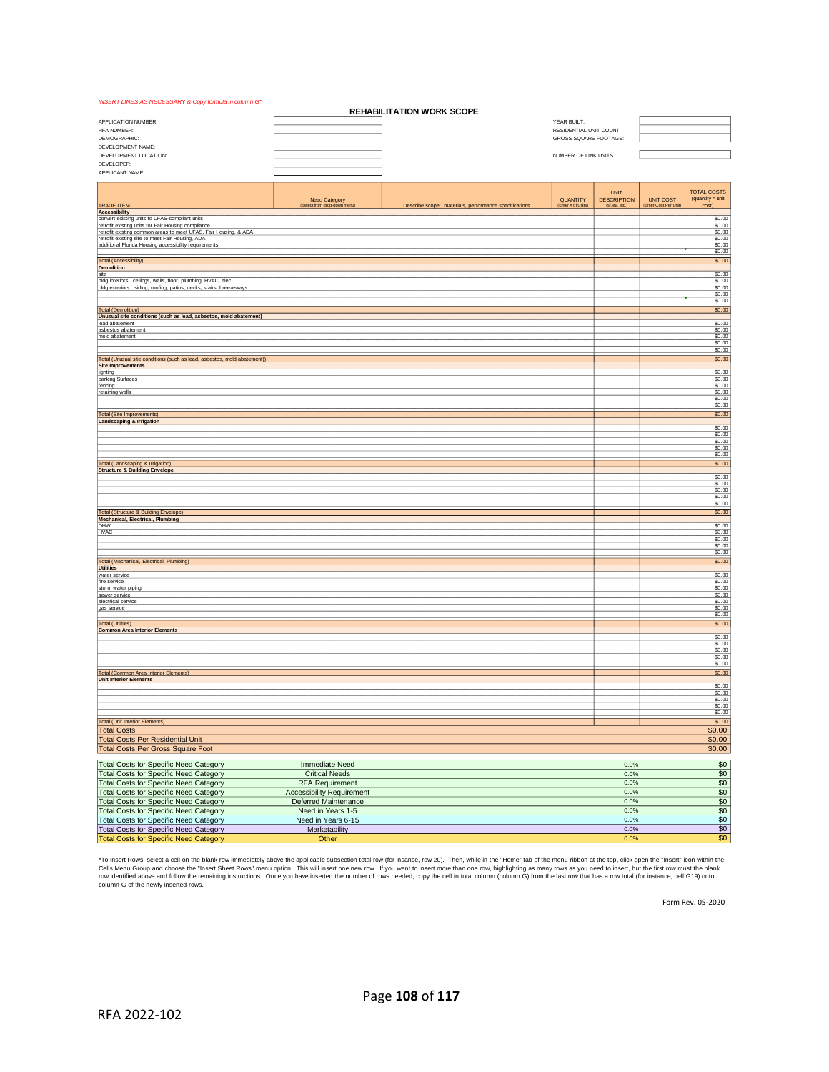*INSERT LINES AS NECESSARY & Copy formula in column G\**

## REHABILITATION WORK SCOPE

| | | | |
|---|---|---|---|
| APPLICATION NUMBER: | | YEAR BUILT: | |
| RFA NUMBER: | | RESIDENTIAL UNIT COUNT: | |
| DEMOGRAPHIC: | | GROSS SQUARE FOOTAGE: | |
| DEVELOPMENT NAME: | | | |
| DEVELOPMENT LOCATION: | | NUMBER OF LINK UNITS | |
| DEVELOPER: | | | |
| APPLICANT NAME: | | | |

| TRADE ITEM | Need Category (Select from drop-down menu) | Describe scope: materials, performance specifications | QUANTITY (Enter # of Units) | UNIT DESCRIPTION (sf, ea, etc.) | UNIT COST (Enter Cost Per Unit) | TOTAL COSTS (quantity * unit cost) |
|---|---|---|---|---|---|---|
| **Accessibility** | | | | | | |
| convert existing units to UFAS-compliant units | | | | | | $0.00 |
| retrofit existing units for Fair Housing compliance | | | | | | $0.00 |
| retrofit existing common areas to meet UFAS, Fair Housing, & ADA | | | | | | $0.00 |
| retrofit existing site to meet Fair Housing, ADA | | | | | | $0.00 |
| additional Florida Housing accessibility requirements | | | | | | $0.00 |
| | | | | | | $0.00 |
| | | | | | | $0.00 |
| Total (Accessibility) | | | | | | $0.00 |
| **Demolition** | | | | | | |
| site | | | | | | $0.00 |
| bldg interiors: ceilings, walls, floor, plumbing, HVAC, elec | | | | | | $0.00 |
| bldg exteriors: siding, roofing, patios, decks, stairs, breezeways | | | | | | $0.00 |
| | | | | | | $0.00 |
| | | | | | | $0.00 |
| Total (Demolition) | | | | | | $0.00 |
| **Unusual site conditions (such as lead, asbestos, mold abatement)** | | | | | | |
| lead abatement | | | | | | $0.00 |
| asbestos abatement | | | | | | $0.00 |
| mold abatement | | | | | | $0.00 |
| | | | | | | $0.00 |
| | | | | | | $0.00 |
| Total (Unusual site conditions (such as lead, asbestos, mold abatement)) | | | | | | $0.00 |
| **Site Improvements** | | | | | | |
| lighting | | | | | | $0.00 |
| parking Surfaces | | | | | | $0.00 |
| fencing | | | | | | $0.00 |
| retaining walls | | | | | | $0.00 |
| | | | | | | $0.00 |
| | | | | | | $0.00 |
| Total (Site Improvements) | | | | | | $0.00 |
| **Landscaping & Irrigation** | | | | | | |
| | | | | | | $0.00 |
| | | | | | | $0.00 |
| | | | | | | $0.00 |
| | | | | | | $0.00 |
| | | | | | | $0.00 |
| Total (Landscaping & Irrigation) | | | | | | $0.00 |
| **Structure & Building Envelope** | | | | | | |
| | | | | | | $0.00 |
| | | | | | | $0.00 |
| | | | | | | $0.00 |
| | | | | | | $0.00 |
| | | | | | | $0.00 |
| Total (Structure & Building Envelope) | | | | | | $0.00 |
| **Mechanical, Electrical, Plumbing** | | | | | | |
| DHW | | | | | | $0.00 |
| HVAC | | | | | | $0.00 |
| | | | | | | $0.00 |
| | | | | | | $0.00 |
| | | | | | | $0.00 |
| Total (Mechanical, Electrical, Plumbing) | | | | | | $0.00 |
| **Utilities** | | | | | | |
| water service | | | | | | $0.00 |
| fire service | | | | | | $0.00 |
| storm water piping | | | | | | $0.00 |
| sewer service | | | | | | $0.00 |
| electrical service | | | | | | $0.00 |
| gas service | | | | | | $0.00 |
| | | | | | | $0.00 |
| Total (Utilities) | | | | | | $0.00 |
| **Common Area Interior Elements** | | | | | | |
| | | | | | | $0.00 |
| | | | | | | $0.00 |
| | | | | | | $0.00 |
| | | | | | | $0.00 |
| | | | | | | $0.00 |
| Total (Common Area Interior Elements) | | | | | | $0.00 |
| **Unit Interior Elements** | | | | | | |
| | | | | | | $0.00 |
| | | | | | | $0.00 |
| | | | | | | $0.00 |
| | | | | | | $0.00 |
| | | | | | | $0.00 |
| Total (Unit Interior Elements) | | | | | | $0.00 |
| Total Costs | | | | | | $0.00 |
| Total Costs Per Residential Unit | | | | | | $0.00 |
| Total Costs Per Gross Square Foot | | | | | | $0.00 |

| | | | |
|---|---|---|---|
| Total Costs for Specific Need Category | Immediate Need | 0.0% | $0 |
| Total Costs for Specific Need Category | Critical Needs | 0.0% | $0 |
| Total Costs for Specific Need Category | RFA Requirement | 0.0% | $0 |
| Total Costs for Specific Need Category | Accessibility Requirement | 0.0% | $0 |
| Total Costs for Specific Need Category | Deferred Maintenance | 0.0% | $0 |
| Total Costs for Specific Need Category | Need in Years 1-5 | 0.0% | $0 |
| Total Costs for Specific Need Category | Need in Years 6-15 | 0.0% | $0 |
| Total Costs for Specific Need Category | Marketability | 0.0% | $0 |
| Total Costs for Specific Need Category | Other | 0.0% | $0 |

\*To Insert Rows, select a cell on the blank row immediately above the applicable subsection total row (for insance, row 20). Then, while in the "Home" tab of the menu ribbon at the top, click open the "Insert" icon within the Cells Menu Group and choose the "Insert Sheet Rows" menu option. This will insert one new row. If you want to insert more than one new row, highlighting as many rows as you need to insert, but the first row must the blank row identified above and follow the remaining instructions. Once you have inserted the number of rows needed, copy the cell in total column (column G) from the last row that has a row total (for instance, cell G19) onto column G of the newly inserted rows.

Form Rev. 05-2020

RFA 2022-102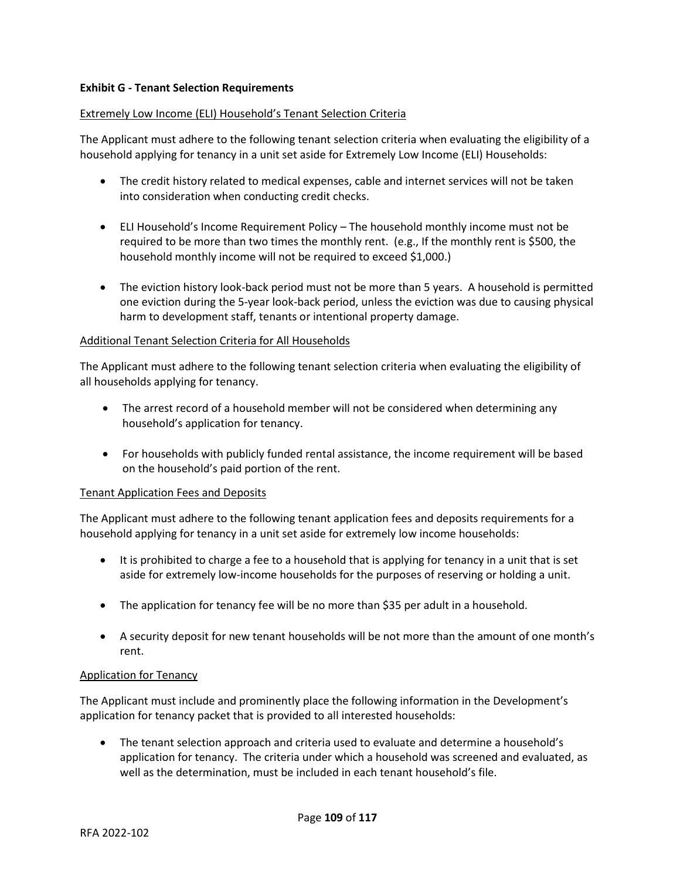**Exhibit G - Tenant Selection Requirements**

Extremely Low Income (ELI) Household's Tenant Selection Criteria

The Applicant must adhere to the following tenant selection criteria when evaluating the eligibility of a household applying for tenancy in a unit set aside for Extremely Low Income (ELI) Households:

- The credit history related to medical expenses, cable and internet services will not be taken into consideration when conducting credit checks.
- ELI Household's Income Requirement Policy – The household monthly income must not be required to be more than two times the monthly rent. (e.g., If the monthly rent is $500, the household monthly income will not be required to exceed $1,000.)
- The eviction history look-back period must not be more than 5 years. A household is permitted one eviction during the 5-year look-back period, unless the eviction was due to causing physical harm to development staff, tenants or intentional property damage.

Additional Tenant Selection Criteria for All Households

The Applicant must adhere to the following tenant selection criteria when evaluating the eligibility of all households applying for tenancy.

- The arrest record of a household member will not be considered when determining any household's application for tenancy.
- For households with publicly funded rental assistance, the income requirement will be based on the household's paid portion of the rent.

Tenant Application Fees and Deposits

The Applicant must adhere to the following tenant application fees and deposits requirements for a household applying for tenancy in a unit set aside for extremely low income households:

- It is prohibited to charge a fee to a household that is applying for tenancy in a unit that is set aside for extremely low-income households for the purposes of reserving or holding a unit.
- The application for tenancy fee will be no more than $35 per adult in a household.
- A security deposit for new tenant households will be not more than the amount of one month's rent.

Application for Tenancy

The Applicant must include and prominently place the following information in the Development's application for tenancy packet that is provided to all interested households:

- The tenant selection approach and criteria used to evaluate and determine a household's application for tenancy. The criteria under which a household was screened and evaluated, as well as the determination, must be included in each tenant household's file.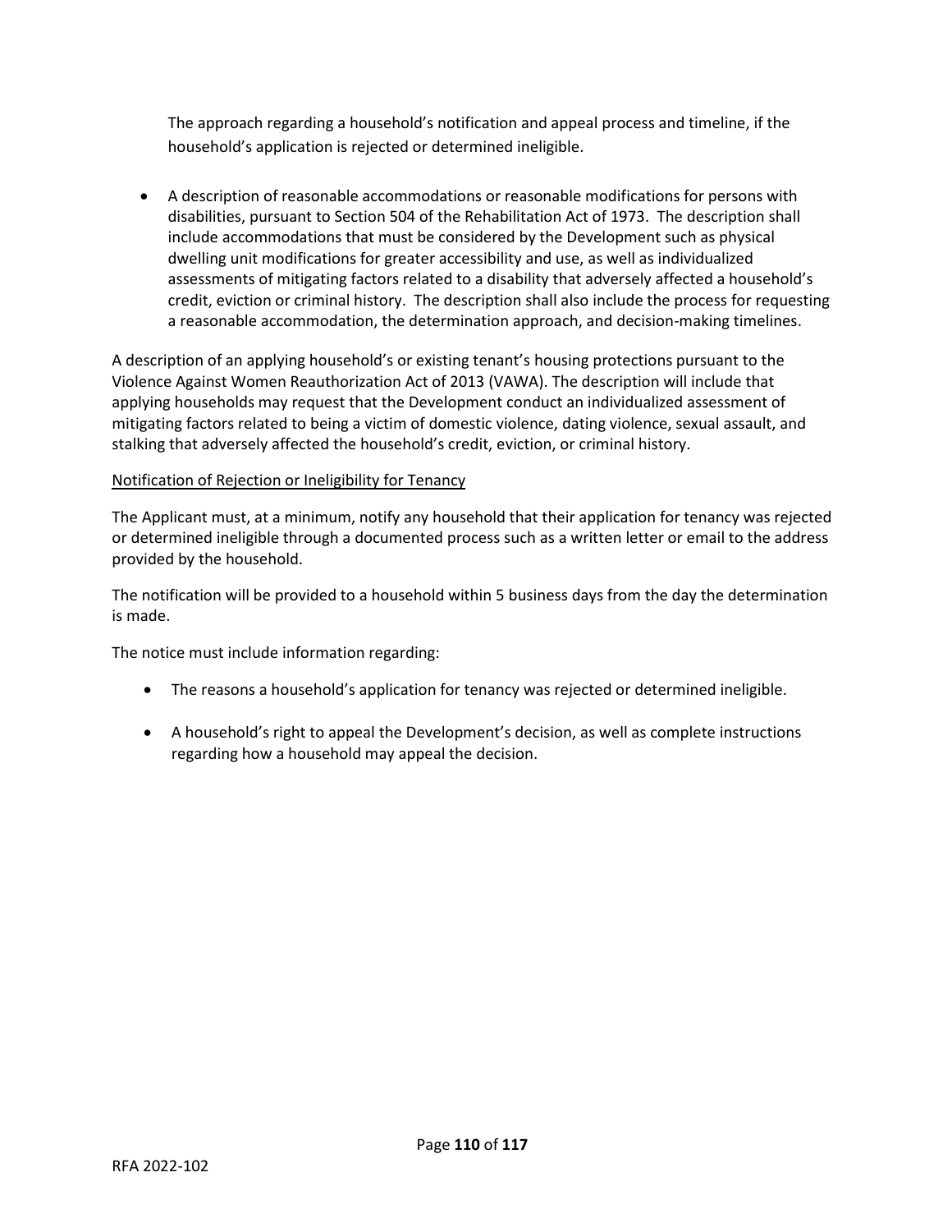The approach regarding a household's notification and appeal process and timeline, if the household's application is rejected or determined ineligible.

- A description of reasonable accommodations or reasonable modifications for persons with disabilities, pursuant to Section 504 of the Rehabilitation Act of 1973. The description shall include accommodations that must be considered by the Development such as physical dwelling unit modifications for greater accessibility and use, as well as individualized assessments of mitigating factors related to a disability that adversely affected a household's credit, eviction or criminal history. The description shall also include the process for requesting a reasonable accommodation, the determination approach, and decision-making timelines.

A description of an applying household's or existing tenant's housing protections pursuant to the Violence Against Women Reauthorization Act of 2013 (VAWA). The description will include that applying households may request that the Development conduct an individualized assessment of mitigating factors related to being a victim of domestic violence, dating violence, sexual assault, and stalking that adversely affected the household's credit, eviction, or criminal history.

<u>Notification of Rejection or Ineligibility for Tenancy</u>

The Applicant must, at a minimum, notify any household that their application for tenancy was rejected or determined ineligible through a documented process such as a written letter or email to the address provided by the household.

The notification will be provided to a household within 5 business days from the day the determination is made.

The notice must include information regarding:

- The reasons a household's application for tenancy was rejected or determined ineligible.

- A household's right to appeal the Development's decision, as well as complete instructions regarding how a household may appeal the decision.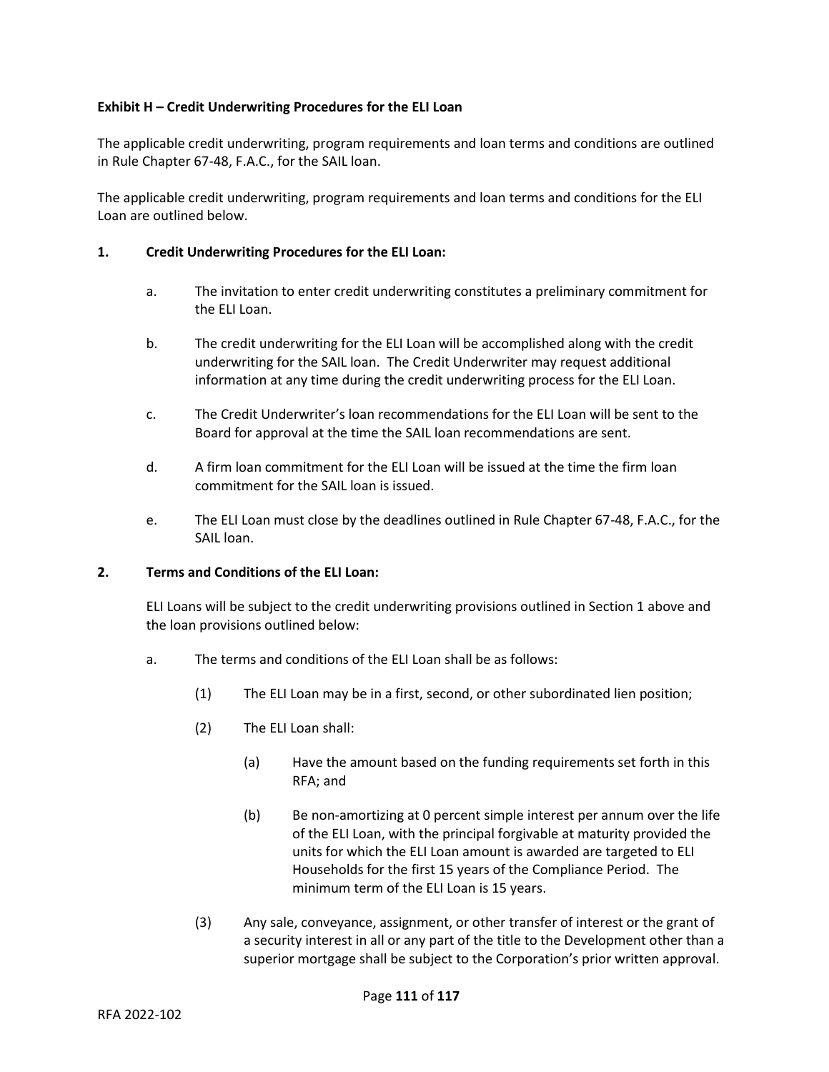**Exhibit H – Credit Underwriting Procedures for the ELI Loan**

The applicable credit underwriting, program requirements and loan terms and conditions are outlined in Rule Chapter 67-48, F.A.C., for the SAIL loan.

The applicable credit underwriting, program requirements and loan terms and conditions for the ELI Loan are outlined below.

**1. Credit Underwriting Procedures for the ELI Loan:**

a. The invitation to enter credit underwriting constitutes a preliminary commitment for the ELI Loan.

b. The credit underwriting for the ELI Loan will be accomplished along with the credit underwriting for the SAIL loan. The Credit Underwriter may request additional information at any time during the credit underwriting process for the ELI Loan.

c. The Credit Underwriter's loan recommendations for the ELI Loan will be sent to the Board for approval at the time the SAIL loan recommendations are sent.

d. A firm loan commitment for the ELI Loan will be issued at the time the firm loan commitment for the SAIL loan is issued.

e. The ELI Loan must close by the deadlines outlined in Rule Chapter 67-48, F.A.C., for the SAIL loan.

**2. Terms and Conditions of the ELI Loan:**

ELI Loans will be subject to the credit underwriting provisions outlined in Section 1 above and the loan provisions outlined below:

a. The terms and conditions of the ELI Loan shall be as follows:

(1) The ELI Loan may be in a first, second, or other subordinated lien position;

(2) The ELI Loan shall:

(a) Have the amount based on the funding requirements set forth in this RFA; and

(b) Be non-amortizing at 0 percent simple interest per annum over the life of the ELI Loan, with the principal forgivable at maturity provided the units for which the ELI Loan amount is awarded are targeted to ELI Households for the first 15 years of the Compliance Period. The minimum term of the ELI Loan is 15 years.

(3) Any sale, conveyance, assignment, or other transfer of interest or the grant of a security interest in all or any part of the title to the Development other than a superior mortgage shall be subject to the Corporation's prior written approval.

RFA 2022-102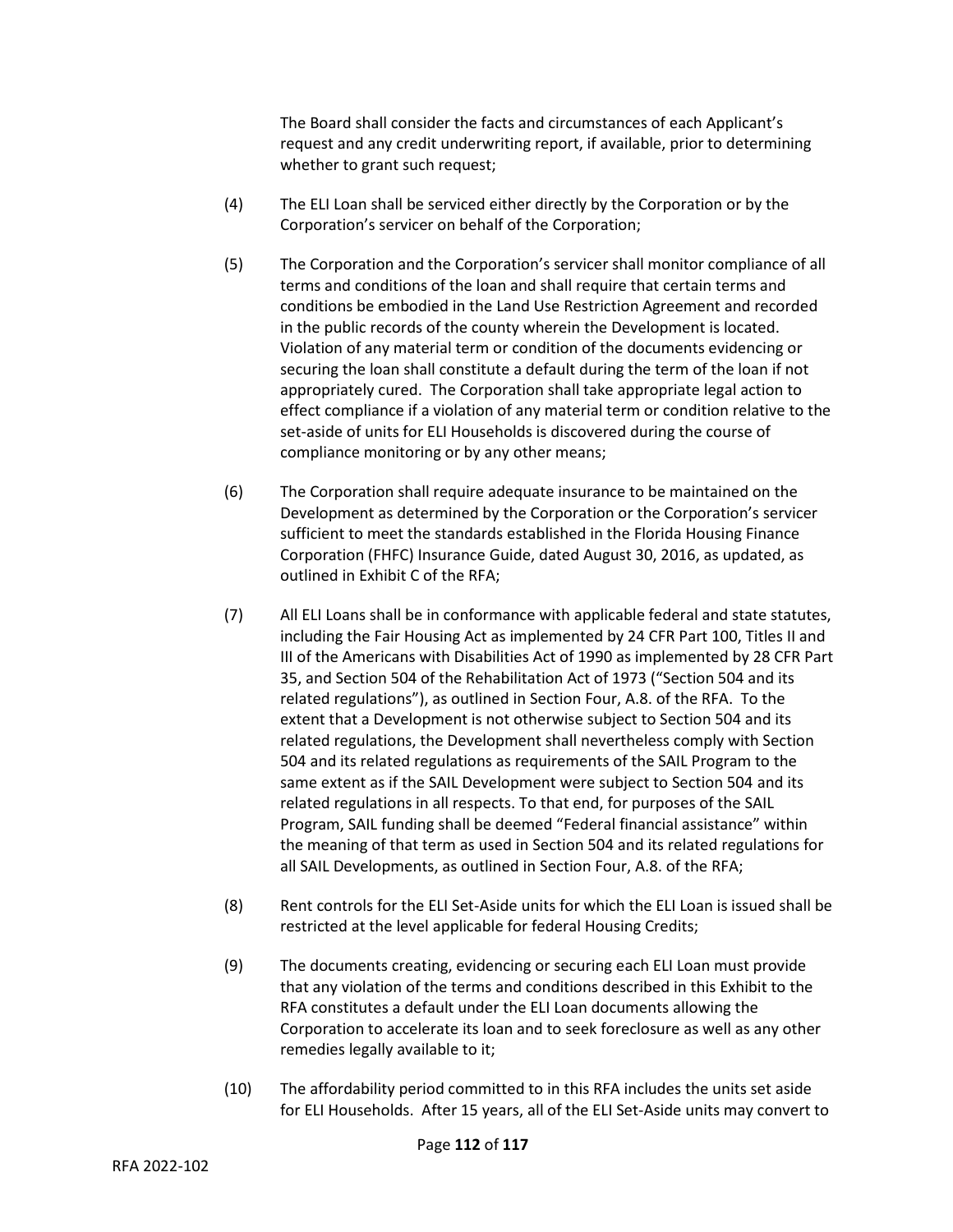The Board shall consider the facts and circumstances of each Applicant's request and any credit underwriting report, if available, prior to determining whether to grant such request;

(4) The ELI Loan shall be serviced either directly by the Corporation or by the Corporation's servicer on behalf of the Corporation;

(5) The Corporation and the Corporation's servicer shall monitor compliance of all terms and conditions of the loan and shall require that certain terms and conditions be embodied in the Land Use Restriction Agreement and recorded in the public records of the county wherein the Development is located. Violation of any material term or condition of the documents evidencing or securing the loan shall constitute a default during the term of the loan if not appropriately cured. The Corporation shall take appropriate legal action to effect compliance if a violation of any material term or condition relative to the set-aside of units for ELI Households is discovered during the course of compliance monitoring or by any other means;

(6) The Corporation shall require adequate insurance to be maintained on the Development as determined by the Corporation or the Corporation's servicer sufficient to meet the standards established in the Florida Housing Finance Corporation (FHFC) Insurance Guide, dated August 30, 2016, as updated, as outlined in Exhibit C of the RFA;

(7) All ELI Loans shall be in conformance with applicable federal and state statutes, including the Fair Housing Act as implemented by 24 CFR Part 100, Titles II and III of the Americans with Disabilities Act of 1990 as implemented by 28 CFR Part 35, and Section 504 of the Rehabilitation Act of 1973 ("Section 504 and its related regulations"), as outlined in Section Four, A.8. of the RFA. To the extent that a Development is not otherwise subject to Section 504 and its related regulations, the Development shall nevertheless comply with Section 504 and its related regulations as requirements of the SAIL Program to the same extent as if the SAIL Development were subject to Section 504 and its related regulations in all respects. To that end, for purposes of the SAIL Program, SAIL funding shall be deemed "Federal financial assistance" within the meaning of that term as used in Section 504 and its related regulations for all SAIL Developments, as outlined in Section Four, A.8. of the RFA;

(8) Rent controls for the ELI Set-Aside units for which the ELI Loan is issued shall be restricted at the level applicable for federal Housing Credits;

(9) The documents creating, evidencing or securing each ELI Loan must provide that any violation of the terms and conditions described in this Exhibit to the RFA constitutes a default under the ELI Loan documents allowing the Corporation to accelerate its loan and to seek foreclosure as well as any other remedies legally available to it;

(10) The affordability period committed to in this RFA includes the units set aside for ELI Households. After 15 years, all of the ELI Set-Aside units may convert to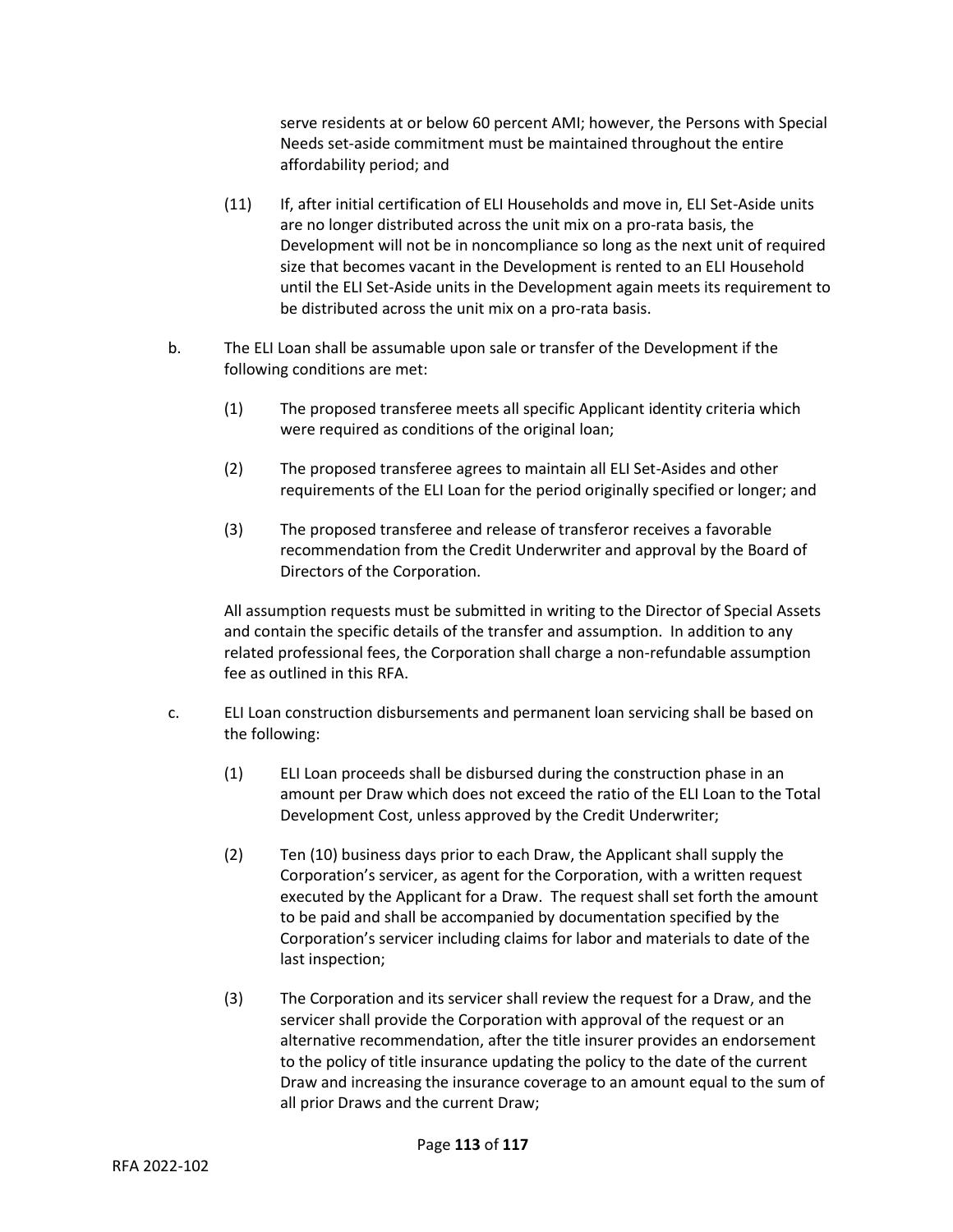serve residents at or below 60 percent AMI; however, the Persons with Special Needs set-aside commitment must be maintained throughout the entire affordability period; and

(11) If, after initial certification of ELI Households and move in, ELI Set-Aside units are no longer distributed across the unit mix on a pro-rata basis, the Development will not be in noncompliance so long as the next unit of required size that becomes vacant in the Development is rented to an ELI Household until the ELI Set-Aside units in the Development again meets its requirement to be distributed across the unit mix on a pro-rata basis.

b. The ELI Loan shall be assumable upon sale or transfer of the Development if the following conditions are met:

(1) The proposed transferee meets all specific Applicant identity criteria which were required as conditions of the original loan;

(2) The proposed transferee agrees to maintain all ELI Set-Asides and other requirements of the ELI Loan for the period originally specified or longer; and

(3) The proposed transferee and release of transferor receives a favorable recommendation from the Credit Underwriter and approval by the Board of Directors of the Corporation.

All assumption requests must be submitted in writing to the Director of Special Assets and contain the specific details of the transfer and assumption. In addition to any related professional fees, the Corporation shall charge a non-refundable assumption fee as outlined in this RFA.

c. ELI Loan construction disbursements and permanent loan servicing shall be based on the following:

(1) ELI Loan proceeds shall be disbursed during the construction phase in an amount per Draw which does not exceed the ratio of the ELI Loan to the Total Development Cost, unless approved by the Credit Underwriter;

(2) Ten (10) business days prior to each Draw, the Applicant shall supply the Corporation's servicer, as agent for the Corporation, with a written request executed by the Applicant for a Draw. The request shall set forth the amount to be paid and shall be accompanied by documentation specified by the Corporation's servicer including claims for labor and materials to date of the last inspection;

(3) The Corporation and its servicer shall review the request for a Draw, and the servicer shall provide the Corporation with approval of the request or an alternative recommendation, after the title insurer provides an endorsement to the policy of title insurance updating the policy to the date of the current Draw and increasing the insurance coverage to an amount equal to the sum of all prior Draws and the current Draw;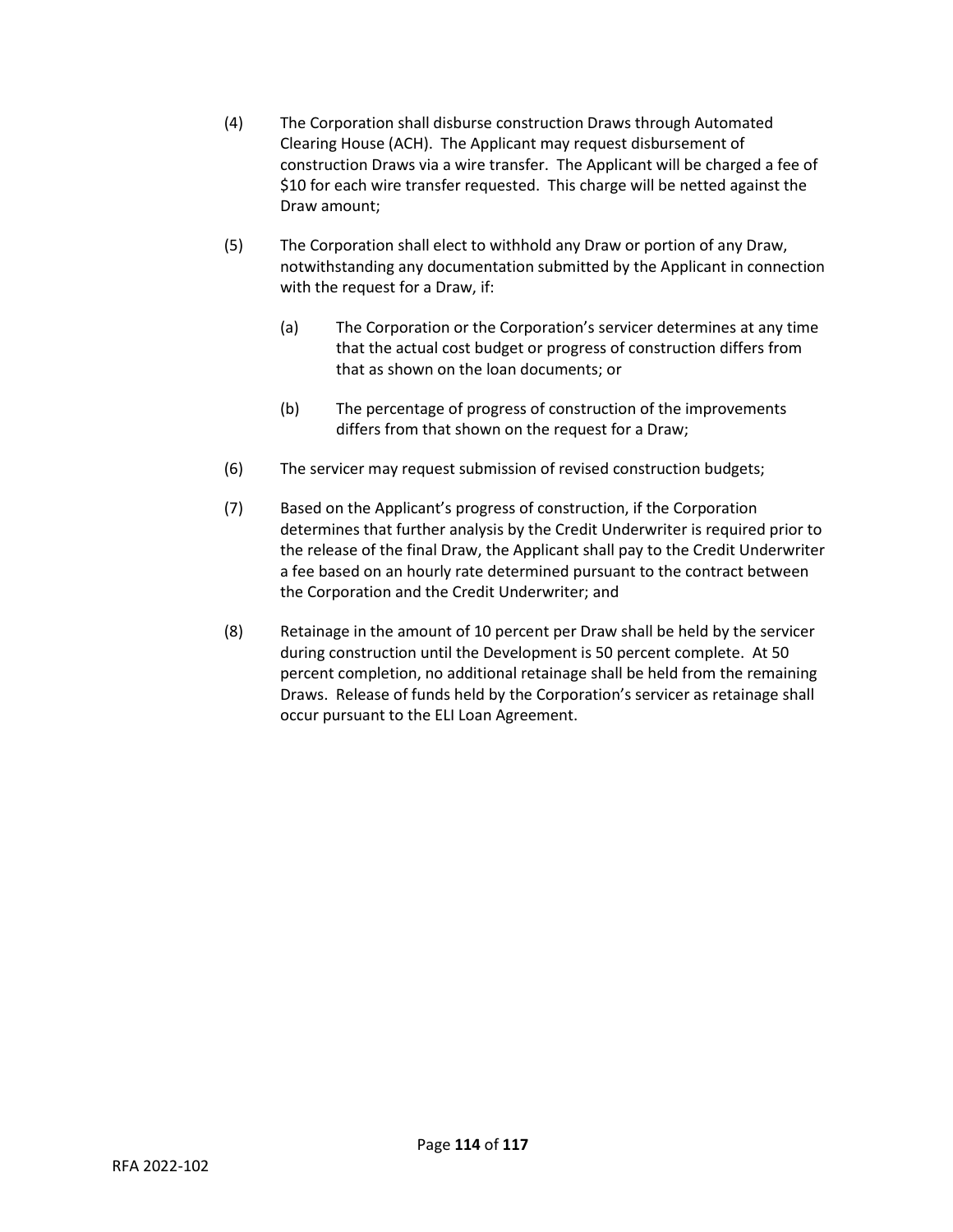(4) The Corporation shall disburse construction Draws through Automated Clearing House (ACH). The Applicant may request disbursement of construction Draws via a wire transfer. The Applicant will be charged a fee of $10 for each wire transfer requested. This charge will be netted against the Draw amount;

(5) The Corporation shall elect to withhold any Draw or portion of any Draw, notwithstanding any documentation submitted by the Applicant in connection with the request for a Draw, if:

  (a) The Corporation or the Corporation's servicer determines at any time that the actual cost budget or progress of construction differs from that as shown on the loan documents; or

  (b) The percentage of progress of construction of the improvements differs from that shown on the request for a Draw;

(6) The servicer may request submission of revised construction budgets;

(7) Based on the Applicant's progress of construction, if the Corporation determines that further analysis by the Credit Underwriter is required prior to the release of the final Draw, the Applicant shall pay to the Credit Underwriter a fee based on an hourly rate determined pursuant to the contract between the Corporation and the Credit Underwriter; and

(8) Retainage in the amount of 10 percent per Draw shall be held by the servicer during construction until the Development is 50 percent complete. At 50 percent completion, no additional retainage shall be held from the remaining Draws. Release of funds held by the Corporation's servicer as retainage shall occur pursuant to the ELI Loan Agreement.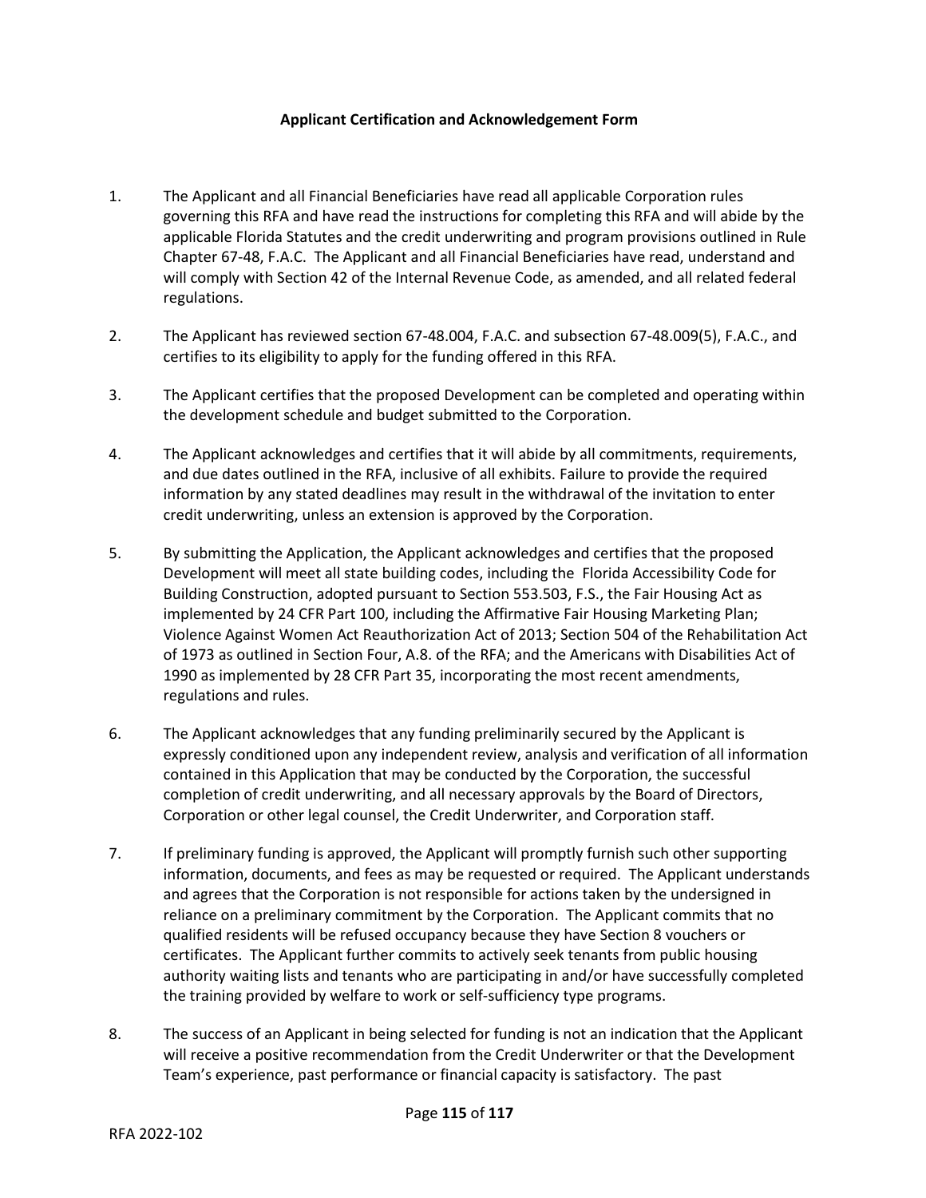**Applicant Certification and Acknowledgement Form**

1. The Applicant and all Financial Beneficiaries have read all applicable Corporation rules governing this RFA and have read the instructions for completing this RFA and will abide by the applicable Florida Statutes and the credit underwriting and program provisions outlined in Rule Chapter 67-48, F.A.C. The Applicant and all Financial Beneficiaries have read, understand and will comply with Section 42 of the Internal Revenue Code, as amended, and all related federal regulations.

2. The Applicant has reviewed section 67-48.004, F.A.C. and subsection 67-48.009(5), F.A.C., and certifies to its eligibility to apply for the funding offered in this RFA.

3. The Applicant certifies that the proposed Development can be completed and operating within the development schedule and budget submitted to the Corporation.

4. The Applicant acknowledges and certifies that it will abide by all commitments, requirements, and due dates outlined in the RFA, inclusive of all exhibits. Failure to provide the required information by any stated deadlines may result in the withdrawal of the invitation to enter credit underwriting, unless an extension is approved by the Corporation.

5. By submitting the Application, the Applicant acknowledges and certifies that the proposed Development will meet all state building codes, including the Florida Accessibility Code for Building Construction, adopted pursuant to Section 553.503, F.S., the Fair Housing Act as implemented by 24 CFR Part 100, including the Affirmative Fair Housing Marketing Plan; Violence Against Women Act Reauthorization Act of 2013; Section 504 of the Rehabilitation Act of 1973 as outlined in Section Four, A.8. of the RFA; and the Americans with Disabilities Act of 1990 as implemented by 28 CFR Part 35, incorporating the most recent amendments, regulations and rules.

6. The Applicant acknowledges that any funding preliminarily secured by the Applicant is expressly conditioned upon any independent review, analysis and verification of all information contained in this Application that may be conducted by the Corporation, the successful completion of credit underwriting, and all necessary approvals by the Board of Directors, Corporation or other legal counsel, the Credit Underwriter, and Corporation staff.

7. If preliminary funding is approved, the Applicant will promptly furnish such other supporting information, documents, and fees as may be requested or required. The Applicant understands and agrees that the Corporation is not responsible for actions taken by the undersigned in reliance on a preliminary commitment by the Corporation. The Applicant commits that no qualified residents will be refused occupancy because they have Section 8 vouchers or certificates. The Applicant further commits to actively seek tenants from public housing authority waiting lists and tenants who are participating in and/or have successfully completed the training provided by welfare to work or self-sufficiency type programs.

8. The success of an Applicant in being selected for funding is not an indication that the Applicant will receive a positive recommendation from the Credit Underwriter or that the Development Team's experience, past performance or financial capacity is satisfactory. The past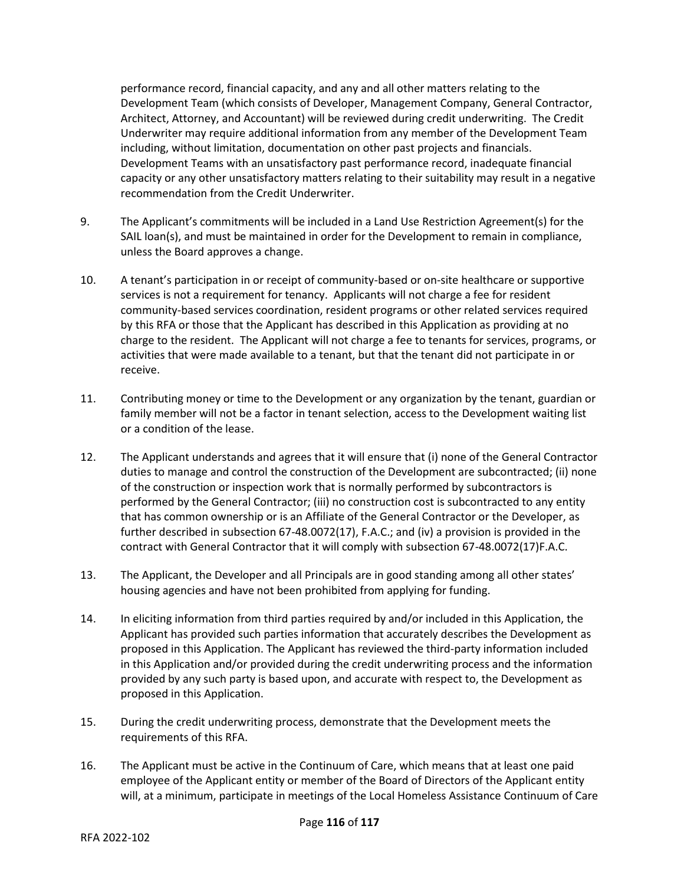performance record, financial capacity, and any and all other matters relating to the Development Team (which consists of Developer, Management Company, General Contractor, Architect, Attorney, and Accountant) will be reviewed during credit underwriting. The Credit Underwriter may require additional information from any member of the Development Team including, without limitation, documentation on other past projects and financials. Development Teams with an unsatisfactory past performance record, inadequate financial capacity or any other unsatisfactory matters relating to their suitability may result in a negative recommendation from the Credit Underwriter.

9. The Applicant's commitments will be included in a Land Use Restriction Agreement(s) for the SAIL loan(s), and must be maintained in order for the Development to remain in compliance, unless the Board approves a change.

10. A tenant's participation in or receipt of community-based or on-site healthcare or supportive services is not a requirement for tenancy. Applicants will not charge a fee for resident community-based services coordination, resident programs or other related services required by this RFA or those that the Applicant has described in this Application as providing at no charge to the resident. The Applicant will not charge a fee to tenants for services, programs, or activities that were made available to a tenant, but that the tenant did not participate in or receive.

11. Contributing money or time to the Development or any organization by the tenant, guardian or family member will not be a factor in tenant selection, access to the Development waiting list or a condition of the lease.

12. The Applicant understands and agrees that it will ensure that (i) none of the General Contractor duties to manage and control the construction of the Development are subcontracted; (ii) none of the construction or inspection work that is normally performed by subcontractors is performed by the General Contractor; (iii) no construction cost is subcontracted to any entity that has common ownership or is an Affiliate of the General Contractor or the Developer, as further described in subsection 67-48.0072(17), F.A.C.; and (iv) a provision is provided in the contract with General Contractor that it will comply with subsection 67-48.0072(17)F.A.C.

13. The Applicant, the Developer and all Principals are in good standing among all other states' housing agencies and have not been prohibited from applying for funding.

14. In eliciting information from third parties required by and/or included in this Application, the Applicant has provided such parties information that accurately describes the Development as proposed in this Application. The Applicant has reviewed the third-party information included in this Application and/or provided during the credit underwriting process and the information provided by any such party is based upon, and accurate with respect to, the Development as proposed in this Application.

15. During the credit underwriting process, demonstrate that the Development meets the requirements of this RFA.

16. The Applicant must be active in the Continuum of Care, which means that at least one paid employee of the Applicant entity or member of the Board of Directors of the Applicant entity will, at a minimum, participate in meetings of the Local Homeless Assistance Continuum of Care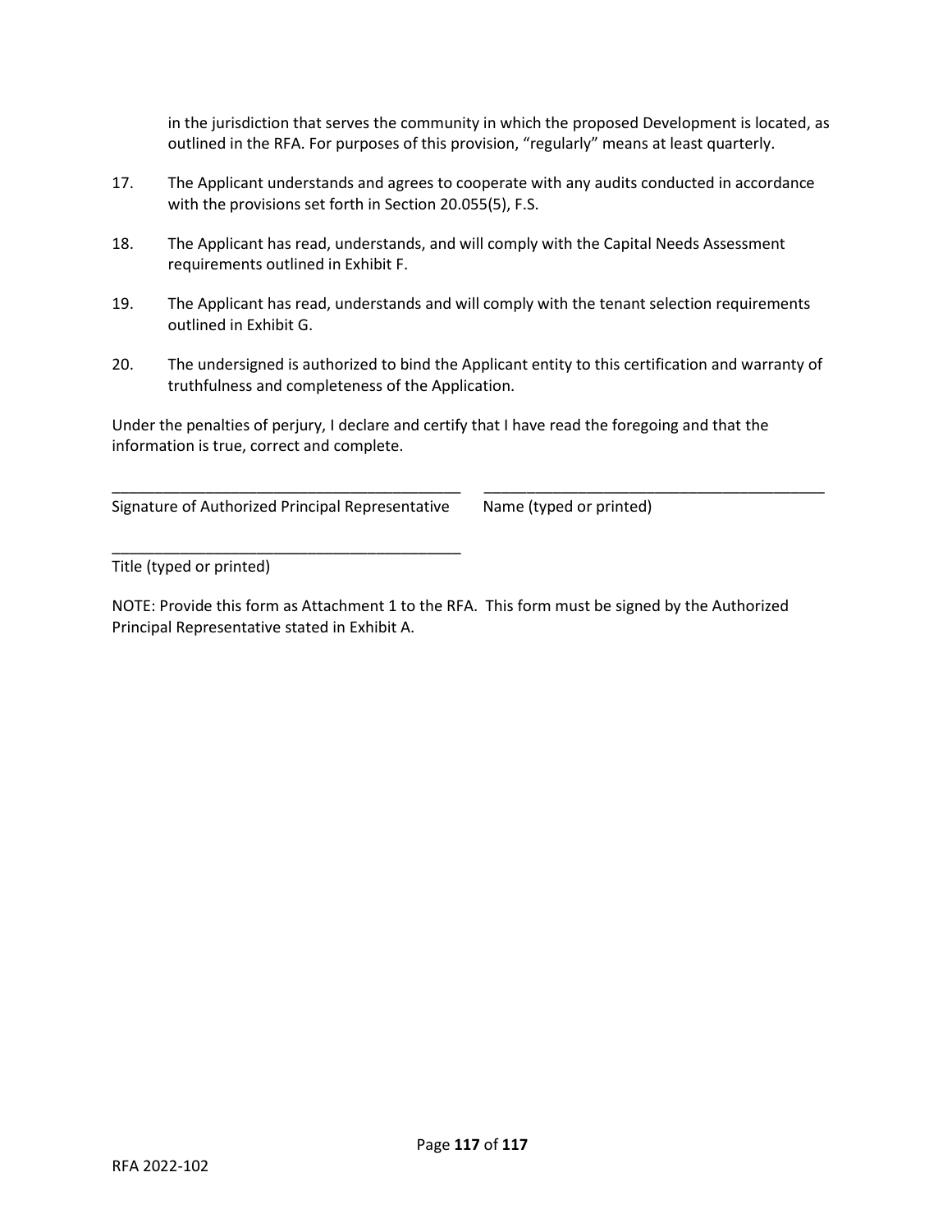in the jurisdiction that serves the community in which the proposed Development is located, as outlined in the RFA. For purposes of this provision, "regularly" means at least quarterly.

17. The Applicant understands and agrees to cooperate with any audits conducted in accordance with the provisions set forth in Section 20.055(5), F.S.

18. The Applicant has read, understands, and will comply with the Capital Needs Assessment requirements outlined in Exhibit F.

19. The Applicant has read, understands and will comply with the tenant selection requirements outlined in Exhibit G.

20. The undersigned is authorized to bind the Applicant entity to this certification and warranty of truthfulness and completeness of the Application.

Under the penalties of perjury, I declare and certify that I have read the foregoing and that the information is true, correct and complete.

\_\_\_\_\_\_\_\_\_\_\_\_\_\_\_\_\_\_\_\_\_\_\_\_\_\_\_\_\_\_\_\_\_\_\_\_\_\_\_\_\_\_ \_\_\_\_\_\_\_\_\_\_\_\_\_\_\_\_\_\_\_\_\_\_\_\_\_\_\_\_\_\_\_\_\_\_\_\_\_\_\_\_\_\_

Signature of Authorized Principal Representative Name (typed or printed)

\_\_\_\_\_\_\_\_\_\_\_\_\_\_\_\_\_\_\_\_\_\_\_\_\_\_\_\_\_\_\_\_\_\_\_\_\_\_\_\_\_\_

Title (typed or printed)

NOTE: Provide this form as Attachment 1 to the RFA. This form must be signed by the Authorized Principal Representative stated in Exhibit A.

RFA 2022-102